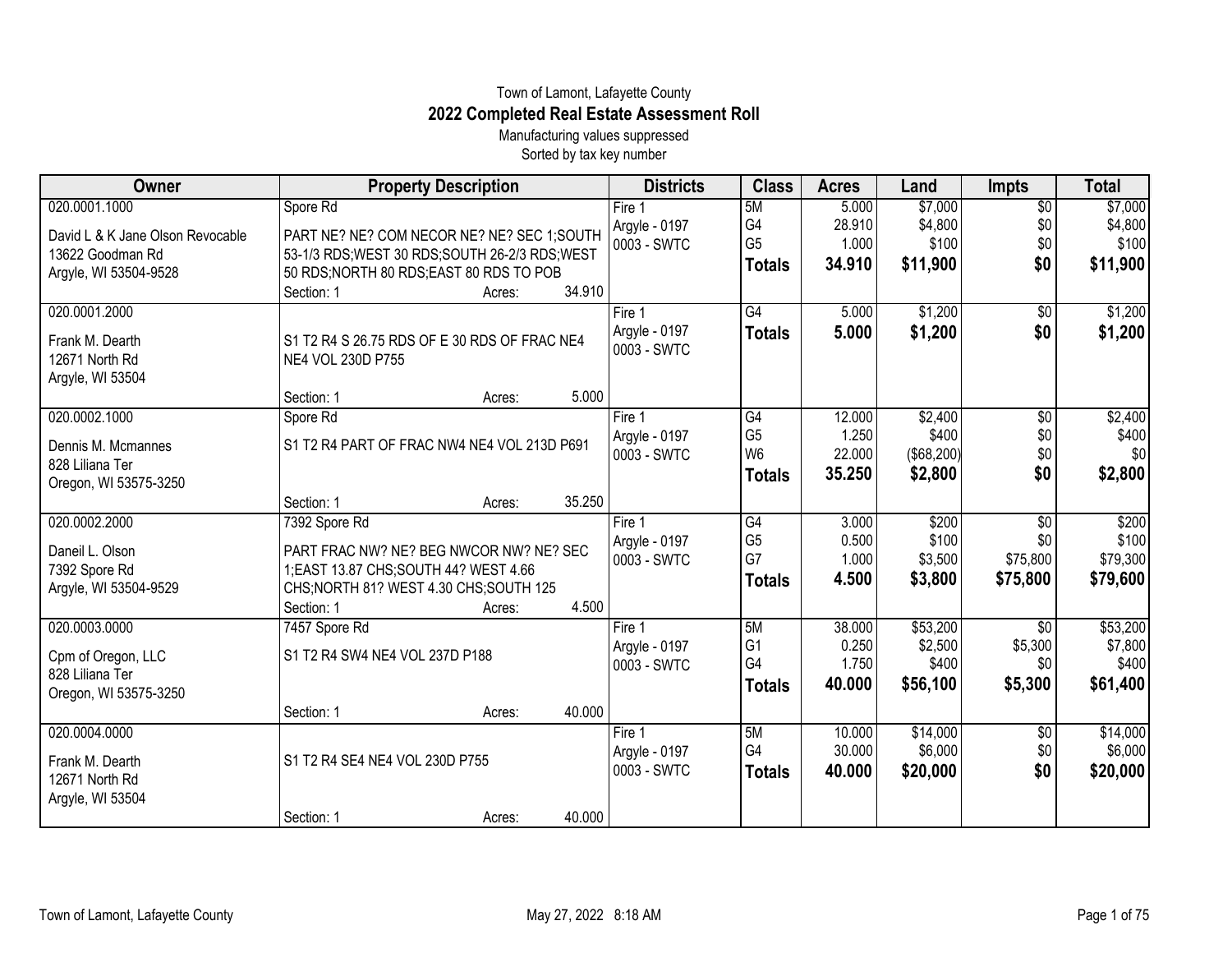Town of Lamont, Lafayette County

# 2022 Completed Real Estate Assessment Roll

Manufacturing values suppressed

Sorted by tax key number

| Owner | Property Description | Districts | Class | Acres | Land | Impts | Total |
|---|---|---|---|---|---|---|---|
| 020.0001.1000<br>David L & K Jane Olson Revocable<br>13622 Goodman Rd<br>Argyle, WI 53504-9528 | Spore Rd<br>PART NE? NE? COM NECOR NE? NE? SEC 1;SOUTH 53-1/3 RDS;WEST 30 RDS;SOUTH 26-2/3 RDS;WEST 50 RDS;NORTH 80 RDS;EAST 80 RDS TO POB<br>Section: 1 Acres: 34.910 | Fire 1<br>Argyle - 0197<br>0003 - SWTC | 5M<br>G4<br>G5<br>**Totals** | 5.000<br>28.910<br>1.000<br>**34.910** | $7,000<br>$4,800<br>$100<br>**$11,900** | $0<br>$0<br>$0<br>**$0** | $7,000<br>$4,800<br>$100<br>**$11,900** |
| 020.0001.2000<br>Frank M. Dearth<br>12671 North Rd<br>Argyle, WI 53504 | S1 T2 R4 S 26.75 RDS OF E 30 RDS OF FRAC NE4 NE4 VOL 230D P755<br>Section: 1 Acres: 5.000 | Fire 1<br>Argyle - 0197<br>0003 - SWTC | G4<br>**Totals** | 5.000<br>**5.000** | $1,200<br>**$1,200** | $0<br>**$0** | $1,200<br>**$1,200** |
| 020.0002.1000<br>Dennis M. Mcmannes<br>828 Liliana Ter<br>Oregon, WI 53575-3250 | Spore Rd<br>S1 T2 R4 PART OF FRAC NW4 NE4 VOL 213D P691<br>Section: 1 Acres: 35.250 | Fire 1<br>Argyle - 0197<br>0003 - SWTC | G4<br>G5<br>W6<br>**Totals** | 12.000<br>1.250<br>22.000<br>**35.250** | $2,400<br>$400<br>($68,200)<br>**$2,800** | $0<br>$0<br>$0<br>**$0** | $2,400<br>$400<br>$0<br>**$2,800** |
| 020.0002.2000<br>Daneil L. Olson<br>7392 Spore Rd<br>Argyle, WI 53504-9529 | 7392 Spore Rd<br>PART FRAC NW? NE? BEG NWCOR NW? NE? SEC 1;EAST 13.87 CHS;SOUTH 44? WEST 4.66 CHS;NORTH 81? WEST 4.30 CHS;SOUTH 125<br>Section: 1 Acres: 4.500 | Fire 1<br>Argyle - 0197<br>0003 - SWTC | G4<br>G5<br>G7<br>**Totals** | 3.000<br>0.500<br>1.000<br>**4.500** | $200<br>$100<br>$3,500<br>**$3,800** | $0<br>$0<br>$75,800<br>**$75,800** | $200<br>$100<br>$79,300<br>**$79,600** |
| 020.0003.0000<br>Cpm of Oregon, LLC<br>828 Liliana Ter<br>Oregon, WI 53575-3250 | 7457 Spore Rd<br>S1 T2 R4 SW4 NE4 VOL 237D P188<br>Section: 1 Acres: 40.000 | Fire 1<br>Argyle - 0197<br>0003 - SWTC | 5M<br>G1<br>G4<br>**Totals** | 38.000<br>0.250<br>1.750<br>**40.000** | $53,200<br>$2,500<br>$400<br>**$56,100** | $0<br>$5,300<br>$0<br>**$5,300** | $53,200<br>$7,800<br>$400<br>**$61,400** |
| 020.0004.0000<br>Frank M. Dearth<br>12671 North Rd<br>Argyle, WI 53504 | S1 T2 R4 SE4 NE4 VOL 230D P755<br>Section: 1 Acres: 40.000 | Fire 1<br>Argyle - 0197<br>0003 - SWTC | 5M<br>G4<br>**Totals** | 10.000<br>30.000<br>**40.000** | $14,000<br>$6,000<br>**$20,000** | $0<br>$0<br>**$0** | $14,000<br>$6,000<br>**$20,000** |

Town of Lamont, Lafayette County May 27, 2022 8:18 AM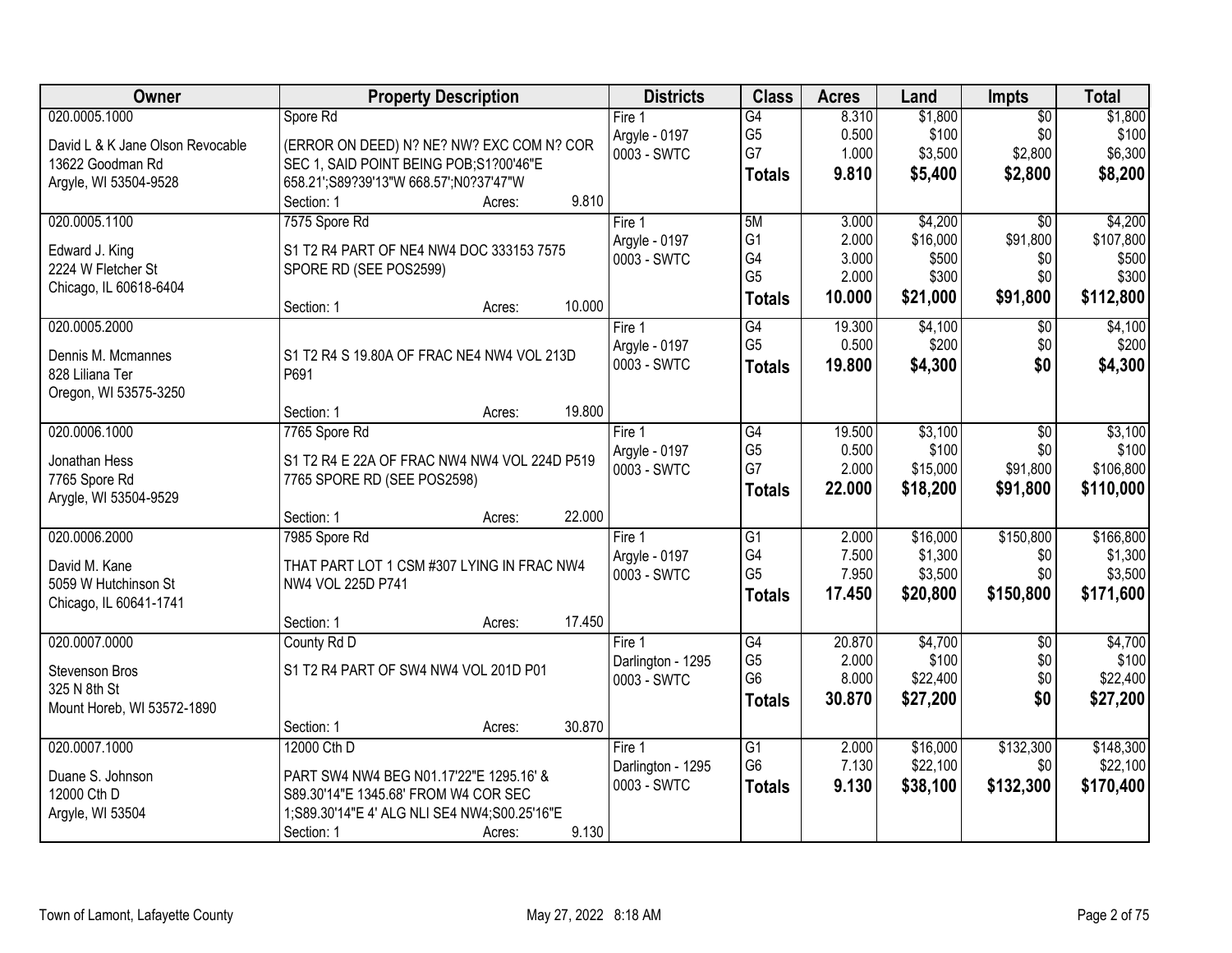| Owner | Property Description | Districts | Class | Acres | Land | Impts | Total |
|---|---|---|---|---|---|---|---|
| 020.0005.1000<br>David L & K Jane Olson Revocable<br>13622 Goodman Rd<br>Argyle, WI 53504-9528 | Spore Rd<br>(ERROR ON DEED) N? NE? NW? EXC COM N? COR SEC 1, SAID POINT BEING POB;S1?00'46"E 658.21';S89?39'13"W 668.57';N0?37'47"W<br>Section: 1 Acres: 9.810 | Fire 1<br>Argyle - 0197<br>0003 - SWTC | G4<br>G5<br>G7<br>**Totals** | 8.310<br>0.500<br>1.000<br>**9.810** | $1,800<br>$100<br>$3,500<br>**$5,400** | $0<br>$0<br>$2,800<br>**$2,800** | $1,800<br>$100<br>$6,300<br>**$8,200** |
| 020.0005.1100<br>Edward J. King<br>2224 W Fletcher St<br>Chicago, IL 60618-6404 | 7575 Spore Rd<br>S1 T2 R4 PART OF NE4 NW4 DOC 333153 7575 SPORE RD (SEE POS2599)<br>Section: 1 Acres: 10.000 | Fire 1<br>Argyle - 0197<br>0003 - SWTC | 5M<br>G1<br>G4<br>G5<br>**Totals** | 3.000<br>2.000<br>3.000<br>2.000<br>**10.000** | $4,200<br>$16,000<br>$500<br>$300<br>**$21,000** | $0<br>$91,800<br>$0<br>$0<br>**$91,800** | $4,200<br>$107,800<br>$500<br>$300<br>**$112,800** |
| 020.0005.2000<br>Dennis M. Mcmannes<br>828 Liliana Ter<br>Oregon, WI 53575-3250 | S1 T2 R4 S 19.80A OF FRAC NE4 NW4 VOL 213D P691<br>Section: 1 Acres: 19.800 | Fire 1<br>Argyle - 0197<br>0003 - SWTC | G4<br>G5<br>**Totals** | 19.300<br>0.500<br>**19.800** | $4,100<br>$200<br>**$4,300** | $0<br>$0<br>**$0** | $4,100<br>$200<br>**$4,300** |
| 020.0006.1000<br>Jonathan Hess<br>7765 Spore Rd<br>Arygle, WI 53504-9529 | 7765 Spore Rd<br>S1 T2 R4 E 22A OF FRAC NW4 NW4 VOL 224D P519 7765 SPORE RD (SEE POS2598)<br>Section: 1 Acres: 22.000 | Fire 1<br>Argyle - 0197<br>0003 - SWTC | G4<br>G5<br>G7<br>**Totals** | 19.500<br>0.500<br>2.000<br>**22.000** | $3,100<br>$100<br>$15,000<br>**$18,200** | $0<br>$0<br>$91,800<br>**$91,800** | $3,100<br>$100<br>$106,800<br>**$110,000** |
| 020.0006.2000<br>David M. Kane<br>5059 W Hutchinson St<br>Chicago, IL 60641-1741 | 7985 Spore Rd<br>THAT PART LOT 1 CSM #307 LYING IN FRAC NW4 NW4 VOL 225D P741<br>Section: 1 Acres: 17.450 | Fire 1<br>Argyle - 0197<br>0003 - SWTC | G1<br>G4<br>G5<br>**Totals** | 2.000<br>7.500<br>7.950<br>**17.450** | $16,000<br>$1,300<br>$3,500<br>**$20,800** | $150,800<br>$0<br>$0<br>**$150,800** | $166,800<br>$1,300<br>$3,500<br>**$171,600** |
| 020.0007.0000<br>Stevenson Bros<br>325 N 8th St<br>Mount Horeb, WI 53572-1890 | County Rd D<br>S1 T2 R4 PART OF SW4 NW4 VOL 201D P01<br>Section: 1 Acres: 30.870 | Fire 1<br>Darlington - 1295<br>0003 - SWTC | G4<br>G5<br>G6<br>**Totals** | 20.870<br>2.000<br>8.000<br>**30.870** | $4,700<br>$100<br>$22,400<br>**$27,200** | $0<br>$0<br>$0<br>**$0** | $4,700<br>$100<br>$22,400<br>**$27,200** |
| 020.0007.1000<br>Duane S. Johnson<br>12000 Cth D<br>Argyle, WI 53504 | 12000 Cth D<br>PART SW4 NW4 BEG N01.17'22"E 1295.16' & S89.30'14"E 1345.68' FROM W4 COR SEC 1;S89.30'14"E 4' ALG NLI SE4 NW4;S00.25'16"E<br>Section: 1 Acres: 9.130 | Fire 1<br>Darlington - 1295<br>0003 - SWTC | G1<br>G6<br>**Totals** | 2.000<br>7.130<br>**9.130** | $16,000<br>$22,100<br>**$38,100** | $132,300<br>$0<br>**$132,300** | $148,300<br>$22,100<br>**$170,400** |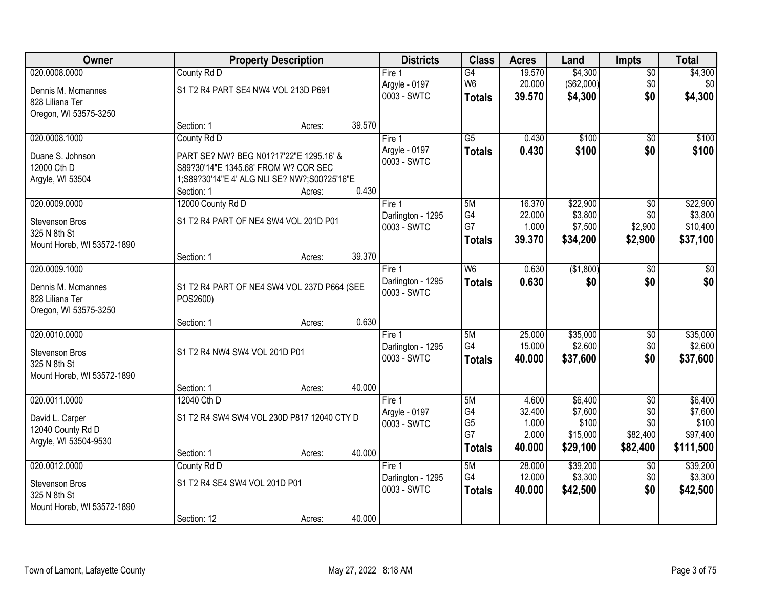| Owner | Property Description | | | Districts | Class | Acres | Land | Impts | Total |
|---|---|---|---|---|---|---|---|---|---|
| 020.0008.0000 | County Rd D | | | Fire 1 | G4 | 19.570 | $4,300 | $0 | $4,300 |
| Dennis M. Mcmannes | S1 T2 R4 PART SE4 NW4 VOL 213D P691 | | | Argyle - 0197 | W6 | 20.000 | ($62,000) | $0 | $0 |
| 828 Liliana Ter | | | | 0003 - SWTC | **Totals** | **39.570** | **$4,300** | **$0** | **$4,300** |
| Oregon, WI 53575-3250 | | | | | | | | | |
| | Section: 1 | Acres: | 39.570 | | | | | | |
| 020.0008.1000 | County Rd D | | | Fire 1 | G5 | 0.430 | $100 | $0 | $100 |
| Duane S. Johnson | PART SE? NW? BEG N01?17'22"E 1295.16' & | | | Argyle - 0197 | **Totals** | **0.430** | **$100** | **$0** | **$100** |
| 12000 Cth D | S89?30'14"E 1345.68' FROM W? COR SEC | | | 0003 - SWTC | | | | | |
| Argyle, WI 53504 | 1;S89?30'14"E 4' ALG NLI SE? NW?;S00?25'16"E | | | | | | | | |
| | Section: 1 | Acres: | 0.430 | | | | | | |
| 020.0009.0000 | 12000 County Rd D | | | Fire 1 | 5M | 16.370 | $22,900 | $0 | $22,900 |
| Stevenson Bros | S1 T2 R4 PART OF NE4 SW4 VOL 201D P01 | | | Darlington - 1295 | G4 | 22.000 | $3,800 | $0 | $3,800 |
| 325 N 8th St | | | | 0003 - SWTC | G7 | 1.000 | $7,500 | $2,900 | $10,400 |
| Mount Horeb, WI 53572-1890 | | | | | **Totals** | **39.370** | **$34,200** | **$2,900** | **$37,100** |
| | Section: 1 | Acres: | 39.370 | | | | | | |
| 020.0009.1000 | | | | Fire 1 | W6 | 0.630 | ($1,800) | $0 | $0 |
| Dennis M. Mcmannes | S1 T2 R4 PART OF NE4 SW4 VOL 237D P664 (SEE | | | Darlington - 1295 | **Totals** | **0.630** | **$0** | **$0** | **$0** |
| 828 Liliana Ter | POS2600) | | | 0003 - SWTC | | | | | |
| Oregon, WI 53575-3250 | | | | | | | | | |
| | Section: 1 | Acres: | 0.630 | | | | | | |
| 020.0010.0000 | | | | Fire 1 | 5M | 25.000 | $35,000 | $0 | $35,000 |
| Stevenson Bros | S1 T2 R4 NW4 SW4 VOL 201D P01 | | | Darlington - 1295 | G4 | 15.000 | $2,600 | $0 | $2,600 |
| 325 N 8th St | | | | 0003 - SWTC | **Totals** | **40.000** | **$37,600** | **$0** | **$37,600** |
| Mount Horeb, WI 53572-1890 | | | | | | | | | |
| | Section: 1 | Acres: | 40.000 | | | | | | |
| 020.0011.0000 | 12040 Cth D | | | Fire 1 | 5M | 4.600 | $6,400 | $0 | $6,400 |
| David L. Carper | S1 T2 R4 SW4 SW4 VOL 230D P817 12040 CTY D | | | Argyle - 0197 | G4 | 32.400 | $7,600 | $0 | $7,600 |
| 12040 County Rd D | | | | 0003 - SWTC | G5 | 1.000 | $100 | $0 | $100 |
| Argyle, WI 53504-9530 | | | | | G7 | 2.000 | $15,000 | $82,400 | $97,400 |
| | Section: 1 | Acres: | 40.000 | | **Totals** | **40.000** | **$29,100** | **$82,400** | **$111,500** |
| 020.0012.0000 | County Rd D | | | Fire 1 | 5M | 28.000 | $39,200 | $0 | $39,200 |
| Stevenson Bros | S1 T2 R4 SE4 SW4 VOL 201D P01 | | | Darlington - 1295 | G4 | 12.000 | $3,300 | $0 | $3,300 |
| 325 N 8th St | | | | 0003 - SWTC | **Totals** | **40.000** | **$42,500** | **$0** | **$42,500** |
| Mount Horeb, WI 53572-1890 | | | | | | | | | |
| | Section: 12 | Acres: | 40.000 | | | | | | |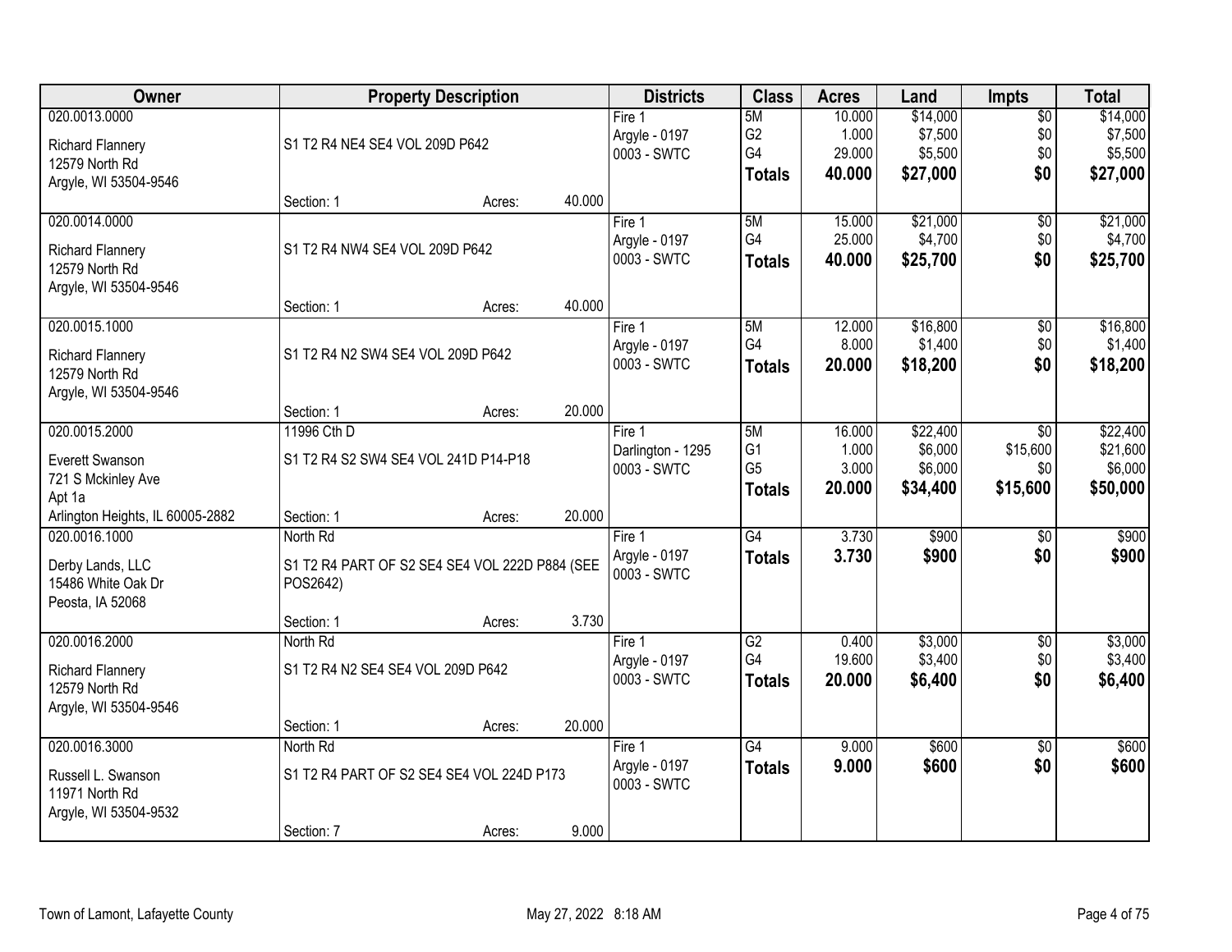| Owner | Property Description | Districts | Class | Acres | Land | Impts | Total |
|---|---|---|---|---|---|---|---|
| 020.0013.0000<br>Richard Flannery<br>12579 North Rd<br>Argyle, WI 53504-9546 | S1 T2 R4 NE4 SE4 VOL 209D P642<br>Section: 1 Acres: 40.000 | Fire 1<br>Argyle - 0197<br>0003 - SWTC | 5M<br>G2<br>G4<br>**Totals** | 10.000<br>1.000<br>29.000<br>**40.000** | $14,000<br>$7,500<br>$5,500<br>**$27,000** | $0<br>$0<br>$0<br>**$0** | $14,000<br>$7,500<br>$5,500<br>**$27,000** |
| 020.0014.0000<br>Richard Flannery<br>12579 North Rd<br>Argyle, WI 53504-9546 | S1 T2 R4 NW4 SE4 VOL 209D P642<br>Section: 1 Acres: 40.000 | Fire 1<br>Argyle - 0197<br>0003 - SWTC | 5M<br>G4<br>**Totals** | 15.000<br>25.000<br>**40.000** | $21,000<br>$4,700<br>**$25,700** | $0<br>$0<br>**$0** | $21,000<br>$4,700<br>**$25,700** |
| 020.0015.1000<br>Richard Flannery<br>12579 North Rd<br>Argyle, WI 53504-9546 | S1 T2 R4 N2 SW4 SE4 VOL 209D P642<br>Section: 1 Acres: 20.000 | Fire 1<br>Argyle - 0197<br>0003 - SWTC | 5M<br>G4<br>**Totals** | 12.000<br>8.000<br>**20.000** | $16,800<br>$1,400<br>**$18,200** | $0<br>$0<br>**$0** | $16,800<br>$1,400<br>**$18,200** |
| 020.0015.2000<br>Everett Swanson<br>721 S Mckinley Ave<br>Apt 1a<br>Arlington Heights, IL 60005-2882 | 11996 Cth D<br>S1 T2 R4 S2 SW4 SE4 VOL 241D P14-P18<br>Section: 1 Acres: 20.000 | Fire 1<br>Darlington - 1295<br>0003 - SWTC | 5M<br>G1<br>G5<br>**Totals** | 16.000<br>1.000<br>3.000<br>**20.000** | $22,400<br>$6,000<br>$6,000<br>**$34,400** | $0<br>$15,600<br>$0<br>**$15,600** | $22,400<br>$21,600<br>$6,000<br>**$50,000** |
| 020.0016.1000<br>Derby Lands, LLC<br>15486 White Oak Dr<br>Peosta, IA 52068 | North Rd<br>S1 T2 R4 PART OF S2 SE4 SE4 VOL 222D P884 (SEE POS2642)<br>Section: 1 Acres: 3.730 | Fire 1<br>Argyle - 0197<br>0003 - SWTC | G4<br>**Totals** | 3.730<br>**3.730** | $900<br>**$900** | $0<br>**$0** | $900<br>**$900** |
| 020.0016.2000<br>Richard Flannery<br>12579 North Rd<br>Argyle, WI 53504-9546 | North Rd<br>S1 T2 R4 N2 SE4 SE4 VOL 209D P642<br>Section: 1 Acres: 20.000 | Fire 1<br>Argyle - 0197<br>0003 - SWTC | G2<br>G4<br>**Totals** | 0.400<br>19.600<br>**20.000** | $3,000<br>$3,400<br>**$6,400** | $0<br>$0<br>**$0** | $3,000<br>$3,400<br>**$6,400** |
| 020.0016.3000<br>Russell L. Swanson<br>11971 North Rd<br>Argyle, WI 53504-9532 | North Rd<br>S1 T2 R4 PART OF S2 SE4 SE4 VOL 224D P173<br>Section: 7 Acres: 9.000 | Fire 1<br>Argyle - 0197<br>0003 - SWTC | G4<br>**Totals** | 9.000<br>**9.000** | $600<br>**$600** | $0<br>**$0** | $600<br>**$600** |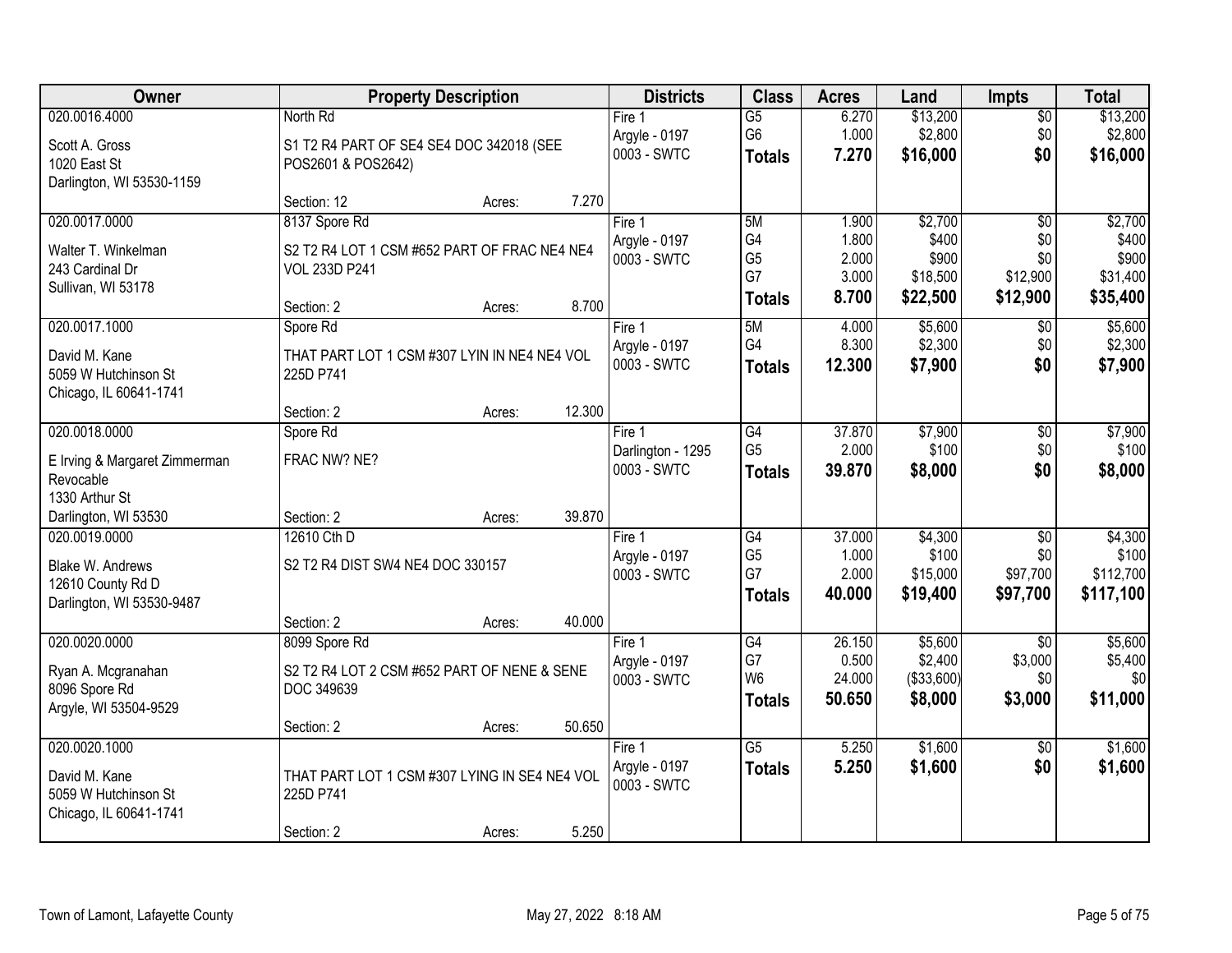| Owner | Property Description | | | Districts | Class | Acres | Land | Impts | Total |
|---|---|---|---|---|---|---|---|---|---|
| 020.0016.4000<br>Scott A. Gross<br>1020 East St<br>Darlington, WI 53530-1159 | North Rd<br>S1 T2 R4 PART OF SE4 SE4 DOC 342018 (SEE POS2601 & POS2642)<br>Section: 12 | Acres: | 7.270 | Fire 1<br>Argyle - 0197<br>0003 - SWTC | G5<br>G6<br>**Totals** | 6.270<br>1.000<br>**7.270** | $13,200<br>$2,800<br>**$16,000** | $0<br>$0<br>**$0** | $13,200<br>$2,800<br>**$16,000** |
| 020.0017.0000<br>Walter T. Winkelman<br>243 Cardinal Dr<br>Sullivan, WI 53178 | 8137 Spore Rd<br>S2 T2 R4 LOT 1 CSM #652 PART OF FRAC NE4 NE4 VOL 233D P241<br>Section: 2 | Acres: | 8.700 | Fire 1<br>Argyle - 0197<br>0003 - SWTC | 5M<br>G4<br>G5<br>G7<br>**Totals** | 1.900<br>1.800<br>2.000<br>3.000<br>**8.700** | $2,700<br>$400<br>$900<br>$18,500<br>**$22,500** | $0<br>$0<br>$0<br>$12,900<br>**$12,900** | $2,700<br>$400<br>$900<br>$31,400<br>**$35,400** |
| 020.0017.1000<br>David M. Kane<br>5059 W Hutchinson St<br>Chicago, IL 60641-1741 | Spore Rd<br>THAT PART LOT 1 CSM #307 LYIN IN NE4 NE4 VOL 225D P741<br>Section: 2 | Acres: | 12.300 | Fire 1<br>Argyle - 0197<br>0003 - SWTC | 5M<br>G4<br>**Totals** | 4.000<br>8.300<br>**12.300** | $5,600<br>$2,300<br>**$7,900** | $0<br>$0<br>**$0** | $5,600<br>$2,300<br>**$7,900** |
| 020.0018.0000<br>E Irving & Margaret Zimmerman Revocable<br>1330 Arthur St<br>Darlington, WI 53530 | Spore Rd<br>FRAC NW? NE?<br>Section: 2 | Acres: | 39.870 | Fire 1<br>Darlington - 1295<br>0003 - SWTC | G4<br>G5<br>**Totals** | 37.870<br>2.000<br>**39.870** | $7,900<br>$100<br>**$8,000** | $0<br>$0<br>**$0** | $7,900<br>$100<br>**$8,000** |
| 020.0019.0000<br>Blake W. Andrews<br>12610 County Rd D<br>Darlington, WI 53530-9487 | 12610 Cth D<br>S2 T2 R4 DIST SW4 NE4 DOC 330157<br>Section: 2 | Acres: | 40.000 | Fire 1<br>Argyle - 0197<br>0003 - SWTC | G4<br>G5<br>G7<br>**Totals** | 37.000<br>1.000<br>2.000<br>**40.000** | $4,300<br>$100<br>$15,000<br>**$19,400** | $0<br>$0<br>$97,700<br>**$97,700** | $4,300<br>$100<br>$112,700<br>**$117,100** |
| 020.0020.0000<br>Ryan A. Mcgranahan<br>8096 Spore Rd<br>Argyle, WI 53504-9529 | 8099 Spore Rd<br>S2 T2 R4 LOT 2 CSM #652 PART OF NENE & SENE DOC 349639<br>Section: 2 | Acres: | 50.650 | Fire 1<br>Argyle - 0197<br>0003 - SWTC | G4<br>G7<br>W6<br>**Totals** | 26.150<br>0.500<br>24.000<br>**50.650** | $5,600<br>$2,400<br>($33,600)<br>**$8,000** | $0<br>$3,000<br>$0<br>**$3,000** | $5,600<br>$5,400<br>$0<br>**$11,000** |
| 020.0020.1000<br>David M. Kane<br>5059 W Hutchinson St<br>Chicago, IL 60641-1741 | THAT PART LOT 1 CSM #307 LYING IN SE4 NE4 VOL 225D P741<br>Section: 2 | Acres: | 5.250 | Fire 1<br>Argyle - 0197<br>0003 - SWTC | G5<br>**Totals** | 5.250<br>**5.250** | $1,600<br>**$1,600** | $0<br>**$0** | $1,600<br>**$1,600** |

Town of Lamont, Lafayette County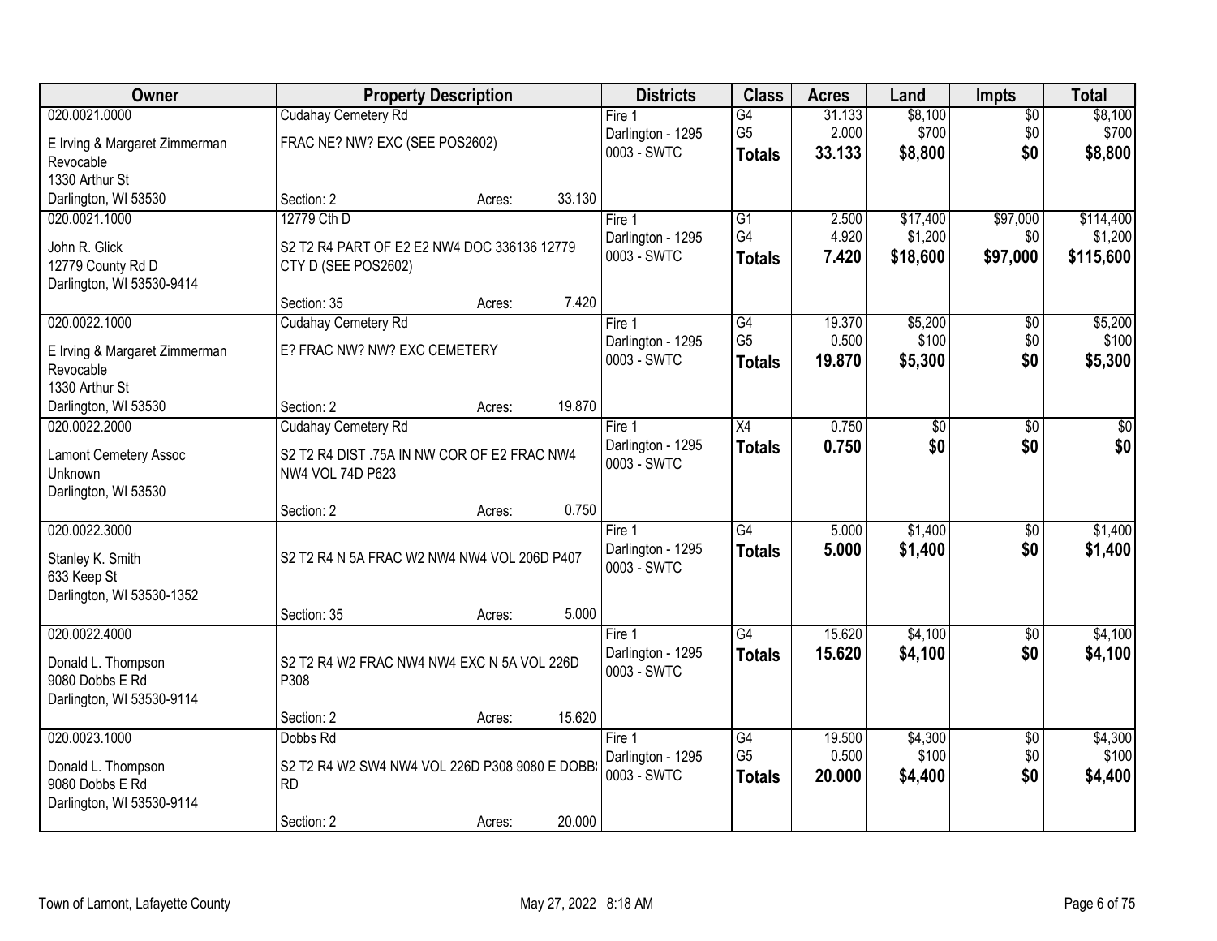| Owner | Property Description | Districts | Class | Acres | Land | Impts | Total |
|---|---|---|---|---|---|---|---|
| 020.0021.0000<br>E Irving & Margaret Zimmerman Revocable<br>1330 Arthur St<br>Darlington, WI 53530 | Cudahay Cemetery Rd<br>FRAC NE? NW? EXC (SEE POS2602)<br>Section: 2 Acres: 33.130 | Fire 1<br>Darlington - 1295<br>0003 - SWTC | G4<br>G5<br>**Totals** | 31.133<br>2.000<br>**33.133** | $8,100<br>$700<br>**$8,800** | $0<br>$0<br>**$0** | $8,100<br>$700<br>**$8,800** |
| 020.0021.1000<br>John R. Glick<br>12779 County Rd D<br>Darlington, WI 53530-9414 | 12779 Cth D<br>S2 T2 R4 PART OF E2 E2 NW4 DOC 336136 12779 CTY D (SEE POS2602)<br>Section: 35 Acres: 7.420 | Fire 1<br>Darlington - 1295<br>0003 - SWTC | G1<br>G4<br>**Totals** | 2.500<br>4.920<br>**7.420** | $17,400<br>$1,200<br>**$18,600** | $97,000<br>$0<br>**$97,000** | $114,400<br>$1,200<br>**$115,600** |
| 020.0022.1000<br>E Irving & Margaret Zimmerman Revocable<br>1330 Arthur St<br>Darlington, WI 53530 | Cudahay Cemetery Rd<br>E? FRAC NW? NW? EXC CEMETERY<br>Section: 2 Acres: 19.870 | Fire 1<br>Darlington - 1295<br>0003 - SWTC | G4<br>G5<br>**Totals** | 19.370<br>0.500<br>**19.870** | $5,200<br>$100<br>**$5,300** | $0<br>$0<br>**$0** | $5,200<br>$100<br>**$5,300** |
| 020.0022.2000<br>Lamont Cemetery Assoc<br>Unknown<br>Darlington, WI 53530 | Cudahay Cemetery Rd<br>S2 T2 R4 DIST .75A IN NW COR OF E2 FRAC NW4 NW4 VOL 74D P623<br>Section: 2 Acres: 0.750 | Fire 1<br>Darlington - 1295<br>0003 - SWTC | X4<br>**Totals** | 0.750<br>**0.750** | $0<br>**$0** | $0<br>**$0** | $0<br>**$0** |
| 020.0022.3000<br>Stanley K. Smith<br>633 Keep St<br>Darlington, WI 53530-1352 | S2 T2 R4 N 5A FRAC W2 NW4 NW4 VOL 206D P407<br>Section: 35 Acres: 5.000 | Fire 1<br>Darlington - 1295<br>0003 - SWTC | G4<br>**Totals** | 5.000<br>**5.000** | $1,400<br>**$1,400** | $0<br>**$0** | $1,400<br>**$1,400** |
| 020.0022.4000<br>Donald L. Thompson<br>9080 Dobbs E Rd<br>Darlington, WI 53530-9114 | S2 T2 R4 W2 FRAC NW4 NW4 EXC N 5A VOL 226D P308<br>Section: 2 Acres: 15.620 | Fire 1<br>Darlington - 1295<br>0003 - SWTC | G4<br>**Totals** | 15.620<br>**15.620** | $4,100<br>**$4,100** | $0<br>**$0** | $4,100<br>**$4,100** |
| 020.0023.1000<br>Donald L. Thompson<br>9080 Dobbs E Rd<br>Darlington, WI 53530-9114 | Dobbs Rd<br>S2 T2 R4 W2 SW4 NW4 VOL 226D P308 9080 E DOBBS RD<br>Section: 2 Acres: 20.000 | Fire 1<br>Darlington - 1295<br>0003 - SWTC | G4<br>G5<br>**Totals** | 19.500<br>0.500<br>**20.000** | $4,300<br>$100<br>**$4,400** | $0<br>$0<br>**$0** | $4,300<br>$100<br>**$4,400** |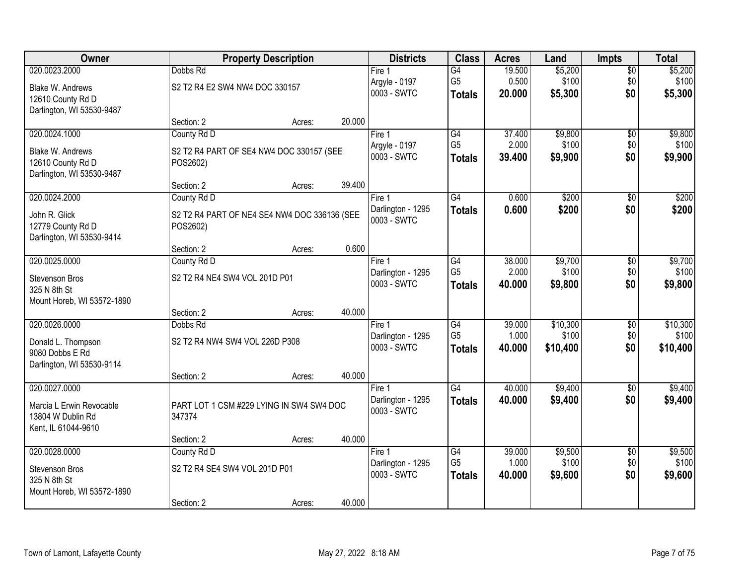| Owner | Property Description | Districts | Class | Acres | Land | Impts | Total |
|---|---|---|---|---|---|---|---|
| 020.0023.2000<br>Blake W. Andrews<br>12610 County Rd D<br>Darlington, WI 53530-9487 | Dobbs Rd<br>S2 T2 R4 E2 SW4 NW4 DOC 330157<br>Section: 2 Acres: 20.000 | Fire 1<br>Argyle - 0197<br>0003 - SWTC | G4<br>G5<br>**Totals** | 19.500<br>0.500<br>**20.000** | $5,200<br>$100<br>**$5,300** | $0<br>$0<br>**$0** | $5,200<br>$100<br>**$5,300** |
| 020.0024.1000<br>Blake W. Andrews<br>12610 County Rd D<br>Darlington, WI 53530-9487 | County Rd D<br>S2 T2 R4 PART OF SE4 NW4 DOC 330157 (SEE POS2602)<br>Section: 2 Acres: 39.400 | Fire 1<br>Argyle - 0197<br>0003 - SWTC | G4<br>G5<br>**Totals** | 37.400<br>2.000<br>**39.400** | $9,800<br>$100<br>**$9,900** | $0<br>$0<br>**$0** | $9,800<br>$100<br>**$9,900** |
| 020.0024.2000<br>John R. Glick<br>12779 County Rd D<br>Darlington, WI 53530-9414 | County Rd D<br>S2 T2 R4 PART OF NE4 SE4 NW4 DOC 336136 (SEE POS2602)<br>Section: 2 Acres: 0.600 | Fire 1<br>Darlington - 1295<br>0003 - SWTC | G4<br>**Totals** | 0.600<br>**0.600** | $200<br>**$200** | $0<br>**$0** | $200<br>**$200** |
| 020.0025.0000<br>Stevenson Bros<br>325 N 8th St<br>Mount Horeb, WI 53572-1890 | County Rd D<br>S2 T2 R4 NE4 SW4 VOL 201D P01<br>Section: 2 Acres: 40.000 | Fire 1<br>Darlington - 1295<br>0003 - SWTC | G4<br>G5<br>**Totals** | 38.000<br>2.000<br>**40.000** | $9,700<br>$100<br>**$9,800** | $0<br>$0<br>**$0** | $9,700<br>$100<br>**$9,800** |
| 020.0026.0000<br>Donald L. Thompson<br>9080 Dobbs E Rd<br>Darlington, WI 53530-9114 | Dobbs Rd<br>S2 T2 R4 NW4 SW4 VOL 226D P308<br>Section: 2 Acres: 40.000 | Fire 1<br>Darlington - 1295<br>0003 - SWTC | G4<br>G5<br>**Totals** | 39.000<br>1.000<br>**40.000** | $10,300<br>$100<br>**$10,400** | $0<br>$0<br>**$0** | $10,300<br>$100<br>**$10,400** |
| 020.0027.0000<br>Marcia L Erwin Revocable<br>13804 W Dublin Rd<br>Kent, IL 61044-9610 | PART LOT 1 CSM #229 LYING IN SW4 SW4 DOC 347374<br>Section: 2 Acres: 40.000 | Fire 1<br>Darlington - 1295<br>0003 - SWTC | G4<br>**Totals** | 40.000<br>**40.000** | $9,400<br>**$9,400** | $0<br>**$0** | $9,400<br>**$9,400** |
| 020.0028.0000<br>Stevenson Bros<br>325 N 8th St<br>Mount Horeb, WI 53572-1890 | County Rd D<br>S2 T2 R4 SE4 SW4 VOL 201D P01<br>Section: 2 Acres: 40.000 | Fire 1<br>Darlington - 1295<br>0003 - SWTC | G4<br>G5<br>**Totals** | 39.000<br>1.000<br>**40.000** | $9,500<br>$100<br>**$9,600** | $0<br>$0<br>**$0** | $9,500<br>$100<br>**$9,600** |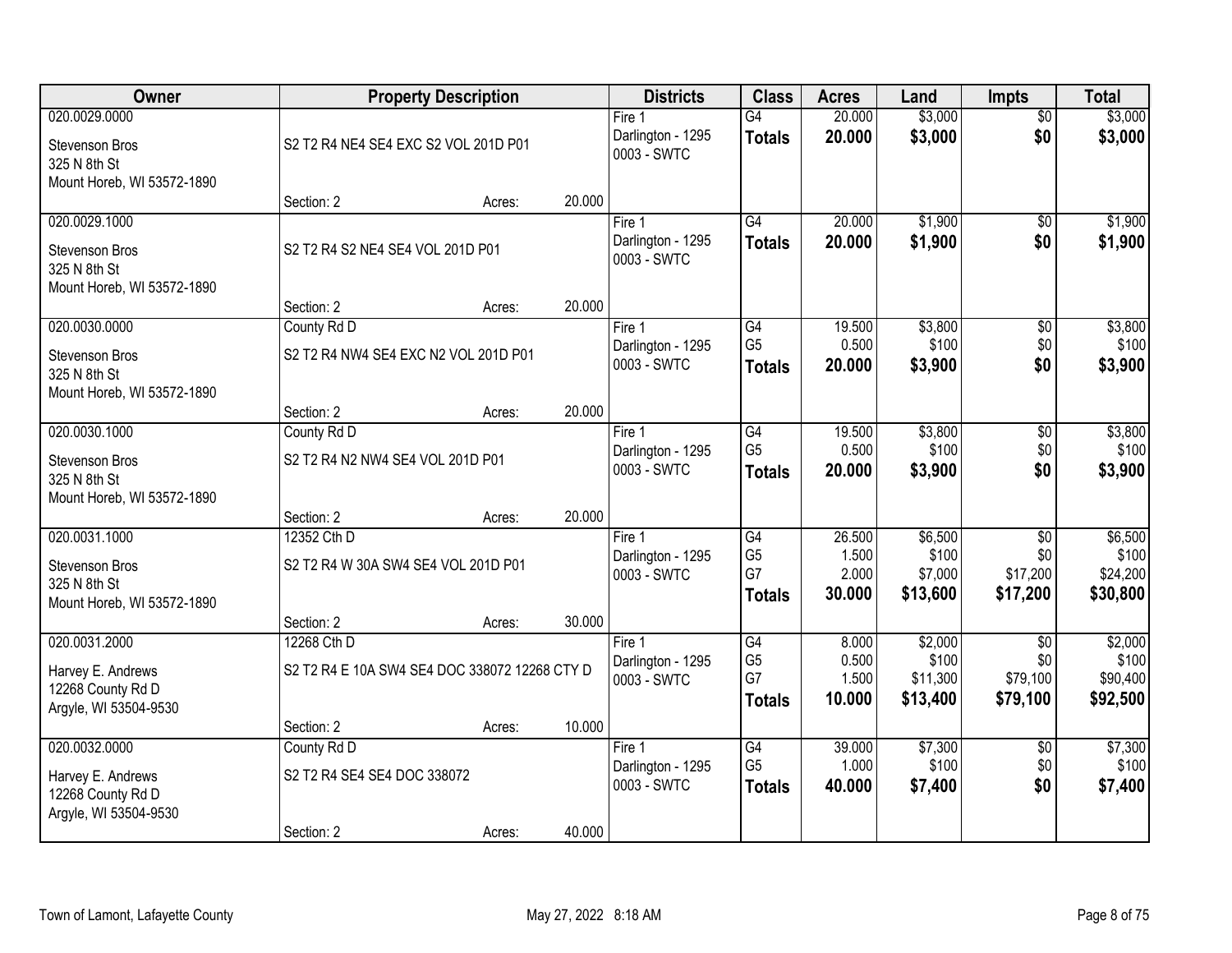| Owner | Property Description | | | Districts | Class | Acres | Land | Impts | Total |
|---|---|---|---|---|---|---|---|---|---|
| 020.0029.0000<br>Stevenson Bros<br>325 N 8th St<br>Mount Horeb, WI 53572-1890 | S2 T2 R4 NE4 SE4 EXC S2 VOL 201D P01<br>Section: 2 | Acres: | 20.000 | Fire 1<br>Darlington - 1295<br>0003 - SWTC | G4<br>**Totals** | 20.000<br>**20.000** | $3,000<br>**$3,000** | $0<br>**$0** | $3,000<br>**$3,000** |
| 020.0029.1000<br>Stevenson Bros<br>325 N 8th St<br>Mount Horeb, WI 53572-1890 | S2 T2 R4 S2 NE4 SE4 VOL 201D P01<br>Section: 2 | Acres: | 20.000 | Fire 1<br>Darlington - 1295<br>0003 - SWTC | G4<br>**Totals** | 20.000<br>**20.000** | $1,900<br>**$1,900** | $0<br>**$0** | $1,900<br>**$1,900** |
| 020.0030.0000<br>Stevenson Bros<br>325 N 8th St<br>Mount Horeb, WI 53572-1890 | County Rd D<br>S2 T2 R4 NW4 SE4 EXC N2 VOL 201D P01<br>Section: 2 | Acres: | 20.000 | Fire 1<br>Darlington - 1295<br>0003 - SWTC | G4<br>G5<br>**Totals** | 19.500<br>0.500<br>**20.000** | $3,800<br>$100<br>**$3,900** | $0<br>$0<br>**$0** | $3,800<br>$100<br>**$3,900** |
| 020.0030.1000<br>Stevenson Bros<br>325 N 8th St<br>Mount Horeb, WI 53572-1890 | County Rd D<br>S2 T2 R4 N2 NW4 SE4 VOL 201D P01<br>Section: 2 | Acres: | 20.000 | Fire 1<br>Darlington - 1295<br>0003 - SWTC | G4<br>G5<br>**Totals** | 19.500<br>0.500<br>**20.000** | $3,800<br>$100<br>**$3,900** | $0<br>$0<br>**$0** | $3,800<br>$100<br>**$3,900** |
| 020.0031.1000<br>Stevenson Bros<br>325 N 8th St<br>Mount Horeb, WI 53572-1890 | 12352 Cth D<br>S2 T2 R4 W 30A SW4 SE4 VOL 201D P01<br>Section: 2 | Acres: | 30.000 | Fire 1<br>Darlington - 1295<br>0003 - SWTC | G4<br>G5<br>G7<br>**Totals** | 26.500<br>1.500<br>2.000<br>**30.000** | $6,500<br>$100<br>$7,000<br>**$13,600** | $0<br>$0<br>$17,200<br>**$17,200** | $6,500<br>$100<br>$24,200<br>**$30,800** |
| 020.0031.2000<br>Harvey E. Andrews<br>12268 County Rd D<br>Argyle, WI 53504-9530 | 12268 Cth D<br>S2 T2 R4 E 10A SW4 SE4 DOC 338072 12268 CTY D<br>Section: 2 | Acres: | 10.000 | Fire 1<br>Darlington - 1295<br>0003 - SWTC | G4<br>G5<br>G7<br>**Totals** | 8.000<br>0.500<br>1.500<br>**10.000** | $2,000<br>$100<br>$11,300<br>**$13,400** | $0<br>$0<br>$79,100<br>**$79,100** | $2,000<br>$100<br>$90,400<br>**$92,500** |
| 020.0032.0000<br>Harvey E. Andrews<br>12268 County Rd D<br>Argyle, WI 53504-9530 | County Rd D<br>S2 T2 R4 SE4 SE4 DOC 338072<br>Section: 2 | Acres: | 40.000 | Fire 1<br>Darlington - 1295<br>0003 - SWTC | G4<br>G5<br>**Totals** | 39.000<br>1.000<br>**40.000** | $7,300<br>$100<br>**$7,400** | $0<br>$0<br>**$0** | $7,300<br>$100<br>**$7,400** |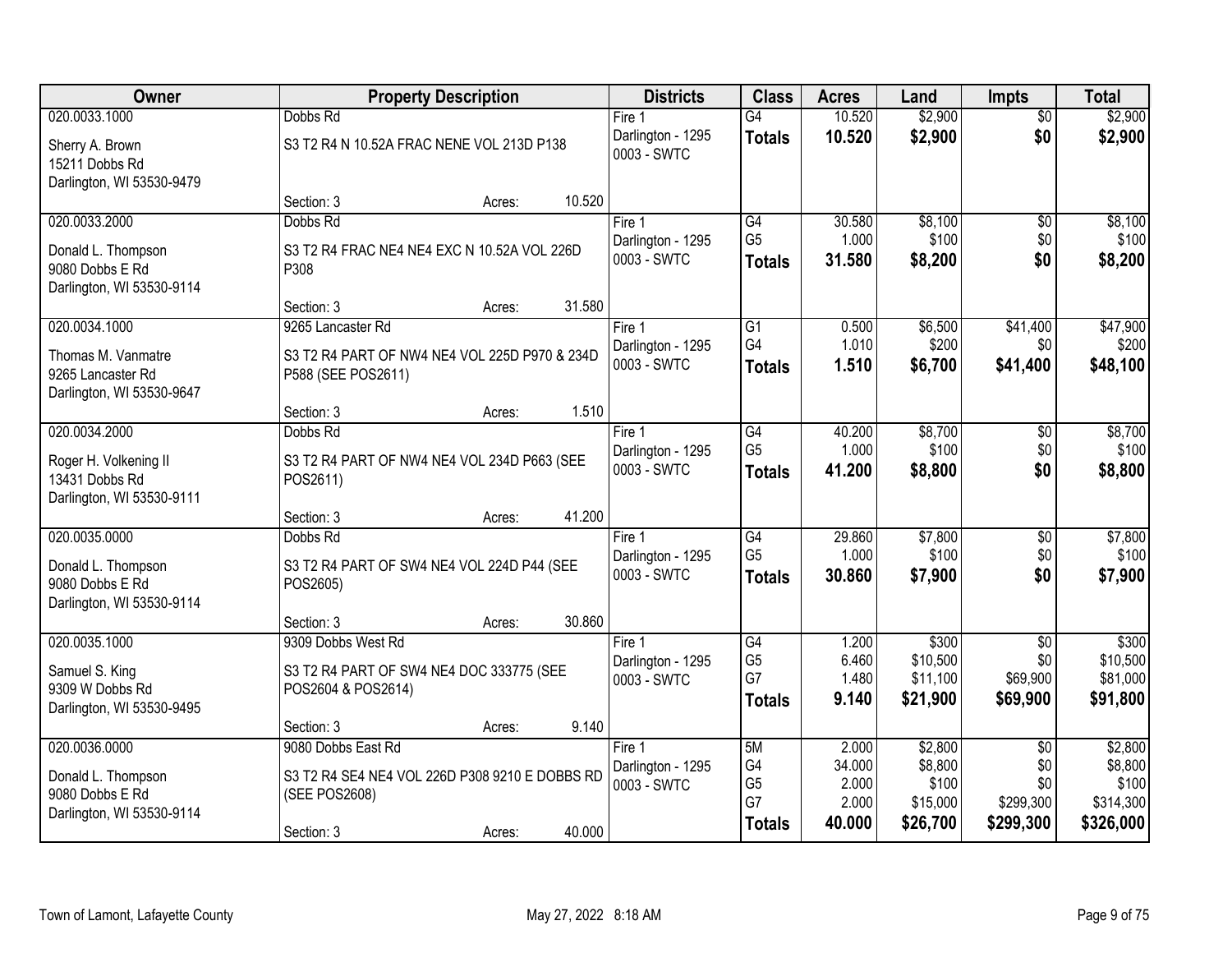| Owner | Property Description | | | Districts | Class | Acres | Land | Impts | Total |
|---|---|---|---|---|---|---|---|---|---|
| 020.0033.1000 | Dobbs Rd | | | Fire 1 | G4 | 10.520 | $2,900 | $0 | $2,900 |
| Sherry A. Brown<br>15211 Dobbs Rd<br>Darlington, WI 53530-9479 | S3 T2 R4 N 10.52A FRAC NENE VOL 213D P138 | | | Darlington - 1295<br>0003 - SWTC | **Totals** | **10.520** | **$2,900** | **$0** | **$2,900** |
| | Section: 3 | Acres: | 10.520 | | | | | | |
| 020.0033.2000 | Dobbs Rd | | | Fire 1 | G4 | 30.580 | $8,100 | $0 | $8,100 |
| Donald L. Thompson<br>9080 Dobbs E Rd<br>Darlington, WI 53530-9114 | S3 T2 R4 FRAC NE4 NE4 EXC N 10.52A VOL 226D P308 | | | Darlington - 1295<br>0003 - SWTC | G5 | 1.000 | $100 | $0 | $100 |
| | | | | | **Totals** | **31.580** | **$8,200** | **$0** | **$8,200** |
| | Section: 3 | Acres: | 31.580 | | | | | | |
| 020.0034.1000 | 9265 Lancaster Rd | | | Fire 1 | G1 | 0.500 | $6,500 | $41,400 | $47,900 |
| Thomas M. Vanmatre<br>9265 Lancaster Rd<br>Darlington, WI 53530-9647 | S3 T2 R4 PART OF NW4 NE4 VOL 225D P970 & 234D P588 (SEE POS2611) | | | Darlington - 1295<br>0003 - SWTC | G4 | 1.010 | $200 | $0 | $200 |
| | | | | | **Totals** | **1.510** | **$6,700** | **$41,400** | **$48,100** |
| | Section: 3 | Acres: | 1.510 | | | | | | |
| 020.0034.2000 | Dobbs Rd | | | Fire 1 | G4 | 40.200 | $8,700 | $0 | $8,700 |
| Roger H. Volkening II<br>13431 Dobbs Rd<br>Darlington, WI 53530-9111 | S3 T2 R4 PART OF NW4 NE4 VOL 234D P663 (SEE POS2611) | | | Darlington - 1295<br>0003 - SWTC | G5 | 1.000 | $100 | $0 | $100 |
| | | | | | **Totals** | **41.200** | **$8,800** | **$0** | **$8,800** |
| | Section: 3 | Acres: | 41.200 | | | | | | |
| 020.0035.0000 | Dobbs Rd | | | Fire 1 | G4 | 29.860 | $7,800 | $0 | $7,800 |
| Donald L. Thompson<br>9080 Dobbs E Rd<br>Darlington, WI 53530-9114 | S3 T2 R4 PART OF SW4 NE4 VOL 224D P44 (SEE POS2605) | | | Darlington - 1295<br>0003 - SWTC | G5 | 1.000 | $100 | $0 | $100 |
| | | | | | **Totals** | **30.860** | **$7,900** | **$0** | **$7,900** |
| | Section: 3 | Acres: | 30.860 | | | | | | |
| 020.0035.1000 | 9309 Dobbs West Rd | | | Fire 1 | G4 | 1.200 | $300 | $0 | $300 |
| Samuel S. King<br>9309 W Dobbs Rd<br>Darlington, WI 53530-9495 | S3 T2 R4 PART OF SW4 NE4 DOC 333775 (SEE POS2604 & POS2614) | | | Darlington - 1295<br>0003 - SWTC | G5 | 6.460 | $10,500 | $0 | $10,500 |
| | | | | | G7 | 1.480 | $11,100 | $69,900 | $81,000 |
| | | | | | **Totals** | **9.140** | **$21,900** | **$69,900** | **$91,800** |
| | Section: 3 | Acres: | 9.140 | | | | | | |
| 020.0036.0000 | 9080 Dobbs East Rd | | | Fire 1 | 5M | 2.000 | $2,800 | $0 | $2,800 |
| Donald L. Thompson<br>9080 Dobbs E Rd<br>Darlington, WI 53530-9114 | S3 T2 R4 SE4 NE4 VOL 226D P308 9210 E DOBBS RD (SEE POS2608) | | | Darlington - 1295<br>0003 - SWTC | G4 | 34.000 | $8,800 | $0 | $8,800 |
| | | | | | G5 | 2.000 | $100 | $0 | $100 |
| | | | | | G7 | 2.000 | $15,000 | $299,300 | $314,300 |
| | Section: 3 | Acres: | 40.000 | | **Totals** | **40.000** | **$26,700** | **$299,300** | **$326,000** |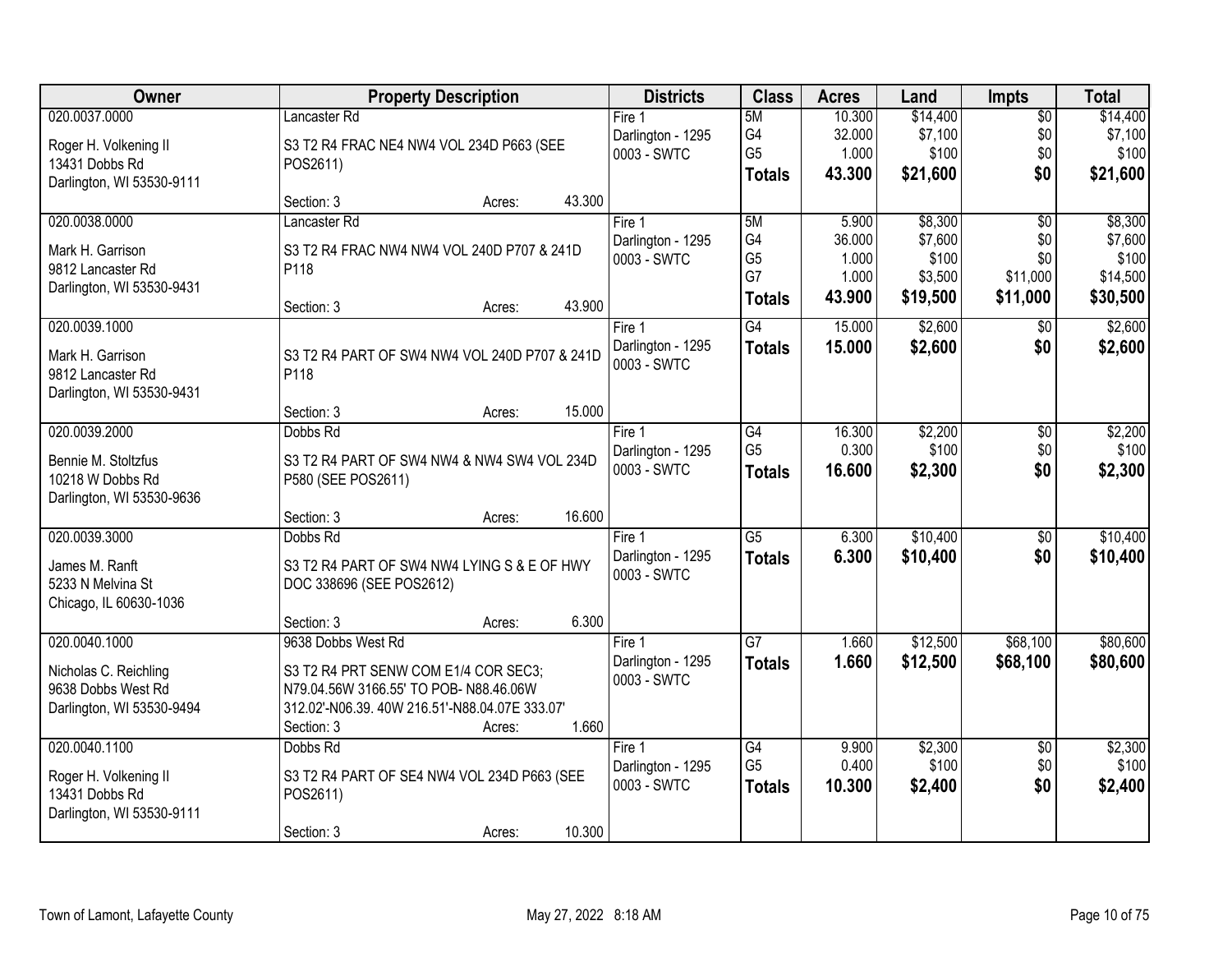| Owner | Property Description | Districts | Class | Acres | Land | Impts | Total |
|---|---|---|---|---|---|---|---|
| 020.0037.0000<br>Roger H. Volkening II<br>13431 Dobbs Rd<br>Darlington, WI 53530-9111 | Lancaster Rd<br>S3 T2 R4 FRAC NE4 NW4 VOL 234D P663 (SEE POS2611)<br>Section: 3 Acres: 43.300 | Fire 1<br>Darlington - 1295<br>0003 - SWTC | 5M<br>G4<br>G5<br>**Totals** | 10.300<br>32.000<br>1.000<br>**43.300** | $14,400<br>$7,100<br>$100<br>**$21,600** | $0<br>$0<br>$0<br>**$0** | $14,400<br>$7,100<br>$100<br>**$21,600** |
| 020.0038.0000<br>Mark H. Garrison<br>9812 Lancaster Rd<br>Darlington, WI 53530-9431 | Lancaster Rd<br>S3 T2 R4 FRAC NW4 NW4 VOL 240D P707 & 241D P118<br>Section: 3 Acres: 43.900 | Fire 1<br>Darlington - 1295<br>0003 - SWTC | 5M<br>G4<br>G5<br>G7<br>**Totals** | 5.900<br>36.000<br>1.000<br>1.000<br>**43.900** | $8,300<br>$7,600<br>$100<br>$3,500<br>**$19,500** | $0<br>$0<br>$0<br>$11,000<br>**$11,000** | $8,300<br>$7,600<br>$100<br>$14,500<br>**$30,500** |
| 020.0039.1000<br>Mark H. Garrison<br>9812 Lancaster Rd<br>Darlington, WI 53530-9431 | S3 T2 R4 PART OF SW4 NW4 VOL 240D P707 & 241D P118<br>Section: 3 Acres: 15.000 | Fire 1<br>Darlington - 1295<br>0003 - SWTC | G4<br>**Totals** | 15.000<br>**15.000** | $2,600<br>**$2,600** | $0<br>**$0** | $2,600<br>**$2,600** |
| 020.0039.2000<br>Bennie M. Stoltzfus<br>10218 W Dobbs Rd<br>Darlington, WI 53530-9636 | Dobbs Rd<br>S3 T2 R4 PART OF SW4 NW4 & NW4 SW4 VOL 234D P580 (SEE POS2611)<br>Section: 3 Acres: 16.600 | Fire 1<br>Darlington - 1295<br>0003 - SWTC | G4<br>G5<br>**Totals** | 16.300<br>0.300<br>**16.600** | $2,200<br>$100<br>**$2,300** | $0<br>$0<br>**$0** | $2,200<br>$100<br>**$2,300** |
| 020.0039.3000<br>James M. Ranft<br>5233 N Melvina St<br>Chicago, IL 60630-1036 | Dobbs Rd<br>S3 T2 R4 PART OF SW4 NW4 LYING S & E OF HWY DOC 338696 (SEE POS2612)<br>Section: 3 Acres: 6.300 | Fire 1<br>Darlington - 1295<br>0003 - SWTC | G5<br>**Totals** | 6.300<br>**6.300** | $10,400<br>**$10,400** | $0<br>**$0** | $10,400<br>**$10,400** |
| 020.0040.1000<br>Nicholas C. Reichling<br>9638 Dobbs West Rd<br>Darlington, WI 53530-9494 | 9638 Dobbs West Rd<br>S3 T2 R4 PRT SENW COM E1/4 COR SEC3; N79.04.56W 3166.55' TO POB- N88.46.06W 312.02'-N06.39. 40W 216.51'-N88.04.07E 333.07'<br>Section: 3 Acres: 1.660 | Fire 1<br>Darlington - 1295<br>0003 - SWTC | G7<br>**Totals** | 1.660<br>**1.660** | $12,500<br>**$12,500** | $68,100<br>**$68,100** | $80,600<br>**$80,600** |
| 020.0040.1100<br>Roger H. Volkening II<br>13431 Dobbs Rd<br>Darlington, WI 53530-9111 | Dobbs Rd<br>S3 T2 R4 PART OF SE4 NW4 VOL 234D P663 (SEE POS2611)<br>Section: 3 Acres: 10.300 | Fire 1<br>Darlington - 1295<br>0003 - SWTC | G4<br>G5<br>**Totals** | 9.900<br>0.400<br>**10.300** | $2,300<br>$100<br>**$2,400** | $0<br>$0<br>**$0** | $2,300<br>$100<br>**$2,400** |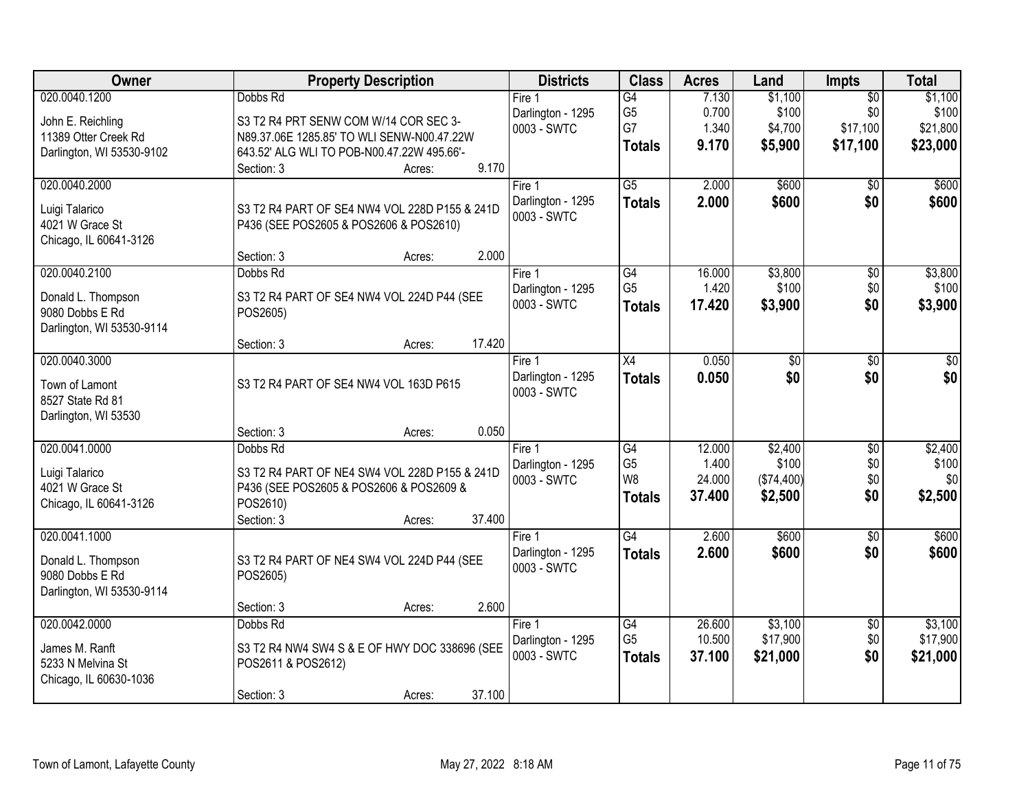| Owner | Property Description | Districts | Class | Acres | Land | Impts | Total |
|---|---|---|---|---|---|---|---|
| 020.0040.1200<br>John E. Reichling<br>11389 Otter Creek Rd<br>Darlington, WI 53530-9102 | Dobbs Rd<br>S3 T2 R4 PRT SENW COM W/14 COR SEC 3-N89.37.06E 1285.85' TO WLI SENW-N00.47.22W 643.52' ALG WLI TO POB-N00.47.22W 495.66'-<br>Section: 3 Acres: 9.170 | Fire 1<br>Darlington - 1295<br>0003 - SWTC | G4<br>G5<br>G7<br>**Totals** | 7.130<br>0.700<br>1.340<br>**9.170** | $1,100<br>$100<br>$4,700<br>**$5,900** | $0<br>$0<br>$17,100<br>**$17,100** | $1,100<br>$100<br>$21,800<br>**$23,000** |
| 020.0040.2000<br>Luigi Talarico<br>4021 W Grace St<br>Chicago, IL 60641-3126 | S3 T2 R4 PART OF SE4 NW4 VOL 228D P155 & 241D P436 (SEE POS2605 & POS2606 & POS2610)<br>Section: 3 Acres: 2.000 | Fire 1<br>Darlington - 1295<br>0003 - SWTC | G5<br>**Totals** | 2.000<br>**2.000** | $600<br>**$600** | $0<br>**$0** | $600<br>**$600** |
| 020.0040.2100<br>Donald L. Thompson<br>9080 Dobbs E Rd<br>Darlington, WI 53530-9114 | Dobbs Rd<br>S3 T2 R4 PART OF SE4 NW4 VOL 224D P44 (SEE POS2605)<br>Section: 3 Acres: 17.420 | Fire 1<br>Darlington - 1295<br>0003 - SWTC | G4<br>G5<br>**Totals** | 16.000<br>1.420<br>**17.420** | $3,800<br>$100<br>**$3,900** | $0<br>$0<br>**$0** | $3,800<br>$100<br>**$3,900** |
| 020.0040.3000<br>Town of Lamont<br>8527 State Rd 81<br>Darlington, WI 53530 | S3 T2 R4 PART OF SE4 NW4 VOL 163D P615<br>Section: 3 Acres: 0.050 | Fire 1<br>Darlington - 1295<br>0003 - SWTC | X4<br>**Totals** | 0.050<br>**0.050** | $0<br>**$0** | $0<br>**$0** | $0<br>**$0** |
| 020.0041.0000<br>Luigi Talarico<br>4021 W Grace St<br>Chicago, IL 60641-3126 | Dobbs Rd<br>S3 T2 R4 PART OF NE4 SW4 VOL 228D P155 & 241D P436 (SEE POS2605 & POS2606 & POS2609 & POS2610)<br>Section: 3 Acres: 37.400 | Fire 1<br>Darlington - 1295<br>0003 - SWTC | G4<br>G5<br>W8<br>**Totals** | 12.000<br>1.400<br>24.000<br>**37.400** | $2,400<br>$100<br>($74,400)<br>**$2,500** | $0<br>$0<br>$0<br>**$0** | $2,400<br>$100<br>$0<br>**$2,500** |
| 020.0041.1000<br>Donald L. Thompson<br>9080 Dobbs E Rd<br>Darlington, WI 53530-9114 | S3 T2 R4 PART OF NE4 SW4 VOL 224D P44 (SEE POS2605)<br>Section: 3 Acres: 2.600 | Fire 1<br>Darlington - 1295<br>0003 - SWTC | G4<br>**Totals** | 2.600<br>**2.600** | $600<br>**$600** | $0<br>**$0** | $600<br>**$600** |
| 020.0042.0000<br>James M. Ranft<br>5233 N Melvina St<br>Chicago, IL 60630-1036 | Dobbs Rd<br>S3 T2 R4 NW4 SW4 S & E OF HWY DOC 338696 (SEE POS2611 & POS2612)<br>Section: 3 Acres: 37.100 | Fire 1<br>Darlington - 1295<br>0003 - SWTC | G4<br>G5<br>**Totals** | 26.600<br>10.500<br>**37.100** | $3,100<br>$17,900<br>**$21,000** | $0<br>$0<br>**$0** | $3,100<br>$17,900<br>**$21,000** |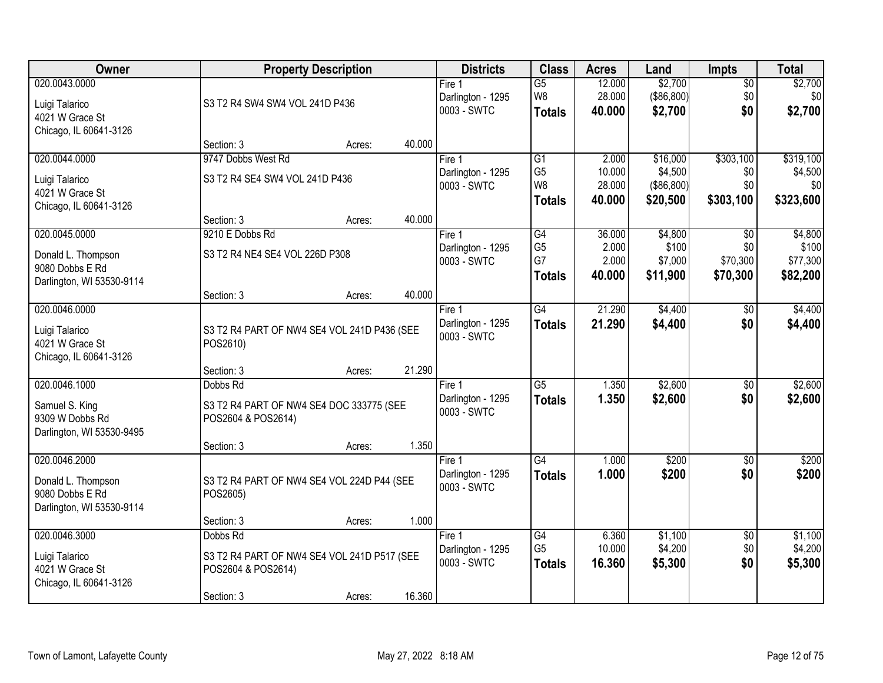| Owner | Property Description | Districts | Class | Acres | Land | Impts | Total |
|---|---|---|---|---|---|---|---|
| 020.0043.0000<br><br>Luigi Talarico<br>4021 W Grace St<br>Chicago, IL 60641-3126 | S3 T2 R4 SW4 SW4 VOL 241D P436<br><br>Section: 3 Acres: 40.000 | Fire 1<br>Darlington - 1295<br>0003 - SWTC | G5<br>W8<br>**Totals** | 12.000<br>28.000<br>**40.000** | $2,700<br>($86,800)<br>**$2,700** | $0<br>$0<br>**$0** | $2,700<br>$0<br>**$2,700** |
| 020.0044.0000<br><br>Luigi Talarico<br>4021 W Grace St<br>Chicago, IL 60641-3126 | 9747 Dobbs West Rd<br>S3 T2 R4 SE4 SW4 VOL 241D P436<br><br>Section: 3 Acres: 40.000 | Fire 1<br>Darlington - 1295<br>0003 - SWTC | G1<br>G5<br>W8<br>**Totals** | 2.000<br>10.000<br>28.000<br>**40.000** | $16,000<br>$4,500<br>($86,800)<br>**$20,500** | $303,100<br>$0<br>$0<br>**$303,100** | $319,100<br>$4,500<br>$0<br>**$323,600** |
| 020.0045.0000<br><br>Donald L. Thompson<br>9080 Dobbs E Rd<br>Darlington, WI 53530-9114 | 9210 E Dobbs Rd<br>S3 T2 R4 NE4 SE4 VOL 226D P308<br><br>Section: 3 Acres: 40.000 | Fire 1<br>Darlington - 1295<br>0003 - SWTC | G4<br>G5<br>G7<br>**Totals** | 36.000<br>2.000<br>2.000<br>**40.000** | $4,800<br>$100<br>$7,000<br>**$11,900** | $0<br>$0<br>$70,300<br>**$70,300** | $4,800<br>$100<br>$77,300<br>**$82,200** |
| 020.0046.0000<br><br>Luigi Talarico<br>4021 W Grace St<br>Chicago, IL 60641-3126 | S3 T2 R4 PART OF NW4 SE4 VOL 241D P436 (SEE POS2610)<br><br>Section: 3 Acres: 21.290 | Fire 1<br>Darlington - 1295<br>0003 - SWTC | G4<br>**Totals** | 21.290<br>**21.290** | $4,400<br>**$4,400** | $0<br>**$0** | $4,400<br>**$4,400** |
| 020.0046.1000<br><br>Samuel S. King<br>9309 W Dobbs Rd<br>Darlington, WI 53530-9495 | Dobbs Rd<br>S3 T2 R4 PART OF NW4 SE4 DOC 333775 (SEE POS2604 & POS2614)<br><br>Section: 3 Acres: 1.350 | Fire 1<br>Darlington - 1295<br>0003 - SWTC | G5<br>**Totals** | 1.350<br>**1.350** | $2,600<br>**$2,600** | $0<br>**$0** | $2,600<br>**$2,600** |
| 020.0046.2000<br><br>Donald L. Thompson<br>9080 Dobbs E Rd<br>Darlington, WI 53530-9114 | S3 T2 R4 PART OF NW4 SE4 VOL 224D P44 (SEE POS2605)<br><br>Section: 3 Acres: 1.000 | Fire 1<br>Darlington - 1295<br>0003 - SWTC | G4<br>**Totals** | 1.000<br>**1.000** | $200<br>**$200** | $0<br>**$0** | $200<br>**$200** |
| 020.0046.3000<br><br>Luigi Talarico<br>4021 W Grace St<br>Chicago, IL 60641-3126 | Dobbs Rd<br>S3 T2 R4 PART OF NW4 SE4 VOL 241D P517 (SEE POS2604 & POS2614)<br><br>Section: 3 Acres: 16.360 | Fire 1<br>Darlington - 1295<br>0003 - SWTC | G4<br>G5<br>**Totals** | 6.360<br>10.000<br>**16.360** | $1,100<br>$4,200<br>**$5,300** | $0<br>$0<br>**$0** | $1,100<br>$4,200<br>**$5,300** |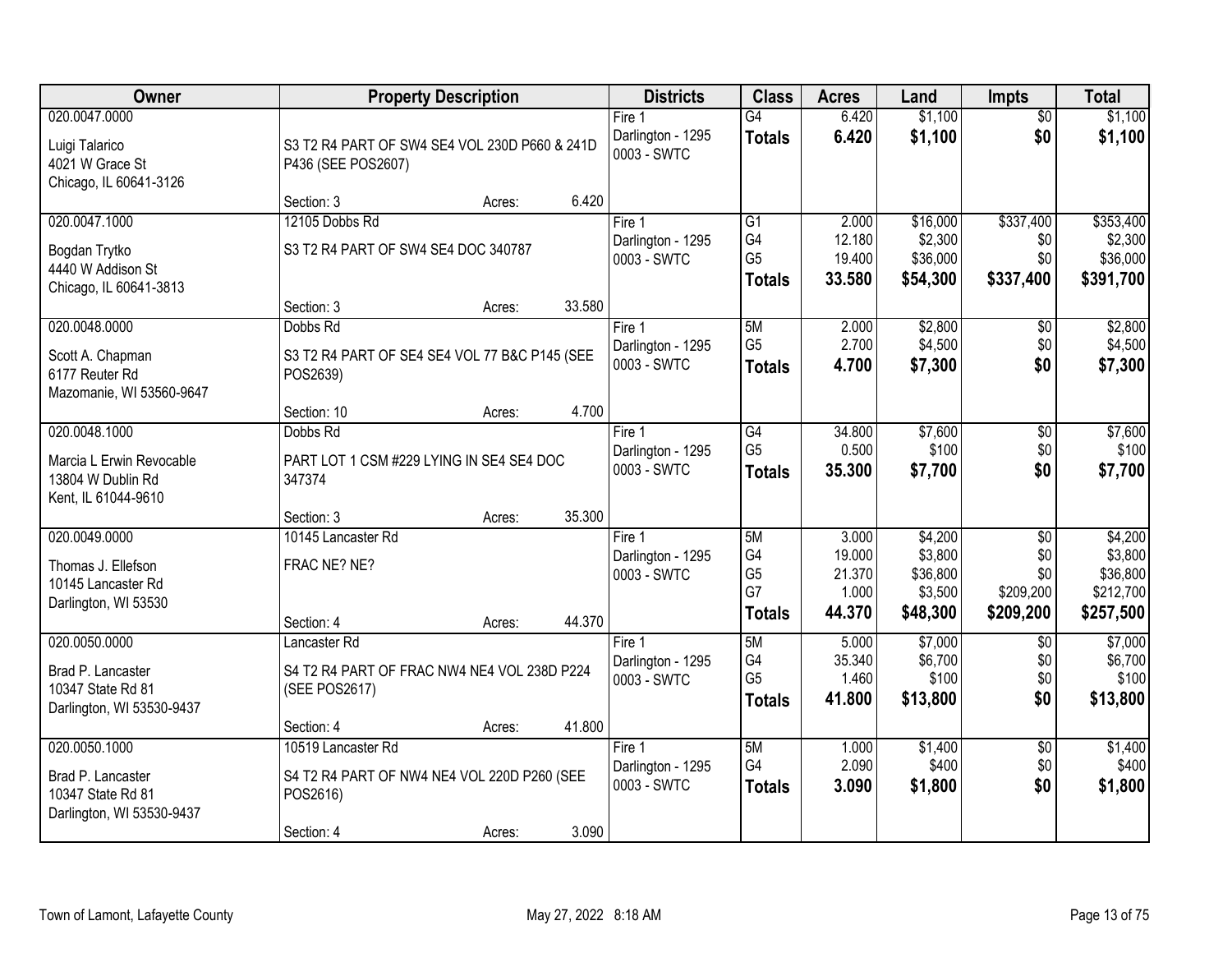| Owner | Property Description | Districts | Class | Acres | Land | Impts | Total |
|---|---|---|---|---|---|---|---|
| 020.0047.0000<br>Luigi Talarico<br>4021 W Grace St<br>Chicago, IL 60641-3126 | S3 T2 R4 PART OF SW4 SE4 VOL 230D P660 & 241D P436 (SEE POS2607)<br>Section: 3 Acres: 6.420 | Fire 1<br>Darlington - 1295<br>0003 - SWTC | G4<br>**Totals** | 6.420<br>**6.420** | $1,100<br>**$1,100** | $0<br>**$0** | $1,100<br>**$1,100** |
| 020.0047.1000<br>Bogdan Trytko<br>4440 W Addison St<br>Chicago, IL 60641-3813 | 12105 Dobbs Rd<br>S3 T2 R4 PART OF SW4 SE4 DOC 340787<br>Section: 3 Acres: 33.580 | Fire 1<br>Darlington - 1295<br>0003 - SWTC | G1<br>G4<br>G5<br>**Totals** | 2.000<br>12.180<br>19.400<br>**33.580** | $16,000<br>$2,300<br>$36,000<br>**$54,300** | $337,400<br>$0<br>$0<br>**$337,400** | $353,400<br>$2,300<br>$36,000<br>**$391,700** |
| 020.0048.0000<br>Scott A. Chapman<br>6177 Reuter Rd<br>Mazomanie, WI 53560-9647 | Dobbs Rd<br>S3 T2 R4 PART OF SE4 SE4 VOL 77 B&C P145 (SEE POS2639)<br>Section: 10 Acres: 4.700 | Fire 1<br>Darlington - 1295<br>0003 - SWTC | 5M<br>G5<br>**Totals** | 2.000<br>2.700<br>**4.700** | $2,800<br>$4,500<br>**$7,300** | $0<br>$0<br>**$0** | $2,800<br>$4,500<br>**$7,300** |
| 020.0048.1000<br>Marcia L Erwin Revocable<br>13804 W Dublin Rd<br>Kent, IL 61044-9610 | Dobbs Rd<br>PART LOT 1 CSM #229 LYING IN SE4 SE4 DOC 347374<br>Section: 3 Acres: 35.300 | Fire 1<br>Darlington - 1295<br>0003 - SWTC | G4<br>G5<br>**Totals** | 34.800<br>0.500<br>**35.300** | $7,600<br>$100<br>**$7,700** | $0<br>$0<br>**$0** | $7,600<br>$100<br>**$7,700** |
| 020.0049.0000<br>Thomas J. Ellefson<br>10145 Lancaster Rd<br>Darlington, WI 53530 | 10145 Lancaster Rd<br>FRAC NE? NE?<br>Section: 4 Acres: 44.370 | Fire 1<br>Darlington - 1295<br>0003 - SWTC | 5M<br>G4<br>G5<br>G7<br>**Totals** | 3.000<br>19.000<br>21.370<br>1.000<br>**44.370** | $4,200<br>$3,800<br>$36,800<br>$3,500<br>**$48,300** | $0<br>$0<br>$0<br>$209,200<br>**$209,200** | $4,200<br>$3,800<br>$36,800<br>$212,700<br>**$257,500** |
| 020.0050.0000<br>Brad P. Lancaster<br>10347 State Rd 81<br>Darlington, WI 53530-9437 | Lancaster Rd<br>S4 T2 R4 PART OF FRAC NW4 NE4 VOL 238D P224 (SEE POS2617)<br>Section: 4 Acres: 41.800 | Fire 1<br>Darlington - 1295<br>0003 - SWTC | 5M<br>G4<br>G5<br>**Totals** | 5.000<br>35.340<br>1.460<br>**41.800** | $7,000<br>$6,700<br>$100<br>**$13,800** | $0<br>$0<br>$0<br>**$0** | $7,000<br>$6,700<br>$100<br>**$13,800** |
| 020.0050.1000<br>Brad P. Lancaster<br>10347 State Rd 81<br>Darlington, WI 53530-9437 | 10519 Lancaster Rd<br>S4 T2 R4 PART OF NW4 NE4 VOL 220D P260 (SEE POS2616)<br>Section: 4 Acres: 3.090 | Fire 1<br>Darlington - 1295<br>0003 - SWTC | 5M<br>G4<br>**Totals** | 1.000<br>2.090<br>**3.090** | $1,400<br>$400<br>**$1,800** | $0<br>$0<br>**$0** | $1,400<br>$400<br>**$1,800** |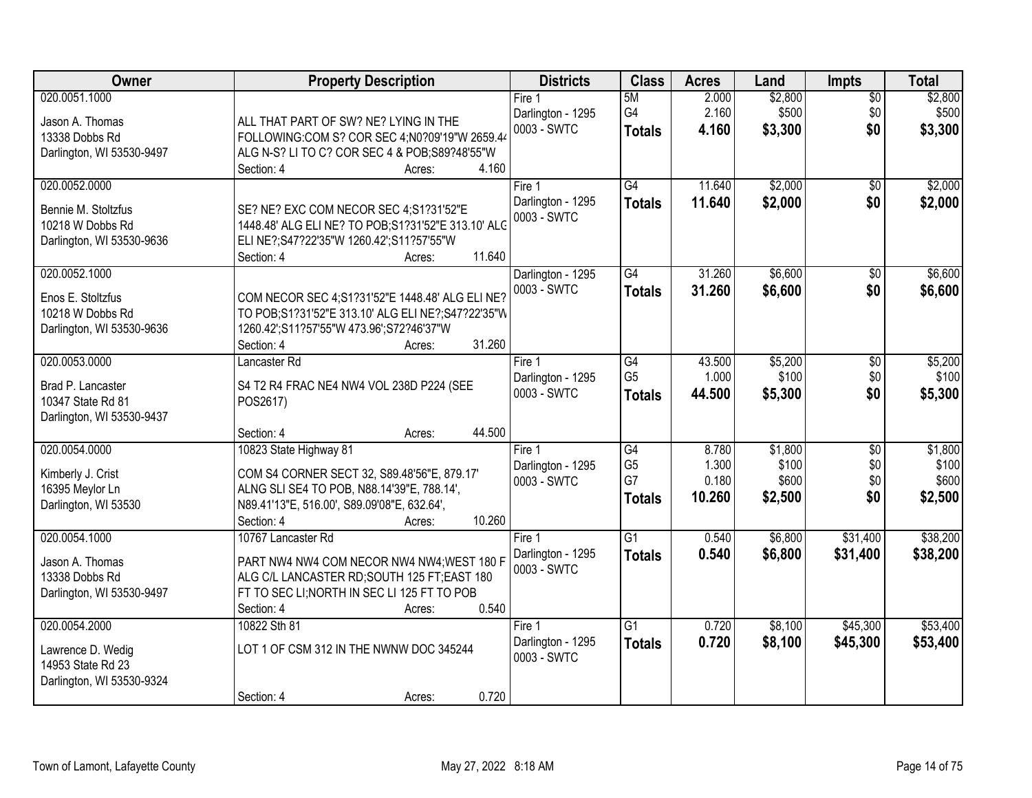| Owner | Property Description | Districts | Class | Acres | Land | Impts | Total |
|---|---|---|---|---|---|---|---|
| 020.0051.1000<br><br>Jason A. Thomas<br>13338 Dobbs Rd<br>Darlington, WI 53530-9497 | ALL THAT PART OF SW? NE? LYING IN THE FOLLOWING:COM S? COR SEC 4;N0?09'19"W 2659.44 ALG N-S? LI TO C? COR SEC 4 & POB;S89?48'55"W<br>Section: 4 Acres: 4.160 | Fire 1<br>Darlington - 1295<br>0003 - SWTC | 5M<br>G4<br>**Totals** | 2.000<br>2.160<br>**4.160** | $2,800<br>$500<br>**$3,300** | $0<br>$0<br>**$0** | $2,800<br>$500<br>**$3,300** |
| 020.0052.0000<br><br>Bennie M. Stoltzfus<br>10218 W Dobbs Rd<br>Darlington, WI 53530-9636 | SE? NE? EXC COM NECOR SEC 4;S1?31'52"E 1448.48' ALG ELI NE? TO POB;S1?31'52"E 313.10' ALG ELI NE?;S47?22'35"W 1260.42';S11?57'55"W<br>Section: 4 Acres: 11.640 | Fire 1<br>Darlington - 1295<br>0003 - SWTC | G4<br>**Totals** | 11.640<br>**11.640** | $2,000<br>**$2,000** | $0<br>**$0** | $2,000<br>**$2,000** |
| 020.0052.1000<br><br>Enos E. Stoltzfus<br>10218 W Dobbs Rd<br>Darlington, WI 53530-9636 | COM NECOR SEC 4;S1?31'52"E 1448.48' ALG ELI NE? TO POB;S1?31'52"E 313.10' ALG ELI NE?;S47?22'35"W 1260.42';S11?57'55"W 473.96';S72?46'37"W<br>Section: 4 Acres: 31.260 | Darlington - 1295<br>0003 - SWTC | G4<br>**Totals** | 31.260<br>**31.260** | $6,600<br>**$6,600** | $0<br>**$0** | $6,600<br>**$6,600** |
| 020.0053.0000<br><br>Brad P. Lancaster<br>10347 State Rd 81<br>Darlington, WI 53530-9437 | Lancaster Rd<br><br>S4 T2 R4 FRAC NE4 NW4 VOL 238D P224 (SEE POS2617)<br>Section: 4 Acres: 44.500 | Fire 1<br>Darlington - 1295<br>0003 - SWTC | G4<br>G5<br>**Totals** | 43.500<br>1.000<br>**44.500** | $5,200<br>$100<br>**$5,300** | $0<br>$0<br>**$0** | $5,200<br>$100<br>**$5,300** |
| 020.0054.0000<br><br>Kimberly J. Crist<br>16395 Meylor Ln<br>Darlington, WI 53530 | 10823 State Highway 81<br><br>COM S4 CORNER SECT 32, S89.48'56"E, 879.17' ALNG SLI SE4 TO POB, N88.14'39"E, 788.14', N89.41'13"E, 516.00', S89.09'08"E, 632.64',<br>Section: 4 Acres: 10.260 | Fire 1<br>Darlington - 1295<br>0003 - SWTC | G4<br>G5<br>G7<br>**Totals** | 8.780<br>1.300<br>0.180<br>**10.260** | $1,800<br>$100<br>$600<br>**$2,500** | $0<br>$0<br>$0<br>**$0** | $1,800<br>$100<br>$600<br>**$2,500** |
| 020.0054.1000<br><br>Jason A. Thomas<br>13338 Dobbs Rd<br>Darlington, WI 53530-9497 | 10767 Lancaster Rd<br><br>PART NW4 NW4 COM NECOR NW4 NW4;WEST 180 F ALG C/L LANCASTER RD;SOUTH 125 FT;EAST 180 FT TO SEC LI;NORTH IN SEC LI 125 FT TO POB<br>Section: 4 Acres: 0.540 | Fire 1<br>Darlington - 1295<br>0003 - SWTC | G1<br>**Totals** | 0.540<br>**0.540** | $6,800<br>**$6,800** | $31,400<br>**$31,400** | $38,200<br>**$38,200** |
| 020.0054.2000<br><br>Lawrence D. Wedig<br>14953 State Rd 23<br>Darlington, WI 53530-9324 | 10822 Sth 81<br><br>LOT 1 OF CSM 312 IN THE NWNW DOC 345244<br>Section: 4 Acres: 0.720 | Fire 1<br>Darlington - 1295<br>0003 - SWTC | G1<br>**Totals** | 0.720<br>**0.720** | $8,100<br>**$8,100** | $45,300<br>**$45,300** | $53,400<br>**$53,400** |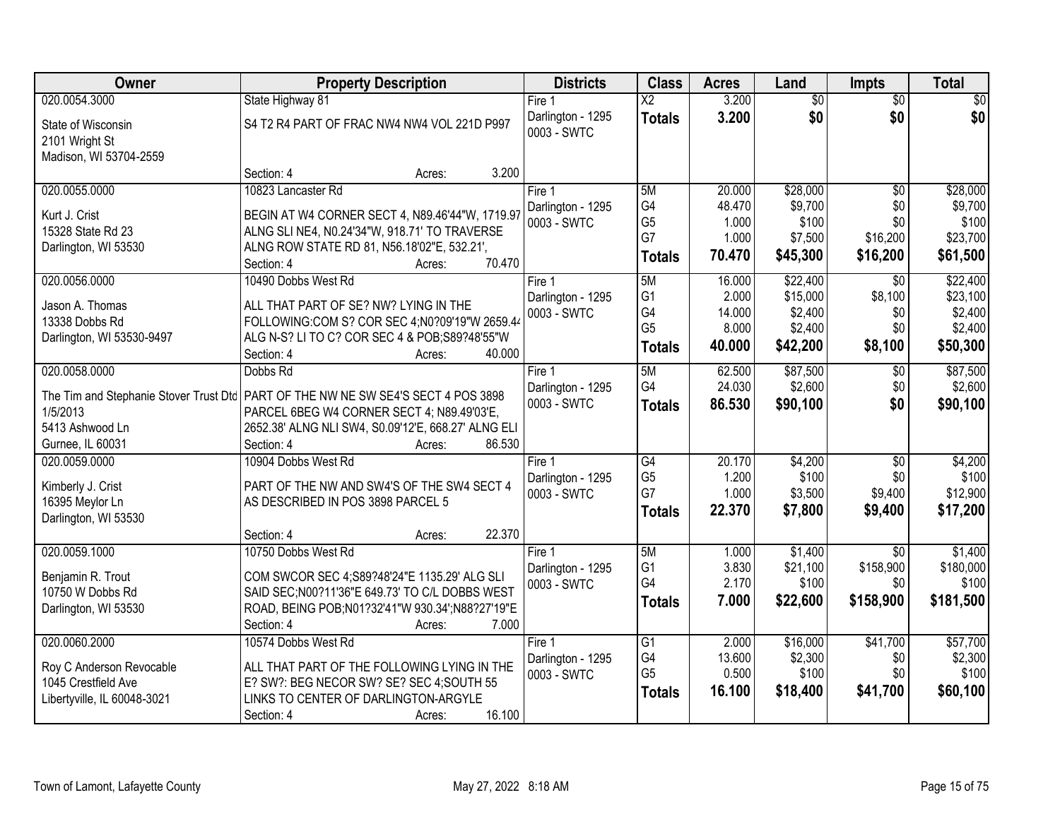| Owner | Property Description | Districts | Class | Acres | Land | Impts | Total |
|---|---|---|---|---|---|---|---|
| 020.0054.3000<br>State of Wisconsin<br>2101 Wright St<br>Madison, WI 53704-2559 | State Highway 81<br>S4 T2 R4 PART OF FRAC NW4 NW4 VOL 221D P997<br>Section: 4 Acres: 3.200 | Fire 1<br>Darlington - 1295<br>0003 - SWTC | X2<br>**Totals** | 3.200<br>**3.200** | $0<br>**$0** | $0<br>**$0** | $0<br>**$0** |
| 020.0055.0000<br>Kurt J. Crist<br>15328 State Rd 23<br>Darlington, WI 53530 | 10823 Lancaster Rd<br>BEGIN AT W4 CORNER SECT 4, N89.46'44"W, 1719.97 ALNG SLI NE4, N0.24'34"W, 918.71' TO TRAVERSE ALNG ROW STATE RD 81, N56.18'02"E, 532.21',<br>Section: 4 Acres: 70.470 | Fire 1<br>Darlington - 1295<br>0003 - SWTC | 5M<br>G4<br>G5<br>G7<br>**Totals** | 20.000<br>48.470<br>1.000<br>1.000<br>**70.470** | $28,000<br>$9,700<br>$100<br>$7,500<br>**$45,300** | $0<br>$0<br>$0<br>$16,200<br>**$16,200** | $28,000<br>$9,700<br>$100<br>$23,700<br>**$61,500** |
| 020.0056.0000<br>Jason A. Thomas<br>13338 Dobbs Rd<br>Darlington, WI 53530-9497 | 10490 Dobbs West Rd<br>ALL THAT PART OF SE? NW? LYING IN THE FOLLOWING:COM S? COR SEC 4;N0?09'19"W 2659.44 ALG N-S? LI TO C? COR SEC 4 & POB;S89?48'55"W<br>Section: 4 Acres: 40.000 | Fire 1<br>Darlington - 1295<br>0003 - SWTC | 5M<br>G1<br>G4<br>G5<br>**Totals** | 16.000<br>2.000<br>14.000<br>8.000<br>**40.000** | $22,400<br>$15,000<br>$2,400<br>$2,400<br>**$42,200** | $0<br>$8,100<br>$0<br>$0<br>**$8,100** | $22,400<br>$23,100<br>$2,400<br>$2,400<br>**$50,300** |
| 020.0058.0000<br>The Tim and Stephanie Stover Trust Dtd 1/5/2013<br>5413 Ashwood Ln<br>Gurnee, IL 60031 | Dobbs Rd<br>PART OF THE NW NE SW SE4'S SECT 4 POS 3898 PARCEL 6BEG W4 CORNER SECT 4; N89.49'03'E, 2652.38' ALNG NLI SW4, S0.09'12'E, 668.27' ALNG ELI<br>Section: 4 Acres: 86.530 | Fire 1<br>Darlington - 1295<br>0003 - SWTC | 5M<br>G4<br>**Totals** | 62.500<br>24.030<br>**86.530** | $87,500<br>$2,600<br>**$90,100** | $0<br>$0<br>**$0** | $87,500<br>$2,600<br>**$90,100** |
| 020.0059.0000<br>Kimberly J. Crist<br>16395 Meylor Ln<br>Darlington, WI 53530 | 10904 Dobbs West Rd<br>PART OF THE NW AND SW4'S OF THE SW4 SECT 4 AS DESCRIBED IN POS 3898 PARCEL 5<br>Section: 4 Acres: 22.370 | Fire 1<br>Darlington - 1295<br>0003 - SWTC | G4<br>G5<br>G7<br>**Totals** | 20.170<br>1.200<br>1.000<br>**22.370** | $4,200<br>$100<br>$3,500<br>**$7,800** | $0<br>$0<br>$9,400<br>**$9,400** | $4,200<br>$100<br>$12,900<br>**$17,200** |
| 020.0059.1000<br>Benjamin R. Trout<br>10750 W Dobbs Rd<br>Darlington, WI 53530 | 10750 Dobbs West Rd<br>COM SWCOR SEC 4;S89?48'24"E 1135.29' ALG SLI SAID SEC;N00?11'36"E 649.73' TO C/L DOBBS WEST ROAD, BEING POB;N01?32'41"W 930.34';N88?27'19"E<br>Section: 4 Acres: 7.000 | Fire 1<br>Darlington - 1295<br>0003 - SWTC | 5M<br>G1<br>G4<br>**Totals** | 1.000<br>3.830<br>2.170<br>**7.000** | $1,400<br>$21,100<br>$100<br>**$22,600** | $0<br>$158,900<br>$0<br>**$158,900** | $1,400<br>$180,000<br>$100<br>**$181,500** |
| 020.0060.2000<br>Roy C Anderson Revocable<br>1045 Crestfield Ave<br>Libertyville, IL 60048-3021 | 10574 Dobbs West Rd<br>ALL THAT PART OF THE FOLLOWING LYING IN THE E? SW?: BEG NECOR SW? SE? SEC 4;SOUTH 55 LINKS TO CENTER OF DARLINGTON-ARGYLE<br>Section: 4 Acres: 16.100 | Fire 1<br>Darlington - 1295<br>0003 - SWTC | G1<br>G4<br>G5<br>**Totals** | 2.000<br>13.600<br>0.500<br>**16.100** | $16,000<br>$2,300<br>$100<br>**$18,400** | $41,700<br>$0<br>$0<br>**$41,700** | $57,700<br>$2,300<br>$100<br>**$60,100** |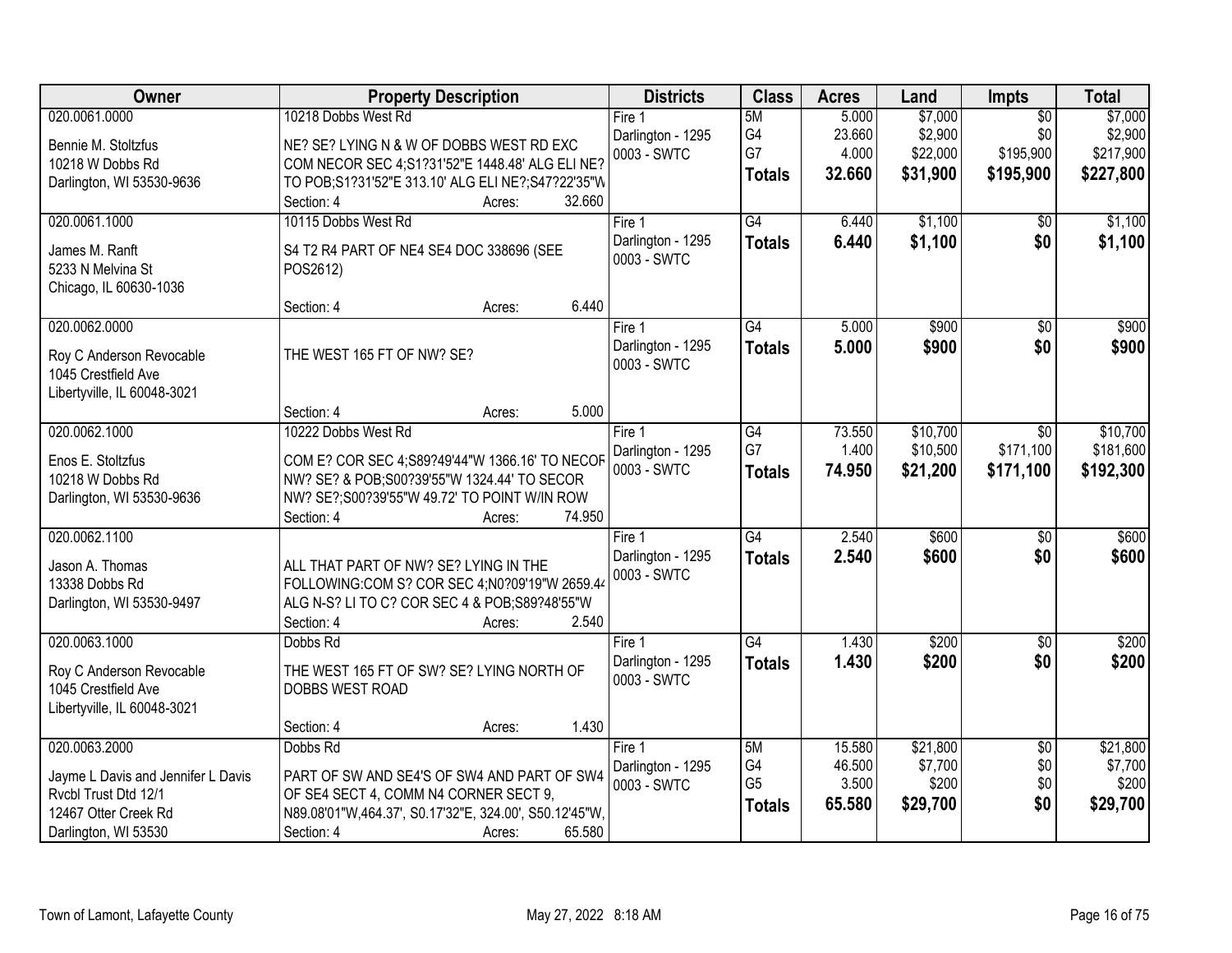| Owner | Property Description | Districts | Class | Acres | Land | Impts | Total |
|---|---|---|---|---|---|---|---|
| 020.0061.0000<br><br>Bennie M. Stoltzfus<br>10218 W Dobbs Rd<br>Darlington, WI 53530-9636 | 10218 Dobbs West Rd<br><br>NE? SE? LYING N & W OF DOBBS WEST RD EXC COM NECOR SEC 4;S1?31'52"E 1448.48' ALG ELI NE? TO POB;S1?31'52"E 313.10' ALG ELI NE?;S47?22'35"W<br>Section: 4 Acres: 32.660 | Fire 1<br>Darlington - 1295<br>0003 - SWTC | 5M<br>G4<br>G7<br>**Totals** | 5.000<br>23.660<br>4.000<br>**32.660** | $7,000<br>$2,900<br>$22,000<br>**$31,900** | $0<br>$0<br>$195,900<br>**$195,900** | $7,000<br>$2,900<br>$217,900<br>**$227,800** |
| 020.0061.1000<br><br>James M. Ranft<br>5233 N Melvina St<br>Chicago, IL 60630-1036 | 10115 Dobbs West Rd<br><br>S4 T2 R4 PART OF NE4 SE4 DOC 338696 (SEE POS2612)<br><br>Section: 4 Acres: 6.440 | Fire 1<br>Darlington - 1295<br>0003 - SWTC | G4<br>**Totals** | 6.440<br>**6.440** | $1,100<br>**$1,100** | $0<br>**$0** | $1,100<br>**$1,100** |
| 020.0062.0000<br><br>Roy C Anderson Revocable<br>1045 Crestfield Ave<br>Libertyville, IL 60048-3021 | THE WEST 165 FT OF NW? SE?<br><br>Section: 4 Acres: 5.000 | Fire 1<br>Darlington - 1295<br>0003 - SWTC | G4<br>**Totals** | 5.000<br>**5.000** | $900<br>**$900** | $0<br>**$0** | $900<br>**$900** |
| 020.0062.1000<br><br>Enos E. Stoltzfus<br>10218 W Dobbs Rd<br>Darlington, WI 53530-9636 | 10222 Dobbs West Rd<br><br>COM E? COR SEC 4;S89?49'44"W 1366.16' TO NECOR NW? SE? & POB;S00?39'55"W 1324.44' TO SECOR NW? SE?;S00?39'55"W 49.72' TO POINT W/IN ROW<br>Section: 4 Acres: 74.950 | Fire 1<br>Darlington - 1295<br>0003 - SWTC | G4<br>G7<br>**Totals** | 73.550<br>1.400<br>**74.950** | $10,700<br>$10,500<br>**$21,200** | $0<br>$171,100<br>**$171,100** | $10,700<br>$181,600<br>**$192,300** |
| 020.0062.1100<br><br>Jason A. Thomas<br>13338 Dobbs Rd<br>Darlington, WI 53530-9497 | ALL THAT PART OF NW? SE? LYING IN THE FOLLOWING:COM S? COR SEC 4;N0?09'19"W 2659.44 ALG N-S? LI TO C? COR SEC 4 & POB;S89?48'55"W<br>Section: 4 Acres: 2.540 | Fire 1<br>Darlington - 1295<br>0003 - SWTC | G4<br>**Totals** | 2.540<br>**2.540** | $600<br>**$600** | $0<br>**$0** | $600<br>**$600** |
| 020.0063.1000<br><br>Roy C Anderson Revocable<br>1045 Crestfield Ave<br>Libertyville, IL 60048-3021 | Dobbs Rd<br><br>THE WEST 165 FT OF SW? SE? LYING NORTH OF DOBBS WEST ROAD<br><br>Section: 4 Acres: 1.430 | Fire 1<br>Darlington - 1295<br>0003 - SWTC | G4<br>**Totals** | 1.430<br>**1.430** | $200<br>**$200** | $0<br>**$0** | $200<br>**$200** |
| 020.0063.2000<br><br>Jayme L Davis and Jennifer L Davis<br>Rvcbl Trust Dtd 12/1<br>12467 Otter Creek Rd<br>Darlington, WI 53530 | Dobbs Rd<br><br>PART OF SW AND SE4'S OF SW4 AND PART OF SW4 OF SE4 SECT 4, COMM N4 CORNER SECT 9, N89.08'01"W,464.37', S0.17'32"E, 324.00', S50.12'45"W,<br>Section: 4 Acres: 65.580 | Fire 1<br>Darlington - 1295<br>0003 - SWTC | 5M<br>G4<br>G5<br>**Totals** | 15.580<br>46.500<br>3.500<br>**65.580** | $21,800<br>$7,700<br>$200<br>**$29,700** | $0<br>$0<br>$0<br>**$0** | $21,800<br>$7,700<br>$200<br>**$29,700** |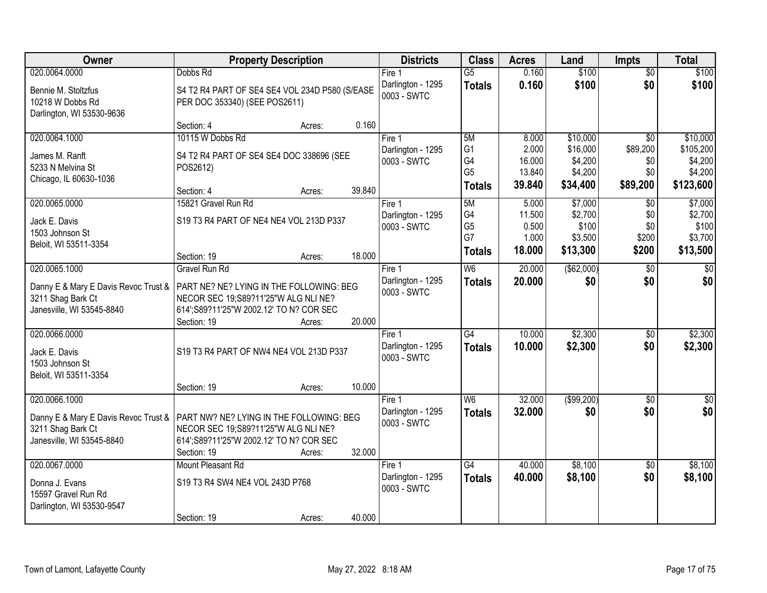| Owner | Property Description | Districts | Class | Acres | Land | Impts | Total |
|---|---|---|---|---|---|---|---|
| 020.0064.0000<br>Bennie M. Stoltzfus<br>10218 W Dobbs Rd<br>Darlington, WI 53530-9636 | Dobbs Rd<br>S4 T2 R4 PART OF SE4 SE4 VOL 234D P580 (S/EASE PER DOC 353340) (SEE POS2611)<br>Section: 4 Acres: 0.160 | Fire 1<br>Darlington - 1295<br>0003 - SWTC | G5<br>**Totals** | 0.160<br>**0.160** | $100<br>**$100** | $0<br>**$0** | $100<br>**$100** |
| 020.0064.1000<br>James M. Ranft<br>5233 N Melvina St<br>Chicago, IL 60630-1036 | 10115 W Dobbs Rd<br>S4 T2 R4 PART OF SE4 SE4 DOC 338696 (SEE POS2612)<br>Section: 4 Acres: 39.840 | Fire 1<br>Darlington - 1295<br>0003 - SWTC | 5M<br>G1<br>G4<br>G5<br>**Totals** | 8.000<br>2.000<br>16.000<br>13.840<br>**39.840** | $10,000<br>$16,000<br>$4,200<br>$4,200<br>**$34,400** | $0<br>$89,200<br>$0<br>$0<br>**$89,200** | $10,000<br>$105,200<br>$4,200<br>$4,200<br>**$123,600** |
| 020.0065.0000<br>Jack E. Davis<br>1503 Johnson St<br>Beloit, WI 53511-3354 | 15821 Gravel Run Rd<br>S19 T3 R4 PART OF NE4 NE4 VOL 213D P337<br>Section: 19 Acres: 18.000 | Fire 1<br>Darlington - 1295<br>0003 - SWTC | 5M<br>G4<br>G5<br>G7<br>**Totals** | 5.000<br>11.500<br>0.500<br>1.000<br>**18.000** | $7,000<br>$2,700<br>$100<br>$3,500<br>**$13,300** | $0<br>$0<br>$0<br>$200<br>**$200** | $7,000<br>$2,700<br>$100<br>$3,700<br>**$13,500** |
| 020.0065.1000<br>Danny E & Mary E Davis Revoc Trust &<br>3211 Shag Bark Ct<br>Janesville, WI 53545-8840 | Gravel Run Rd<br>PART NE? NE? LYING IN THE FOLLOWING: BEG NECOR SEC 19;S89?11'25"W ALG NLI NE? 614';S89?11'25"W 2002.12' TO N? COR SEC<br>Section: 19 Acres: 20.000 | Fire 1<br>Darlington - 1295<br>0003 - SWTC | W6<br>**Totals** | 20.000<br>**20.000** | ($62,000)<br>**$0** | $0<br>**$0** | $0<br>**$0** |
| 020.0066.0000<br>Jack E. Davis<br>1503 Johnson St<br>Beloit, WI 53511-3354 | S19 T3 R4 PART OF NW4 NE4 VOL 213D P337<br>Section: 19 Acres: 10.000 | Fire 1<br>Darlington - 1295<br>0003 - SWTC | G4<br>**Totals** | 10.000<br>**10.000** | $2,300<br>**$2,300** | $0<br>**$0** | $2,300<br>**$2,300** |
| 020.0066.1000<br>Danny E & Mary E Davis Revoc Trust &<br>3211 Shag Bark Ct<br>Janesville, WI 53545-8840 | PART NW? NE? LYING IN THE FOLLOWING: BEG NECOR SEC 19;S89?11'25"W ALG NLI NE? 614';S89?11'25"W 2002.12' TO N? COR SEC<br>Section: 19 Acres: 32.000 | Fire 1<br>Darlington - 1295<br>0003 - SWTC | W6<br>**Totals** | 32.000<br>**32.000** | ($99,200)<br>**$0** | $0<br>**$0** | $0<br>**$0** |
| 020.0067.0000<br>Donna J. Evans<br>15597 Gravel Run Rd<br>Darlington, WI 53530-9547 | Mount Pleasant Rd<br>S19 T3 R4 SW4 NE4 VOL 243D P768<br>Section: 19 Acres: 40.000 | Fire 1<br>Darlington - 1295<br>0003 - SWTC | G4<br>**Totals** | 40.000<br>**40.000** | $8,100<br>**$8,100** | $0<br>**$0** | $8,100<br>**$8,100** |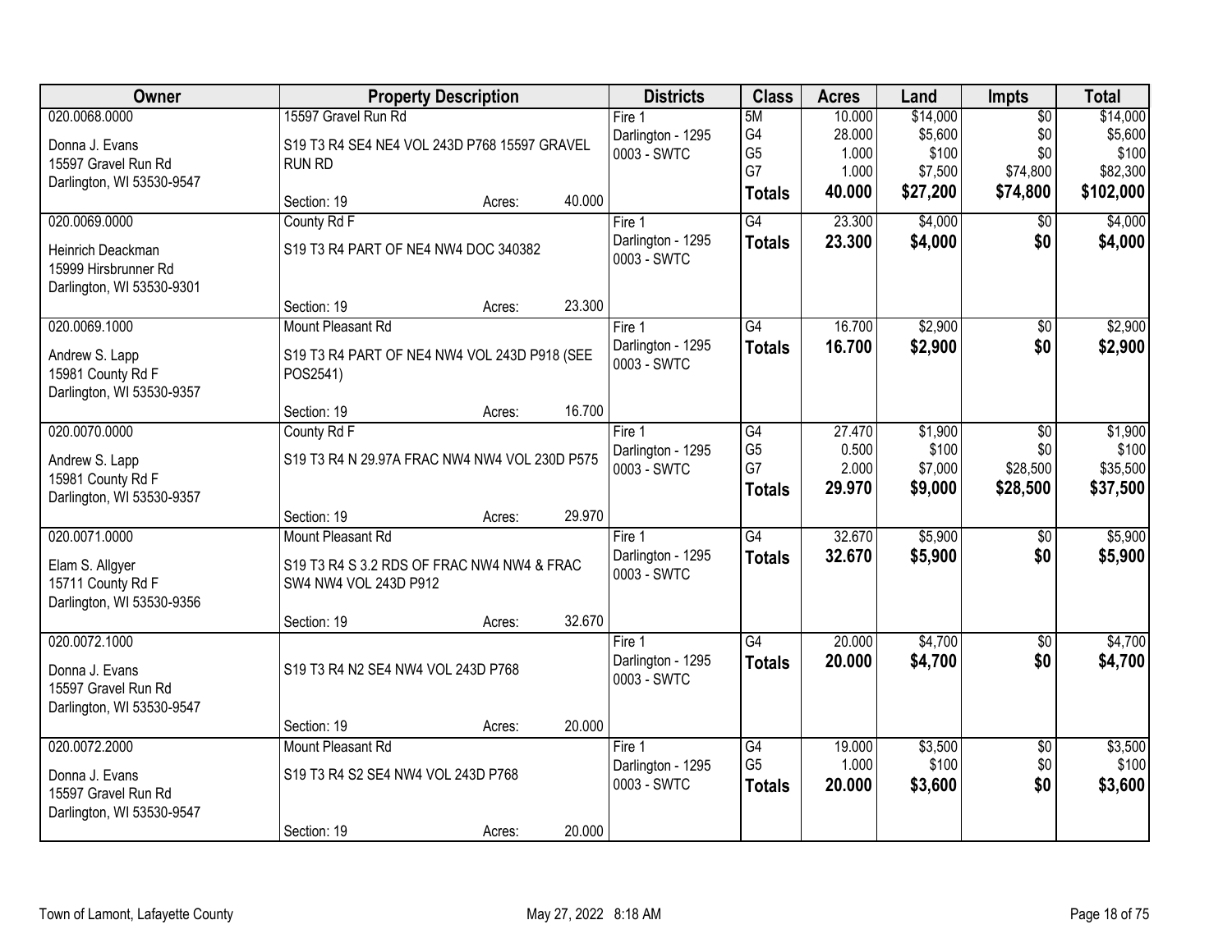| Owner | Property Description | Districts | Class | Acres | Land | Impts | Total |
|---|---|---|---|---|---|---|---|
| 020.0068.0000<br><br>Donna J. Evans<br>15597 Gravel Run Rd<br>Darlington, WI 53530-9547 | 15597 Gravel Run Rd<br><br>S19 T3 R4 SE4 NE4 VOL 243D P768 15597 GRAVEL RUN RD<br><br>Section: 19 Acres: 40.000 | Fire 1<br>Darlington - 1295<br>0003 - SWTC | 5M<br>G4<br>G5<br>G7<br>**Totals** | 10.000<br>28.000<br>1.000<br>1.000<br>**40.000** | $14,000<br>$5,600<br>$100<br>$7,500<br>**$27,200** | $0<br>$0<br>$0<br>$74,800<br>**$74,800** | $14,000<br>$5,600<br>$100<br>$82,300<br>**$102,000** |
| 020.0069.0000<br><br>Heinrich Deackman<br>15999 Hirsbrunner Rd<br>Darlington, WI 53530-9301 | County Rd F<br><br>S19 T3 R4 PART OF NE4 NW4 DOC 340382<br><br>Section: 19 Acres: 23.300 | Fire 1<br>Darlington - 1295<br>0003 - SWTC | G4<br>**Totals** | 23.300<br>**23.300** | $4,000<br>**$4,000** | $0<br>**$0** | $4,000<br>**$4,000** |
| 020.0069.1000<br><br>Andrew S. Lapp<br>15981 County Rd F<br>Darlington, WI 53530-9357 | Mount Pleasant Rd<br><br>S19 T3 R4 PART OF NE4 NW4 VOL 243D P918 (SEE POS2541)<br><br>Section: 19 Acres: 16.700 | Fire 1<br>Darlington - 1295<br>0003 - SWTC | G4<br>**Totals** | 16.700<br>**16.700** | $2,900<br>**$2,900** | $0<br>**$0** | $2,900<br>**$2,900** |
| 020.0070.0000<br><br>Andrew S. Lapp<br>15981 County Rd F<br>Darlington, WI 53530-9357 | County Rd F<br><br>S19 T3 R4 N 29.97A FRAC NW4 NW4 VOL 230D P575<br><br>Section: 19 Acres: 29.970 | Fire 1<br>Darlington - 1295<br>0003 - SWTC | G4<br>G5<br>G7<br>**Totals** | 27.470<br>0.500<br>2.000<br>**29.970** | $1,900<br>$100<br>$7,000<br>**$9,000** | $0<br>$0<br>$28,500<br>**$28,500** | $1,900<br>$100<br>$35,500<br>**$37,500** |
| 020.0071.0000<br><br>Elam S. Allgyer<br>15711 County Rd F<br>Darlington, WI 53530-9356 | Mount Pleasant Rd<br><br>S19 T3 R4 S 3.2 RDS OF FRAC NW4 NW4 & FRAC SW4 NW4 VOL 243D P912<br><br>Section: 19 Acres: 32.670 | Fire 1<br>Darlington - 1295<br>0003 - SWTC | G4<br>**Totals** | 32.670<br>**32.670** | $5,900<br>**$5,900** | $0<br>**$0** | $5,900<br>**$5,900** |
| 020.0072.1000<br><br>Donna J. Evans<br>15597 Gravel Run Rd<br>Darlington, WI 53530-9547 | <br><br>S19 T3 R4 N2 SE4 NW4 VOL 243D P768<br><br>Section: 19 Acres: 20.000 | Fire 1<br>Darlington - 1295<br>0003 - SWTC | G4<br>**Totals** | 20.000<br>**20.000** | $4,700<br>**$4,700** | $0<br>**$0** | $4,700<br>**$4,700** |
| 020.0072.2000<br><br>Donna J. Evans<br>15597 Gravel Run Rd<br>Darlington, WI 53530-9547 | Mount Pleasant Rd<br><br>S19 T3 R4 S2 SE4 NW4 VOL 243D P768<br><br>Section: 19 Acres: 20.000 | Fire 1<br>Darlington - 1295<br>0003 - SWTC | G4<br>G5<br>**Totals** | 19.000<br>1.000<br>**20.000** | $3,500<br>$100<br>**$3,600** | $0<br>$0<br>**$0** | $3,500<br>$100<br>**$3,600** |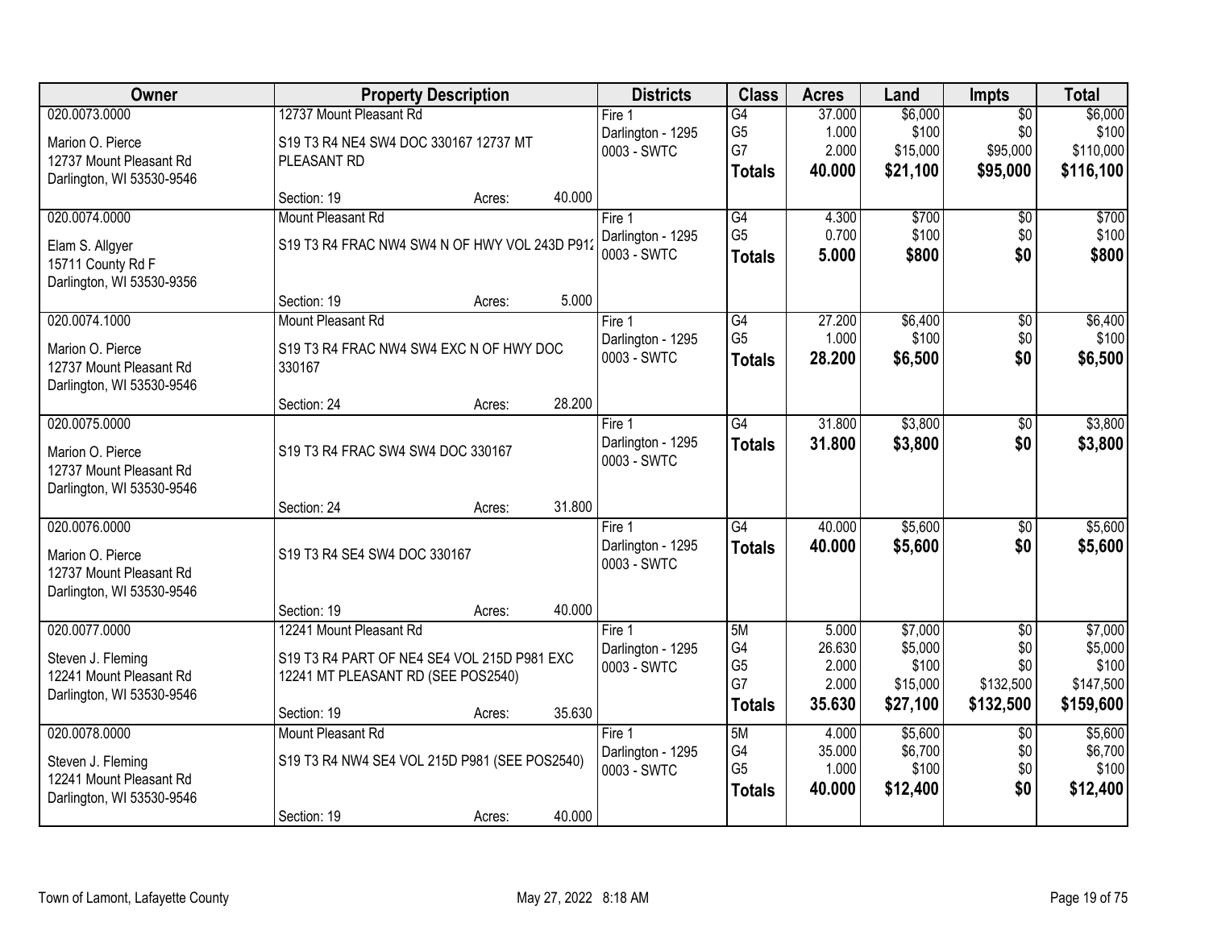| Owner | Property Description | Districts | Class | Acres | Land | Impts | Total |
|---|---|---|---|---|---|---|---|
| 020.0073.0000<br>Marion O. Pierce<br>12737 Mount Pleasant Rd<br>Darlington, WI 53530-9546 | 12737 Mount Pleasant Rd<br>S19 T3 R4 NE4 SW4 DOC 330167 12737 MT PLEASANT RD<br>Section: 19 Acres: 40.000 | Fire 1<br>Darlington - 1295<br>0003 - SWTC | G4<br>G5<br>G7<br>**Totals** | 37.000<br>1.000<br>2.000<br>**40.000** | $6,000<br>$100<br>$15,000<br>**$21,100** | $0<br>$0<br>$95,000<br>**$95,000** | $6,000<br>$100<br>$110,000<br>**$116,100** |
| 020.0074.0000<br>Elam S. Allgyer<br>15711 County Rd F<br>Darlington, WI 53530-9356 | Mount Pleasant Rd<br>S19 T3 R4 FRAC NW4 SW4 N OF HWY VOL 243D P912<br>Section: 19 Acres: 5.000 | Fire 1<br>Darlington - 1295<br>0003 - SWTC | G4<br>G5<br>**Totals** | 4.300<br>0.700<br>**5.000** | $700<br>$100<br>**$800** | $0<br>$0<br>**$0** | $700<br>$100<br>**$800** |
| 020.0074.1000<br>Marion O. Pierce<br>12737 Mount Pleasant Rd<br>Darlington, WI 53530-9546 | Mount Pleasant Rd<br>S19 T3 R4 FRAC NW4 SW4 EXC N OF HWY DOC 330167<br>Section: 24 Acres: 28.200 | Fire 1<br>Darlington - 1295<br>0003 - SWTC | G4<br>G5<br>**Totals** | 27.200<br>1.000<br>**28.200** | $6,400<br>$100<br>**$6,500** | $0<br>$0<br>**$0** | $6,400<br>$100<br>**$6,500** |
| 020.0075.0000<br>Marion O. Pierce<br>12737 Mount Pleasant Rd<br>Darlington, WI 53530-9546 | S19 T3 R4 FRAC SW4 SW4 DOC 330167<br>Section: 24 Acres: 31.800 | Fire 1<br>Darlington - 1295<br>0003 - SWTC | G4<br>**Totals** | 31.800<br>**31.800** | $3,800<br>**$3,800** | $0<br>**$0** | $3,800<br>**$3,800** |
| 020.0076.0000<br>Marion O. Pierce<br>12737 Mount Pleasant Rd<br>Darlington, WI 53530-9546 | S19 T3 R4 SE4 SW4 DOC 330167<br>Section: 19 Acres: 40.000 | Fire 1<br>Darlington - 1295<br>0003 - SWTC | G4<br>**Totals** | 40.000<br>**40.000** | $5,600<br>**$5,600** | $0<br>**$0** | $5,600<br>**$5,600** |
| 020.0077.0000<br>Steven J. Fleming<br>12241 Mount Pleasant Rd<br>Darlington, WI 53530-9546 | 12241 Mount Pleasant Rd<br>S19 T3 R4 PART OF NE4 SE4 VOL 215D P981 EXC 12241 MT PLEASANT RD (SEE POS2540)<br>Section: 19 Acres: 35.630 | Fire 1<br>Darlington - 1295<br>0003 - SWTC | 5M<br>G4<br>G5<br>G7<br>**Totals** | 5.000<br>26.630<br>2.000<br>2.000<br>**35.630** | $7,000<br>$5,000<br>$100<br>$15,000<br>**$27,100** | $0<br>$0<br>$0<br>$132,500<br>**$132,500** | $7,000<br>$5,000<br>$100<br>$147,500<br>**$159,600** |
| 020.0078.0000<br>Steven J. Fleming<br>12241 Mount Pleasant Rd<br>Darlington, WI 53530-9546 | Mount Pleasant Rd<br>S19 T3 R4 NW4 SE4 VOL 215D P981 (SEE POS2540)<br>Section: 19 Acres: 40.000 | Fire 1<br>Darlington - 1295<br>0003 - SWTC | 5M<br>G4<br>G5<br>**Totals** | 4.000<br>35.000<br>1.000<br>**40.000** | $5,600<br>$6,700<br>$100<br>**$12,400** | $0<br>$0<br>$0<br>**$0** | $5,600<br>$6,700<br>$100<br>**$12,400** |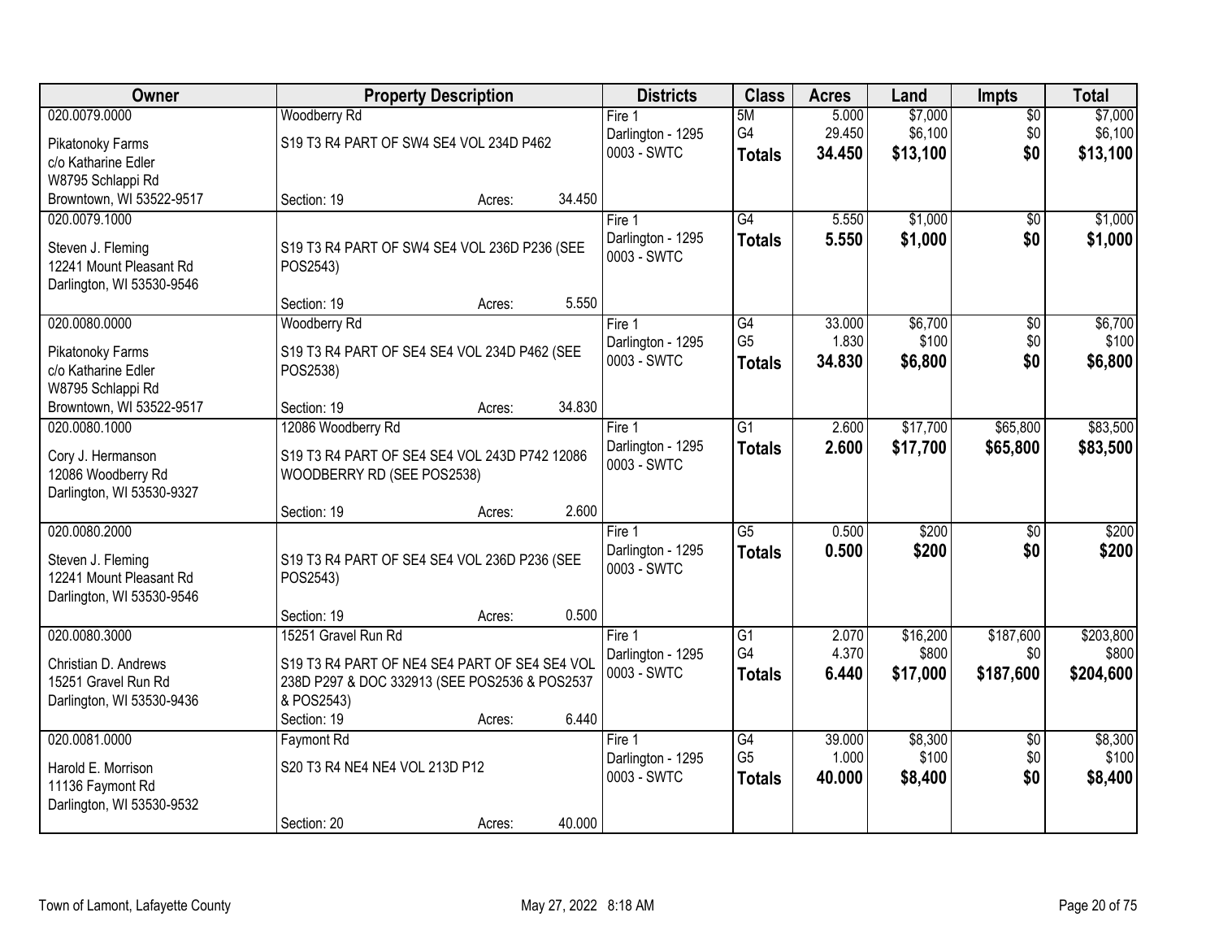| Owner | Property Description | Districts | Class | Acres | Land | Impts | Total |
|---|---|---|---|---|---|---|---|
| 020.0079.0000<br>Pikatonoky Farms<br>c/o Katharine Edler<br>W8795 Schlappi Rd<br>Browntown, WI 53522-9517 | Woodberry Rd<br>S19 T3 R4 PART OF SW4 SE4 VOL 234D P462<br>Section: 19 Acres: 34.450 | Fire 1<br>Darlington - 1295<br>0003 - SWTC | 5M<br>G4<br>**Totals** | 5.000<br>29.450<br>**34.450** | $7,000<br>$6,100<br>**$13,100** | $0<br>$0<br>**$0** | $7,000<br>$6,100<br>**$13,100** |
| 020.0079.1000<br>Steven J. Fleming<br>12241 Mount Pleasant Rd<br>Darlington, WI 53530-9546 | S19 T3 R4 PART OF SW4 SE4 VOL 236D P236 (SEE POS2543)<br>Section: 19 Acres: 5.550 | Fire 1<br>Darlington - 1295<br>0003 - SWTC | G4<br>**Totals** | 5.550<br>**5.550** | $1,000<br>**$1,000** | $0<br>**$0** | $1,000<br>**$1,000** |
| 020.0080.0000<br>Pikatonoky Farms<br>c/o Katharine Edler<br>W8795 Schlappi Rd<br>Browntown, WI 53522-9517 | Woodberry Rd<br>S19 T3 R4 PART OF SE4 SE4 VOL 234D P462 (SEE POS2538)<br>Section: 19 Acres: 34.830 | Fire 1<br>Darlington - 1295<br>0003 - SWTC | G4<br>G5<br>**Totals** | 33.000<br>1.830<br>**34.830** | $6,700<br>$100<br>**$6,800** | $0<br>$0<br>**$0** | $6,700<br>$100<br>**$6,800** |
| 020.0080.1000<br>Cory J. Hermanson<br>12086 Woodberry Rd<br>Darlington, WI 53530-9327 | 12086 Woodberry Rd<br>S19 T3 R4 PART OF SE4 SE4 VOL 243D P742 12086 WOODBERRY RD (SEE POS2538)<br>Section: 19 Acres: 2.600 | Fire 1<br>Darlington - 1295<br>0003 - SWTC | G1<br>**Totals** | 2.600<br>**2.600** | $17,700<br>**$17,700** | $65,800<br>**$65,800** | $83,500<br>**$83,500** |
| 020.0080.2000<br>Steven J. Fleming<br>12241 Mount Pleasant Rd<br>Darlington, WI 53530-9546 | S19 T3 R4 PART OF SE4 SE4 VOL 236D P236 (SEE POS2543)<br>Section: 19 Acres: 0.500 | Fire 1<br>Darlington - 1295<br>0003 - SWTC | G5<br>**Totals** | 0.500<br>**0.500** | $200<br>**$200** | $0<br>**$0** | $200<br>**$200** |
| 020.0080.3000<br>Christian D. Andrews<br>15251 Gravel Run Rd<br>Darlington, WI 53530-9436 | 15251 Gravel Run Rd<br>S19 T3 R4 PART OF NE4 SE4 PART OF SE4 SE4 VOL 238D P297 & DOC 332913 (SEE POS2536 & POS2537 & POS2543)<br>Section: 19 Acres: 6.440 | Fire 1<br>Darlington - 1295<br>0003 - SWTC | G1<br>G4<br>**Totals** | 2.070<br>4.370<br>**6.440** | $16,200<br>$800<br>**$17,000** | $187,600<br>$0<br>**$187,600** | $203,800<br>$800<br>**$204,600** |
| 020.0081.0000<br>Harold E. Morrison<br>11136 Faymont Rd<br>Darlington, WI 53530-9532 | Faymont Rd<br>S20 T3 R4 NE4 NE4 VOL 213D P12<br>Section: 20 Acres: 40.000 | Fire 1<br>Darlington - 1295<br>0003 - SWTC | G4<br>G5<br>**Totals** | 39.000<br>1.000<br>**40.000** | $8,300<br>$100<br>**$8,400** | $0<br>$0<br>**$0** | $8,300<br>$100<br>**$8,400** |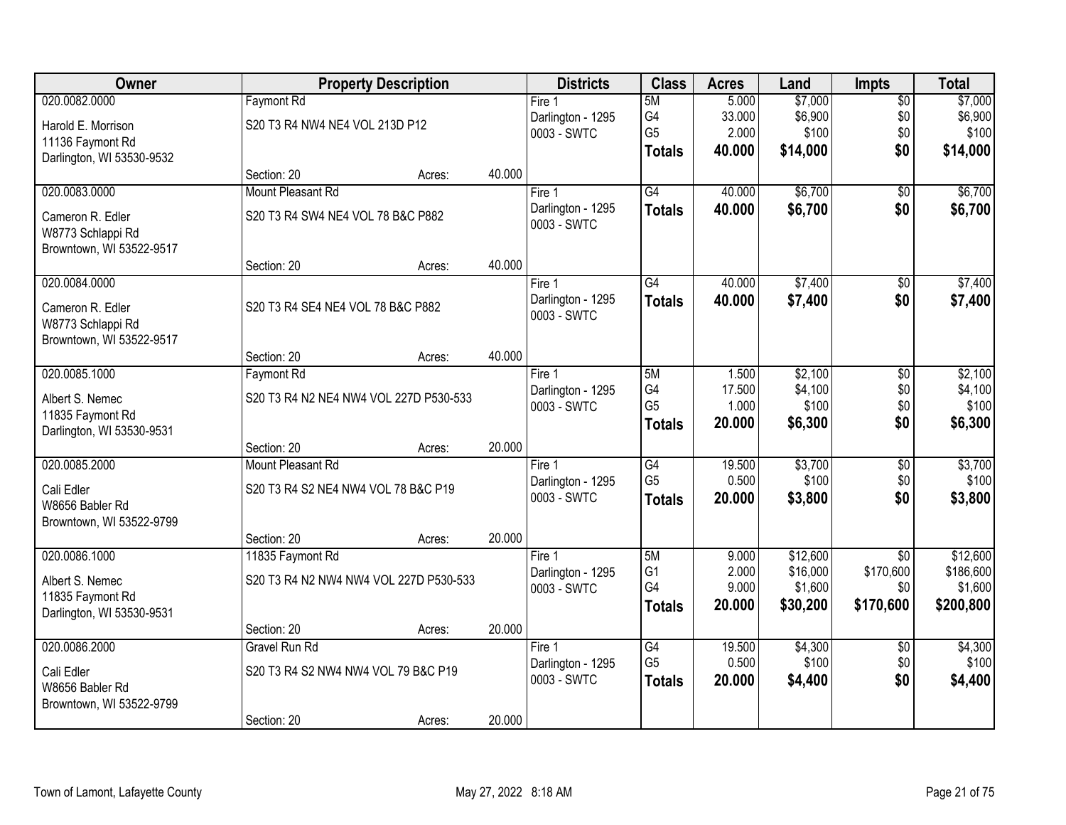| Owner | Property Description | | Districts | Class | Acres | Land | Impts | Total |
|---|---|---|---|---|---|---|---|---|
| 020.0082.0000 | Faymont Rd | | Fire 1 | 5M | 5.000 | $7,000 | $0 | $7,000 |
| Harold E. Morrison | S20 T3 R4 NW4 NE4 VOL 213D P12 | | Darlington - 1295 | G4 | 33.000 | $6,900 | $0 | $6,900 |
| 11136 Faymont Rd | | | 0003 - SWTC | G5 | 2.000 | $100 | $0 | $100 |
| Darlington, WI 53530-9532 | | | | **Totals** | **40.000** | **$14,000** | **$0** | **$14,000** |
| | Section: 20 | Acres: 40.000 | | | | | | |
| 020.0083.0000 | Mount Pleasant Rd | | Fire 1 | G4 | 40.000 | $6,700 | $0 | $6,700 |
| Cameron R. Edler | S20 T3 R4 SW4 NE4 VOL 78 B&C P882 | | Darlington - 1295 | **Totals** | **40.000** | **$6,700** | **$0** | **$6,700** |
| W8773 Schlappi Rd | | | 0003 - SWTC | | | | | |
| Browntown, WI 53522-9517 | | | | | | | | |
| | Section: 20 | Acres: 40.000 | | | | | | |
| 020.0084.0000 | | | Fire 1 | G4 | 40.000 | $7,400 | $0 | $7,400 |
| Cameron R. Edler | S20 T3 R4 SE4 NE4 VOL 78 B&C P882 | | Darlington - 1295 | **Totals** | **40.000** | **$7,400** | **$0** | **$7,400** |
| W8773 Schlappi Rd | | | 0003 - SWTC | | | | | |
| Browntown, WI 53522-9517 | | | | | | | | |
| | Section: 20 | Acres: 40.000 | | | | | | |
| 020.0085.1000 | Faymont Rd | | Fire 1 | 5M | 1.500 | $2,100 | $0 | $2,100 |
| Albert S. Nemec | S20 T3 R4 N2 NE4 NW4 VOL 227D P530-533 | | Darlington - 1295 | G4 | 17.500 | $4,100 | $0 | $4,100 |
| 11835 Faymont Rd | | | 0003 - SWTC | G5 | 1.000 | $100 | $0 | $100 |
| Darlington, WI 53530-9531 | | | | **Totals** | **20.000** | **$6,300** | **$0** | **$6,300** |
| | Section: 20 | Acres: 20.000 | | | | | | |
| 020.0085.2000 | Mount Pleasant Rd | | Fire 1 | G4 | 19.500 | $3,700 | $0 | $3,700 |
| Cali Edler | S20 T3 R4 S2 NE4 NW4 VOL 78 B&C P19 | | Darlington - 1295 | G5 | 0.500 | $100 | $0 | $100 |
| W8656 Babler Rd | | | 0003 - SWTC | **Totals** | **20.000** | **$3,800** | **$0** | **$3,800** |
| Browntown, WI 53522-9799 | | | | | | | | |
| | Section: 20 | Acres: 20.000 | | | | | | |
| 020.0086.1000 | 11835 Faymont Rd | | Fire 1 | 5M | 9.000 | $12,600 | $0 | $12,600 |
| Albert S. Nemec | S20 T3 R4 N2 NW4 NW4 VOL 227D P530-533 | | Darlington - 1295 | G1 | 2.000 | $16,000 | $170,600 | $186,600 |
| 11835 Faymont Rd | | | 0003 - SWTC | G4 | 9.000 | $1,600 | $0 | $1,600 |
| Darlington, WI 53530-9531 | | | | **Totals** | **20.000** | **$30,200** | **$170,600** | **$200,800** |
| | Section: 20 | Acres: 20.000 | | | | | | |
| 020.0086.2000 | Gravel Run Rd | | Fire 1 | G4 | 19.500 | $4,300 | $0 | $4,300 |
| Cali Edler | S20 T3 R4 S2 NW4 NW4 VOL 79 B&C P19 | | Darlington - 1295 | G5 | 0.500 | $100 | $0 | $100 |
| W8656 Babler Rd | | | 0003 - SWTC | **Totals** | **20.000** | **$4,400** | **$0** | **$4,400** |
| Browntown, WI 53522-9799 | | | | | | | | |
| | Section: 20 | Acres: 20.000 | | | | | | |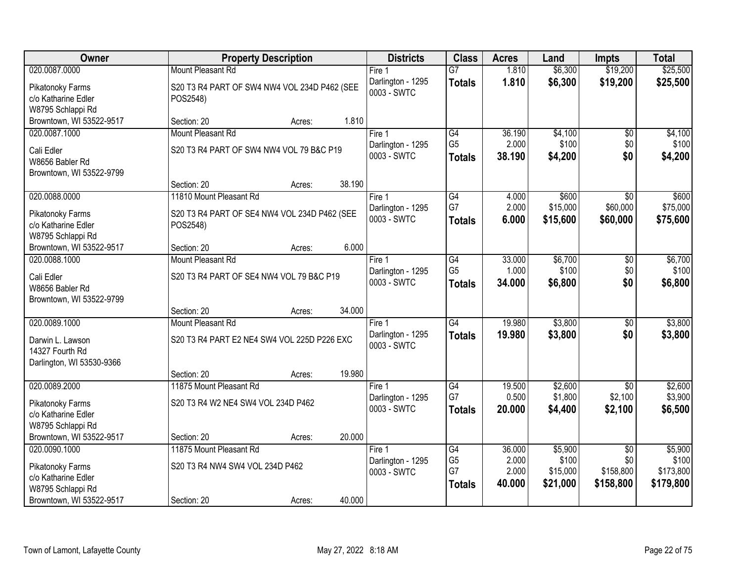| Owner | Property Description | Districts | Class | Acres | Land | Impts | Total |
|---|---|---|---|---|---|---|---|
| 020.0087.0000<br>Pikatonoky Farms<br>c/o Katharine Edler<br>W8795 Schlappi Rd<br>Browntown, WI 53522-9517 | Mount Pleasant Rd<br>S20 T3 R4 PART OF SW4 NW4 VOL 234D P462 (SEE POS2548)<br>Section: 20 Acres: 1.810 | Fire 1<br>Darlington - 1295<br>0003 - SWTC | G7<br>**Totals** | 1.810<br>**1.810** | $6,300<br>**$6,300** | $19,200<br>**$19,200** | $25,500<br>**$25,500** |
| 020.0087.1000<br>Cali Edler<br>W8656 Babler Rd<br>Browntown, WI 53522-9799 | Mount Pleasant Rd<br>S20 T3 R4 PART OF SW4 NW4 VOL 79 B&C P19<br>Section: 20 Acres: 38.190 | Fire 1<br>Darlington - 1295<br>0003 - SWTC | G4<br>G5<br>**Totals** | 36.190<br>2.000<br>**38.190** | $4,100<br>$100<br>**$4,200** | $0<br>$0<br>**$0** | $4,100<br>$100<br>**$4,200** |
| 020.0088.0000<br>Pikatonoky Farms<br>c/o Katharine Edler<br>W8795 Schlappi Rd<br>Browntown, WI 53522-9517 | 11810 Mount Pleasant Rd<br>S20 T3 R4 PART OF SE4 NW4 VOL 234D P462 (SEE POS2548)<br>Section: 20 Acres: 6.000 | Fire 1<br>Darlington - 1295<br>0003 - SWTC | G4<br>G7<br>**Totals** | 4.000<br>2.000<br>**6.000** | $600<br>$15,000<br>**$15,600** | $0<br>$60,000<br>**$60,000** | $600<br>$75,000<br>**$75,600** |
| 020.0088.1000<br>Cali Edler<br>W8656 Babler Rd<br>Browntown, WI 53522-9799 | Mount Pleasant Rd<br>S20 T3 R4 PART OF SE4 NW4 VOL 79 B&C P19<br>Section: 20 Acres: 34.000 | Fire 1<br>Darlington - 1295<br>0003 - SWTC | G4<br>G5<br>**Totals** | 33.000<br>1.000<br>**34.000** | $6,700<br>$100<br>**$6,800** | $0<br>$0<br>**$0** | $6,700<br>$100<br>**$6,800** |
| 020.0089.1000<br>Darwin L. Lawson<br>14327 Fourth Rd<br>Darlington, WI 53530-9366 | Mount Pleasant Rd<br>S20 T3 R4 PART E2 NE4 SW4 VOL 225D P226 EXC<br>Section: 20 Acres: 19.980 | Fire 1<br>Darlington - 1295<br>0003 - SWTC | G4<br>**Totals** | 19.980<br>**19.980** | $3,800<br>**$3,800** | $0<br>**$0** | $3,800<br>**$3,800** |
| 020.0089.2000<br>Pikatonoky Farms<br>c/o Katharine Edler<br>W8795 Schlappi Rd<br>Browntown, WI 53522-9517 | 11875 Mount Pleasant Rd<br>S20 T3 R4 W2 NE4 SW4 VOL 234D P462<br>Section: 20 Acres: 20.000 | Fire 1<br>Darlington - 1295<br>0003 - SWTC | G4<br>G7<br>**Totals** | 19.500<br>0.500<br>**20.000** | $2,600<br>$1,800<br>**$4,400** | $0<br>$2,100<br>**$2,100** | $2,600<br>$3,900<br>**$6,500** |
| 020.0090.1000<br>Pikatonoky Farms<br>c/o Katharine Edler<br>W8795 Schlappi Rd<br>Browntown, WI 53522-9517 | 11875 Mount Pleasant Rd<br>S20 T3 R4 NW4 SW4 VOL 234D P462<br>Section: 20 Acres: 40.000 | Fire 1<br>Darlington - 1295<br>0003 - SWTC | G4<br>G5<br>G7<br>**Totals** | 36.000<br>2.000<br>2.000<br>**40.000** | $5,900<br>$100<br>$15,000<br>**$21,000** | $0<br>$0<br>$158,800<br>**$158,800** | $5,900<br>$100<br>$173,800<br>**$179,800** |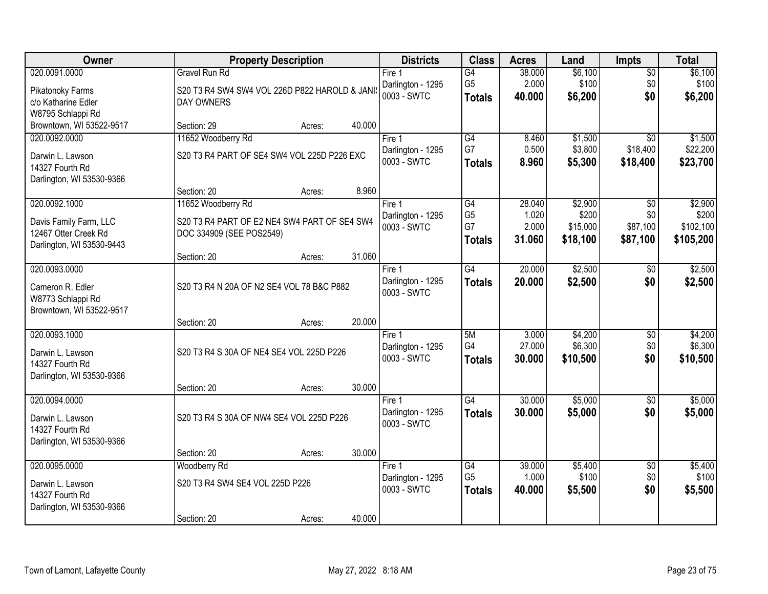| Owner | Property Description | Districts | Class | Acres | Land | Impts | Total |
|---|---|---|---|---|---|---|---|
| 020.0091.0000<br>Pikatonoky Farms<br>c/o Katharine Edler<br>W8795 Schlappi Rd<br>Browntown, WI 53522-9517 | Gravel Run Rd<br>S20 T3 R4 SW4 SW4 VOL 226D P822 HAROLD & JANI: DAY OWNERS<br>Section: 29 Acres: 40.000 | Fire 1<br>Darlington - 1295<br>0003 - SWTC | G4<br>G5<br>**Totals** | 38.000<br>2.000<br>**40.000** | $6,100<br>$100<br>**$6,200** | $0<br>$0<br>**$0** | $6,100<br>$100<br>**$6,200** |
| 020.0092.0000<br>Darwin L. Lawson<br>14327 Fourth Rd<br>Darlington, WI 53530-9366 | 11652 Woodberry Rd<br>S20 T3 R4 PART OF SE4 SW4 VOL 225D P226 EXC<br>Section: 20 Acres: 8.960 | Fire 1<br>Darlington - 1295<br>0003 - SWTC | G4<br>G7<br>**Totals** | 8.460<br>0.500<br>**8.960** | $1,500<br>$3,800<br>**$5,300** | $0<br>$18,400<br>**$18,400** | $1,500<br>$22,200<br>**$23,700** |
| 020.0092.1000<br>Davis Family Farm, LLC<br>12467 Otter Creek Rd<br>Darlington, WI 53530-9443 | 11652 Woodberry Rd<br>S20 T3 R4 PART OF E2 NE4 SW4 PART OF SE4 SW4 DOC 334909 (SEE POS2549)<br>Section: 20 Acres: 31.060 | Fire 1<br>Darlington - 1295<br>0003 - SWTC | G4<br>G5<br>G7<br>**Totals** | 28.040<br>1.020<br>2.000<br>**31.060** | $2,900<br>$200<br>$15,000<br>**$18,100** | $0<br>$0<br>$87,100<br>**$87,100** | $2,900<br>$200<br>$102,100<br>**$105,200** |
| 020.0093.0000<br>Cameron R. Edler<br>W8773 Schlappi Rd<br>Browntown, WI 53522-9517 | S20 T3 R4 N 20A OF N2 SE4 VOL 78 B&C P882<br>Section: 20 Acres: 20.000 | Fire 1<br>Darlington - 1295<br>0003 - SWTC | G4<br>**Totals** | 20.000<br>**20.000** | $2,500<br>**$2,500** | $0<br>**$0** | $2,500<br>**$2,500** |
| 020.0093.1000<br>Darwin L. Lawson<br>14327 Fourth Rd<br>Darlington, WI 53530-9366 | S20 T3 R4 S 30A OF NE4 SE4 VOL 225D P226<br>Section: 20 Acres: 30.000 | Fire 1<br>Darlington - 1295<br>0003 - SWTC | 5M<br>G4<br>**Totals** | 3.000<br>27.000<br>**30.000** | $4,200<br>$6,300<br>**$10,500** | $0<br>$0<br>**$0** | $4,200<br>$6,300<br>**$10,500** |
| 020.0094.0000<br>Darwin L. Lawson<br>14327 Fourth Rd<br>Darlington, WI 53530-9366 | S20 T3 R4 S 30A OF NW4 SE4 VOL 225D P226<br>Section: 20 Acres: 30.000 | Fire 1<br>Darlington - 1295<br>0003 - SWTC | G4<br>**Totals** | 30.000<br>**30.000** | $5,000<br>**$5,000** | $0<br>**$0** | $5,000<br>**$5,000** |
| 020.0095.0000<br>Darwin L. Lawson<br>14327 Fourth Rd<br>Darlington, WI 53530-9366 | Woodberry Rd<br>S20 T3 R4 SW4 SE4 VOL 225D P226<br>Section: 20 Acres: 40.000 | Fire 1<br>Darlington - 1295<br>0003 - SWTC | G4<br>G5<br>**Totals** | 39.000<br>1.000<br>**40.000** | $5,400<br>$100<br>**$5,500** | $0<br>$0<br>**$0** | $5,400<br>$100<br>**$5,500** |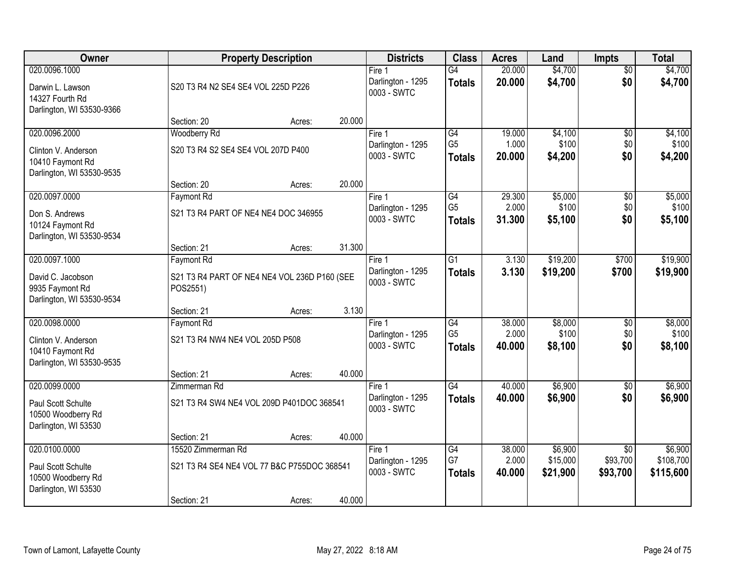| Owner | Property Description | Districts | Class | Acres | Land | Impts | Total |
|---|---|---|---|---|---|---|---|
| 020.0096.1000<br>Darwin L. Lawson<br>14327 Fourth Rd<br>Darlington, WI 53530-9366 | S20 T3 R4 N2 SE4 SE4 VOL 225D P226<br>Section: 20 Acres: 20.000 | Fire 1<br>Darlington - 1295<br>0003 - SWTC | G4<br>**Totals** | 20.000<br>**20.000** | $4,700<br>**$4,700** | $0<br>**$0** | $4,700<br>**$4,700** |
| 020.0096.2000<br>Clinton V. Anderson<br>10410 Faymont Rd<br>Darlington, WI 53530-9535 | Woodberry Rd<br>S20 T3 R4 S2 SE4 SE4 VOL 207D P400<br>Section: 20 Acres: 20.000 | Fire 1<br>Darlington - 1295<br>0003 - SWTC | G4<br>G5<br>**Totals** | 19.000<br>1.000<br>**20.000** | $4,100<br>$100<br>**$4,200** | $0<br>$0<br>**$0** | $4,100<br>$100<br>**$4,200** |
| 020.0097.0000<br>Don S. Andrews<br>10124 Faymont Rd<br>Darlington, WI 53530-9534 | Faymont Rd<br>S21 T3 R4 PART OF NE4 NE4 DOC 346955<br>Section: 21 Acres: 31.300 | Fire 1<br>Darlington - 1295<br>0003 - SWTC | G4<br>G5<br>**Totals** | 29.300<br>2.000<br>**31.300** | $5,000<br>$100<br>**$5,100** | $0<br>$0<br>**$0** | $5,000<br>$100<br>**$5,100** |
| 020.0097.1000<br>David C. Jacobson<br>9935 Faymont Rd<br>Darlington, WI 53530-9534 | Faymont Rd<br>S21 T3 R4 PART OF NE4 NE4 VOL 236D P160 (SEE POS2551)<br>Section: 21 Acres: 3.130 | Fire 1<br>Darlington - 1295<br>0003 - SWTC | G1<br>**Totals** | 3.130<br>**3.130** | $19,200<br>**$19,200** | $700<br>**$700** | $19,900<br>**$19,900** |
| 020.0098.0000<br>Clinton V. Anderson<br>10410 Faymont Rd<br>Darlington, WI 53530-9535 | Faymont Rd<br>S21 T3 R4 NW4 NE4 VOL 205D P508<br>Section: 21 Acres: 40.000 | Fire 1<br>Darlington - 1295<br>0003 - SWTC | G4<br>G5<br>**Totals** | 38.000<br>2.000<br>**40.000** | $8,000<br>$100<br>**$8,100** | $0<br>$0<br>**$0** | $8,000<br>$100<br>**$8,100** |
| 020.0099.0000<br>Paul Scott Schulte<br>10500 Woodberry Rd<br>Darlington, WI 53530 | Zimmerman Rd<br>S21 T3 R4 SW4 NE4 VOL 209D P401DOC 368541<br>Section: 21 Acres: 40.000 | Fire 1<br>Darlington - 1295<br>0003 - SWTC | G4<br>**Totals** | 40.000<br>**40.000** | $6,900<br>**$6,900** | $0<br>**$0** | $6,900<br>**$6,900** |
| 020.0100.0000<br>Paul Scott Schulte<br>10500 Woodberry Rd<br>Darlington, WI 53530 | 15520 Zimmerman Rd<br>S21 T3 R4 SE4 NE4 VOL 77 B&C P755DOC 368541<br>Section: 21 Acres: 40.000 | Fire 1<br>Darlington - 1295<br>0003 - SWTC | G4<br>G7<br>**Totals** | 38.000<br>2.000<br>**40.000** | $6,900<br>$15,000<br>**$21,900** | $0<br>$93,700<br>**$93,700** | $6,900<br>$108,700<br>**$115,600** |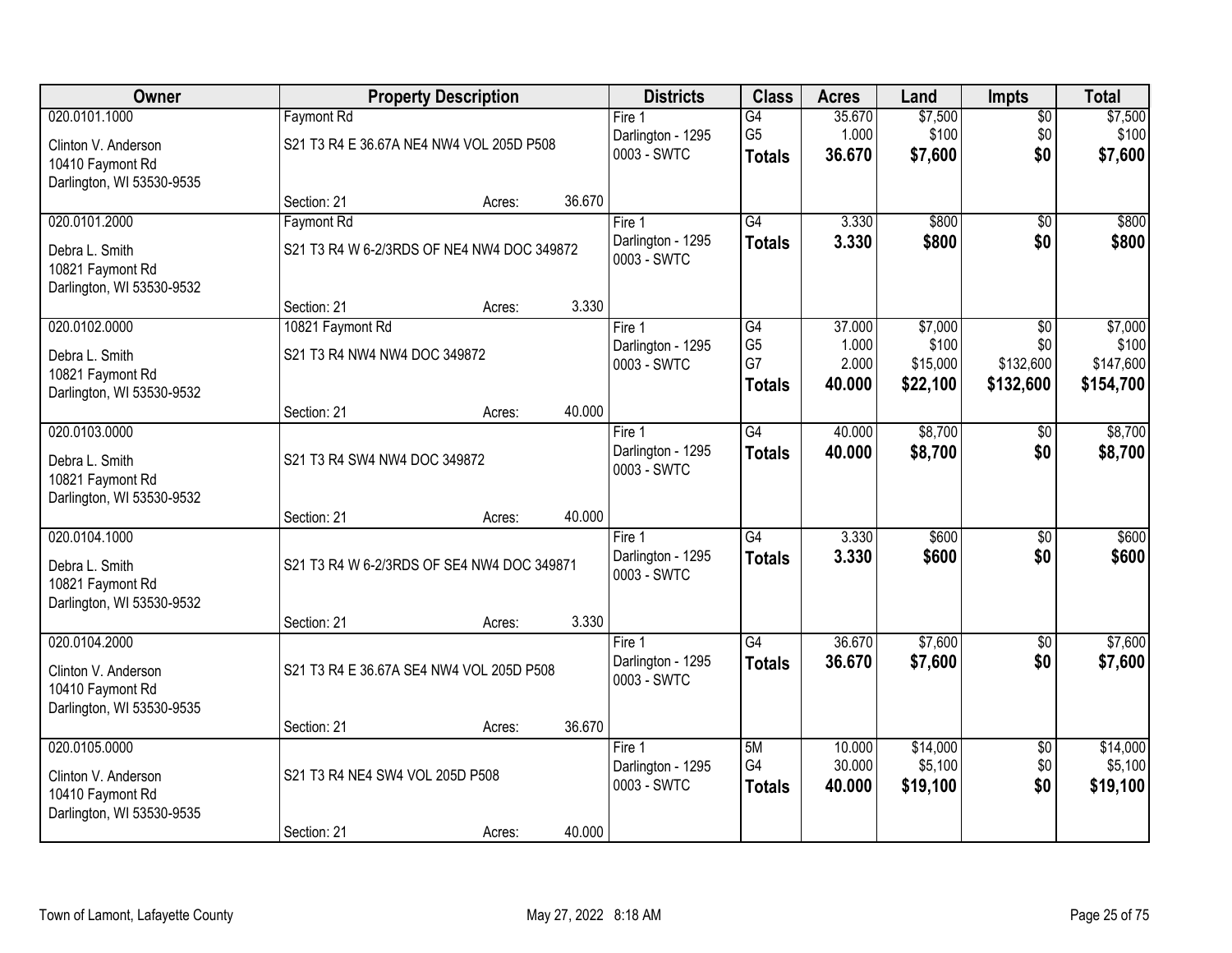| Owner | Property Description | | | Districts | Class | Acres | Land | Impts | Total |
|---|---|---|---|---|---|---|---|---|---|
| 020.0101.1000 | Faymont Rd | | | Fire 1 | G4 | 35.670 | $7,500 | $0 | $7,500 |
| Clinton V. Anderson | S21 T3 R4 E 36.67A NE4 NW4 VOL 205D P508 | | | Darlington - 1295 | G5 | 1.000 | $100 | $0 | $100 |
| 10410 Faymont Rd | | | | 0003 - SWTC | **Totals** | **36.670** | **$7,600** | **$0** | **$7,600** |
| Darlington, WI 53530-9535 | Section: 21 | Acres: | 36.670 | | | | | | |
| 020.0101.2000 | Faymont Rd | | | Fire 1 | G4 | 3.330 | $800 | $0 | $800 |
| Debra L. Smith | S21 T3 R4 W 6-2/3RDS OF NE4 NW4 DOC 349872 | | | Darlington - 1295 | **Totals** | **3.330** | **$800** | **$0** | **$800** |
| 10821 Faymont Rd | | | | 0003 - SWTC | | | | | |
| Darlington, WI 53530-9532 | Section: 21 | Acres: | 3.330 | | | | | | |
| 020.0102.0000 | 10821 Faymont Rd | | | Fire 1 | G4 | 37.000 | $7,000 | $0 | $7,000 |
| Debra L. Smith | S21 T3 R4 NW4 NW4 DOC 349872 | | | Darlington - 1295 | G5 | 1.000 | $100 | $0 | $100 |
| 10821 Faymont Rd | | | | 0003 - SWTC | G7 | 2.000 | $15,000 | $132,600 | $147,600 |
| Darlington, WI 53530-9532 | Section: 21 | Acres: | 40.000 | | **Totals** | **40.000** | **$22,100** | **$132,600** | **$154,700** |
| 020.0103.0000 | | | | Fire 1 | G4 | 40.000 | $8,700 | $0 | $8,700 |
| Debra L. Smith | S21 T3 R4 SW4 NW4 DOC 349872 | | | Darlington - 1295 | **Totals** | **40.000** | **$8,700** | **$0** | **$8,700** |
| 10821 Faymont Rd | | | | 0003 - SWTC | | | | | |
| Darlington, WI 53530-9532 | Section: 21 | Acres: | 40.000 | | | | | | |
| 020.0104.1000 | | | | Fire 1 | G4 | 3.330 | $600 | $0 | $600 |
| Debra L. Smith | S21 T3 R4 W 6-2/3RDS OF SE4 NW4 DOC 349871 | | | Darlington - 1295 | **Totals** | **3.330** | **$600** | **$0** | **$600** |
| 10821 Faymont Rd | | | | 0003 - SWTC | | | | | |
| Darlington, WI 53530-9532 | Section: 21 | Acres: | 3.330 | | | | | | |
| 020.0104.2000 | | | | Fire 1 | G4 | 36.670 | $7,600 | $0 | $7,600 |
| Clinton V. Anderson | S21 T3 R4 E 36.67A SE4 NW4 VOL 205D P508 | | | Darlington - 1295 | **Totals** | **36.670** | **$7,600** | **$0** | **$7,600** |
| 10410 Faymont Rd | | | | 0003 - SWTC | | | | | |
| Darlington, WI 53530-9535 | Section: 21 | Acres: | 36.670 | | | | | | |
| 020.0105.0000 | | | | Fire 1 | 5M | 10.000 | $14,000 | $0 | $14,000 |
| Clinton V. Anderson | S21 T3 R4 NE4 SW4 VOL 205D P508 | | | Darlington - 1295 | G4 | 30.000 | $5,100 | $0 | $5,100 |
| 10410 Faymont Rd | | | | 0003 - SWTC | **Totals** | **40.000** | **$19,100** | **$0** | **$19,100** |
| Darlington, WI 53530-9535 | Section: 21 | Acres: | 40.000 | | | | | | |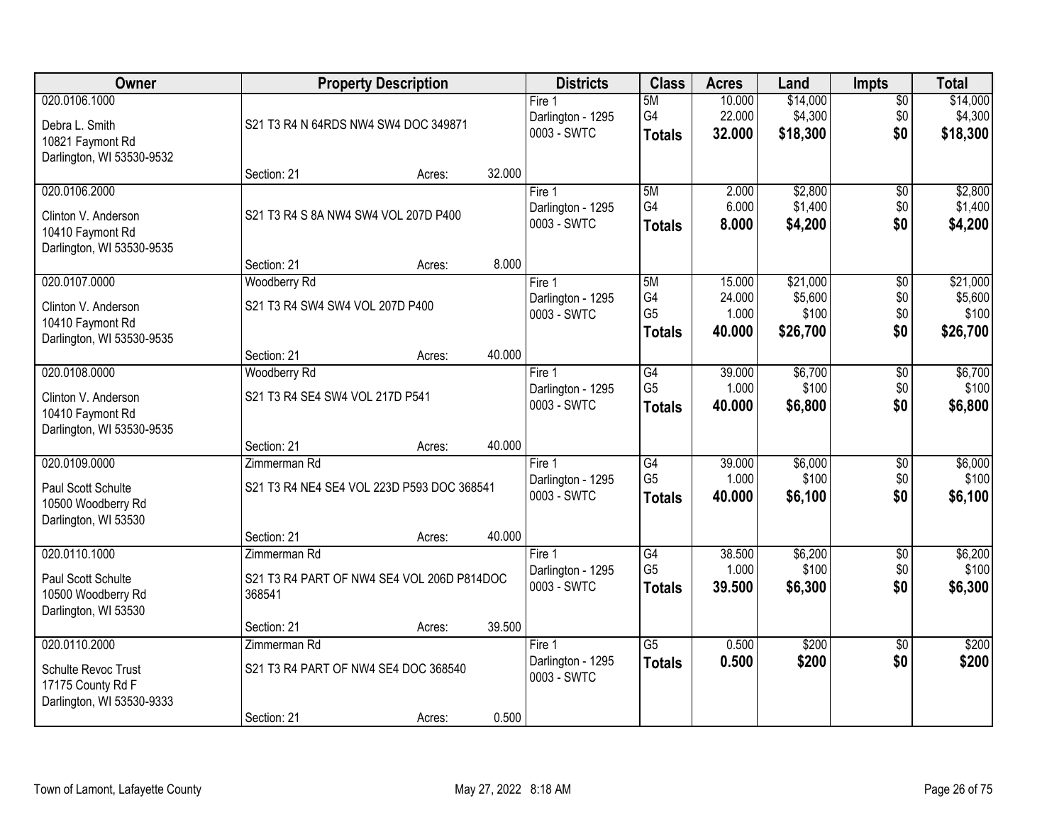| Owner | Property Description | | | Districts | Class | Acres | Land | Impts | Total |
|---|---|---|---|---|---|---|---|---|---|
| 020.0106.1000<br>Debra L. Smith<br>10821 Faymont Rd<br>Darlington, WI 53530-9532 | S21 T3 R4 N 64RDS NW4 SW4 DOC 349871<br>Section: 21 | Acres: | 32.000 | Fire 1<br>Darlington - 1295<br>0003 - SWTC | 5M<br>G4<br>**Totals** | 10.000<br>22.000<br>**32.000** | $14,000<br>$4,300<br>**$18,300** | $0<br>$0<br>**$0** | $14,000<br>$4,300<br>**$18,300** |
| 020.0106.2000<br>Clinton V. Anderson<br>10410 Faymont Rd<br>Darlington, WI 53530-9535 | S21 T3 R4 S 8A NW4 SW4 VOL 207D P400<br>Section: 21 | Acres: | 8.000 | Fire 1<br>Darlington - 1295<br>0003 - SWTC | 5M<br>G4<br>**Totals** | 2.000<br>6.000<br>**8.000** | $2,800<br>$1,400<br>**$4,200** | $0<br>$0<br>**$0** | $2,800<br>$1,400<br>**$4,200** |
| 020.0107.0000<br>Clinton V. Anderson<br>10410 Faymont Rd<br>Darlington, WI 53530-9535 | Woodberry Rd<br>S21 T3 R4 SW4 SW4 VOL 207D P400<br>Section: 21 | Acres: | 40.000 | Fire 1<br>Darlington - 1295<br>0003 - SWTC | 5M<br>G4<br>G5<br>**Totals** | 15.000<br>24.000<br>1.000<br>**40.000** | $21,000<br>$5,600<br>$100<br>**$26,700** | $0<br>$0<br>$0<br>**$0** | $21,000<br>$5,600<br>$100<br>**$26,700** |
| 020.0108.0000<br>Clinton V. Anderson<br>10410 Faymont Rd<br>Darlington, WI 53530-9535 | Woodberry Rd<br>S21 T3 R4 SE4 SW4 VOL 217D P541<br>Section: 21 | Acres: | 40.000 | Fire 1<br>Darlington - 1295<br>0003 - SWTC | G4<br>G5<br>**Totals** | 39.000<br>1.000<br>**40.000** | $6,700<br>$100<br>**$6,800** | $0<br>$0<br>**$0** | $6,700<br>$100<br>**$6,800** |
| 020.0109.0000<br>Paul Scott Schulte<br>10500 Woodberry Rd<br>Darlington, WI 53530 | Zimmerman Rd<br>S21 T3 R4 NE4 SE4 VOL 223D P593 DOC 368541<br>Section: 21 | Acres: | 40.000 | Fire 1<br>Darlington - 1295<br>0003 - SWTC | G4<br>G5<br>**Totals** | 39.000<br>1.000<br>**40.000** | $6,000<br>$100<br>**$6,100** | $0<br>$0<br>**$0** | $6,000<br>$100<br>**$6,100** |
| 020.0110.1000<br>Paul Scott Schulte<br>10500 Woodberry Rd<br>Darlington, WI 53530 | Zimmerman Rd<br>S21 T3 R4 PART OF NW4 SE4 VOL 206D P814DOC 368541<br>Section: 21 | Acres: | 39.500 | Fire 1<br>Darlington - 1295<br>0003 - SWTC | G4<br>G5<br>**Totals** | 38.500<br>1.000<br>**39.500** | $6,200<br>$100<br>**$6,300** | $0<br>$0<br>**$0** | $6,200<br>$100<br>**$6,300** |
| 020.0110.2000<br>Schulte Revoc Trust<br>17175 County Rd F<br>Darlington, WI 53530-9333 | Zimmerman Rd<br>S21 T3 R4 PART OF NW4 SE4 DOC 368540<br>Section: 21 | Acres: | 0.500 | Fire 1<br>Darlington - 1295<br>0003 - SWTC | G5<br>**Totals** | 0.500<br>**0.500** | $200<br>**$200** | $0<br>**$0** | $200<br>**$200** |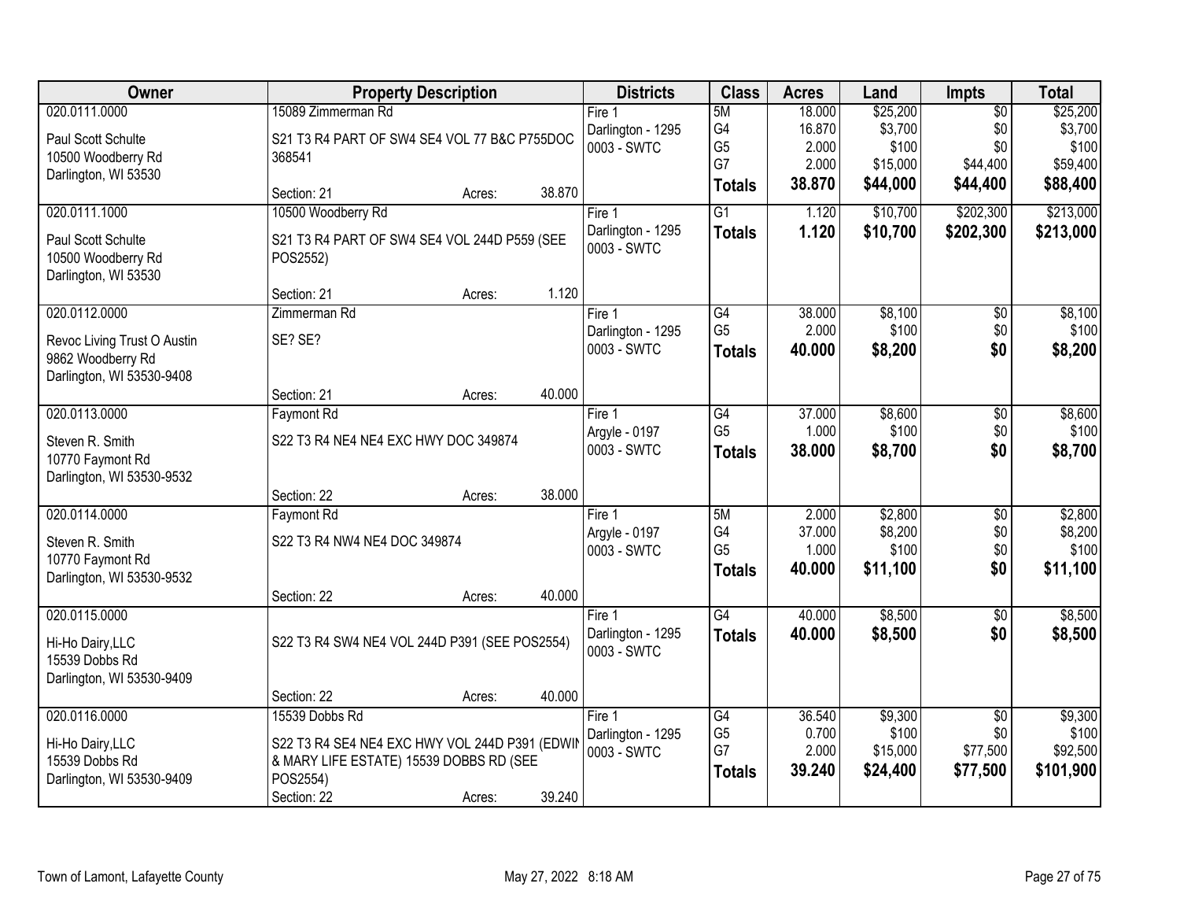| Owner | Property Description | Districts | Class | Acres | Land | Impts | Total |
|---|---|---|---|---|---|---|---|
| 020.0111.0000<br>Paul Scott Schulte<br>10500 Woodberry Rd<br>Darlington, WI 53530 | 15089 Zimmerman Rd<br>S21 T3 R4 PART OF SW4 SE4 VOL 77 B&C P755DOC 368541<br>Section: 21 Acres: 38.870 | Fire 1<br>Darlington - 1295<br>0003 - SWTC | 5M<br>G4<br>G5<br>G7<br>**Totals** | 18.000<br>16.870<br>2.000<br>2.000<br>**38.870** | $25,200<br>$3,700<br>$100<br>$15,000<br>**$44,000** | $0<br>$0<br>$0<br>$44,400<br>**$44,400** | $25,200<br>$3,700<br>$100<br>$59,400<br>**$88,400** |
| 020.0111.1000<br>Paul Scott Schulte<br>10500 Woodberry Rd<br>Darlington, WI 53530 | 10500 Woodberry Rd<br>S21 T3 R4 PART OF SW4 SE4 VOL 244D P559 (SEE POS2552)<br>Section: 21 Acres: 1.120 | Fire 1<br>Darlington - 1295<br>0003 - SWTC | G1<br>**Totals** | 1.120<br>**1.120** | $10,700<br>**$10,700** | $202,300<br>**$202,300** | $213,000<br>**$213,000** |
| 020.0112.0000<br>Revoc Living Trust O Austin<br>9862 Woodberry Rd<br>Darlington, WI 53530-9408 | Zimmerman Rd<br>SE? SE?<br>Section: 21 Acres: 40.000 | Fire 1<br>Darlington - 1295<br>0003 - SWTC | G4<br>G5<br>**Totals** | 38.000<br>2.000<br>**40.000** | $8,100<br>$100<br>**$8,200** | $0<br>$0<br>**$0** | $8,100<br>$100<br>**$8,200** |
| 020.0113.0000<br>Steven R. Smith<br>10770 Faymont Rd<br>Darlington, WI 53530-9532 | Faymont Rd<br>S22 T3 R4 NE4 NE4 EXC HWY DOC 349874<br>Section: 22 Acres: 38.000 | Fire 1<br>Argyle - 0197<br>0003 - SWTC | G4<br>G5<br>**Totals** | 37.000<br>1.000<br>**38.000** | $8,600<br>$100<br>**$8,700** | $0<br>$0<br>**$0** | $8,600<br>$100<br>**$8,700** |
| 020.0114.0000<br>Steven R. Smith<br>10770 Faymont Rd<br>Darlington, WI 53530-9532 | Faymont Rd<br>S22 T3 R4 NW4 NE4 DOC 349874<br>Section: 22 Acres: 40.000 | Fire 1<br>Argyle - 0197<br>0003 - SWTC | 5M<br>G4<br>G5<br>**Totals** | 2.000<br>37.000<br>1.000<br>**40.000** | $2,800<br>$8,200<br>$100<br>**$11,100** | $0<br>$0<br>$0<br>**$0** | $2,800<br>$8,200<br>$100<br>**$11,100** |
| 020.0115.0000<br>Hi-Ho Dairy,LLC<br>15539 Dobbs Rd<br>Darlington, WI 53530-9409 | S22 T3 R4 SW4 NE4 VOL 244D P391 (SEE POS2554)<br>Section: 22 Acres: 40.000 | Fire 1<br>Darlington - 1295<br>0003 - SWTC | G4<br>**Totals** | 40.000<br>**40.000** | $8,500<br>**$8,500** | $0<br>**$0** | $8,500<br>**$8,500** |
| 020.0116.0000<br>Hi-Ho Dairy,LLC<br>15539 Dobbs Rd<br>Darlington, WI 53530-9409 | 15539 Dobbs Rd<br>S22 T3 R4 SE4 NE4 EXC HWY VOL 244D P391 (EDWIN & MARY LIFE ESTATE) 15539 DOBBS RD (SEE POS2554)<br>Section: 22 Acres: 39.240 | Fire 1<br>Darlington - 1295<br>0003 - SWTC | G4<br>G5<br>G7<br>**Totals** | 36.540<br>0.700<br>2.000<br>**39.240** | $9,300<br>$100<br>$15,000<br>**$24,400** | $0<br>$0<br>$77,500<br>**$77,500** | $9,300<br>$100<br>$92,500<br>**$101,900** |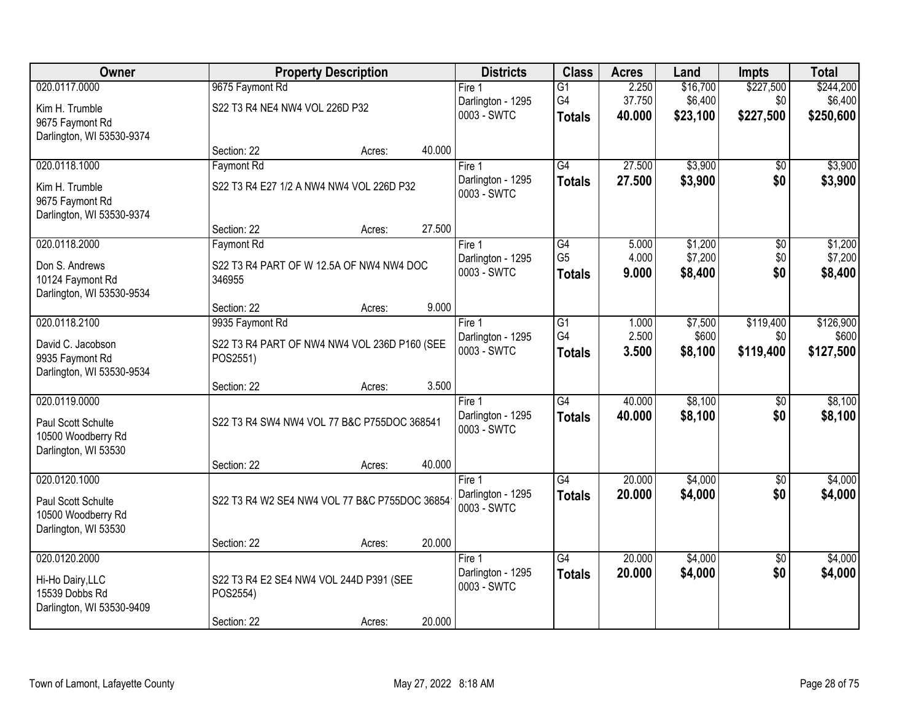| Owner | Property Description | Districts | Class | Acres | Land | Impts | Total |
|---|---|---|---|---|---|---|---|
| 020.0117.0000<br>Kim H. Trumble<br>9675 Faymont Rd<br>Darlington, WI 53530-9374 | 9675 Faymont Rd<br>S22 T3 R4 NE4 NW4 VOL 226D P32<br>Section: 22 Acres: 40.000 | Fire 1<br>Darlington - 1295<br>0003 - SWTC | G1<br>G4<br>**Totals** | 2.250<br>37.750<br>**40.000** | $16,700<br>$6,400<br>**$23,100** | $227,500<br>$0<br>**$227,500** | $244,200<br>$6,400<br>**$250,600** |
| 020.0118.1000<br>Kim H. Trumble<br>9675 Faymont Rd<br>Darlington, WI 53530-9374 | Faymont Rd<br>S22 T3 R4 E27 1/2 A NW4 NW4 VOL 226D P32<br>Section: 22 Acres: 27.500 | Fire 1<br>Darlington - 1295<br>0003 - SWTC | G4<br>**Totals** | 27.500<br>**27.500** | $3,900<br>**$3,900** | $0<br>**$0** | $3,900<br>**$3,900** |
| 020.0118.2000<br>Don S. Andrews<br>10124 Faymont Rd<br>Darlington, WI 53530-9534 | Faymont Rd<br>S22 T3 R4 PART OF W 12.5A OF NW4 NW4 DOC 346955<br>Section: 22 Acres: 9.000 | Fire 1<br>Darlington - 1295<br>0003 - SWTC | G4<br>G5<br>**Totals** | 5.000<br>4.000<br>**9.000** | $1,200<br>$7,200<br>**$8,400** | $0<br>$0<br>**$0** | $1,200<br>$7,200<br>**$8,400** |
| 020.0118.2100<br>David C. Jacobson<br>9935 Faymont Rd<br>Darlington, WI 53530-9534 | 9935 Faymont Rd<br>S22 T3 R4 PART OF NW4 NW4 VOL 236D P160 (SEE POS2551)<br>Section: 22 Acres: 3.500 | Fire 1<br>Darlington - 1295<br>0003 - SWTC | G1<br>G4<br>**Totals** | 1.000<br>2.500<br>**3.500** | $7,500<br>$600<br>**$8,100** | $119,400<br>$0<br>**$119,400** | $126,900<br>$600<br>**$127,500** |
| 020.0119.0000<br>Paul Scott Schulte<br>10500 Woodberry Rd<br>Darlington, WI 53530 | S22 T3 R4 SW4 NW4 VOL 77 B&C P755DOC 368541<br>Section: 22 Acres: 40.000 | Fire 1<br>Darlington - 1295<br>0003 - SWTC | G4<br>**Totals** | 40.000<br>**40.000** | $8,100<br>**$8,100** | $0<br>**$0** | $8,100<br>**$8,100** |
| 020.0120.1000<br>Paul Scott Schulte<br>10500 Woodberry Rd<br>Darlington, WI 53530 | S22 T3 R4 W2 SE4 NW4 VOL 77 B&C P755DOC 36854<br>Section: 22 Acres: 20.000 | Fire 1<br>Darlington - 1295<br>0003 - SWTC | G4<br>**Totals** | 20.000<br>**20.000** | $4,000<br>**$4,000** | $0<br>**$0** | $4,000<br>**$4,000** |
| 020.0120.2000<br>Hi-Ho Dairy,LLC<br>15539 Dobbs Rd<br>Darlington, WI 53530-9409 | S22 T3 R4 E2 SE4 NW4 VOL 244D P391 (SEE POS2554)<br>Section: 22 Acres: 20.000 | Fire 1<br>Darlington - 1295<br>0003 - SWTC | G4<br>**Totals** | 20.000<br>**20.000** | $4,000<br>**$4,000** | $0<br>**$0** | $4,000<br>**$4,000** |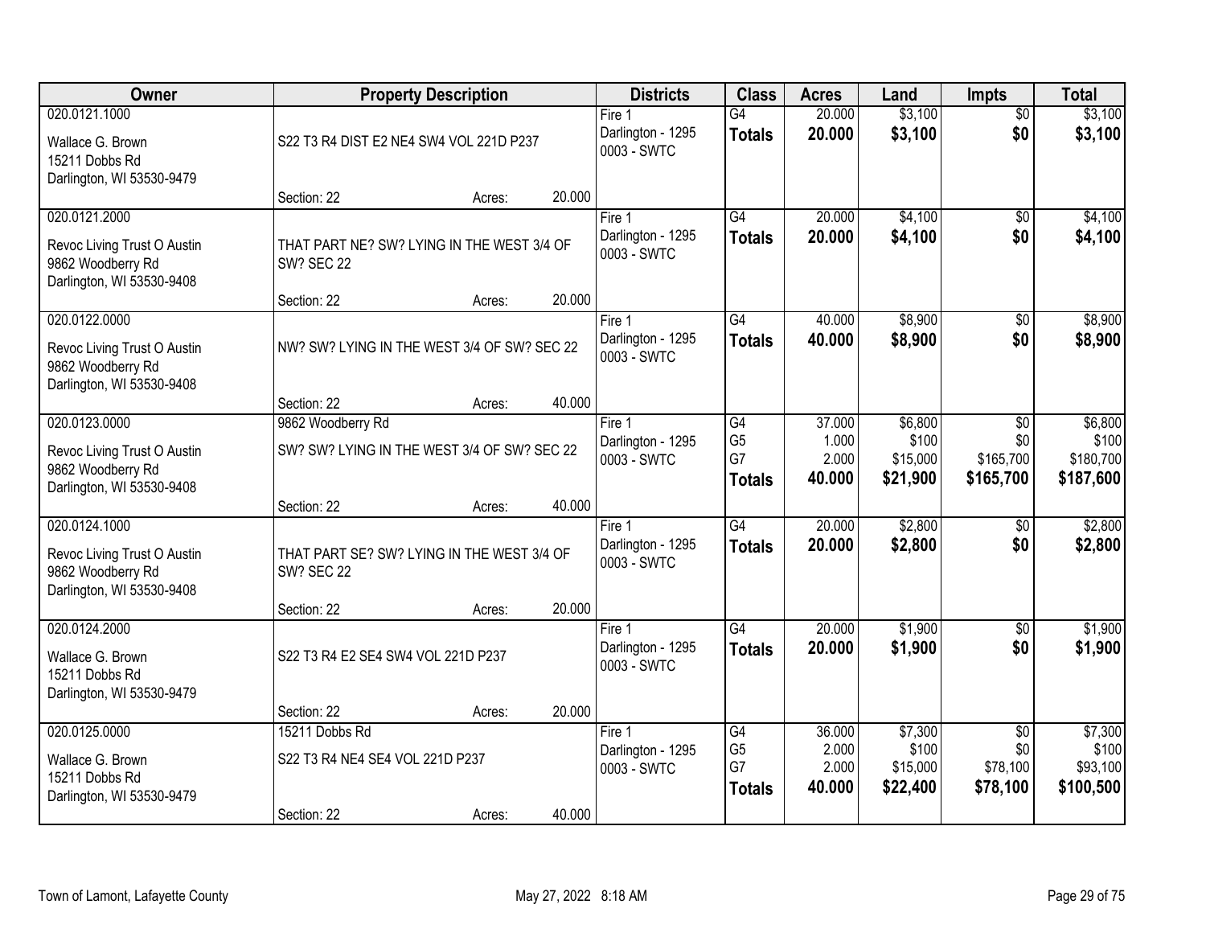| Owner | Property Description | | | Districts | Class | Acres | Land | Impts | Total |
|---|---|---|---|---|---|---|---|---|---|
| 020.0121.1000<br>Wallace G. Brown<br>15211 Dobbs Rd<br>Darlington, WI 53530-9479 | S22 T3 R4 DIST E2 NE4 SW4 VOL 221D P237<br>Section: 22 | Acres: | 20.000 | Fire 1<br>Darlington - 1295<br>0003 - SWTC | G4<br>**Totals** | 20.000<br>**20.000** | $3,100<br>**$3,100** | $0<br>**$0** | $3,100<br>**$3,100** |
| 020.0121.2000<br>Revoc Living Trust O Austin<br>9862 Woodberry Rd<br>Darlington, WI 53530-9408 | THAT PART NE? SW? LYING IN THE WEST 3/4 OF SW? SEC 22<br>Section: 22 | Acres: | 20.000 | Fire 1<br>Darlington - 1295<br>0003 - SWTC | G4<br>**Totals** | 20.000<br>**20.000** | $4,100<br>**$4,100** | $0<br>**$0** | $4,100<br>**$4,100** |
| 020.0122.0000<br>Revoc Living Trust O Austin<br>9862 Woodberry Rd<br>Darlington, WI 53530-9408 | NW? SW? LYING IN THE WEST 3/4 OF SW? SEC 22<br>Section: 22 | Acres: | 40.000 | Fire 1<br>Darlington - 1295<br>0003 - SWTC | G4<br>**Totals** | 40.000<br>**40.000** | $8,900<br>**$8,900** | $0<br>**$0** | $8,900<br>**$8,900** |
| 020.0123.0000<br>Revoc Living Trust O Austin<br>9862 Woodberry Rd<br>Darlington, WI 53530-9408 | 9862 Woodberry Rd<br>SW? SW? LYING IN THE WEST 3/4 OF SW? SEC 22<br>Section: 22 | Acres: | 40.000 | Fire 1<br>Darlington - 1295<br>0003 - SWTC | G4<br>G5<br>G7<br>**Totals** | 37.000<br>1.000<br>2.000<br>**40.000** | $6,800<br>$100<br>$15,000<br>**$21,900** | $0<br>$0<br>$165,700<br>**$165,700** | $6,800<br>$100<br>$180,700<br>**$187,600** |
| 020.0124.1000<br>Revoc Living Trust O Austin<br>9862 Woodberry Rd<br>Darlington, WI 53530-9408 | THAT PART SE? SW? LYING IN THE WEST 3/4 OF SW? SEC 22<br>Section: 22 | Acres: | 20.000 | Fire 1<br>Darlington - 1295<br>0003 - SWTC | G4<br>**Totals** | 20.000<br>**20.000** | $2,800<br>**$2,800** | $0<br>**$0** | $2,800<br>**$2,800** |
| 020.0124.2000<br>Wallace G. Brown<br>15211 Dobbs Rd<br>Darlington, WI 53530-9479 | S22 T3 R4 E2 SE4 SW4 VOL 221D P237<br>Section: 22 | Acres: | 20.000 | Fire 1<br>Darlington - 1295<br>0003 - SWTC | G4<br>**Totals** | 20.000<br>**20.000** | $1,900<br>**$1,900** | $0<br>**$0** | $1,900<br>**$1,900** |
| 020.0125.0000<br>Wallace G. Brown<br>15211 Dobbs Rd<br>Darlington, WI 53530-9479 | 15211 Dobbs Rd<br>S22 T3 R4 NE4 SE4 VOL 221D P237<br>Section: 22 | Acres: | 40.000 | Fire 1<br>Darlington - 1295<br>0003 - SWTC | G4<br>G5<br>G7<br>**Totals** | 36.000<br>2.000<br>2.000<br>**40.000** | $7,300<br>$100<br>$15,000<br>**$22,400** | $0<br>$0<br>$78,100<br>**$78,100** | $7,300<br>$100<br>$93,100<br>**$100,500** |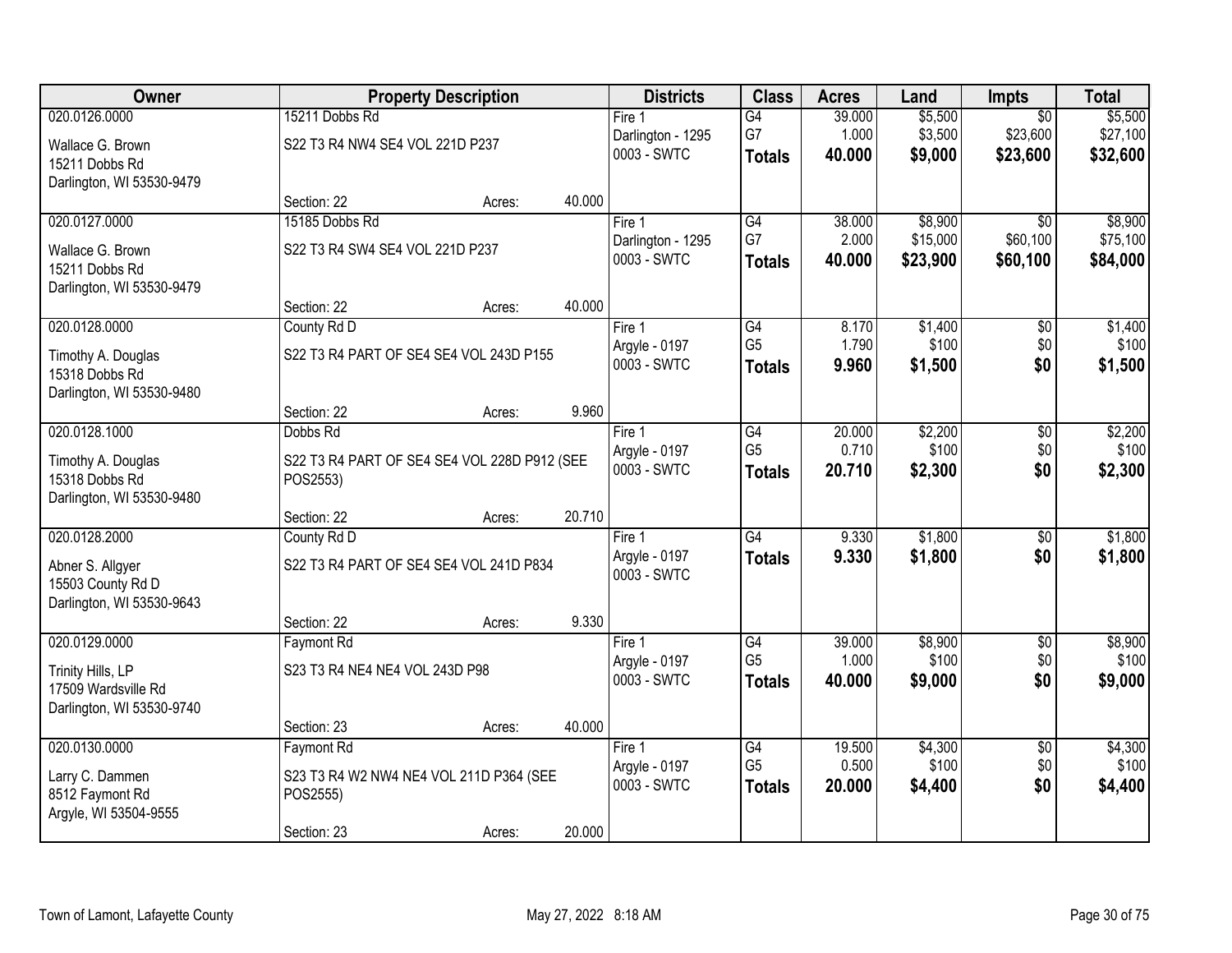| Owner | Property Description | | | Districts | Class | Acres | Land | Impts | Total |
|---|---|---|---|---|---|---|---|---|---|
| 020.0126.0000 | 15211 Dobbs Rd | | | Fire 1 | G4 | 39.000 | $5,500 | $0 | $5,500 |
| Wallace G. Brown<br>15211 Dobbs Rd<br>Darlington, WI 53530-9479 | S22 T3 R4 NW4 SE4 VOL 221D P237 | | | Darlington - 1295<br>0003 - SWTC | G7 | 1.000 | $3,500 | $23,600 | $27,100 |
| | | | | | **Totals** | **40.000** | **$9,000** | **$23,600** | **$32,600** |
| | Section: 22 | Acres: | 40.000 | | | | | | |
| 020.0127.0000 | 15185 Dobbs Rd | | | Fire 1 | G4 | 38.000 | $8,900 | $0 | $8,900 |
| Wallace G. Brown<br>15211 Dobbs Rd<br>Darlington, WI 53530-9479 | S22 T3 R4 SW4 SE4 VOL 221D P237 | | | Darlington - 1295<br>0003 - SWTC | G7 | 2.000 | $15,000 | $60,100 | $75,100 |
| | | | | | **Totals** | **40.000** | **$23,900** | **$60,100** | **$84,000** |
| | Section: 22 | Acres: | 40.000 | | | | | | |
| 020.0128.0000 | County Rd D | | | Fire 1 | G4 | 8.170 | $1,400 | $0 | $1,400 |
| Timothy A. Douglas<br>15318 Dobbs Rd<br>Darlington, WI 53530-9480 | S22 T3 R4 PART OF SE4 SE4 VOL 243D P155 | | | Argyle - 0197<br>0003 - SWTC | G5 | 1.790 | $100 | $0 | $100 |
| | | | | | **Totals** | **9.960** | **$1,500** | **$0** | **$1,500** |
| | Section: 22 | Acres: | 9.960 | | | | | | |
| 020.0128.1000 | Dobbs Rd | | | Fire 1 | G4 | 20.000 | $2,200 | $0 | $2,200 |
| Timothy A. Douglas<br>15318 Dobbs Rd<br>Darlington, WI 53530-9480 | S22 T3 R4 PART OF SE4 SE4 VOL 228D P912 (SEE POS2553) | | | Argyle - 0197<br>0003 - SWTC | G5 | 0.710 | $100 | $0 | $100 |
| | | | | | **Totals** | **20.710** | **$2,300** | **$0** | **$2,300** |
| | Section: 22 | Acres: | 20.710 | | | | | | |
| 020.0128.2000 | County Rd D | | | Fire 1 | G4 | 9.330 | $1,800 | $0 | $1,800 |
| Abner S. Allgyer<br>15503 County Rd D<br>Darlington, WI 53530-9643 | S22 T3 R4 PART OF SE4 SE4 VOL 241D P834 | | | Argyle - 0197<br>0003 - SWTC | **Totals** | **9.330** | **$1,800** | **$0** | **$1,800** |
| | Section: 22 | Acres: | 9.330 | | | | | | |
| 020.0129.0000 | Faymont Rd | | | Fire 1 | G4 | 39.000 | $8,900 | $0 | $8,900 |
| Trinity Hills, LP<br>17509 Wardsville Rd<br>Darlington, WI 53530-9740 | S23 T3 R4 NE4 NE4 VOL 243D P98 | | | Argyle - 0197<br>0003 - SWTC | G5 | 1.000 | $100 | $0 | $100 |
| | | | | | **Totals** | **40.000** | **$9,000** | **$0** | **$9,000** |
| | Section: 23 | Acres: | 40.000 | | | | | | |
| 020.0130.0000 | Faymont Rd | | | Fire 1 | G4 | 19.500 | $4,300 | $0 | $4,300 |
| Larry C. Dammen<br>8512 Faymont Rd<br>Argyle, WI 53504-9555 | S23 T3 R4 W2 NW4 NE4 VOL 211D P364 (SEE POS2555) | | | Argyle - 0197<br>0003 - SWTC | G5 | 0.500 | $100 | $0 | $100 |
| | | | | | **Totals** | **20.000** | **$4,400** | **$0** | **$4,400** |
| | Section: 23 | Acres: | 20.000 | | | | | | |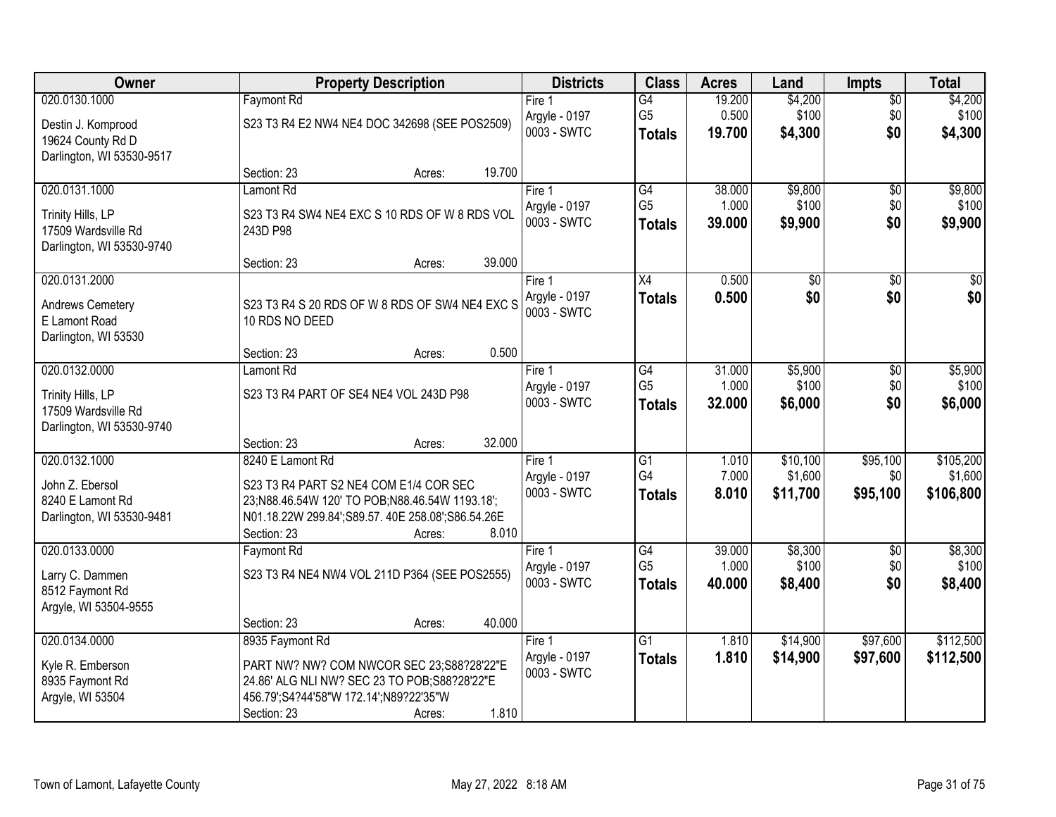| Owner | Property Description | Districts | Class | Acres | Land | Impts | Total |
|---|---|---|---|---|---|---|---|
| 020.0130.1000<br>Destin J. Komprood<br>19624 County Rd D<br>Darlington, WI 53530-9517 | Faymont Rd<br>S23 T3 R4 E2 NW4 NE4 DOC 342698 (SEE POS2509)<br>Section: 23 Acres: 19.700 | Fire 1<br>Argyle - 0197<br>0003 - SWTC | G4<br>G5<br>**Totals** | 19.200<br>0.500<br>**19.700** | $4,200<br>$100<br>**$4,300** | $0<br>$0<br>**$0** | $4,200<br>$100<br>**$4,300** |
| 020.0131.1000<br>Trinity Hills, LP<br>17509 Wardsville Rd<br>Darlington, WI 53530-9740 | Lamont Rd<br>S23 T3 R4 SW4 NE4 EXC S 10 RDS OF W 8 RDS VOL 243D P98<br>Section: 23 Acres: 39.000 | Fire 1<br>Argyle - 0197<br>0003 - SWTC | G4<br>G5<br>**Totals** | 38.000<br>1.000<br>**39.000** | $9,800<br>$100<br>**$9,900** | $0<br>$0<br>**$0** | $9,800<br>$100<br>**$9,900** |
| 020.0131.2000<br>Andrews Cemetery<br>E Lamont Road<br>Darlington, WI 53530 | S23 T3 R4 S 20 RDS OF W 8 RDS OF SW4 NE4 EXC S 10 RDS NO DEED<br>Section: 23 Acres: 0.500 | Fire 1<br>Argyle - 0197<br>0003 - SWTC | X4<br>**Totals** | 0.500<br>**0.500** | $0<br>**$0** | $0<br>**$0** | $0<br>**$0** |
| 020.0132.0000<br>Trinity Hills, LP<br>17509 Wardsville Rd<br>Darlington, WI 53530-9740 | Lamont Rd<br>S23 T3 R4 PART OF SE4 NE4 VOL 243D P98<br>Section: 23 Acres: 32.000 | Fire 1<br>Argyle - 0197<br>0003 - SWTC | G4<br>G5<br>**Totals** | 31.000<br>1.000<br>**32.000** | $5,900<br>$100<br>**$6,000** | $0<br>$0<br>**$0** | $5,900<br>$100<br>**$6,000** |
| 020.0132.1000<br>John Z. Ebersol<br>8240 E Lamont Rd<br>Darlington, WI 53530-9481 | 8240 E Lamont Rd<br>S23 T3 R4 PART S2 NE4 COM E1/4 COR SEC 23;N88.46.54W 120' TO POB;N88.46.54W 1193.18'; N01.18.22W 299.84';S89.57. 40E 258.08';S86.54.26E<br>Section: 23 Acres: 8.010 | Fire 1<br>Argyle - 0197<br>0003 - SWTC | G1<br>G4<br>**Totals** | 1.010<br>7.000<br>**8.010** | $10,100<br>$1,600<br>**$11,700** | $95,100<br>$0<br>**$95,100** | $105,200<br>$1,600<br>**$106,800** |
| 020.0133.0000<br>Larry C. Dammen<br>8512 Faymont Rd<br>Argyle, WI 53504-9555 | Faymont Rd<br>S23 T3 R4 NE4 NW4 VOL 211D P364 (SEE POS2555)<br>Section: 23 Acres: 40.000 | Fire 1<br>Argyle - 0197<br>0003 - SWTC | G4<br>G5<br>**Totals** | 39.000<br>1.000<br>**40.000** | $8,300<br>$100<br>**$8,400** | $0<br>$0<br>**$0** | $8,300<br>$100<br>**$8,400** |
| 020.0134.0000<br>Kyle R. Emberson<br>8935 Faymont Rd<br>Argyle, WI 53504 | 8935 Faymont Rd<br>PART NW? NW? COM NWCOR SEC 23;S88?28'22"E 24.86' ALG NLI NW? SEC 23 TO POB;S88?28'22"E 456.79';S4?44'58"W 172.14';N89?22'35"W<br>Section: 23 Acres: 1.810 | Fire 1<br>Argyle - 0197<br>0003 - SWTC | G1<br>**Totals** | 1.810<br>**1.810** | $14,900<br>**$14,900** | $97,600<br>**$97,600** | $112,500<br>**$112,500** |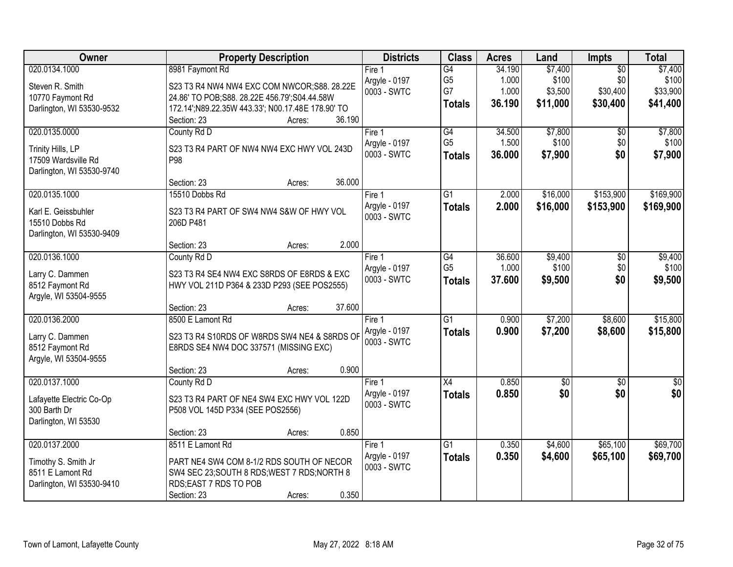| Owner | Property Description | Districts | Class | Acres | Land | Impts | Total |
|---|---|---|---|---|---|---|---|
| 020.0134.1000<br>Steven R. Smith<br>10770 Faymont Rd<br>Darlington, WI 53530-9532 | 8981 Faymont Rd<br>S23 T3 R4 NW4 NW4 EXC COM NWCOR;S88. 28.22E 24.86' TO POB;S88. 28.22E 456.79';S04.44.58W 172.14';N89.22.35W 443.33'; N00.17.48E 178.90' TO<br>Section: 23 Acres: 36.190 | Fire 1<br>Argyle - 0197<br>0003 - SWTC | G4<br>G5<br>G7<br>**Totals** | 34.190<br>1.000<br>1.000<br>**36.190** | $7,400<br>$100<br>$3,500<br>**$11,000** | $0<br>$0<br>$30,400<br>**$30,400** | $7,400<br>$100<br>$33,900<br>**$41,400** |
| 020.0135.0000<br>Trinity Hills, LP<br>17509 Wardsville Rd<br>Darlington, WI 53530-9740 | County Rd D<br>S23 T3 R4 PART OF NW4 NW4 EXC HWY VOL 243D P98<br>Section: 23 Acres: 36.000 | Fire 1<br>Argyle - 0197<br>0003 - SWTC | G4<br>G5<br>**Totals** | 34.500<br>1.500<br>**36.000** | $7,800<br>$100<br>**$7,900** | $0<br>$0<br>**$0** | $7,800<br>$100<br>**$7,900** |
| 020.0135.1000<br>Karl E. Geissbuhler<br>15510 Dobbs Rd<br>Darlington, WI 53530-9409 | 15510 Dobbs Rd<br>S23 T3 R4 PART OF SW4 NW4 S&W OF HWY VOL 206D P481<br>Section: 23 Acres: 2.000 | Fire 1<br>Argyle - 0197<br>0003 - SWTC | G1<br>**Totals** | 2.000<br>**2.000** | $16,000<br>**$16,000** | $153,900<br>**$153,900** | $169,900<br>**$169,900** |
| 020.0136.1000<br>Larry C. Dammen<br>8512 Faymont Rd<br>Argyle, WI 53504-9555 | County Rd D<br>S23 T3 R4 SE4 NW4 EXC S8RDS OF E8RDS & EXC HWY VOL 211D P364 & 233D P293 (SEE POS2555)<br>Section: 23 Acres: 37.600 | Fire 1<br>Argyle - 0197<br>0003 - SWTC | G4<br>G5<br>**Totals** | 36.600<br>1.000<br>**37.600** | $9,400<br>$100<br>**$9,500** | $0<br>$0<br>**$0** | $9,400<br>$100<br>**$9,500** |
| 020.0136.2000<br>Larry C. Dammen<br>8512 Faymont Rd<br>Argyle, WI 53504-9555 | 8500 E Lamont Rd<br>S23 T3 R4 S10RDS OF W8RDS SW4 NE4 & S8RDS OF E8RDS SE4 NW4 DOC 337571 (MISSING EXC)<br>Section: 23 Acres: 0.900 | Fire 1<br>Argyle - 0197<br>0003 - SWTC | G1<br>**Totals** | 0.900<br>**0.900** | $7,200<br>**$7,200** | $8,600<br>**$8,600** | $15,800<br>**$15,800** |
| 020.0137.1000<br>Lafayette Electric Co-Op<br>300 Barth Dr<br>Darlington, WI 53530 | County Rd D<br>S23 T3 R4 PART OF NE4 SW4 EXC HWY VOL 122D P508 VOL 145D P334 (SEE POS2556)<br>Section: 23 Acres: 0.850 | Fire 1<br>Argyle - 0197<br>0003 - SWTC | X4<br>**Totals** | 0.850<br>**0.850** | $0<br>**$0** | $0<br>**$0** | $0<br>**$0** |
| 020.0137.2000<br>Timothy S. Smith Jr<br>8511 E Lamont Rd<br>Darlington, WI 53530-9410 | 8511 E Lamont Rd<br>PART NE4 SW4 COM 8-1/2 RDS SOUTH OF NECOR SW4 SEC 23;SOUTH 8 RDS;WEST 7 RDS;NORTH 8 RDS;EAST 7 RDS TO POB<br>Section: 23 Acres: 0.350 | Fire 1<br>Argyle - 0197<br>0003 - SWTC | G1<br>**Totals** | 0.350<br>**0.350** | $4,600<br>**$4,600** | $65,100<br>**$65,100** | $69,700<br>**$69,700** |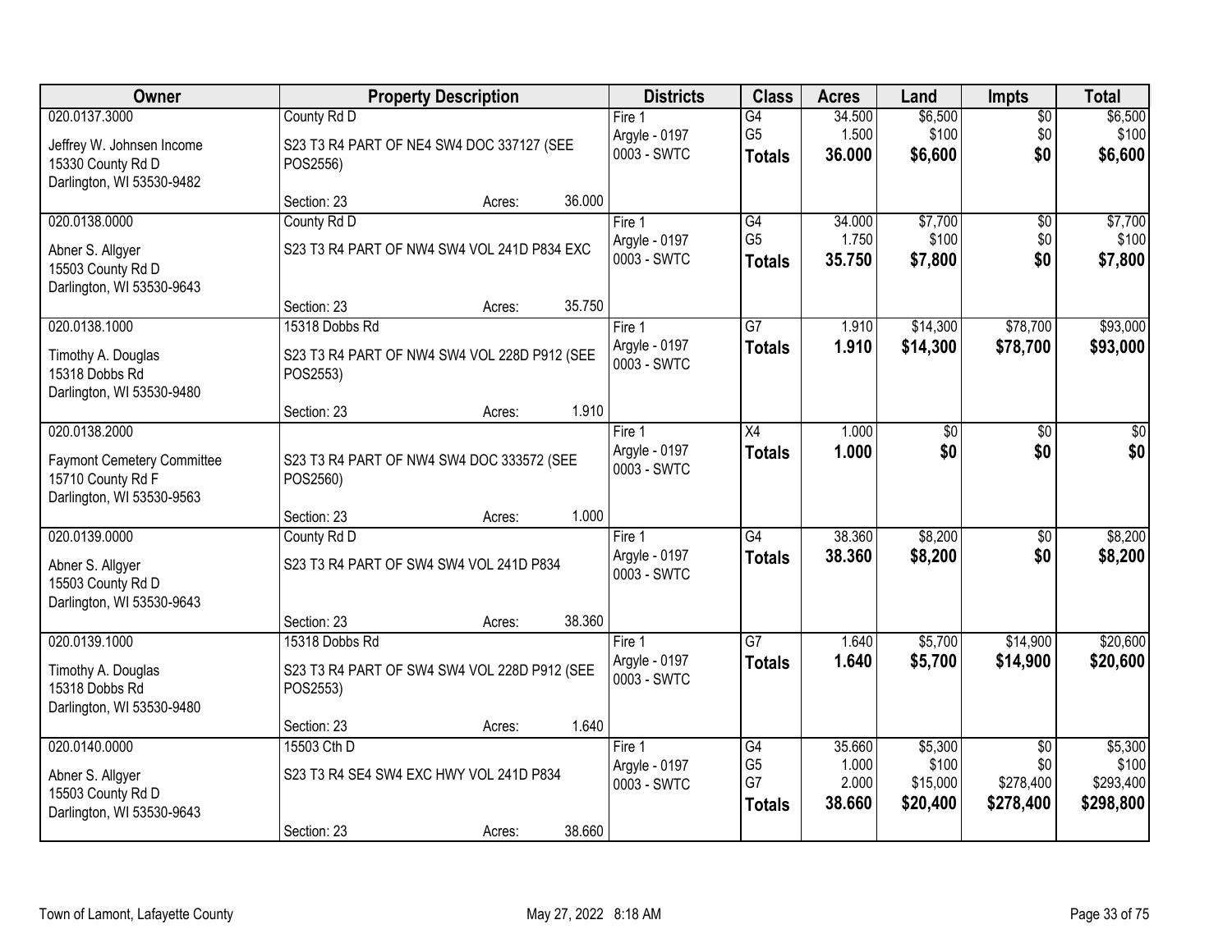| Owner | Property Description | Districts | Class | Acres | Land | Impts | Total |
|---|---|---|---|---|---|---|---|
| 020.0137.3000<br>Jeffrey W. Johnsen Income<br>15330 County Rd D<br>Darlington, WI 53530-9482 | County Rd D<br>S23 T3 R4 PART OF NE4 SW4 DOC 337127 (SEE POS2556)<br>Section: 23 Acres: 36.000 | Fire 1<br>Argyle - 0197<br>0003 - SWTC | G4<br>G5<br>**Totals** | 34.500<br>1.500<br>**36.000** | $6,500<br>$100<br>**$6,600** | $0<br>$0<br>**$0** | $6,500<br>$100<br>**$6,600** |
| 020.0138.0000<br>Abner S. Allgyer<br>15503 County Rd D<br>Darlington, WI 53530-9643 | County Rd D<br>S23 T3 R4 PART OF NW4 SW4 VOL 241D P834 EXC<br>Section: 23 Acres: 35.750 | Fire 1<br>Argyle - 0197<br>0003 - SWTC | G4<br>G5<br>**Totals** | 34.000<br>1.750<br>**35.750** | $7,700<br>$100<br>**$7,800** | $0<br>$0<br>**$0** | $7,700<br>$100<br>**$7,800** |
| 020.0138.1000<br>Timothy A. Douglas<br>15318 Dobbs Rd<br>Darlington, WI 53530-9480 | 15318 Dobbs Rd<br>S23 T3 R4 PART OF NW4 SW4 VOL 228D P912 (SEE POS2553)<br>Section: 23 Acres: 1.910 | Fire 1<br>Argyle - 0197<br>0003 - SWTC | G7<br>**Totals** | 1.910<br>**1.910** | $14,300<br>**$14,300** | $78,700<br>**$78,700** | $93,000<br>**$93,000** |
| 020.0138.2000<br>Faymont Cemetery Committee<br>15710 County Rd F<br>Darlington, WI 53530-9563 | S23 T3 R4 PART OF NW4 SW4 DOC 333572 (SEE POS2560)<br>Section: 23 Acres: 1.000 | Fire 1<br>Argyle - 0197<br>0003 - SWTC | X4<br>**Totals** | 1.000<br>**1.000** | $0<br>**$0** | $0<br>**$0** | $0<br>**$0** |
| 020.0139.0000<br>Abner S. Allgyer<br>15503 County Rd D<br>Darlington, WI 53530-9643 | County Rd D<br>S23 T3 R4 PART OF SW4 SW4 VOL 241D P834<br>Section: 23 Acres: 38.360 | Fire 1<br>Argyle - 0197<br>0003 - SWTC | G4<br>**Totals** | 38.360<br>**38.360** | $8,200<br>**$8,200** | $0<br>**$0** | $8,200<br>**$8,200** |
| 020.0139.1000<br>Timothy A. Douglas<br>15318 Dobbs Rd<br>Darlington, WI 53530-9480 | 15318 Dobbs Rd<br>S23 T3 R4 PART OF SW4 SW4 VOL 228D P912 (SEE POS2553)<br>Section: 23 Acres: 1.640 | Fire 1<br>Argyle - 0197<br>0003 - SWTC | G7<br>**Totals** | 1.640<br>**1.640** | $5,700<br>**$5,700** | $14,900<br>**$14,900** | $20,600<br>**$20,600** |
| 020.0140.0000<br>Abner S. Allgyer<br>15503 County Rd D<br>Darlington, WI 53530-9643 | 15503 Cth D<br>S23 T3 R4 SE4 SW4 EXC HWY VOL 241D P834<br>Section: 23 Acres: 38.660 | Fire 1<br>Argyle - 0197<br>0003 - SWTC | G4<br>G5<br>G7<br>**Totals** | 35.660<br>1.000<br>2.000<br>**38.660** | $5,300<br>$100<br>$15,000<br>**$20,400** | $0<br>$0<br>$278,400<br>**$278,400** | $5,300<br>$100<br>$293,400<br>**$298,800** |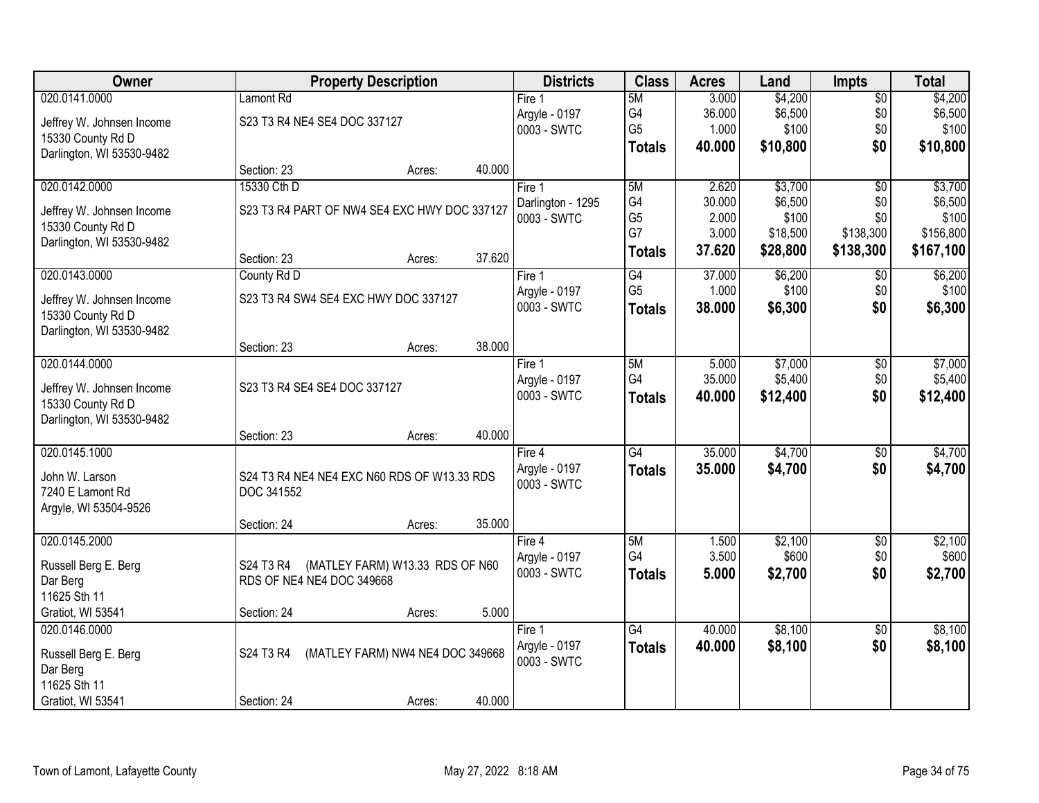| Owner | Property Description | Districts | Class | Acres | Land | Impts | Total |
|---|---|---|---|---|---|---|---|
| 020.0141.0000<br>Jeffrey W. Johnsen Income<br>15330 County Rd D<br>Darlington, WI 53530-9482 | Lamont Rd<br>S23 T3 R4 NE4 SE4 DOC 337127<br>Section: 23 Acres: 40.000 | Fire 1<br>Argyle - 0197<br>0003 - SWTC | 5M<br>G4<br>G5<br>**Totals** | 3.000<br>36.000<br>1.000<br>**40.000** | $4,200<br>$6,500<br>$100<br>**$10,800** | $0<br>$0<br>$0<br>**$0** | $4,200<br>$6,500<br>$100<br>**$10,800** |
| 020.0142.0000<br>Jeffrey W. Johnsen Income<br>15330 County Rd D<br>Darlington, WI 53530-9482 | 15330 Cth D<br>S23 T3 R4 PART OF NW4 SE4 EXC HWY DOC 337127<br>Section: 23 Acres: 37.620 | Fire 1<br>Darlington - 1295<br>0003 - SWTC | 5M<br>G4<br>G5<br>G7<br>**Totals** | 2.620<br>30.000<br>2.000<br>3.000<br>**37.620** | $3,700<br>$6,500<br>$100<br>$18,500<br>**$28,800** | $0<br>$0<br>$0<br>$138,300<br>**$138,300** | $3,700<br>$6,500<br>$100<br>$156,800<br>**$167,100** |
| 020.0143.0000<br>Jeffrey W. Johnsen Income<br>15330 County Rd D<br>Darlington, WI 53530-9482 | County Rd D<br>S23 T3 R4 SW4 SE4 EXC HWY DOC 337127<br>Section: 23 Acres: 38.000 | Fire 1<br>Argyle - 0197<br>0003 - SWTC | G4<br>G5<br>**Totals** | 37.000<br>1.000<br>**38.000** | $6,200<br>$100<br>**$6,300** | $0<br>$0<br>**$0** | $6,200<br>$100<br>**$6,300** |
| 020.0144.0000<br>Jeffrey W. Johnsen Income<br>15330 County Rd D<br>Darlington, WI 53530-9482 | S23 T3 R4 SE4 SE4 DOC 337127<br>Section: 23 Acres: 40.000 | Fire 1<br>Argyle - 0197<br>0003 - SWTC | 5M<br>G4<br>**Totals** | 5.000<br>35.000<br>**40.000** | $7,000<br>$5,400<br>**$12,400** | $0<br>$0<br>**$0** | $7,000<br>$5,400<br>**$12,400** |
| 020.0145.1000<br>John W. Larson<br>7240 E Lamont Rd<br>Argyle, WI 53504-9526 | S24 T3 R4 NE4 NE4 EXC N60 RDS OF W13.33 RDS DOC 341552<br>Section: 24 Acres: 35.000 | Fire 4<br>Argyle - 0197<br>0003 - SWTC | G4<br>**Totals** | 35.000<br>**35.000** | $4,700<br>**$4,700** | $0<br>**$0** | $4,700<br>**$4,700** |
| 020.0145.2000<br>Russell Berg E. Berg<br>Dar Berg<br>11625 Sth 11<br>Gratiot, WI 53541 | S24 T3 R4 (MATLEY FARM) W13.33 RDS OF N60 RDS OF NE4 NE4 DOC 349668<br>Section: 24 Acres: 5.000 | Fire 4<br>Argyle - 0197<br>0003 - SWTC | 5M<br>G4<br>**Totals** | 1.500<br>3.500<br>**5.000** | $2,100<br>$600<br>**$2,700** | $0<br>$0<br>**$0** | $2,100<br>$600<br>**$2,700** |
| 020.0146.0000<br>Russell Berg E. Berg<br>Dar Berg<br>11625 Sth 11<br>Gratiot, WI 53541 | S24 T3 R4 (MATLEY FARM) NW4 NE4 DOC 349668<br>Section: 24 Acres: 40.000 | Fire 1<br>Argyle - 0197<br>0003 - SWTC | G4<br>**Totals** | 40.000<br>**40.000** | $8,100<br>**$8,100** | $0<br>**$0** | $8,100<br>**$8,100** |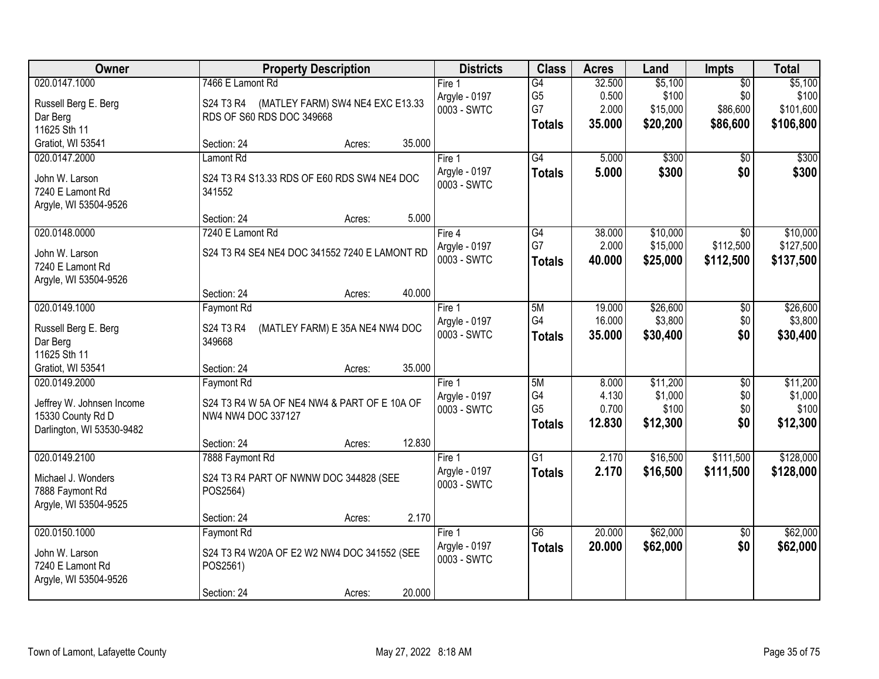| Owner | Property Description | Districts | Class | Acres | Land | Impts | Total |
|---|---|---|---|---|---|---|---|
| 020.0147.1000<br>Russell Berg E. Berg<br>Dar Berg<br>11625 Sth 11<br>Gratiot, WI 53541 | 7466 E Lamont Rd<br>S24 T3 R4 (MATLEY FARM) SW4 NE4 EXC E13.33 RDS OF S60 RDS DOC 349668<br>Section: 24 Acres: 35.000 | Fire 1<br>Argyle - 0197<br>0003 - SWTC | G4<br>G5<br>G7<br>**Totals** | 32.500<br>0.500<br>2.000<br>**35.000** | $5,100<br>$100<br>$15,000<br>**$20,200** | $0<br>$0<br>$86,600<br>**$86,600** | $5,100<br>$100<br>$101,600<br>**$106,800** |
| 020.0147.2000<br>John W. Larson<br>7240 E Lamont Rd<br>Argyle, WI 53504-9526 | Lamont Rd<br>S24 T3 R4 S13.33 RDS OF E60 RDS SW4 NE4 DOC 341552<br>Section: 24 Acres: 5.000 | Fire 1<br>Argyle - 0197<br>0003 - SWTC | G4<br>**Totals** | 5.000<br>**5.000** | $300<br>**$300** | $0<br>**$0** | $300<br>**$300** |
| 020.0148.0000<br>John W. Larson<br>7240 E Lamont Rd<br>Argyle, WI 53504-9526 | 7240 E Lamont Rd<br>S24 T3 R4 SE4 NE4 DOC 341552 7240 E LAMONT RD<br>Section: 24 Acres: 40.000 | Fire 4<br>Argyle - 0197<br>0003 - SWTC | G4<br>G7<br>**Totals** | 38.000<br>2.000<br>**40.000** | $10,000<br>$15,000<br>**$25,000** | $0<br>$112,500<br>**$112,500** | $10,000<br>$127,500<br>**$137,500** |
| 020.0149.1000<br>Russell Berg E. Berg<br>Dar Berg<br>11625 Sth 11<br>Gratiot, WI 53541 | Faymont Rd<br>S24 T3 R4 (MATLEY FARM) E 35A NE4 NW4 DOC 349668<br>Section: 24 Acres: 35.000 | Fire 1<br>Argyle - 0197<br>0003 - SWTC | 5M<br>G4<br>**Totals** | 19.000<br>16.000<br>**35.000** | $26,600<br>$3,800<br>**$30,400** | $0<br>$0<br>**$0** | $26,600<br>$3,800<br>**$30,400** |
| 020.0149.2000<br>Jeffrey W. Johnsen Income<br>15330 County Rd D<br>Darlington, WI 53530-9482 | Faymont Rd<br>S24 T3 R4 W 5A OF NE4 NW4 & PART OF E 10A OF NW4 NW4 DOC 337127<br>Section: 24 Acres: 12.830 | Fire 1<br>Argyle - 0197<br>0003 - SWTC | 5M<br>G4<br>G5<br>**Totals** | 8.000<br>4.130<br>0.700<br>**12.830** | $11,200<br>$1,000<br>$100<br>**$12,300** | $0<br>$0<br>$0<br>**$0** | $11,200<br>$1,000<br>$100<br>**$12,300** |
| 020.0149.2100<br>Michael J. Wonders<br>7888 Faymont Rd<br>Argyle, WI 53504-9525 | 7888 Faymont Rd<br>S24 T3 R4 PART OF NWNW DOC 344828 (SEE POS2564)<br>Section: 24 Acres: 2.170 | Fire 1<br>Argyle - 0197<br>0003 - SWTC | G1<br>**Totals** | 2.170<br>**2.170** | $16,500<br>**$16,500** | $111,500<br>**$111,500** | $128,000<br>**$128,000** |
| 020.0150.1000<br>John W. Larson<br>7240 E Lamont Rd<br>Argyle, WI 53504-9526 | Faymont Rd<br>S24 T3 R4 W20A OF E2 W2 NW4 DOC 341552 (SEE POS2561)<br>Section: 24 Acres: 20.000 | Fire 1<br>Argyle - 0197<br>0003 - SWTC | G6<br>**Totals** | 20.000<br>**20.000** | $62,000<br>**$62,000** | $0<br>**$0** | $62,000<br>**$62,000** |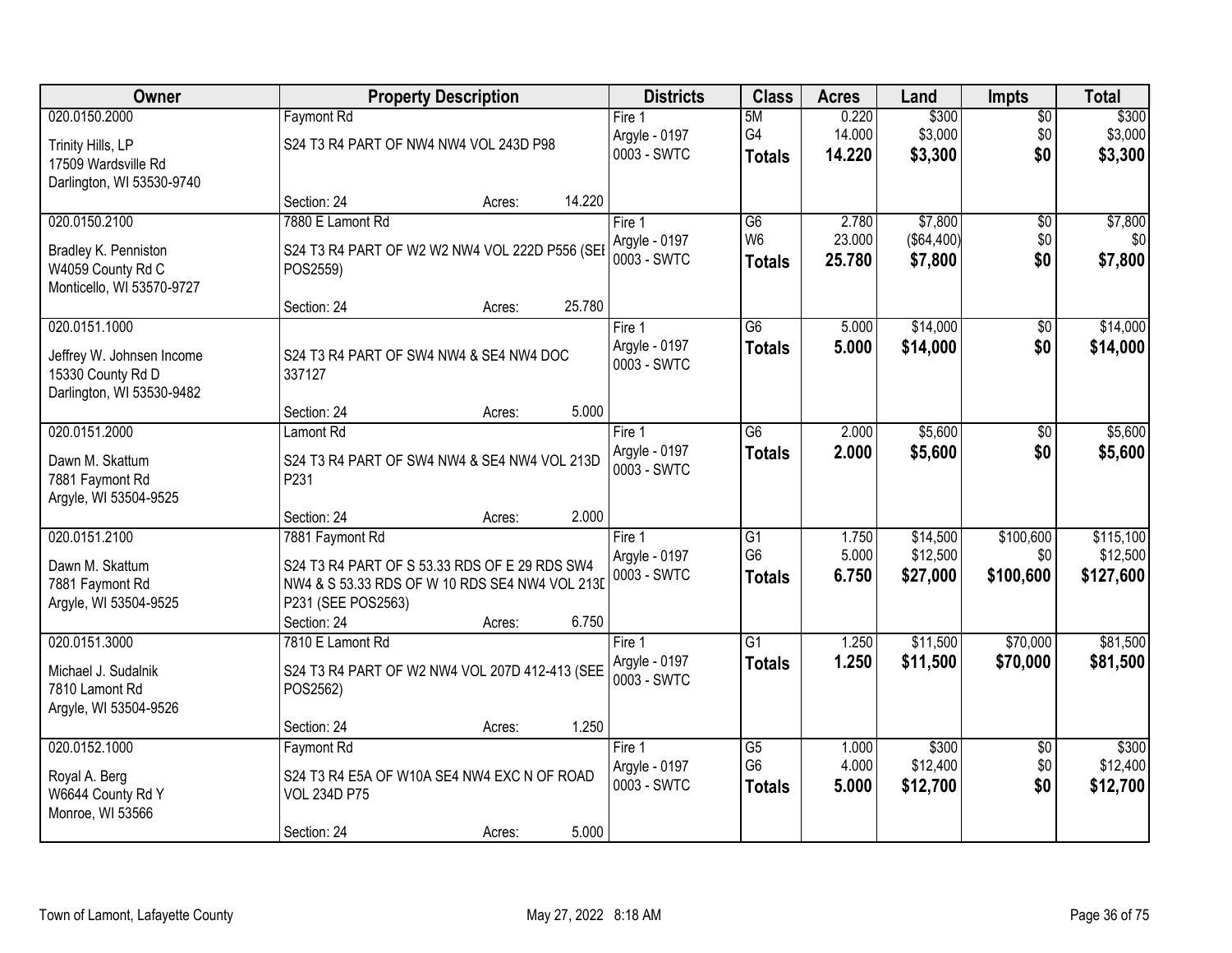| Owner | Property Description | Districts | Class | Acres | Land | Impts | Total |
|---|---|---|---|---|---|---|---|
| 020.0150.2000<br>Trinity Hills, LP<br>17509 Wardsville Rd<br>Darlington, WI 53530-9740 | Faymont Rd<br>S24 T3 R4 PART OF NW4 NW4 VOL 243D P98<br>Section: 24 Acres: 14.220 | Fire 1<br>Argyle - 0197<br>0003 - SWTC | 5M<br>G4<br>**Totals** | 0.220<br>14.000<br>**14.220** | $300<br>$3,000<br>**$3,300** | $0<br>$0<br>**$0** | $300<br>$3,000<br>**$3,300** |
| 020.0150.2100<br>Bradley K. Penniston<br>W4059 County Rd C<br>Monticello, WI 53570-9727 | 7880 E Lamont Rd<br>S24 T3 R4 PART OF W2 W2 NW4 VOL 222D P556 (SEE POS2559)<br>Section: 24 Acres: 25.780 | Fire 1<br>Argyle - 0197<br>0003 - SWTC | G6<br>W6<br>**Totals** | 2.780<br>23.000<br>**25.780** | $7,800<br>($64,400)<br>**$7,800** | $0<br>$0<br>**$0** | $7,800<br>$0<br>**$7,800** |
| 020.0151.1000<br>Jeffrey W. Johnsen Income<br>15330 County Rd D<br>Darlington, WI 53530-9482 | S24 T3 R4 PART OF SW4 NW4 & SE4 NW4 DOC 337127<br>Section: 24 Acres: 5.000 | Fire 1<br>Argyle - 0197<br>0003 - SWTC | G6<br>**Totals** | 5.000<br>**5.000** | $14,000<br>**$14,000** | $0<br>**$0** | $14,000<br>**$14,000** |
| 020.0151.2000<br>Dawn M. Skattum<br>7881 Faymont Rd<br>Argyle, WI 53504-9525 | Lamont Rd<br>S24 T3 R4 PART OF SW4 NW4 & SE4 NW4 VOL 213D P231<br>Section: 24 Acres: 2.000 | Fire 1<br>Argyle - 0197<br>0003 - SWTC | G6<br>**Totals** | 2.000<br>**2.000** | $5,600<br>**$5,600** | $0<br>**$0** | $5,600<br>**$5,600** |
| 020.0151.2100<br>Dawn M. Skattum<br>7881 Faymont Rd<br>Argyle, WI 53504-9525 | 7881 Faymont Rd<br>S24 T3 R4 PART OF S 53.33 RDS OF E 29 RDS SW4 NW4 & S 53.33 RDS OF W 10 RDS SE4 NW4 VOL 213D P231 (SEE POS2563)<br>Section: 24 Acres: 6.750 | Fire 1<br>Argyle - 0197<br>0003 - SWTC | G1<br>G6<br>**Totals** | 1.750<br>5.000<br>**6.750** | $14,500<br>$12,500<br>**$27,000** | $100,600<br>$0<br>**$100,600** | $115,100<br>$12,500<br>**$127,600** |
| 020.0151.3000<br>Michael J. Sudalnik<br>7810 Lamont Rd<br>Argyle, WI 53504-9526 | 7810 E Lamont Rd<br>S24 T3 R4 PART OF W2 NW4 VOL 207D 412-413 (SEE POS2562)<br>Section: 24 Acres: 1.250 | Fire 1<br>Argyle - 0197<br>0003 - SWTC | G1<br>**Totals** | 1.250<br>**1.250** | $11,500<br>**$11,500** | $70,000<br>**$70,000** | $81,500<br>**$81,500** |
| 020.0152.1000<br>Royal A. Berg<br>W6644 County Rd Y<br>Monroe, WI 53566 | Faymont Rd<br>S24 T3 R4 E5A OF W10A SE4 NW4 EXC N OF ROAD VOL 234D P75<br>Section: 24 Acres: 5.000 | Fire 1<br>Argyle - 0197<br>0003 - SWTC | G5<br>G6<br>**Totals** | 1.000<br>4.000<br>**5.000** | $300<br>$12,400<br>**$12,700** | $0<br>$0<br>**$0** | $300<br>$12,400<br>**$12,700** |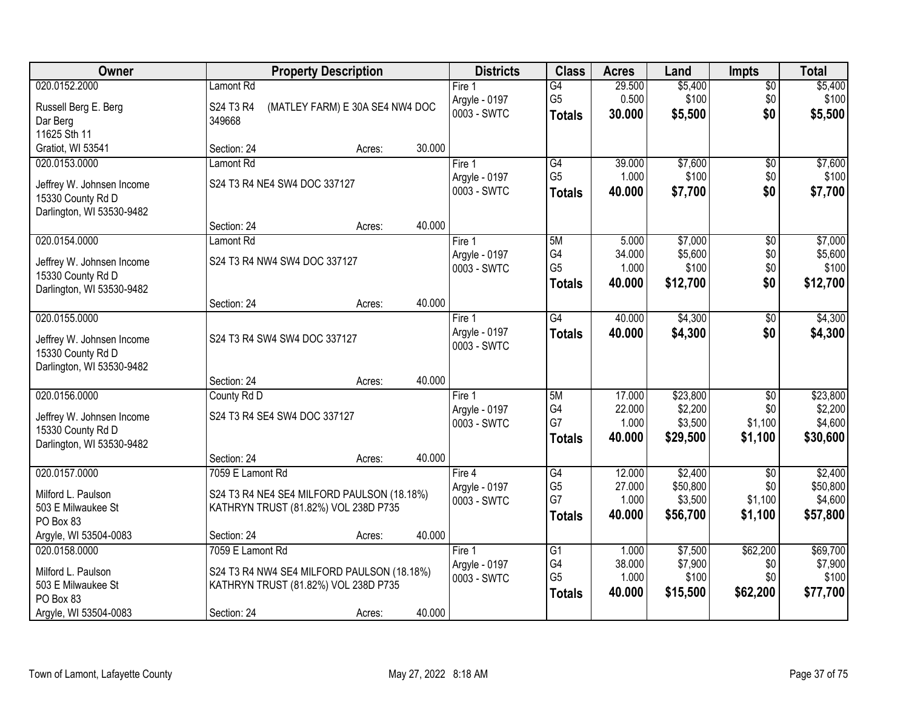| Owner | Property Description | Districts | Class | Acres | Land | Impts | Total |
|---|---|---|---|---|---|---|---|
| 020.0152.2000<br>Russell Berg E. Berg<br>Dar Berg<br>11625 Sth 11<br>Gratiot, WI 53541 | Lamont Rd<br>S24 T3 R4 (MATLEY FARM) E 30A SE4 NW4 DOC 349668<br>Section: 24 Acres: 30.000 | Fire 1<br>Argyle - 0197<br>0003 - SWTC | G4<br>G5<br>**Totals** | 29.500<br>0.500<br>**30.000** | $5,400<br>$100<br>**$5,500** | $0<br>$0<br>**$0** | $5,400<br>$100<br>**$5,500** |
| 020.0153.0000<br>Jeffrey W. Johnsen Income<br>15330 County Rd D<br>Darlington, WI 53530-9482 | Lamont Rd<br>S24 T3 R4 NE4 SW4 DOC 337127<br>Section: 24 Acres: 40.000 | Fire 1<br>Argyle - 0197<br>0003 - SWTC | G4<br>G5<br>**Totals** | 39.000<br>1.000<br>**40.000** | $7,600<br>$100<br>**$7,700** | $0<br>$0<br>**$0** | $7,600<br>$100<br>**$7,700** |
| 020.0154.0000<br>Jeffrey W. Johnsen Income<br>15330 County Rd D<br>Darlington, WI 53530-9482 | Lamont Rd<br>S24 T3 R4 NW4 SW4 DOC 337127<br>Section: 24 Acres: 40.000 | Fire 1<br>Argyle - 0197<br>0003 - SWTC | 5M<br>G4<br>G5<br>**Totals** | 5.000<br>34.000<br>1.000<br>**40.000** | $7,000<br>$5,600<br>$100<br>**$12,700** | $0<br>$0<br>$0<br>**$0** | $7,000<br>$5,600<br>$100<br>**$12,700** |
| 020.0155.0000<br>Jeffrey W. Johnsen Income<br>15330 County Rd D<br>Darlington, WI 53530-9482 | S24 T3 R4 SW4 SW4 DOC 337127<br>Section: 24 Acres: 40.000 | Fire 1<br>Argyle - 0197<br>0003 - SWTC | G4<br>**Totals** | 40.000<br>**40.000** | $4,300<br>**$4,300** | $0<br>**$0** | $4,300<br>**$4,300** |
| 020.0156.0000<br>Jeffrey W. Johnsen Income<br>15330 County Rd D<br>Darlington, WI 53530-9482 | County Rd D<br>S24 T3 R4 SE4 SW4 DOC 337127<br>Section: 24 Acres: 40.000 | Fire 1<br>Argyle - 0197<br>0003 - SWTC | 5M<br>G4<br>G7<br>**Totals** | 17.000<br>22.000<br>1.000<br>**40.000** | $23,800<br>$2,200<br>$3,500<br>**$29,500** | $0<br>$0<br>$1,100<br>**$1,100** | $23,800<br>$2,200<br>$4,600<br>**$30,600** |
| 020.0157.0000<br>Milford L. Paulson<br>503 E Milwaukee St<br>PO Box 83<br>Argyle, WI 53504-0083 | 7059 E Lamont Rd<br>S24 T3 R4 NE4 SE4 MILFORD PAULSON (18.18%) KATHRYN TRUST (81.82%) VOL 238D P735<br>Section: 24 Acres: 40.000 | Fire 4<br>Argyle - 0197<br>0003 - SWTC | G4<br>G5<br>G7<br>**Totals** | 12.000<br>27.000<br>1.000<br>**40.000** | $2,400<br>$50,800<br>$3,500<br>**$56,700** | $0<br>$0<br>$1,100<br>**$1,100** | $2,400<br>$50,800<br>$4,600<br>**$57,800** |
| 020.0158.0000<br>Milford L. Paulson<br>503 E Milwaukee St<br>PO Box 83<br>Argyle, WI 53504-0083 | 7059 E Lamont Rd<br>S24 T3 R4 NW4 SE4 MILFORD PAULSON (18.18%) KATHRYN TRUST (81.82%) VOL 238D P735<br>Section: 24 Acres: 40.000 | Fire 1<br>Argyle - 0197<br>0003 - SWTC | G1<br>G4<br>G5<br>**Totals** | 1.000<br>38.000<br>1.000<br>**40.000** | $7,500<br>$7,900<br>$100<br>**$15,500** | $62,200<br>$0<br>$0<br>**$62,200** | $69,700<br>$7,900<br>$100<br>**$77,700** |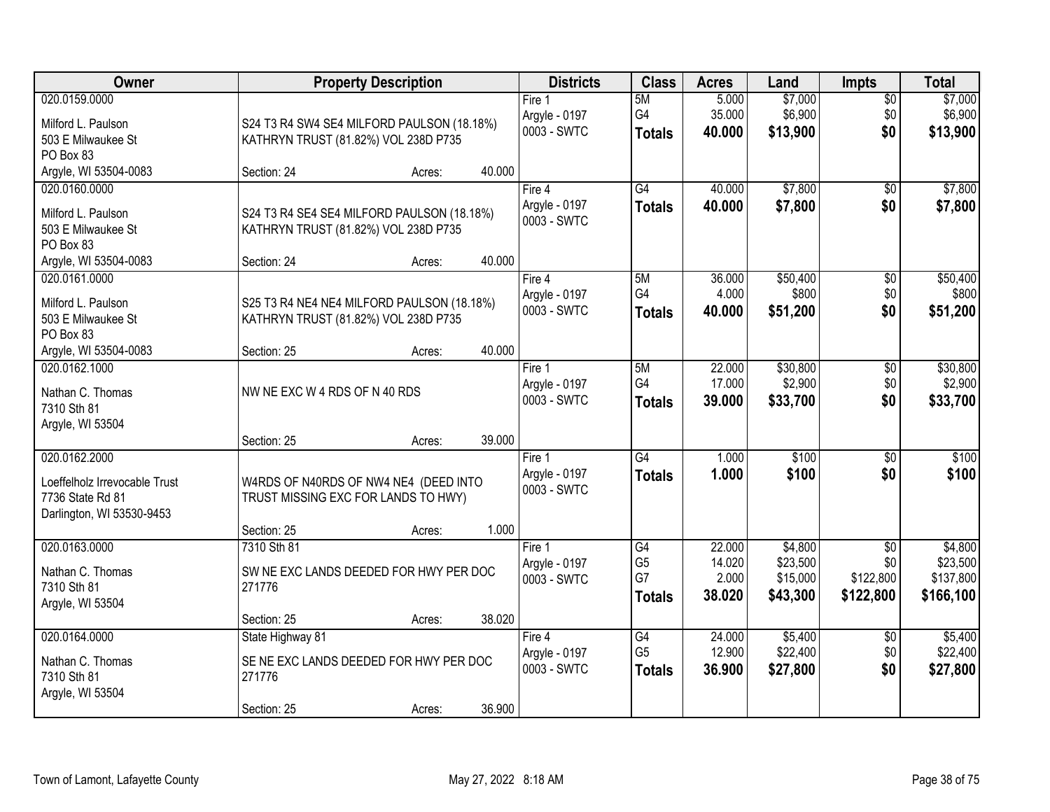| Owner | Property Description | Districts | Class | Acres | Land | Impts | Total |
|---|---|---|---|---|---|---|---|
| 020.0159.0000<br>Milford L. Paulson<br>503 E Milwaukee St<br>PO Box 83<br>Argyle, WI 53504-0083 | S24 T3 R4 SW4 SE4 MILFORD PAULSON (18.18%) KATHRYN TRUST (81.82%) VOL 238D P735<br>Section: 24 Acres: 40.000 | Fire 1<br>Argyle - 0197<br>0003 - SWTC | 5M<br>G4<br>**Totals** | 5.000<br>35.000<br>**40.000** | $7,000<br>$6,900<br>**$13,900** | $0<br>$0<br>**$0** | $7,000<br>$6,900<br>**$13,900** |
| 020.0160.0000<br>Milford L. Paulson<br>503 E Milwaukee St<br>PO Box 83<br>Argyle, WI 53504-0083 | S24 T3 R4 SE4 SE4 MILFORD PAULSON (18.18%) KATHRYN TRUST (81.82%) VOL 238D P735<br>Section: 24 Acres: 40.000 | Fire 4<br>Argyle - 0197<br>0003 - SWTC | G4<br>**Totals** | 40.000<br>**40.000** | $7,800<br>**$7,800** | $0<br>**$0** | $7,800<br>**$7,800** |
| 020.0161.0000<br>Milford L. Paulson<br>503 E Milwaukee St<br>PO Box 83<br>Argyle, WI 53504-0083 | S25 T3 R4 NE4 NE4 MILFORD PAULSON (18.18%) KATHRYN TRUST (81.82%) VOL 238D P735<br>Section: 25 Acres: 40.000 | Fire 4<br>Argyle - 0197<br>0003 - SWTC | 5M<br>G4<br>**Totals** | 36.000<br>4.000<br>**40.000** | $50,400<br>$800<br>**$51,200** | $0<br>$0<br>**$0** | $50,400<br>$800<br>**$51,200** |
| 020.0162.1000<br>Nathan C. Thomas<br>7310 Sth 81<br>Argyle, WI 53504 | NW NE EXC W 4 RDS OF N 40 RDS<br>Section: 25 Acres: 39.000 | Fire 1<br>Argyle - 0197<br>0003 - SWTC | 5M<br>G4<br>**Totals** | 22.000<br>17.000<br>**39.000** | $30,800<br>$2,900<br>**$33,700** | $0<br>$0<br>**$0** | $30,800<br>$2,900<br>**$33,700** |
| 020.0162.2000<br>Loeffelholz Irrevocable Trust<br>7736 State Rd 81<br>Darlington, WI 53530-9453 | W4RDS OF N40RDS OF NW4 NE4 (DEED INTO TRUST MISSING EXC FOR LANDS TO HWY)<br>Section: 25 Acres: 1.000 | Fire 1<br>Argyle - 0197<br>0003 - SWTC | G4<br>**Totals** | 1.000<br>**1.000** | $100<br>**$100** | $0<br>**$0** | $100<br>**$100** |
| 020.0163.0000<br>Nathan C. Thomas<br>7310 Sth 81<br>Argyle, WI 53504 | 7310 Sth 81<br>SW NE EXC LANDS DEEDED FOR HWY PER DOC 271776<br>Section: 25 Acres: 38.020 | Fire 1<br>Argyle - 0197<br>0003 - SWTC | G4<br>G5<br>G7<br>**Totals** | 22.000<br>14.020<br>2.000<br>**38.020** | $4,800<br>$23,500<br>$15,000<br>**$43,300** | $0<br>$0<br>$122,800<br>**$122,800** | $4,800<br>$23,500<br>$137,800<br>**$166,100** |
| 020.0164.0000<br>Nathan C. Thomas<br>7310 Sth 81<br>Argyle, WI 53504 | State Highway 81<br>SE NE EXC LANDS DEEDED FOR HWY PER DOC 271776<br>Section: 25 Acres: 36.900 | Fire 4<br>Argyle - 0197<br>0003 - SWTC | G4<br>G5<br>**Totals** | 24.000<br>12.900<br>**36.900** | $5,400<br>$22,400<br>**$27,800** | $0<br>$0<br>**$0** | $5,400<br>$22,400<br>**$27,800** |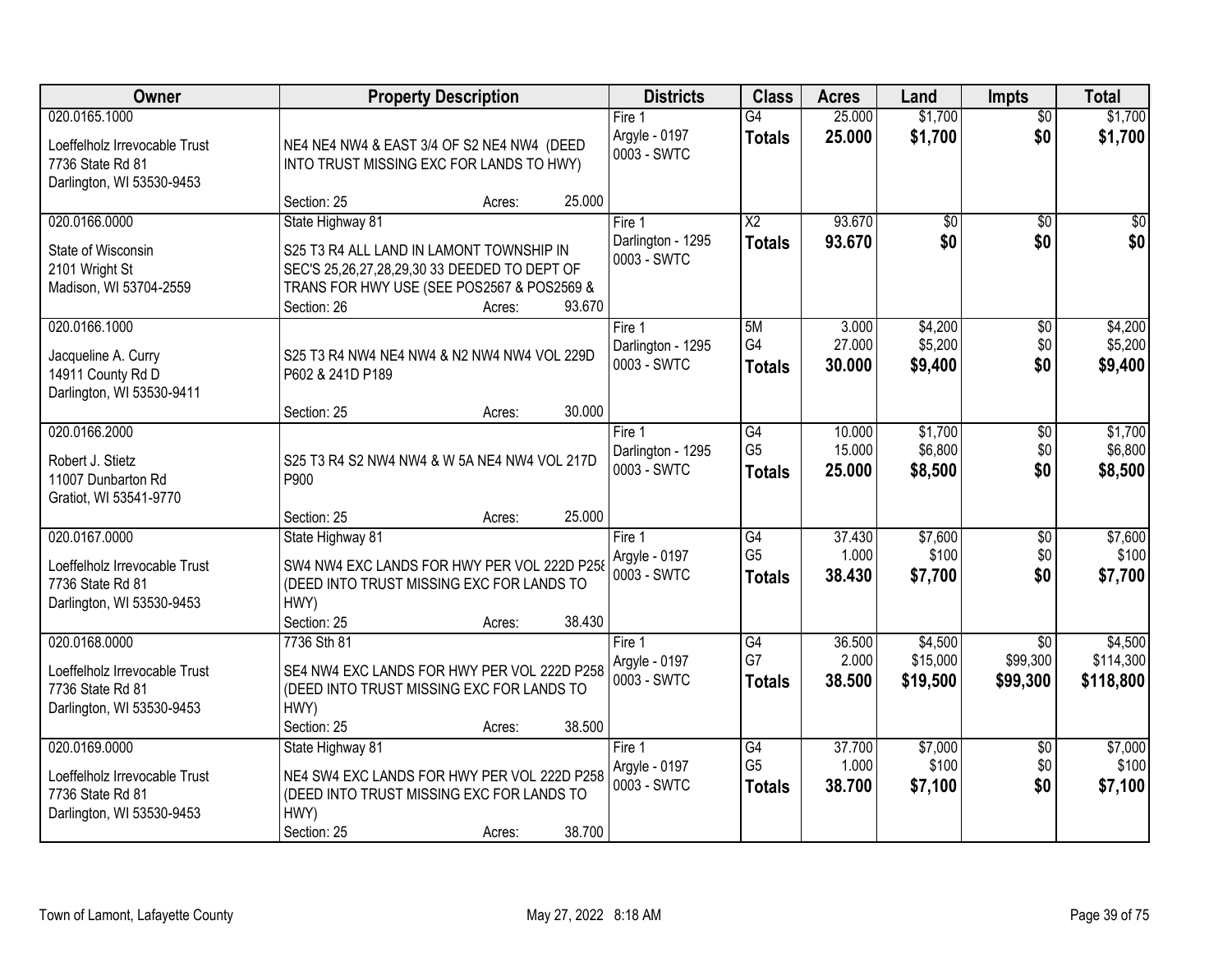| Owner | Property Description | Districts | Class | Acres | Land | Impts | Total |
|---|---|---|---|---|---|---|---|
| 020.0165.1000<br><br>Loeffelholz Irrevocable Trust<br>7736 State Rd 81<br>Darlington, WI 53530-9453 | NE4 NE4 NW4 & EAST 3/4 OF S2 NE4 NW4 (DEED INTO TRUST MISSING EXC FOR LANDS TO HWY)<br><br>Section: 25 Acres: 25.000 | Fire 1<br>Argyle - 0197<br>0003 - SWTC | G4<br>**Totals** | 25.000<br>**25.000** | $1,700<br>**$1,700** | $0<br>**$0** | $1,700<br>**$1,700** |
| 020.0166.0000<br><br>State of Wisconsin<br>2101 Wright St<br>Madison, WI 53704-2559 | State Highway 81<br><br>S25 T3 R4 ALL LAND IN LAMONT TOWNSHIP IN SEC'S 25,26,27,28,29,30 33 DEEDED TO DEPT OF TRANS FOR HWY USE (SEE POS2567 & POS2569 &<br>Section: 26 Acres: 93.670 | Fire 1<br>Darlington - 1295<br>0003 - SWTC | X2<br>**Totals** | 93.670<br>**93.670** | $0<br>**$0** | $0<br>**$0** | $0<br>**$0** |
| 020.0166.1000<br><br>Jacqueline A. Curry<br>14911 County Rd D<br>Darlington, WI 53530-9411 | S25 T3 R4 NW4 NE4 NW4 & N2 NW4 NW4 VOL 229D P602 & 241D P189<br><br>Section: 25 Acres: 30.000 | Fire 1<br>Darlington - 1295<br>0003 - SWTC | 5M<br>G4<br>**Totals** | 3.000<br>27.000<br>**30.000** | $4,200<br>$5,200<br>**$9,400** | $0<br>$0<br>**$0** | $4,200<br>$5,200<br>**$9,400** |
| 020.0166.2000<br><br>Robert J. Stietz<br>11007 Dunbarton Rd<br>Gratiot, WI 53541-9770 | S25 T3 R4 S2 NW4 NW4 & W 5A NE4 NW4 VOL 217D P900<br><br>Section: 25 Acres: 25.000 | Fire 1<br>Darlington - 1295<br>0003 - SWTC | G4<br>G5<br>**Totals** | 10.000<br>15.000<br>**25.000** | $1,700<br>$6,800<br>**$8,500** | $0<br>$0<br>**$0** | $1,700<br>$6,800<br>**$8,500** |
| 020.0167.0000<br><br>Loeffelholz Irrevocable Trust<br>7736 State Rd 81<br>Darlington, WI 53530-9453 | State Highway 81<br><br>SW4 NW4 EXC LANDS FOR HWY PER VOL 222D P258 (DEED INTO TRUST MISSING EXC FOR LANDS TO HWY)<br>Section: 25 Acres: 38.430 | Fire 1<br>Argyle - 0197<br>0003 - SWTC | G4<br>G5<br>**Totals** | 37.430<br>1.000<br>**38.430** | $7,600<br>$100<br>**$7,700** | $0<br>$0<br>**$0** | $7,600<br>$100<br>**$7,700** |
| 020.0168.0000<br><br>Loeffelholz Irrevocable Trust<br>7736 State Rd 81<br>Darlington, WI 53530-9453 | 7736 Sth 81<br><br>SE4 NW4 EXC LANDS FOR HWY PER VOL 222D P258 (DEED INTO TRUST MISSING EXC FOR LANDS TO HWY)<br>Section: 25 Acres: 38.500 | Fire 1<br>Argyle - 0197<br>0003 - SWTC | G4<br>G7<br>**Totals** | 36.500<br>2.000<br>**38.500** | $4,500<br>$15,000<br>**$19,500** | $0<br>$99,300<br>**$99,300** | $4,500<br>$114,300<br>**$118,800** |
| 020.0169.0000<br><br>Loeffelholz Irrevocable Trust<br>7736 State Rd 81<br>Darlington, WI 53530-9453 | State Highway 81<br><br>NE4 SW4 EXC LANDS FOR HWY PER VOL 222D P258 (DEED INTO TRUST MISSING EXC FOR LANDS TO HWY)<br>Section: 25 Acres: 38.700 | Fire 1<br>Argyle - 0197<br>0003 - SWTC | G4<br>G5<br>**Totals** | 37.700<br>1.000<br>**38.700** | $7,000<br>$100<br>**$7,100** | $0<br>$0<br>**$0** | $7,000<br>$100<br>**$7,100** |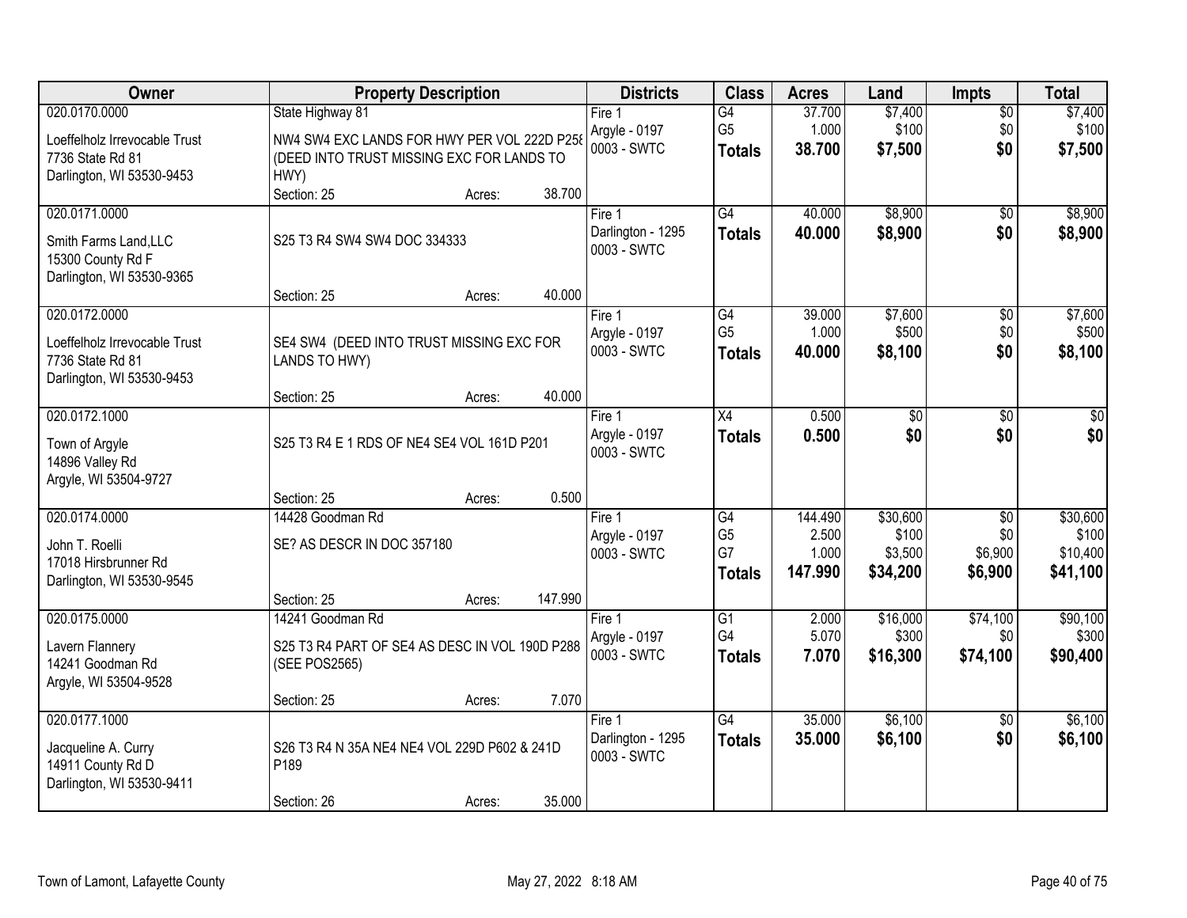| Owner | Property Description | Districts | Class | Acres | Land | Impts | Total |
|---|---|---|---|---|---|---|---|
| 020.0170.0000<br>Loeffelholz Irrevocable Trust<br>7736 State Rd 81<br>Darlington, WI 53530-9453 | State Highway 81<br>NW4 SW4 EXC LANDS FOR HWY PER VOL 222D P258 (DEED INTO TRUST MISSING EXC FOR LANDS TO HWY)<br>Section: 25 Acres: 38.700 | Fire 1<br>Argyle - 0197<br>0003 - SWTC | G4<br>G5<br>**Totals** | 37.700<br>1.000<br>**38.700** | $7,400<br>$100<br>**$7,500** | $0<br>$0<br>**$0** | $7,400<br>$100<br>**$7,500** |
| 020.0171.0000<br>Smith Farms Land,LLC<br>15300 County Rd F<br>Darlington, WI 53530-9365 | S25 T3 R4 SW4 SW4 DOC 334333<br>Section: 25 Acres: 40.000 | Fire 1<br>Darlington - 1295<br>0003 - SWTC | G4<br>**Totals** | 40.000<br>**40.000** | $8,900<br>**$8,900** | $0<br>**$0** | $8,900<br>**$8,900** |
| 020.0172.0000<br>Loeffelholz Irrevocable Trust<br>7736 State Rd 81<br>Darlington, WI 53530-9453 | SE4 SW4 (DEED INTO TRUST MISSING EXC FOR LANDS TO HWY)<br>Section: 25 Acres: 40.000 | Fire 1<br>Argyle - 0197<br>0003 - SWTC | G4<br>G5<br>**Totals** | 39.000<br>1.000<br>**40.000** | $7,600<br>$500<br>**$8,100** | $0<br>$0<br>**$0** | $7,600<br>$500<br>**$8,100** |
| 020.0172.1000<br>Town of Argyle<br>14896 Valley Rd<br>Argyle, WI 53504-9727 | S25 T3 R4 E 1 RDS OF NE4 SE4 VOL 161D P201<br>Section: 25 Acres: 0.500 | Fire 1<br>Argyle - 0197<br>0003 - SWTC | X4<br>**Totals** | 0.500<br>**0.500** | $0<br>**$0** | $0<br>**$0** | $0<br>**$0** |
| 020.0174.0000<br>John T. Roelli<br>17018 Hirsbrunner Rd<br>Darlington, WI 53530-9545 | 14428 Goodman Rd<br>SE? AS DESCR IN DOC 357180<br>Section: 25 Acres: 147.990 | Fire 1<br>Argyle - 0197<br>0003 - SWTC | G4<br>G5<br>G7<br>**Totals** | 144.490<br>2.500<br>1.000<br>**147.990** | $30,600<br>$100<br>$3,500<br>**$34,200** | $0<br>$0<br>$6,900<br>**$6,900** | $30,600<br>$100<br>$10,400<br>**$41,100** |
| 020.0175.0000<br>Lavern Flannery<br>14241 Goodman Rd<br>Argyle, WI 53504-9528 | 14241 Goodman Rd<br>S25 T3 R4 PART OF SE4 AS DESC IN VOL 190D P288 (SEE POS2565)<br>Section: 25 Acres: 7.070 | Fire 1<br>Argyle - 0197<br>0003 - SWTC | G1<br>G4<br>**Totals** | 2.000<br>5.070<br>**7.070** | $16,000<br>$300<br>**$16,300** | $74,100<br>$0<br>**$74,100** | $90,100<br>$300<br>**$90,400** |
| 020.0177.1000<br>Jacqueline A. Curry<br>14911 County Rd D<br>Darlington, WI 53530-9411 | S26 T3 R4 N 35A NE4 NE4 VOL 229D P602 & 241D P189<br>Section: 26 Acres: 35.000 | Fire 1<br>Darlington - 1295<br>0003 - SWTC | G4<br>**Totals** | 35.000<br>**35.000** | $6,100<br>**$6,100** | $0<br>**$0** | $6,100<br>**$6,100** |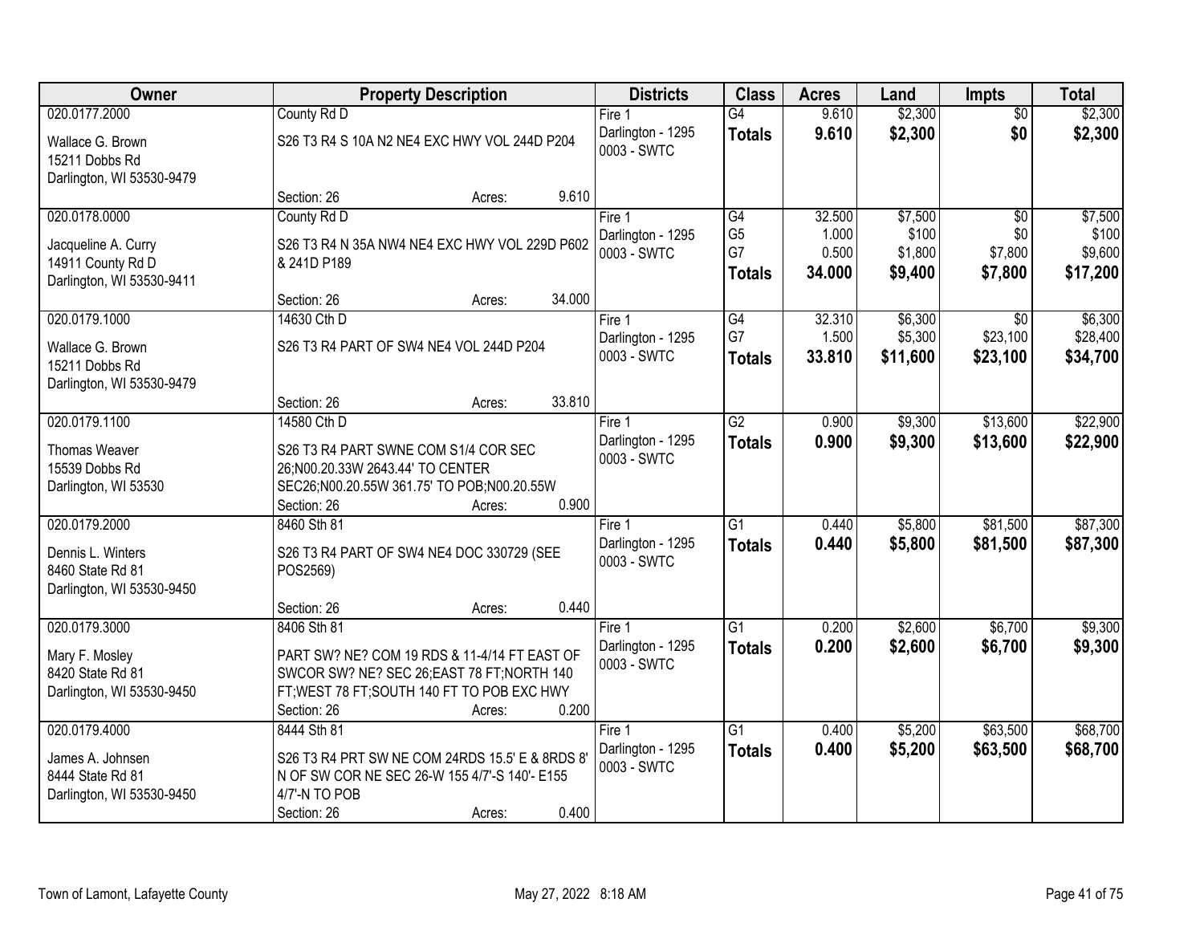| Owner | Property Description | Districts | Class | Acres | Land | Impts | Total |
|---|---|---|---|---|---|---|---|
| 020.0177.2000<br>Wallace G. Brown<br>15211 Dobbs Rd<br>Darlington, WI 53530-9479 | County Rd D<br>S26 T3 R4 S 10A N2 NE4 EXC HWY VOL 244D P204<br>Section: 26 Acres: 9.610 | Fire 1<br>Darlington - 1295<br>0003 - SWTC | G4<br>**Totals** | 9.610<br>**9.610** | $2,300<br>**$2,300** | $0<br>**$0** | $2,300<br>**$2,300** |
| 020.0178.0000<br>Jacqueline A. Curry<br>14911 County Rd D<br>Darlington, WI 53530-9411 | County Rd D<br>S26 T3 R4 N 35A NW4 NE4 EXC HWY VOL 229D P602 & 241D P189<br>Section: 26 Acres: 34.000 | Fire 1<br>Darlington - 1295<br>0003 - SWTC | G4<br>G5<br>G7<br>**Totals** | 32.500<br>1.000<br>0.500<br>**34.000** | $7,500<br>$100<br>$1,800<br>**$9,400** | $0<br>$0<br>$7,800<br>**$7,800** | $7,500<br>$100<br>$9,600<br>**$17,200** |
| 020.0179.1000<br>Wallace G. Brown<br>15211 Dobbs Rd<br>Darlington, WI 53530-9479 | 14630 Cth D<br>S26 T3 R4 PART OF SW4 NE4 VOL 244D P204<br>Section: 26 Acres: 33.810 | Fire 1<br>Darlington - 1295<br>0003 - SWTC | G4<br>G7<br>**Totals** | 32.310<br>1.500<br>**33.810** | $6,300<br>$5,300<br>**$11,600** | $0<br>$23,100<br>**$23,100** | $6,300<br>$28,400<br>**$34,700** |
| 020.0179.1100<br>Thomas Weaver<br>15539 Dobbs Rd<br>Darlington, WI 53530 | 14580 Cth D<br>S26 T3 R4 PART SWNE COM S1/4 COR SEC 26;N00.20.33W 2643.44' TO CENTER SEC26;N00.20.55W 361.75' TO POB;N00.20.55W<br>Section: 26 Acres: 0.900 | Fire 1<br>Darlington - 1295<br>0003 - SWTC | G2<br>**Totals** | 0.900<br>**0.900** | $9,300<br>**$9,300** | $13,600<br>**$13,600** | $22,900<br>**$22,900** |
| 020.0179.2000<br>Dennis L. Winters<br>8460 State Rd 81<br>Darlington, WI 53530-9450 | 8460 Sth 81<br>S26 T3 R4 PART OF SW4 NE4 DOC 330729 (SEE POS2569)<br>Section: 26 Acres: 0.440 | Fire 1<br>Darlington - 1295<br>0003 - SWTC | G1<br>**Totals** | 0.440<br>**0.440** | $5,800<br>**$5,800** | $81,500<br>**$81,500** | $87,300<br>**$87,300** |
| 020.0179.3000<br>Mary F. Mosley<br>8420 State Rd 81<br>Darlington, WI 53530-9450 | 8406 Sth 81<br>PART SW? NE? COM 19 RDS & 11-4/14 FT EAST OF SWCOR SW? NE? SEC 26;EAST 78 FT;NORTH 140 FT;WEST 78 FT;SOUTH 140 FT TO POB EXC HWY<br>Section: 26 Acres: 0.200 | Fire 1<br>Darlington - 1295<br>0003 - SWTC | G1<br>**Totals** | 0.200<br>**0.200** | $2,600<br>**$2,600** | $6,700<br>**$6,700** | $9,300<br>**$9,300** |
| 020.0179.4000<br>James A. Johnsen<br>8444 State Rd 81<br>Darlington, WI 53530-9450 | 8444 Sth 81<br>S26 T3 R4 PRT SW NE COM 24RDS 15.5' E & 8RDS 8' N OF SW COR NE SEC 26-W 155 4/7'-S 140'- E155 4/7'-N TO POB<br>Section: 26 Acres: 0.400 | Fire 1<br>Darlington - 1295<br>0003 - SWTC | G1<br>**Totals** | 0.400<br>**0.400** | $5,200<br>**$5,200** | $63,500<br>**$63,500** | $68,700<br>**$68,700** |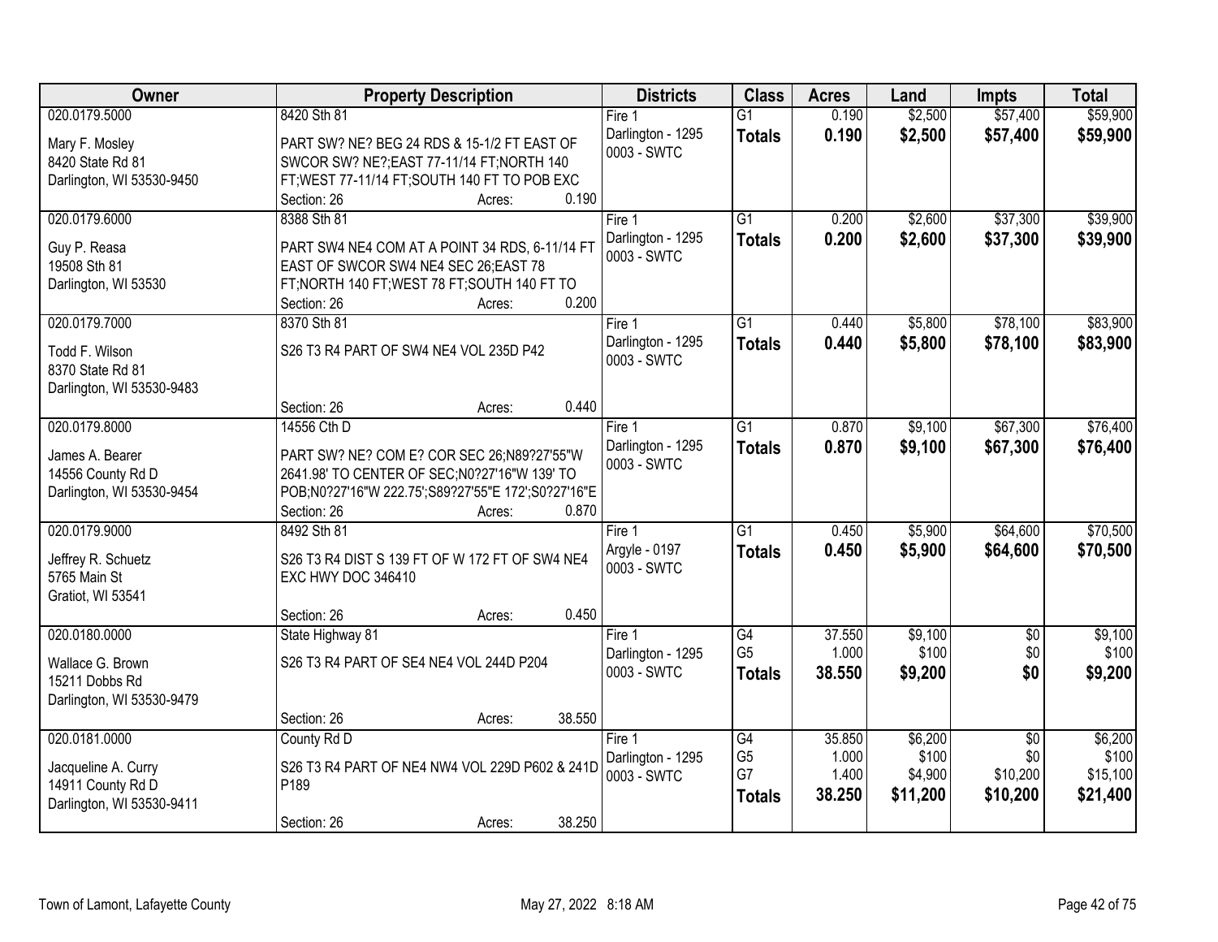| Owner | Property Description | Districts | Class | Acres | Land | Impts | Total |
|---|---|---|---|---|---|---|---|
| 020.0179.5000<br>Mary F. Mosley<br>8420 State Rd 81<br>Darlington, WI 53530-9450 | 8420 Sth 81<br>PART SW? NE? BEG 24 RDS & 15-1/2 FT EAST OF SWCOR SW? NE?;EAST 77-11/14 FT;NORTH 140 FT;WEST 77-11/14 FT;SOUTH 140 FT TO POB EXC<br>Section: 26 Acres: 0.190 | Fire 1<br>Darlington - 1295<br>0003 - SWTC | G1<br>**Totals** | 0.190<br>**0.190** | $2,500<br>**$2,500** | $57,400<br>**$57,400** | $59,900<br>**$59,900** |
| 020.0179.6000<br>Guy P. Reasa<br>19508 Sth 81<br>Darlington, WI 53530 | 8388 Sth 81<br>PART SW4 NE4 COM AT A POINT 34 RDS, 6-11/14 FT EAST OF SWCOR SW4 NE4 SEC 26;EAST 78 FT;NORTH 140 FT;WEST 78 FT;SOUTH 140 FT TO<br>Section: 26 Acres: 0.200 | Fire 1<br>Darlington - 1295<br>0003 - SWTC | G1<br>**Totals** | 0.200<br>**0.200** | $2,600<br>**$2,600** | $37,300<br>**$37,300** | $39,900<br>**$39,900** |
| 020.0179.7000<br>Todd F. Wilson<br>8370 State Rd 81<br>Darlington, WI 53530-9483 | 8370 Sth 81<br>S26 T3 R4 PART OF SW4 NE4 VOL 235D P42<br>Section: 26 Acres: 0.440 | Fire 1<br>Darlington - 1295<br>0003 - SWTC | G1<br>**Totals** | 0.440<br>**0.440** | $5,800<br>**$5,800** | $78,100<br>**$78,100** | $83,900<br>**$83,900** |
| 020.0179.8000<br>James A. Bearer<br>14556 County Rd D<br>Darlington, WI 53530-9454 | 14556 Cth D<br>PART SW? NE? COM E? COR SEC 26;N89?27'55"W 2641.98' TO CENTER OF SEC;N0?27'16"W 139' TO POB;N0?27'16"W 222.75';S89?27'55"E 172';S0?27'16"E<br>Section: 26 Acres: 0.870 | Fire 1<br>Darlington - 1295<br>0003 - SWTC | G1<br>**Totals** | 0.870<br>**0.870** | $9,100<br>**$9,100** | $67,300<br>**$67,300** | $76,400<br>**$76,400** |
| 020.0179.9000<br>Jeffrey R. Schuetz<br>5765 Main St<br>Gratiot, WI 53541 | 8492 Sth 81<br>S26 T3 R4 DIST S 139 FT OF W 172 FT OF SW4 NE4 EXC HWY DOC 346410<br>Section: 26 Acres: 0.450 | Fire 1<br>Argyle - 0197<br>0003 - SWTC | G1<br>**Totals** | 0.450<br>**0.450** | $5,900<br>**$5,900** | $64,600<br>**$64,600** | $70,500<br>**$70,500** |
| 020.0180.0000<br>Wallace G. Brown<br>15211 Dobbs Rd<br>Darlington, WI 53530-9479 | State Highway 81<br>S26 T3 R4 PART OF SE4 NE4 VOL 244D P204<br>Section: 26 Acres: 38.550 | Fire 1<br>Darlington - 1295<br>0003 - SWTC | G4<br>G5<br>**Totals** | 37.550<br>1.000<br>**38.550** | $9,100<br>$100<br>**$9,200** | $0<br>$0<br>**$0** | $9,100<br>$100<br>**$9,200** |
| 020.0181.0000<br>Jacqueline A. Curry<br>14911 County Rd D<br>Darlington, WI 53530-9411 | County Rd D<br>S26 T3 R4 PART OF NE4 NW4 VOL 229D P602 & 241D P189<br>Section: 26 Acres: 38.250 | Fire 1<br>Darlington - 1295<br>0003 - SWTC | G4<br>G5<br>G7<br>**Totals** | 35.850<br>1.000<br>1.400<br>**38.250** | $6,200<br>$100<br>$4,900<br>**$11,200** | $0<br>$0<br>$10,200<br>**$10,200** | $6,200<br>$100<br>$15,100<br>**$21,400** |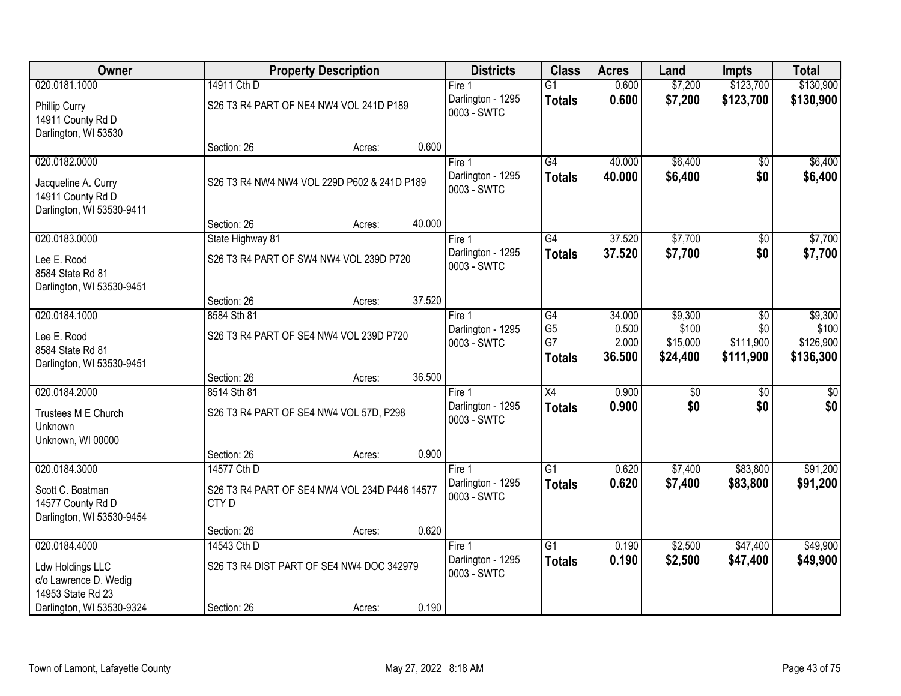| Owner | Property Description | | | Districts | Class | Acres | Land | Impts | Total |
|---|---|---|---|---|---|---|---|---|---|
| 020.0181.1000 | 14911 Cth D | | | Fire 1 | G1 | 0.600 | $7,200 | $123,700 | $130,900 |
| Phillip Curry<br>14911 County Rd D<br>Darlington, WI 53530 | S26 T3 R4 PART OF NE4 NW4 VOL 241D P189 | | | Darlington - 1295<br>0003 - SWTC | **Totals** | **0.600** | **$7,200** | **$123,700** | **$130,900** |
| | Section: 26 | Acres: | 0.600 | | | | | | |
| 020.0182.0000 | | | | Fire 1 | G4 | 40.000 | $6,400 | $0 | $6,400 |
| Jacqueline A. Curry<br>14911 County Rd D<br>Darlington, WI 53530-9411 | S26 T3 R4 NW4 NW4 VOL 229D P602 & 241D P189 | | | Darlington - 1295<br>0003 - SWTC | **Totals** | **40.000** | **$6,400** | **$0** | **$6,400** |
| | Section: 26 | Acres: | 40.000 | | | | | | |
| 020.0183.0000 | State Highway 81 | | | Fire 1 | G4 | 37.520 | $7,700 | $0 | $7,700 |
| Lee E. Rood<br>8584 State Rd 81<br>Darlington, WI 53530-9451 | S26 T3 R4 PART OF SW4 NW4 VOL 239D P720 | | | Darlington - 1295<br>0003 - SWTC | **Totals** | **37.520** | **$7,700** | **$0** | **$7,700** |
| | Section: 26 | Acres: | 37.520 | | | | | | |
| 020.0184.1000 | 8584 Sth 81 | | | Fire 1 | G4 | 34.000 | $9,300 | $0 | $9,300 |
| Lee E. Rood<br>8584 State Rd 81<br>Darlington, WI 53530-9451 | S26 T3 R4 PART OF SE4 NW4 VOL 239D P720 | | | Darlington - 1295<br>0003 - SWTC | G5 | 0.500 | $100 | $0 | $100 |
| | | | | | G7 | 2.000 | $15,000 | $111,900 | $126,900 |
| | | | | | **Totals** | **36.500** | **$24,400** | **$111,900** | **$136,300** |
| | Section: 26 | Acres: | 36.500 | | | | | | |
| 020.0184.2000 | 8514 Sth 81 | | | Fire 1 | X4 | 0.900 | $0 | $0 | $0 |
| Trustees M E Church<br>Unknown<br>Unknown, WI 00000 | S26 T3 R4 PART OF SE4 NW4 VOL 57D, P298 | | | Darlington - 1295<br>0003 - SWTC | **Totals** | **0.900** | **$0** | **$0** | **$0** |
| | Section: 26 | Acres: | 0.900 | | | | | | |
| 020.0184.3000 | 14577 Cth D | | | Fire 1 | G1 | 0.620 | $7,400 | $83,800 | $91,200 |
| Scott C. Boatman<br>14577 County Rd D<br>Darlington, WI 53530-9454 | S26 T3 R4 PART OF SE4 NW4 VOL 234D P446 14577 CTY D | | | Darlington - 1295<br>0003 - SWTC | **Totals** | **0.620** | **$7,400** | **$83,800** | **$91,200** |
| | Section: 26 | Acres: | 0.620 | | | | | | |
| 020.0184.4000 | 14543 Cth D | | | Fire 1 | G1 | 0.190 | $2,500 | $47,400 | $49,900 |
| Ldw Holdings LLC<br>c/o Lawrence D. Wedig<br>14953 State Rd 23<br>Darlington, WI 53530-9324 | S26 T3 R4 DIST PART OF SE4 NW4 DOC 342979 | | | Darlington - 1295<br>0003 - SWTC | **Totals** | **0.190** | **$2,500** | **$47,400** | **$49,900** |
| | Section: 26 | Acres: | 0.190 | | | | | | |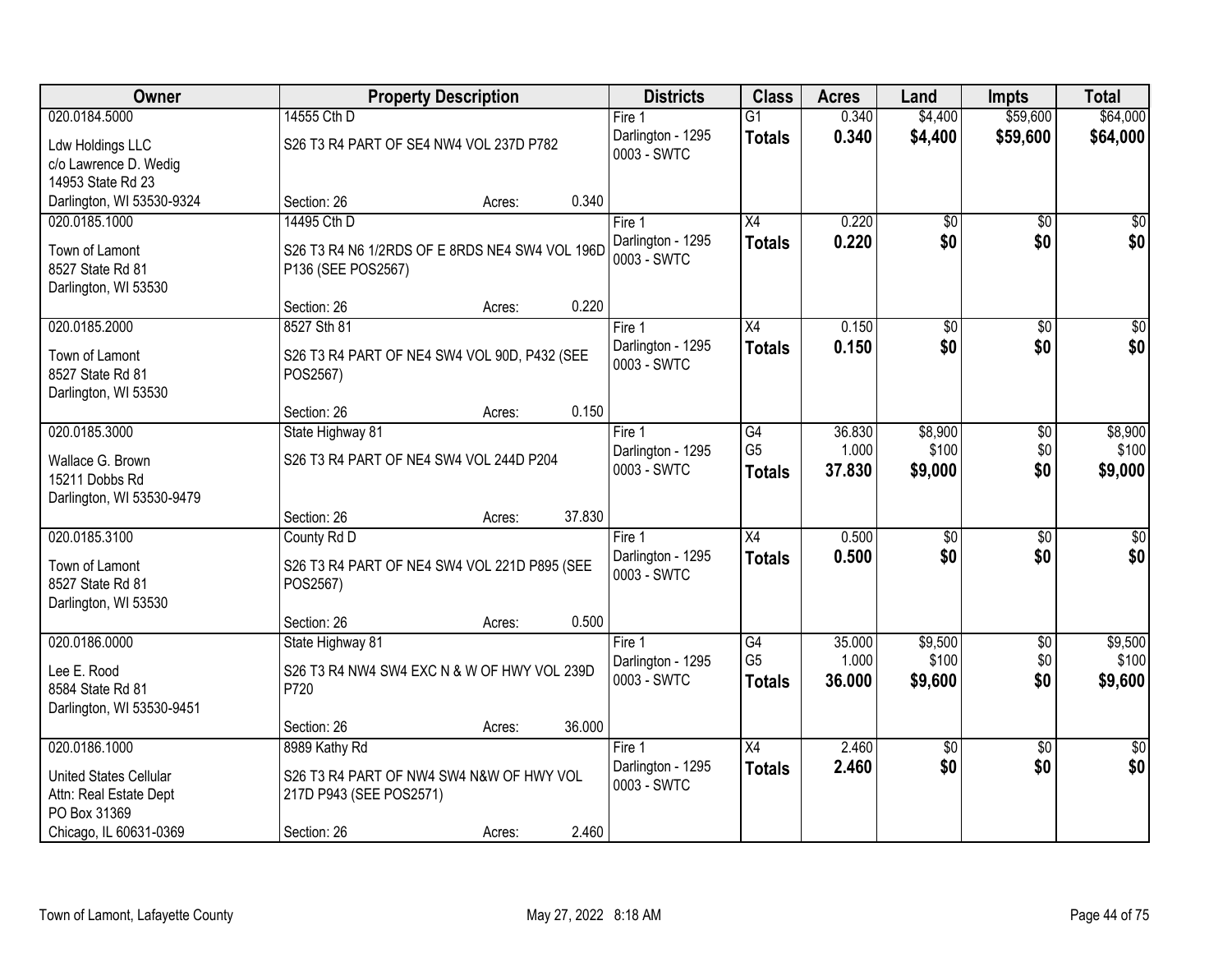| Owner | Property Description | Districts | Class | Acres | Land | Impts | Total |
|---|---|---|---|---|---|---|---|
| 020.0184.5000<br>Ldw Holdings LLC<br>c/o Lawrence D. Wedig<br>14953 State Rd 23<br>Darlington, WI 53530-9324 | 14555 Cth D<br>S26 T3 R4 PART OF SE4 NW4 VOL 237D P782<br>Section: 26 Acres: 0.340 | Fire 1<br>Darlington - 1295<br>0003 - SWTC | G1<br>**Totals** | 0.340<br>**0.340** | $4,400<br>**$4,400** | $59,600<br>**$59,600** | $64,000<br>**$64,000** |
| 020.0185.1000<br>Town of Lamont<br>8527 State Rd 81<br>Darlington, WI 53530 | 14495 Cth D<br>S26 T3 R4 N6 1/2RDS OF E 8RDS NE4 SW4 VOL 196D P136 (SEE POS2567)<br>Section: 26 Acres: 0.220 | Fire 1<br>Darlington - 1295<br>0003 - SWTC | X4<br>**Totals** | 0.220<br>**0.220** | $0<br>**$0** | $0<br>**$0** | $0<br>**$0** |
| 020.0185.2000<br>Town of Lamont<br>8527 State Rd 81<br>Darlington, WI 53530 | 8527 Sth 81<br>S26 T3 R4 PART OF NE4 SW4 VOL 90D, P432 (SEE POS2567)<br>Section: 26 Acres: 0.150 | Fire 1<br>Darlington - 1295<br>0003 - SWTC | X4<br>**Totals** | 0.150<br>**0.150** | $0<br>**$0** | $0<br>**$0** | $0<br>**$0** |
| 020.0185.3000<br>Wallace G. Brown<br>15211 Dobbs Rd<br>Darlington, WI 53530-9479 | State Highway 81<br>S26 T3 R4 PART OF NE4 SW4 VOL 244D P204<br>Section: 26 Acres: 37.830 | Fire 1<br>Darlington - 1295<br>0003 - SWTC | G4<br>G5<br>**Totals** | 36.830<br>1.000<br>**37.830** | $8,900<br>$100<br>**$9,000** | $0<br>$0<br>**$0** | $8,900<br>$100<br>**$9,000** |
| 020.0185.3100<br>Town of Lamont<br>8527 State Rd 81<br>Darlington, WI 53530 | County Rd D<br>S26 T3 R4 PART OF NE4 SW4 VOL 221D P895 (SEE POS2567)<br>Section: 26 Acres: 0.500 | Fire 1<br>Darlington - 1295<br>0003 - SWTC | X4<br>**Totals** | 0.500<br>**0.500** | $0<br>**$0** | $0<br>**$0** | $0<br>**$0** |
| 020.0186.0000<br>Lee E. Rood<br>8584 State Rd 81<br>Darlington, WI 53530-9451 | State Highway 81<br>S26 T3 R4 NW4 SW4 EXC N & W OF HWY VOL 239D P720<br>Section: 26 Acres: 36.000 | Fire 1<br>Darlington - 1295<br>0003 - SWTC | G4<br>G5<br>**Totals** | 35.000<br>1.000<br>**36.000** | $9,500<br>$100<br>**$9,600** | $0<br>$0<br>**$0** | $9,500<br>$100<br>**$9,600** |
| 020.0186.1000<br>United States Cellular<br>Attn: Real Estate Dept<br>PO Box 31369<br>Chicago, IL 60631-0369 | 8989 Kathy Rd<br>S26 T3 R4 PART OF NW4 SW4 N&W OF HWY VOL 217D P943 (SEE POS2571)<br>Section: 26 Acres: 2.460 | Fire 1<br>Darlington - 1295<br>0003 - SWTC | X4<br>**Totals** | 2.460<br>**2.460** | $0<br>**$0** | $0<br>**$0** | $0<br>**$0** |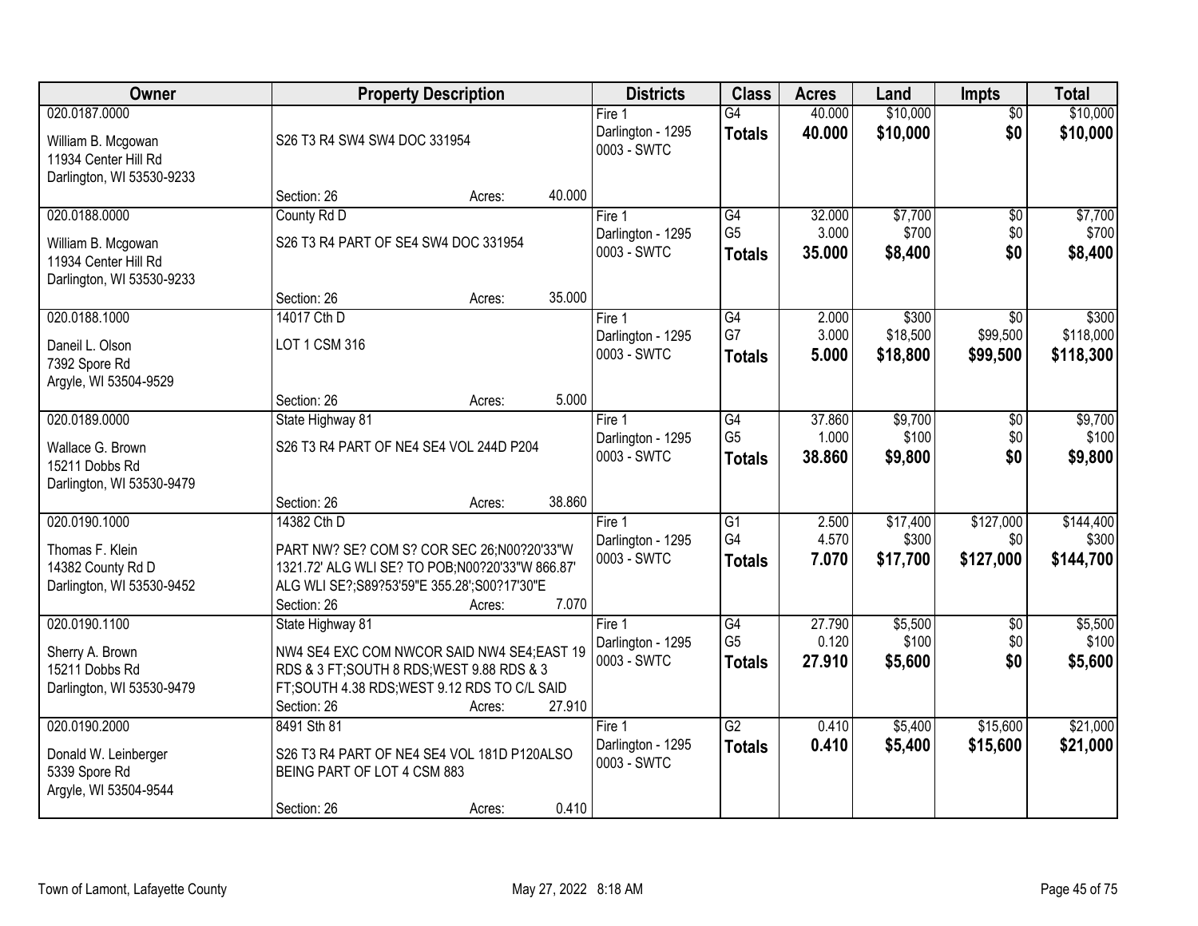| Owner | Property Description | Districts | Class | Acres | Land | Impts | Total |
|---|---|---|---|---|---|---|---|
| 020.0187.0000<br>William B. Mcgowan<br>11934 Center Hill Rd<br>Darlington, WI 53530-9233 | S26 T3 R4 SW4 SW4 DOC 331954<br>Section: 26 Acres: 40.000 | Fire 1<br>Darlington - 1295<br>0003 - SWTC | G4<br>**Totals** | 40.000<br>**40.000** | $10,000<br>**$10,000** | $0<br>**$0** | $10,000<br>**$10,000** |
| 020.0188.0000<br>William B. Mcgowan<br>11934 Center Hill Rd<br>Darlington, WI 53530-9233 | County Rd D<br>S26 T3 R4 PART OF SE4 SW4 DOC 331954<br>Section: 26 Acres: 35.000 | Fire 1<br>Darlington - 1295<br>0003 - SWTC | G4<br>G5<br>**Totals** | 32.000<br>3.000<br>**35.000** | $7,700<br>$700<br>**$8,400** | $0<br>$0<br>**$0** | $7,700<br>$700<br>**$8,400** |
| 020.0188.1000<br>Daneil L. Olson<br>7392 Spore Rd<br>Argyle, WI 53504-9529 | 14017 Cth D<br>LOT 1 CSM 316<br>Section: 26 Acres: 5.000 | Fire 1<br>Darlington - 1295<br>0003 - SWTC | G4<br>G7<br>**Totals** | 2.000<br>3.000<br>**5.000** | $300<br>$18,500<br>**$18,800** | $0<br>$99,500<br>**$99,500** | $300<br>$118,000<br>**$118,300** |
| 020.0189.0000<br>Wallace G. Brown<br>15211 Dobbs Rd<br>Darlington, WI 53530-9479 | State Highway 81<br>S26 T3 R4 PART OF NE4 SE4 VOL 244D P204<br>Section: 26 Acres: 38.860 | Fire 1<br>Darlington - 1295<br>0003 - SWTC | G4<br>G5<br>**Totals** | 37.860<br>1.000<br>**38.860** | $9,700<br>$100<br>**$9,800** | $0<br>$0<br>**$0** | $9,700<br>$100<br>**$9,800** |
| 020.0190.1000<br>Thomas F. Klein<br>14382 County Rd D<br>Darlington, WI 53530-9452 | 14382 Cth D<br>PART NW? SE? COM S? COR SEC 26;N00?20'33"W 1321.72' ALG WLI SE? TO POB;N00?20'33"W 866.87' ALG WLI SE?;S89?53'59"E 355.28';S00?17'30"E<br>Section: 26 Acres: 7.070 | Fire 1<br>Darlington - 1295<br>0003 - SWTC | G1<br>G4<br>**Totals** | 2.500<br>4.570<br>**7.070** | $17,400<br>$300<br>**$17,700** | $127,000<br>$0<br>**$127,000** | $144,400<br>$300<br>**$144,700** |
| 020.0190.1100<br>Sherry A. Brown<br>15211 Dobbs Rd<br>Darlington, WI 53530-9479 | State Highway 81<br>NW4 SE4 EXC COM NWCOR SAID NW4 SE4;EAST 19 RDS & 3 FT;SOUTH 8 RDS;WEST 9.88 RDS & 3 FT;SOUTH 4.38 RDS;WEST 9.12 RDS TO C/L SAID<br>Section: 26 Acres: 27.910 | Fire 1<br>Darlington - 1295<br>0003 - SWTC | G4<br>G5<br>**Totals** | 27.790<br>0.120<br>**27.910** | $5,500<br>$100<br>**$5,600** | $0<br>$0<br>**$0** | $5,500<br>$100<br>**$5,600** |
| 020.0190.2000<br>Donald W. Leinberger<br>5339 Spore Rd<br>Argyle, WI 53504-9544 | 8491 Sth 81<br>S26 T3 R4 PART OF NE4 SE4 VOL 181D P120ALSO BEING PART OF LOT 4 CSM 883<br>Section: 26 Acres: 0.410 | Fire 1<br>Darlington - 1295<br>0003 - SWTC | G2<br>**Totals** | 0.410<br>**0.410** | $5,400<br>**$5,400** | $15,600<br>**$15,600** | $21,000<br>**$21,000** |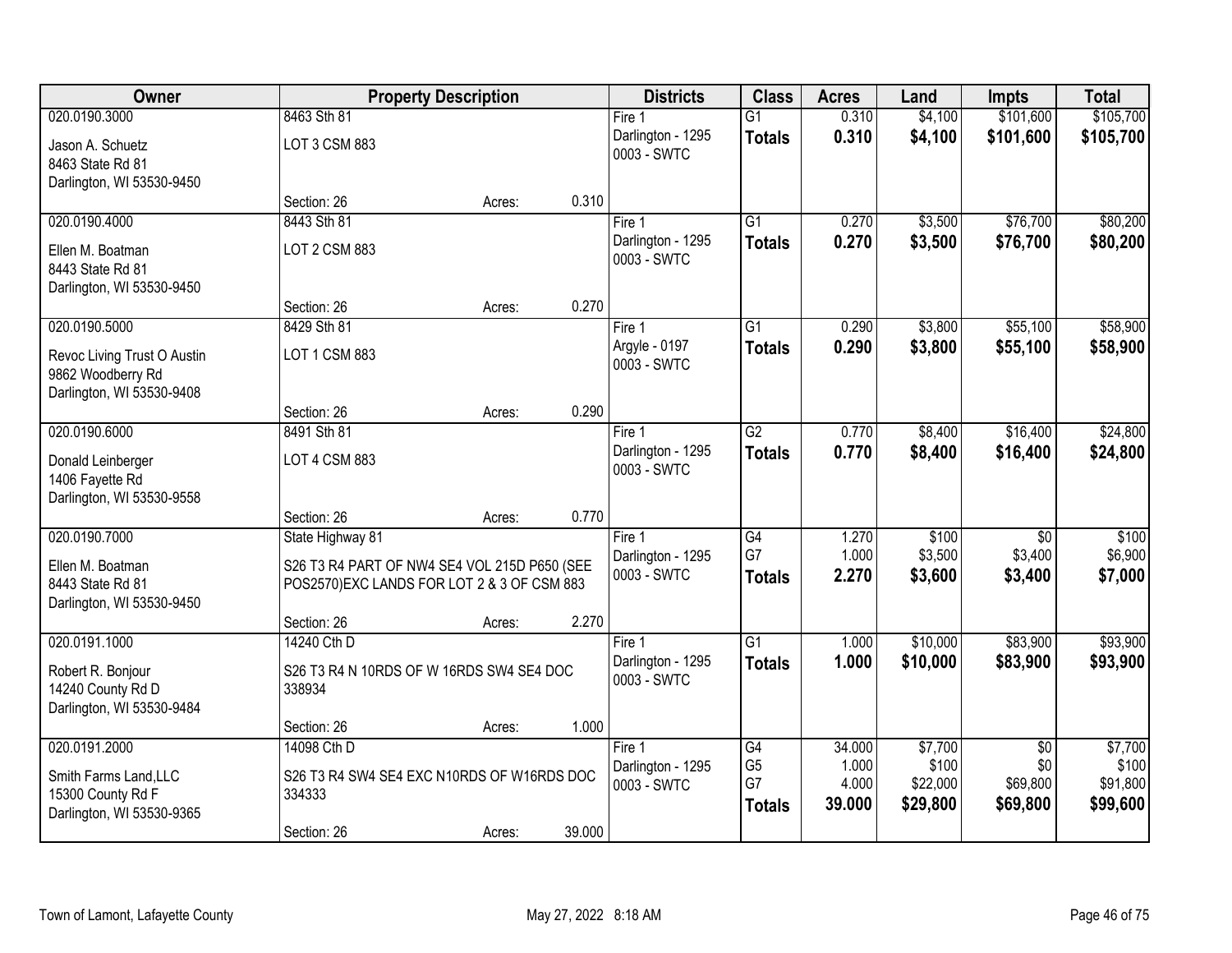| Owner | Property Description | Districts | Class | Acres | Land | Impts | Total |
|---|---|---|---|---|---|---|---|
| 020.0190.3000<br>Jason A. Schuetz<br>8463 State Rd 81<br>Darlington, WI 53530-9450 | 8463 Sth 81<br>LOT 3 CSM 883<br>Section: 26 Acres: 0.310 | Fire 1<br>Darlington - 1295<br>0003 - SWTC | G1<br>**Totals** | 0.310<br>**0.310** | $4,100<br>**$4,100** | $101,600<br>**$101,600** | $105,700<br>**$105,700** |
| 020.0190.4000<br>Ellen M. Boatman<br>8443 State Rd 81<br>Darlington, WI 53530-9450 | 8443 Sth 81<br>LOT 2 CSM 883<br>Section: 26 Acres: 0.270 | Fire 1<br>Darlington - 1295<br>0003 - SWTC | G1<br>**Totals** | 0.270<br>**0.270** | $3,500<br>**$3,500** | $76,700<br>**$76,700** | $80,200<br>**$80,200** |
| 020.0190.5000<br>Revoc Living Trust O Austin<br>9862 Woodberry Rd<br>Darlington, WI 53530-9408 | 8429 Sth 81<br>LOT 1 CSM 883<br>Section: 26 Acres: 0.290 | Fire 1<br>Argyle - 0197<br>0003 - SWTC | G1<br>**Totals** | 0.290<br>**0.290** | $3,800<br>**$3,800** | $55,100<br>**$55,100** | $58,900<br>**$58,900** |
| 020.0190.6000<br>Donald Leinberger<br>1406 Fayette Rd<br>Darlington, WI 53530-9558 | 8491 Sth 81<br>LOT 4 CSM 883<br>Section: 26 Acres: 0.770 | Fire 1<br>Darlington - 1295<br>0003 - SWTC | G2<br>**Totals** | 0.770<br>**0.770** | $8,400<br>**$8,400** | $16,400<br>**$16,400** | $24,800<br>**$24,800** |
| 020.0190.7000<br>Ellen M. Boatman<br>8443 State Rd 81<br>Darlington, WI 53530-9450 | State Highway 81<br>S26 T3 R4 PART OF NW4 SE4 VOL 215D P650 (SEE POS2570)EXC LANDS FOR LOT 2 & 3 OF CSM 883<br>Section: 26 Acres: 2.270 | Fire 1<br>Darlington - 1295<br>0003 - SWTC | G4<br>G7<br>**Totals** | 1.270<br>1.000<br>**2.270** | $100<br>$3,500<br>**$3,600** | $0<br>$3,400<br>**$3,400** | $100<br>$6,900<br>**$7,000** |
| 020.0191.1000<br>Robert R. Bonjour<br>14240 County Rd D<br>Darlington, WI 53530-9484 | 14240 Cth D<br>S26 T3 R4 N 10RDS OF W 16RDS SW4 SE4 DOC 338934<br>Section: 26 Acres: 1.000 | Fire 1<br>Darlington - 1295<br>0003 - SWTC | G1<br>**Totals** | 1.000<br>**1.000** | $10,000<br>**$10,000** | $83,900<br>**$83,900** | $93,900<br>**$93,900** |
| 020.0191.2000<br>Smith Farms Land,LLC<br>15300 County Rd F<br>Darlington, WI 53530-9365 | 14098 Cth D<br>S26 T3 R4 SW4 SE4 EXC N10RDS OF W16RDS DOC 334333<br>Section: 26 Acres: 39.000 | Fire 1<br>Darlington - 1295<br>0003 - SWTC | G4<br>G5<br>G7<br>**Totals** | 34.000<br>1.000<br>4.000<br>**39.000** | $7,700<br>$100<br>$22,000<br>**$29,800** | $0<br>$0<br>$69,800<br>**$69,800** | $7,700<br>$100<br>$91,800<br>**$99,600** |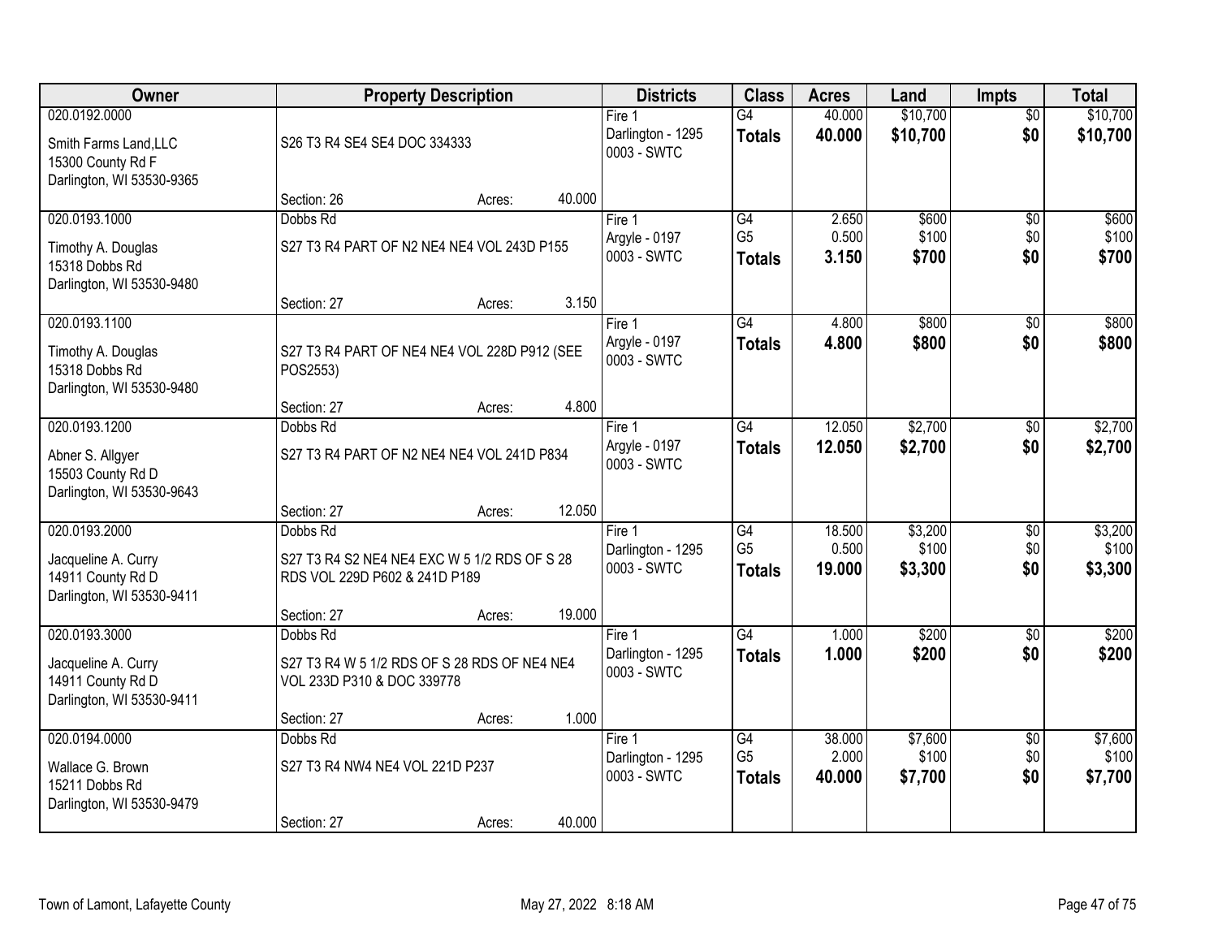| Owner | Property Description | Districts | Class | Acres | Land | Impts | Total |
|---|---|---|---|---|---|---|---|
| 020.0192.0000<br>Smith Farms Land,LLC<br>15300 County Rd F<br>Darlington, WI 53530-9365 | S26 T3 R4 SE4 SE4 DOC 334333<br>Section: 26 Acres: 40.000 | Fire 1<br>Darlington - 1295<br>0003 - SWTC | G4<br>**Totals** | 40.000<br>**40.000** | $10,700<br>**$10,700** | $0<br>**$0** | $10,700<br>**$10,700** |
| 020.0193.1000<br>Timothy A. Douglas<br>15318 Dobbs Rd<br>Darlington, WI 53530-9480 | Dobbs Rd<br>S27 T3 R4 PART OF N2 NE4 NE4 VOL 243D P155<br>Section: 27 Acres: 3.150 | Fire 1<br>Argyle - 0197<br>0003 - SWTC | G4<br>G5<br>**Totals** | 2.650<br>0.500<br>**3.150** | $600<br>$100<br>**$700** | $0<br>$0<br>**$0** | $600<br>$100<br>**$700** |
| 020.0193.1100<br>Timothy A. Douglas<br>15318 Dobbs Rd<br>Darlington, WI 53530-9480 | S27 T3 R4 PART OF NE4 NE4 VOL 228D P912 (SEE POS2553)<br>Section: 27 Acres: 4.800 | Fire 1<br>Argyle - 0197<br>0003 - SWTC | G4<br>**Totals** | 4.800<br>**4.800** | $800<br>**$800** | $0<br>**$0** | $800<br>**$800** |
| 020.0193.1200<br>Abner S. Allgyer<br>15503 County Rd D<br>Darlington, WI 53530-9643 | Dobbs Rd<br>S27 T3 R4 PART OF N2 NE4 NE4 VOL 241D P834<br>Section: 27 Acres: 12.050 | Fire 1<br>Argyle - 0197<br>0003 - SWTC | G4<br>**Totals** | 12.050<br>**12.050** | $2,700<br>**$2,700** | $0<br>**$0** | $2,700<br>**$2,700** |
| 020.0193.2000<br>Jacqueline A. Curry<br>14911 County Rd D<br>Darlington, WI 53530-9411 | Dobbs Rd<br>S27 T3 R4 S2 NE4 NE4 EXC W 5 1/2 RDS OF S 28 RDS VOL 229D P602 & 241D P189<br>Section: 27 Acres: 19.000 | Fire 1<br>Darlington - 1295<br>0003 - SWTC | G4<br>G5<br>**Totals** | 18.500<br>0.500<br>**19.000** | $3,200<br>$100<br>**$3,300** | $0<br>$0<br>**$0** | $3,200<br>$100<br>**$3,300** |
| 020.0193.3000<br>Jacqueline A. Curry<br>14911 County Rd D<br>Darlington, WI 53530-9411 | Dobbs Rd<br>S27 T3 R4 W 5 1/2 RDS OF S 28 RDS OF NE4 NE4 VOL 233D P310 & DOC 339778<br>Section: 27 Acres: 1.000 | Fire 1<br>Darlington - 1295<br>0003 - SWTC | G4<br>**Totals** | 1.000<br>**1.000** | $200<br>**$200** | $0<br>**$0** | $200<br>**$200** |
| 020.0194.0000<br>Wallace G. Brown<br>15211 Dobbs Rd<br>Darlington, WI 53530-9479 | Dobbs Rd<br>S27 T3 R4 NW4 NE4 VOL 221D P237<br>Section: 27 Acres: 40.000 | Fire 1<br>Darlington - 1295<br>0003 - SWTC | G4<br>G5<br>**Totals** | 38.000<br>2.000<br>**40.000** | $7,600<br>$100<br>**$7,700** | $0<br>$0<br>**$0** | $7,600<br>$100<br>**$7,700** |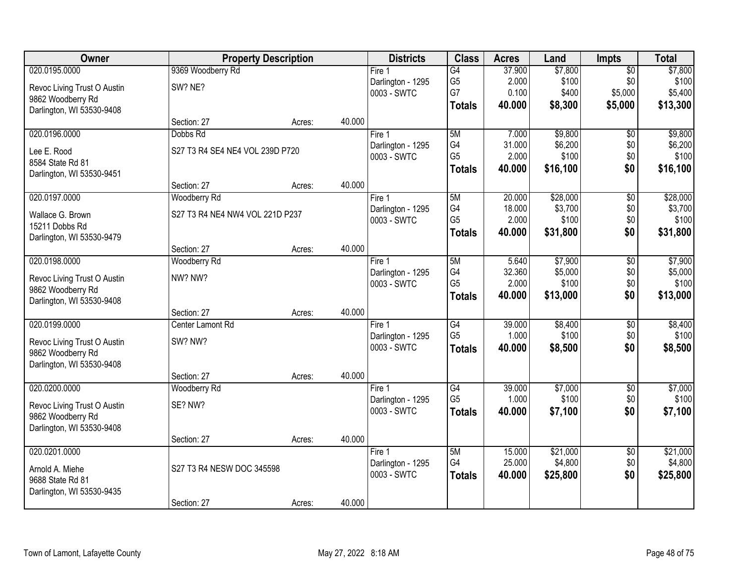| Owner | Property Description | | | Districts | Class | Acres | Land | Impts | Total |
|---|---|---|---|---|---|---|---|---|---|
| 020.0195.0000 | 9369 Woodberry Rd | | | Fire 1 | G4 | 37.900 | $7,800 | $0 | $7,800 |
| Revoc Living Trust O Austin | SW? NE? | | | Darlington - 1295 | G5 | 2.000 | $100 | $0 | $100 |
| 9862 Woodberry Rd | | | | 0003 - SWTC | G7 | 0.100 | $400 | $5,000 | $5,400 |
| Darlington, WI 53530-9408 | | | | | **Totals** | **40.000** | **$8,300** | **$5,000** | **$13,300** |
| | Section: 27 | Acres: | 40.000 | | | | | | |
| 020.0196.0000 | Dobbs Rd | | | Fire 1 | 5M | 7.000 | $9,800 | $0 | $9,800 |
| Lee E. Rood | S27 T3 R4 SE4 NE4 VOL 239D P720 | | | Darlington - 1295 | G4 | 31.000 | $6,200 | $0 | $6,200 |
| 8584 State Rd 81 | | | | 0003 - SWTC | G5 | 2.000 | $100 | $0 | $100 |
| Darlington, WI 53530-9451 | | | | | **Totals** | **40.000** | **$16,100** | **$0** | **$16,100** |
| | Section: 27 | Acres: | 40.000 | | | | | | |
| 020.0197.0000 | Woodberry Rd | | | Fire 1 | 5M | 20.000 | $28,000 | $0 | $28,000 |
| Wallace G. Brown | S27 T3 R4 NE4 NW4 VOL 221D P237 | | | Darlington - 1295 | G4 | 18.000 | $3,700 | $0 | $3,700 |
| 15211 Dobbs Rd | | | | 0003 - SWTC | G5 | 2.000 | $100 | $0 | $100 |
| Darlington, WI 53530-9479 | | | | | **Totals** | **40.000** | **$31,800** | **$0** | **$31,800** |
| | Section: 27 | Acres: | 40.000 | | | | | | |
| 020.0198.0000 | Woodberry Rd | | | Fire 1 | 5M | 5.640 | $7,900 | $0 | $7,900 |
| Revoc Living Trust O Austin | NW? NW? | | | Darlington - 1295 | G4 | 32.360 | $5,000 | $0 | $5,000 |
| 9862 Woodberry Rd | | | | 0003 - SWTC | G5 | 2.000 | $100 | $0 | $100 |
| Darlington, WI 53530-9408 | | | | | **Totals** | **40.000** | **$13,000** | **$0** | **$13,000** |
| | Section: 27 | Acres: | 40.000 | | | | | | |
| 020.0199.0000 | Center Lamont Rd | | | Fire 1 | G4 | 39.000 | $8,400 | $0 | $8,400 |
| Revoc Living Trust O Austin | SW? NW? | | | Darlington - 1295 | G5 | 1.000 | $100 | $0 | $100 |
| 9862 Woodberry Rd | | | | 0003 - SWTC | **Totals** | **40.000** | **$8,500** | **$0** | **$8,500** |
| Darlington, WI 53530-9408 | | | | | | | | | |
| | Section: 27 | Acres: | 40.000 | | | | | | |
| 020.0200.0000 | Woodberry Rd | | | Fire 1 | G4 | 39.000 | $7,000 | $0 | $7,000 |
| Revoc Living Trust O Austin | SE? NW? | | | Darlington - 1295 | G5 | 1.000 | $100 | $0 | $100 |
| 9862 Woodberry Rd | | | | 0003 - SWTC | **Totals** | **40.000** | **$7,100** | **$0** | **$7,100** |
| Darlington, WI 53530-9408 | | | | | | | | | |
| | Section: 27 | Acres: | 40.000 | | | | | | |
| 020.0201.0000 | | | | Fire 1 | 5M | 15.000 | $21,000 | $0 | $21,000 |
| Arnold A. Miehe | S27 T3 R4 NESW DOC 345598 | | | Darlington - 1295 | G4 | 25.000 | $4,800 | $0 | $4,800 |
| 9688 State Rd 81 | | | | 0003 - SWTC | **Totals** | **40.000** | **$25,800** | **$0** | **$25,800** |
| Darlington, WI 53530-9435 | | | | | | | | | |
| | Section: 27 | Acres: | 40.000 | | | | | | |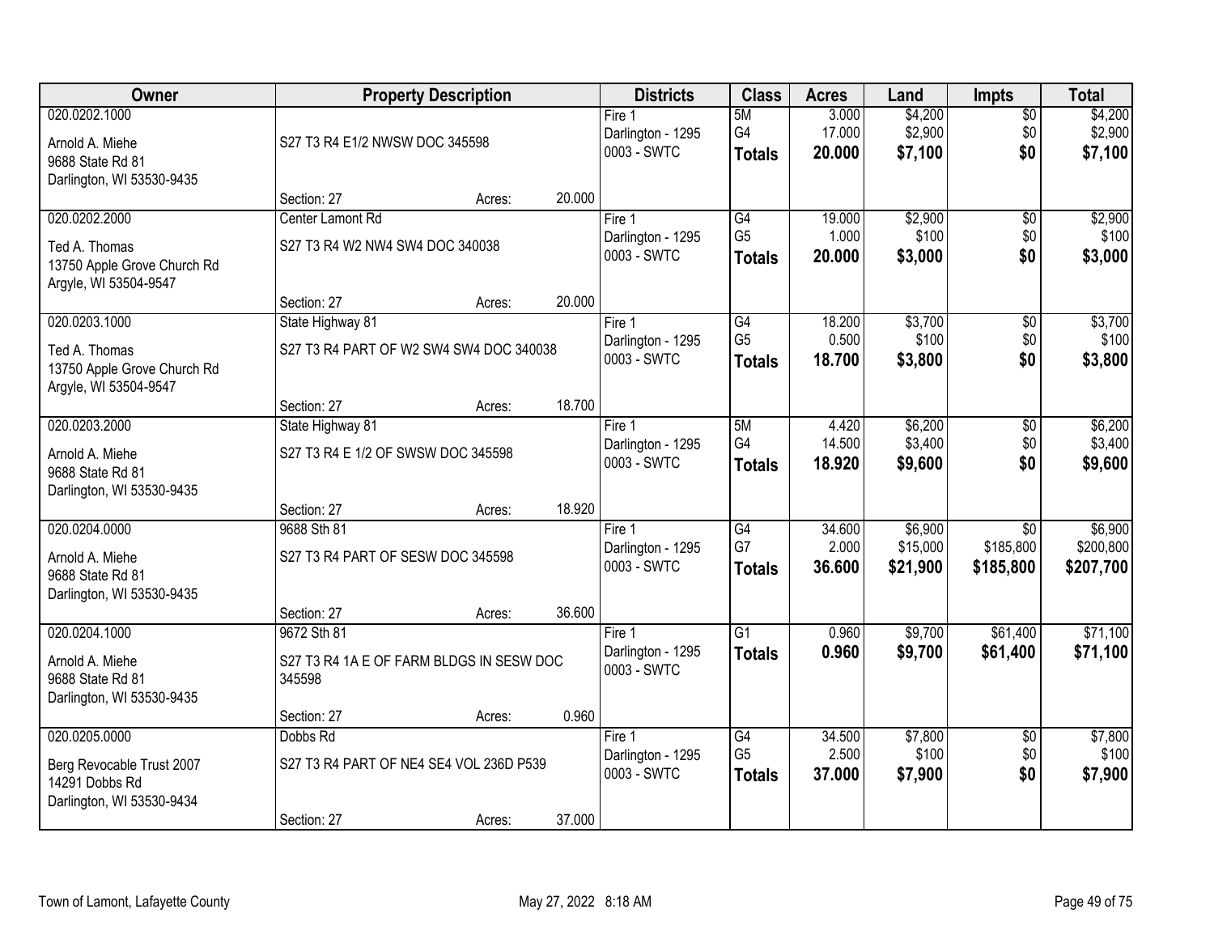| Owner | Property Description | Districts | Class | Acres | Land | Impts | Total |
|---|---|---|---|---|---|---|---|
| 020.0202.1000<br>Arnold A. Miehe<br>9688 State Rd 81<br>Darlington, WI 53530-9435 | S27 T3 R4 E1/2 NWSW DOC 345598<br>Section: 27 Acres: 20.000 | Fire 1<br>Darlington - 1295<br>0003 - SWTC | 5M<br>G4<br>**Totals** | 3.000<br>17.000<br>**20.000** | $4,200<br>$2,900<br>**$7,100** | $0<br>$0<br>**$0** | $4,200<br>$2,900<br>**$7,100** |
| 020.0202.2000<br>Ted A. Thomas<br>13750 Apple Grove Church Rd<br>Argyle, WI 53504-9547 | Center Lamont Rd<br>S27 T3 R4 W2 NW4 SW4 DOC 340038<br>Section: 27 Acres: 20.000 | Fire 1<br>Darlington - 1295<br>0003 - SWTC | G4<br>G5<br>**Totals** | 19.000<br>1.000<br>**20.000** | $2,900<br>$100<br>**$3,000** | $0<br>$0<br>**$0** | $2,900<br>$100<br>**$3,000** |
| 020.0203.1000<br>Ted A. Thomas<br>13750 Apple Grove Church Rd<br>Argyle, WI 53504-9547 | State Highway 81<br>S27 T3 R4 PART OF W2 SW4 SW4 DOC 340038<br>Section: 27 Acres: 18.700 | Fire 1<br>Darlington - 1295<br>0003 - SWTC | G4<br>G5<br>**Totals** | 18.200<br>0.500<br>**18.700** | $3,700<br>$100<br>**$3,800** | $0<br>$0<br>**$0** | $3,700<br>$100<br>**$3,800** |
| 020.0203.2000<br>Arnold A. Miehe<br>9688 State Rd 81<br>Darlington, WI 53530-9435 | State Highway 81<br>S27 T3 R4 E 1/2 OF SWSW DOC 345598<br>Section: 27 Acres: 18.920 | Fire 1<br>Darlington - 1295<br>0003 - SWTC | 5M<br>G4<br>**Totals** | 4.420<br>14.500<br>**18.920** | $6,200<br>$3,400<br>**$9,600** | $0<br>$0<br>**$0** | $6,200<br>$3,400<br>**$9,600** |
| 020.0204.0000<br>Arnold A. Miehe<br>9688 State Rd 81<br>Darlington, WI 53530-9435 | 9688 Sth 81<br>S27 T3 R4 PART OF SESW DOC 345598<br>Section: 27 Acres: 36.600 | Fire 1<br>Darlington - 1295<br>0003 - SWTC | G4<br>G7<br>**Totals** | 34.600<br>2.000<br>**36.600** | $6,900<br>$15,000<br>**$21,900** | $0<br>$185,800<br>**$185,800** | $6,900<br>$200,800<br>**$207,700** |
| 020.0204.1000<br>Arnold A. Miehe<br>9688 State Rd 81<br>Darlington, WI 53530-9435 | 9672 Sth 81<br>S27 T3 R4 1A E OF FARM BLDGS IN SESW DOC 345598<br>Section: 27 Acres: 0.960 | Fire 1<br>Darlington - 1295<br>0003 - SWTC | G1<br>**Totals** | 0.960<br>**0.960** | $9,700<br>**$9,700** | $61,400<br>**$61,400** | $71,100<br>**$71,100** |
| 020.0205.0000<br>Berg Revocable Trust 2007<br>14291 Dobbs Rd<br>Darlington, WI 53530-9434 | Dobbs Rd<br>S27 T3 R4 PART OF NE4 SE4 VOL 236D P539<br>Section: 27 Acres: 37.000 | Fire 1<br>Darlington - 1295<br>0003 - SWTC | G4<br>G5<br>**Totals** | 34.500<br>2.500<br>**37.000** | $7,800<br>$100<br>**$7,900** | $0<br>$0<br>**$0** | $7,800<br>$100<br>**$7,900** |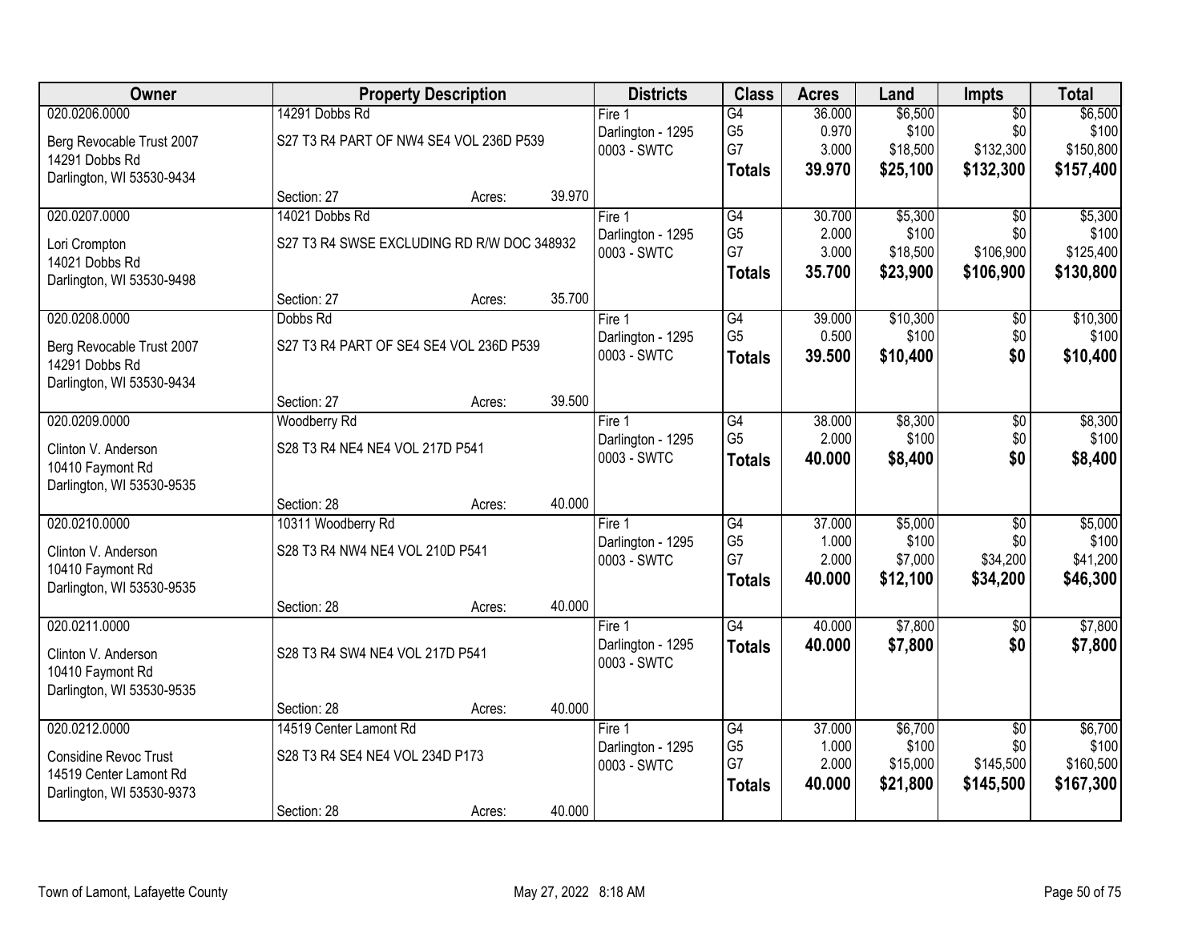| Owner | Property Description | | | Districts | Class | Acres | Land | Impts | Total |
|---|---|---|---|---|---|---|---|---|---|
| 020.0206.0000 | 14291 Dobbs Rd | | | Fire 1 | G4 | 36.000 | $6,500 | $0 | $6,500 |
| Berg Revocable Trust 2007 | S27 T3 R4 PART OF NW4 SE4 VOL 236D P539 | | | Darlington - 1295 | G5 | 0.970 | $100 | $0 | $100 |
| 14291 Dobbs Rd | | | | 0003 - SWTC | G7 | 3.000 | $18,500 | $132,300 | $150,800 |
| Darlington, WI 53530-9434 | | | | | **Totals** | **39.970** | **$25,100** | **$132,300** | **$157,400** |
| | Section: 27 | Acres: | 39.970 | | | | | | |
| 020.0207.0000 | 14021 Dobbs Rd | | | Fire 1 | G4 | 30.700 | $5,300 | $0 | $5,300 |
| Lori Crompton | S27 T3 R4 SWSE EXCLUDING RD R/W DOC 348932 | | | Darlington - 1295 | G5 | 2.000 | $100 | $0 | $100 |
| 14021 Dobbs Rd | | | | 0003 - SWTC | G7 | 3.000 | $18,500 | $106,900 | $125,400 |
| Darlington, WI 53530-9498 | | | | | **Totals** | **35.700** | **$23,900** | **$106,900** | **$130,800** |
| | Section: 27 | Acres: | 35.700 | | | | | | |
| 020.0208.0000 | Dobbs Rd | | | Fire 1 | G4 | 39.000 | $10,300 | $0 | $10,300 |
| Berg Revocable Trust 2007 | S27 T3 R4 PART OF SE4 SE4 VOL 236D P539 | | | Darlington - 1295 | G5 | 0.500 | $100 | $0 | $100 |
| 14291 Dobbs Rd | | | | 0003 - SWTC | **Totals** | **39.500** | **$10,400** | **$0** | **$10,400** |
| Darlington, WI 53530-9434 | | | | | | | | | |
| | Section: 27 | Acres: | 39.500 | | | | | | |
| 020.0209.0000 | Woodberry Rd | | | Fire 1 | G4 | 38.000 | $8,300 | $0 | $8,300 |
| Clinton V. Anderson | S28 T3 R4 NE4 NE4 VOL 217D P541 | | | Darlington - 1295 | G5 | 2.000 | $100 | $0 | $100 |
| 10410 Faymont Rd | | | | 0003 - SWTC | **Totals** | **40.000** | **$8,400** | **$0** | **$8,400** |
| Darlington, WI 53530-9535 | | | | | | | | | |
| | Section: 28 | Acres: | 40.000 | | | | | | |
| 020.0210.0000 | 10311 Woodberry Rd | | | Fire 1 | G4 | 37.000 | $5,000 | $0 | $5,000 |
| Clinton V. Anderson | S28 T3 R4 NW4 NE4 VOL 210D P541 | | | Darlington - 1295 | G5 | 1.000 | $100 | $0 | $100 |
| 10410 Faymont Rd | | | | 0003 - SWTC | G7 | 2.000 | $7,000 | $34,200 | $41,200 |
| Darlington, WI 53530-9535 | | | | | **Totals** | **40.000** | **$12,100** | **$34,200** | **$46,300** |
| | Section: 28 | Acres: | 40.000 | | | | | | |
| 020.0211.0000 | | | | Fire 1 | G4 | 40.000 | $7,800 | $0 | $7,800 |
| Clinton V. Anderson | S28 T3 R4 SW4 NE4 VOL 217D P541 | | | Darlington - 1295 | **Totals** | **40.000** | **$7,800** | **$0** | **$7,800** |
| 10410 Faymont Rd | | | | 0003 - SWTC | | | | | |
| Darlington, WI 53530-9535 | | | | | | | | | |
| | Section: 28 | Acres: | 40.000 | | | | | | |
| 020.0212.0000 | 14519 Center Lamont Rd | | | Fire 1 | G4 | 37.000 | $6,700 | $0 | $6,700 |
| Considine Revoc Trust | S28 T3 R4 SE4 NE4 VOL 234D P173 | | | Darlington - 1295 | G5 | 1.000 | $100 | $0 | $100 |
| 14519 Center Lamont Rd | | | | 0003 - SWTC | G7 | 2.000 | $15,000 | $145,500 | $160,500 |
| Darlington, WI 53530-9373 | | | | | **Totals** | **40.000** | **$21,800** | **$145,500** | **$167,300** |
| | Section: 28 | Acres: | 40.000 | | | | | | |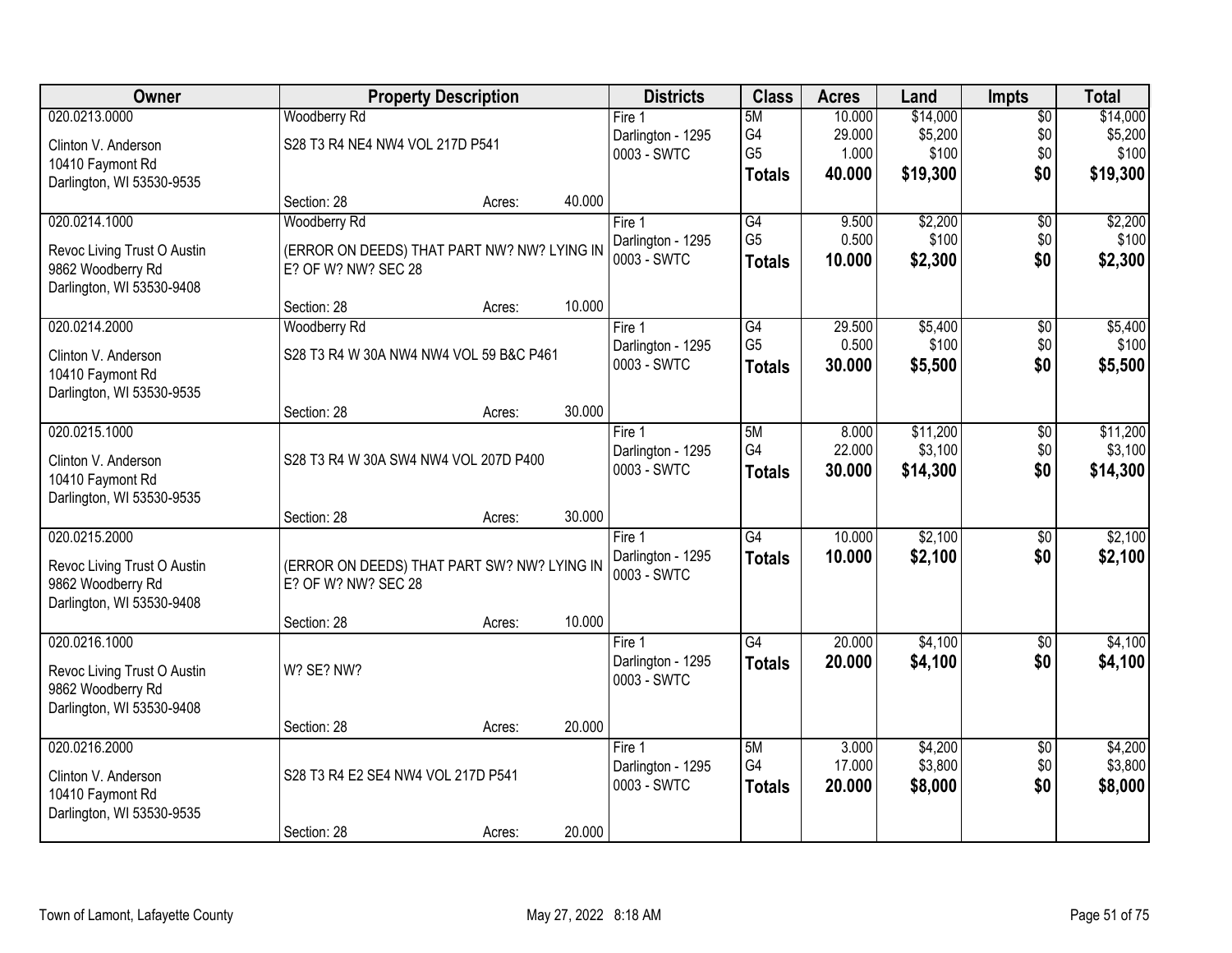| Owner | Property Description | Districts | Class | Acres | Land | Impts | Total |
|---|---|---|---|---|---|---|---|
| 020.0213.0000<br>Clinton V. Anderson<br>10410 Faymont Rd<br>Darlington, WI 53530-9535 | Woodberry Rd<br>S28 T3 R4 NE4 NW4 VOL 217D P541<br>Section: 28 Acres: 40.000 | Fire 1<br>Darlington - 1295<br>0003 - SWTC | 5M<br>G4<br>G5<br>**Totals** | 10.000<br>29.000<br>1.000<br>**40.000** | $14,000<br>$5,200<br>$100<br>**$19,300** | $0<br>$0<br>$0<br>**$0** | $14,000<br>$5,200<br>$100<br>**$19,300** |
| 020.0214.1000<br>Revoc Living Trust O Austin<br>9862 Woodberry Rd<br>Darlington, WI 53530-9408 | Woodberry Rd<br>(ERROR ON DEEDS) THAT PART NW? NW? LYING IN E? OF W? NW? SEC 28<br>Section: 28 Acres: 10.000 | Fire 1<br>Darlington - 1295<br>0003 - SWTC | G4<br>G5<br>**Totals** | 9.500<br>0.500<br>**10.000** | $2,200<br>$100<br>**$2,300** | $0<br>$0<br>**$0** | $2,200<br>$100<br>**$2,300** |
| 020.0214.2000<br>Clinton V. Anderson<br>10410 Faymont Rd<br>Darlington, WI 53530-9535 | Woodberry Rd<br>S28 T3 R4 W 30A NW4 NW4 VOL 59 B&C P461<br>Section: 28 Acres: 30.000 | Fire 1<br>Darlington - 1295<br>0003 - SWTC | G4<br>G5<br>**Totals** | 29.500<br>0.500<br>**30.000** | $5,400<br>$100<br>**$5,500** | $0<br>$0<br>**$0** | $5,400<br>$100<br>**$5,500** |
| 020.0215.1000<br>Clinton V. Anderson<br>10410 Faymont Rd<br>Darlington, WI 53530-9535 | S28 T3 R4 W 30A SW4 NW4 VOL 207D P400<br>Section: 28 Acres: 30.000 | Fire 1<br>Darlington - 1295<br>0003 - SWTC | 5M<br>G4<br>**Totals** | 8.000<br>22.000<br>**30.000** | $11,200<br>$3,100<br>**$14,300** | $0<br>$0<br>**$0** | $11,200<br>$3,100<br>**$14,300** |
| 020.0215.2000<br>Revoc Living Trust O Austin<br>9862 Woodberry Rd<br>Darlington, WI 53530-9408 | (ERROR ON DEEDS) THAT PART SW? NW? LYING IN E? OF W? NW? SEC 28<br>Section: 28 Acres: 10.000 | Fire 1<br>Darlington - 1295<br>0003 - SWTC | G4<br>**Totals** | 10.000<br>**10.000** | $2,100<br>**$2,100** | $0<br>**$0** | $2,100<br>**$2,100** |
| 020.0216.1000<br>Revoc Living Trust O Austin<br>9862 Woodberry Rd<br>Darlington, WI 53530-9408 | W? SE? NW?<br>Section: 28 Acres: 20.000 | Fire 1<br>Darlington - 1295<br>0003 - SWTC | G4<br>**Totals** | 20.000<br>**20.000** | $4,100<br>**$4,100** | $0<br>**$0** | $4,100<br>**$4,100** |
| 020.0216.2000<br>Clinton V. Anderson<br>10410 Faymont Rd<br>Darlington, WI 53530-9535 | S28 T3 R4 E2 SE4 NW4 VOL 217D P541<br>Section: 28 Acres: 20.000 | Fire 1<br>Darlington - 1295<br>0003 - SWTC | 5M<br>G4<br>**Totals** | 3.000<br>17.000<br>**20.000** | $4,200<br>$3,800<br>**$8,000** | $0<br>$0<br>**$0** | $4,200<br>$3,800<br>**$8,000** |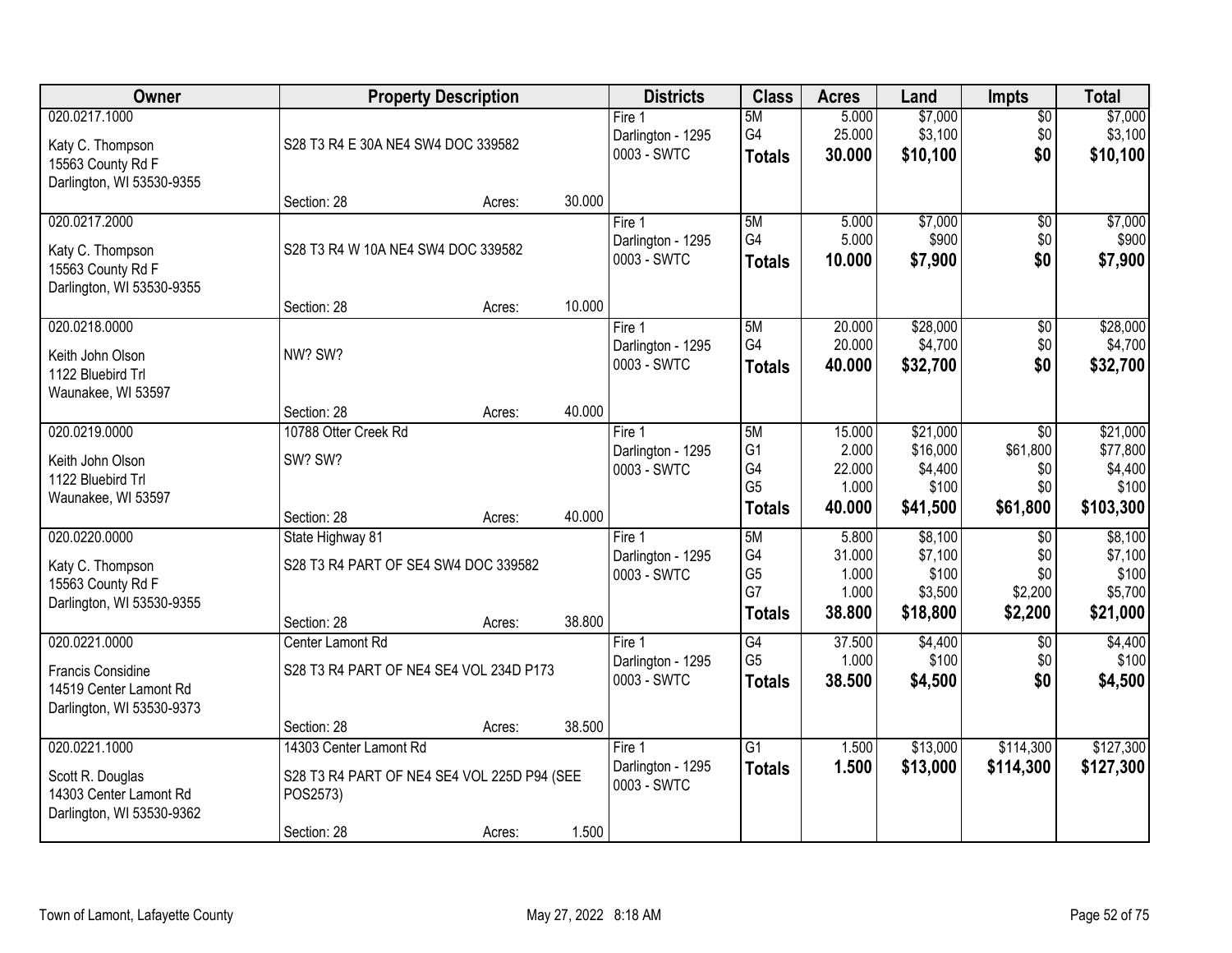| Owner | Property Description | Districts | Class | Acres | Land | Impts | Total |
|---|---|---|---|---|---|---|---|
| 020.0217.1000<br>Katy C. Thompson<br>15563 County Rd F<br>Darlington, WI 53530-9355 | S28 T3 R4 E 30A NE4 SW4 DOC 339582<br>Section: 28 Acres: 30.000 | Fire 1<br>Darlington - 1295<br>0003 - SWTC | 5M<br>G4<br>**Totals** | 5.000<br>25.000<br>**30.000** | $7,000<br>$3,100<br>**$10,100** | $0<br>$0<br>**$0** | $7,000<br>$3,100<br>**$10,100** |
| 020.0217.2000<br>Katy C. Thompson<br>15563 County Rd F<br>Darlington, WI 53530-9355 | S28 T3 R4 W 10A NE4 SW4 DOC 339582<br>Section: 28 Acres: 10.000 | Fire 1<br>Darlington - 1295<br>0003 - SWTC | 5M<br>G4<br>**Totals** | 5.000<br>5.000<br>**10.000** | $7,000<br>$900<br>**$7,900** | $0<br>$0<br>**$0** | $7,000<br>$900<br>**$7,900** |
| 020.0218.0000<br>Keith John Olson<br>1122 Bluebird Trl<br>Waunakee, WI 53597 | NW? SW?<br>Section: 28 Acres: 40.000 | Fire 1<br>Darlington - 1295<br>0003 - SWTC | 5M<br>G4<br>**Totals** | 20.000<br>20.000<br>**40.000** | $28,000<br>$4,700<br>**$32,700** | $0<br>$0<br>**$0** | $28,000<br>$4,700<br>**$32,700** |
| 020.0219.0000<br>Keith John Olson<br>1122 Bluebird Trl<br>Waunakee, WI 53597 | 10788 Otter Creek Rd<br>SW? SW?<br>Section: 28 Acres: 40.000 | Fire 1<br>Darlington - 1295<br>0003 - SWTC | 5M<br>G1<br>G4<br>G5<br>**Totals** | 15.000<br>2.000<br>22.000<br>1.000<br>**40.000** | $21,000<br>$16,000<br>$4,400<br>$100<br>**$41,500** | $0<br>$61,800<br>$0<br>$0<br>**$61,800** | $21,000<br>$77,800<br>$4,400<br>$100<br>**$103,300** |
| 020.0220.0000<br>Katy C. Thompson<br>15563 County Rd F<br>Darlington, WI 53530-9355 | State Highway 81<br>S28 T3 R4 PART OF SE4 SW4 DOC 339582<br>Section: 28 Acres: 38.800 | Fire 1<br>Darlington - 1295<br>0003 - SWTC | 5M<br>G4<br>G5<br>G7<br>**Totals** | 5.800<br>31.000<br>1.000<br>1.000<br>**38.800** | $8,100<br>$7,100<br>$100<br>$3,500<br>**$18,800** | $0<br>$0<br>$0<br>$2,200<br>**$2,200** | $8,100<br>$7,100<br>$100<br>$5,700<br>**$21,000** |
| 020.0221.0000<br>Francis Considine<br>14519 Center Lamont Rd<br>Darlington, WI 53530-9373 | Center Lamont Rd<br>S28 T3 R4 PART OF NE4 SE4 VOL 234D P173<br>Section: 28 Acres: 38.500 | Fire 1<br>Darlington - 1295<br>0003 - SWTC | G4<br>G5<br>**Totals** | 37.500<br>1.000<br>**38.500** | $4,400<br>$100<br>**$4,500** | $0<br>$0<br>**$0** | $4,400<br>$100<br>**$4,500** |
| 020.0221.1000<br>Scott R. Douglas<br>14303 Center Lamont Rd<br>Darlington, WI 53530-9362 | 14303 Center Lamont Rd<br>S28 T3 R4 PART OF NE4 SE4 VOL 225D P94 (SEE POS2573)<br>Section: 28 Acres: 1.500 | Fire 1<br>Darlington - 1295<br>0003 - SWTC | G1<br>**Totals** | 1.500<br>**1.500** | $13,000<br>**$13,000** | $114,300<br>**$114,300** | $127,300<br>**$127,300** |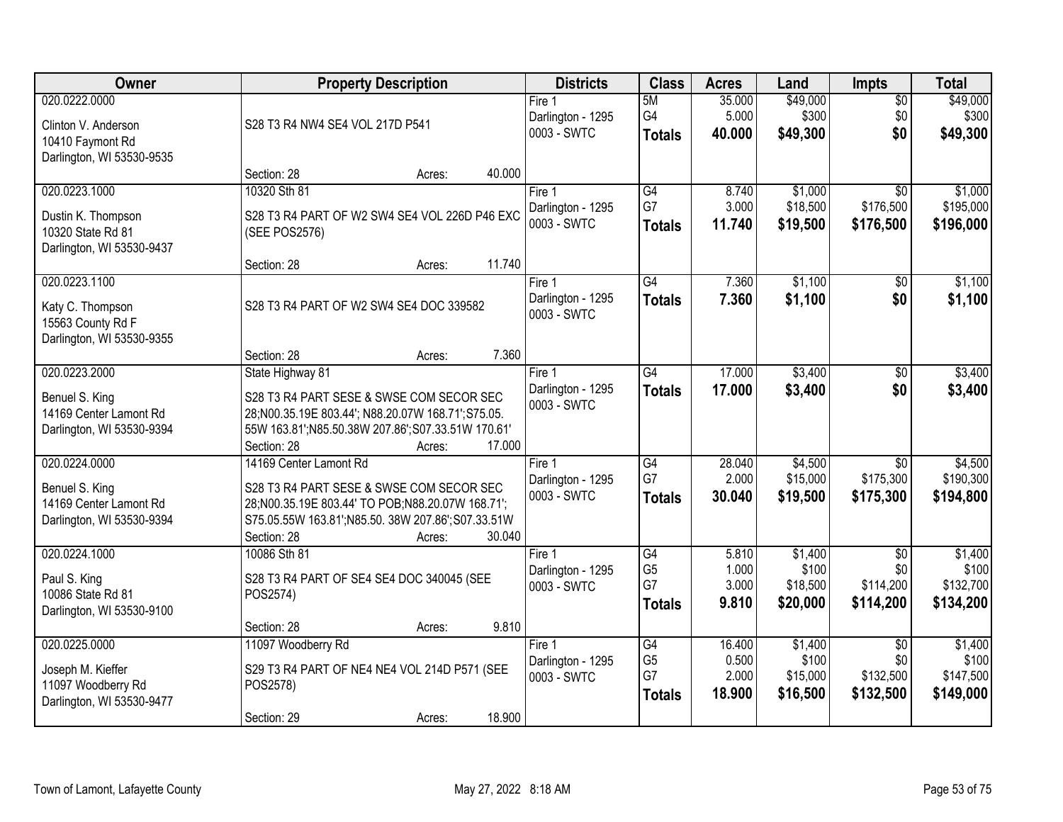| Owner | Property Description | Districts | Class | Acres | Land | Impts | Total |
|---|---|---|---|---|---|---|---|
| 020.0222.0000<br>Clinton V. Anderson<br>10410 Faymont Rd<br>Darlington, WI 53530-9535 | S28 T3 R4 NW4 SE4 VOL 217D P541<br>Section: 28 Acres: 40.000 | Fire 1<br>Darlington - 1295<br>0003 - SWTC | 5M<br>G4<br>**Totals** | 35.000<br>5.000<br>**40.000** | $49,000<br>$300<br>**$49,300** | $0<br>$0<br>**$0** | $49,000<br>$300<br>**$49,300** |
| 020.0223.1000<br>Dustin K. Thompson<br>10320 State Rd 81<br>Darlington, WI 53530-9437 | 10320 Sth 81<br>S28 T3 R4 PART OF W2 SW4 SE4 VOL 226D P46 EXC (SEE POS2576)<br>Section: 28 Acres: 11.740 | Fire 1<br>Darlington - 1295<br>0003 - SWTC | G4<br>G7<br>**Totals** | 8.740<br>3.000<br>**11.740** | $1,000<br>$18,500<br>**$19,500** | $0<br>$176,500<br>**$176,500** | $1,000<br>$195,000<br>**$196,000** |
| 020.0223.1100<br>Katy C. Thompson<br>15563 County Rd F<br>Darlington, WI 53530-9355 | S28 T3 R4 PART OF W2 SW4 SE4 DOC 339582<br>Section: 28 Acres: 7.360 | Fire 1<br>Darlington - 1295<br>0003 - SWTC | G4<br>**Totals** | 7.360<br>**7.360** | $1,100<br>**$1,100** | $0<br>**$0** | $1,100<br>**$1,100** |
| 020.0223.2000<br>Benuel S. King<br>14169 Center Lamont Rd<br>Darlington, WI 53530-9394 | State Highway 81<br>S28 T3 R4 PART SESE & SWSE COM SECOR SEC 28;N00.35.19E 803.44'; N88.20.07W 168.71';S75.05. 55W 163.81';N85.50.38W 207.86';S07.33.51W 170.61'<br>Section: 28 Acres: 17.000 | Fire 1<br>Darlington - 1295<br>0003 - SWTC | G4<br>**Totals** | 17.000<br>**17.000** | $3,400<br>**$3,400** | $0<br>**$0** | $3,400<br>**$3,400** |
| 020.0224.0000<br>Benuel S. King<br>14169 Center Lamont Rd<br>Darlington, WI 53530-9394 | 14169 Center Lamont Rd<br>S28 T3 R4 PART SESE & SWSE COM SECOR SEC 28;N00.35.19E 803.44' TO POB;N88.20.07W 168.71'; S75.05.55W 163.81';N85.50. 38W 207.86';S07.33.51W<br>Section: 28 Acres: 30.040 | Fire 1<br>Darlington - 1295<br>0003 - SWTC | G4<br>G7<br>**Totals** | 28.040<br>2.000<br>**30.040** | $4,500<br>$15,000<br>**$19,500** | $0<br>$175,300<br>**$175,300** | $4,500<br>$190,300<br>**$194,800** |
| 020.0224.1000<br>Paul S. King<br>10086 State Rd 81<br>Darlington, WI 53530-9100 | 10086 Sth 81<br>S28 T3 R4 PART OF SE4 SE4 DOC 340045 (SEE POS2574)<br>Section: 28 Acres: 9.810 | Fire 1<br>Darlington - 1295<br>0003 - SWTC | G4<br>G5<br>G7<br>**Totals** | 5.810<br>1.000<br>3.000<br>**9.810** | $1,400<br>$100<br>$18,500<br>**$20,000** | $0<br>$0<br>$114,200<br>**$114,200** | $1,400<br>$100<br>$132,700<br>**$134,200** |
| 020.0225.0000<br>Joseph M. Kieffer<br>11097 Woodberry Rd<br>Darlington, WI 53530-9477 | 11097 Woodberry Rd<br>S29 T3 R4 PART OF NE4 NE4 VOL 214D P571 (SEE POS2578)<br>Section: 29 Acres: 18.900 | Fire 1<br>Darlington - 1295<br>0003 - SWTC | G4<br>G5<br>G7<br>**Totals** | 16.400<br>0.500<br>2.000<br>**18.900** | $1,400<br>$100<br>$15,000<br>**$16,500** | $0<br>$0<br>$132,500<br>**$132,500** | $1,400<br>$100<br>$147,500<br>**$149,000** |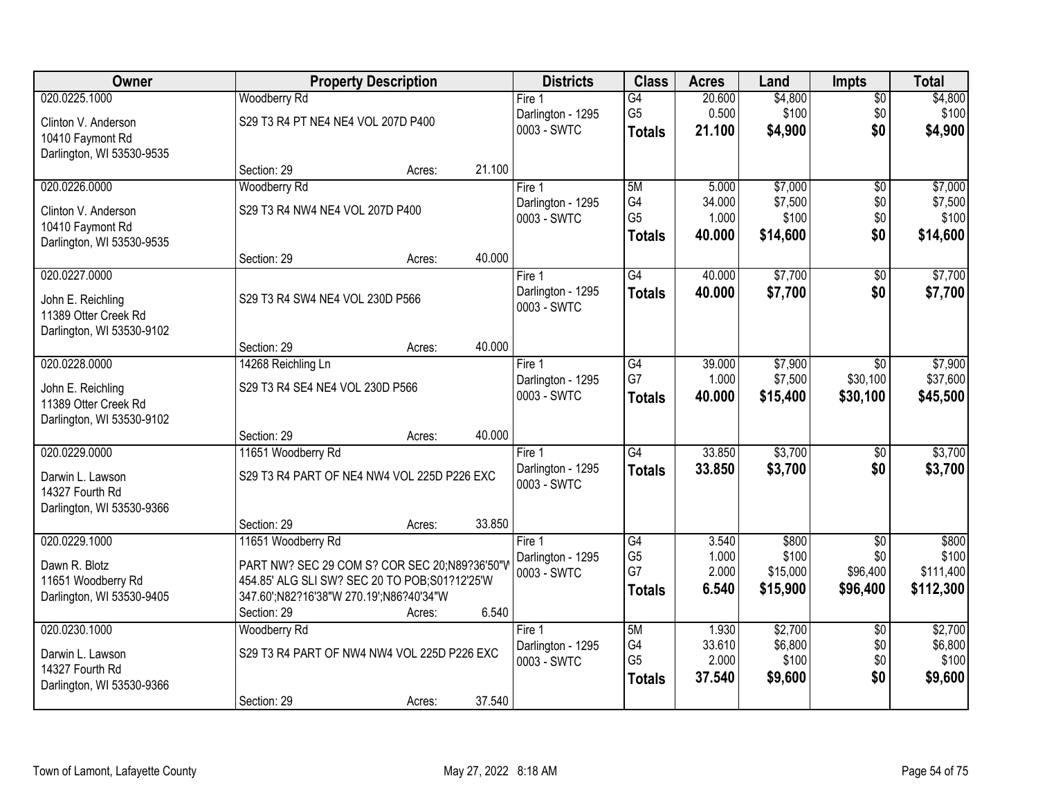| Owner | Property Description | Districts | Class | Acres | Land | Impts | Total |
|---|---|---|---|---|---|---|---|
| 020.0225.1000<br>Clinton V. Anderson<br>10410 Faymont Rd<br>Darlington, WI 53530-9535 | Woodberry Rd<br>S29 T3 R4 PT NE4 NE4 VOL 207D P400<br>Section: 29 Acres: 21.100 | Fire 1<br>Darlington - 1295<br>0003 - SWTC | G4<br>G5<br>**Totals** | 20.600<br>0.500<br>**21.100** | $4,800<br>$100<br>**$4,900** | $0<br>$0<br>**$0** | $4,800<br>$100<br>**$4,900** |
| 020.0226.0000<br>Clinton V. Anderson<br>10410 Faymont Rd<br>Darlington, WI 53530-9535 | Woodberry Rd<br>S29 T3 R4 NW4 NE4 VOL 207D P400<br>Section: 29 Acres: 40.000 | Fire 1<br>Darlington - 1295<br>0003 - SWTC | 5M<br>G4<br>G5<br>**Totals** | 5.000<br>34.000<br>1.000<br>**40.000** | $7,000<br>$7,500<br>$100<br>**$14,600** | $0<br>$0<br>$0<br>**$0** | $7,000<br>$7,500<br>$100<br>**$14,600** |
| 020.0227.0000<br>John E. Reichling<br>11389 Otter Creek Rd<br>Darlington, WI 53530-9102 | S29 T3 R4 SW4 NE4 VOL 230D P566<br>Section: 29 Acres: 40.000 | Fire 1<br>Darlington - 1295<br>0003 - SWTC | G4<br>**Totals** | 40.000<br>**40.000** | $7,700<br>**$7,700** | $0<br>**$0** | $7,700<br>**$7,700** |
| 020.0228.0000<br>John E. Reichling<br>11389 Otter Creek Rd<br>Darlington, WI 53530-9102 | 14268 Reichling Ln<br>S29 T3 R4 SE4 NE4 VOL 230D P566<br>Section: 29 Acres: 40.000 | Fire 1<br>Darlington - 1295<br>0003 - SWTC | G4<br>G7<br>**Totals** | 39.000<br>1.000<br>**40.000** | $7,900<br>$7,500<br>**$15,400** | $0<br>$30,100<br>**$30,100** | $7,900<br>$37,600<br>**$45,500** |
| 020.0229.0000<br>Darwin L. Lawson<br>14327 Fourth Rd<br>Darlington, WI 53530-9366 | 11651 Woodberry Rd<br>S29 T3 R4 PART OF NE4 NW4 VOL 225D P226 EXC<br>Section: 29 Acres: 33.850 | Fire 1<br>Darlington - 1295<br>0003 - SWTC | G4<br>**Totals** | 33.850<br>**33.850** | $3,700<br>**$3,700** | $0<br>**$0** | $3,700<br>**$3,700** |
| 020.0229.1000<br>Dawn R. Blotz<br>11651 Woodberry Rd<br>Darlington, WI 53530-9405 | 11651 Woodberry Rd<br>PART NW? SEC 29 COM S? COR SEC 20;N89?36'50"W 454.85' ALG SLI SW? SEC 20 TO POB;S01?12'25'W 347.60';N82?16'38"W 270.19';N86?40'34"W<br>Section: 29 Acres: 6.540 | Fire 1<br>Darlington - 1295<br>0003 - SWTC | G4<br>G5<br>G7<br>**Totals** | 3.540<br>1.000<br>2.000<br>**6.540** | $800<br>$100<br>$15,000<br>**$15,900** | $0<br>$0<br>$96,400<br>**$96,400** | $800<br>$100<br>$111,400<br>**$112,300** |
| 020.0230.1000<br>Darwin L. Lawson<br>14327 Fourth Rd<br>Darlington, WI 53530-9366 | Woodberry Rd<br>S29 T3 R4 PART OF NW4 NW4 VOL 225D P226 EXC<br>Section: 29 Acres: 37.540 | Fire 1<br>Darlington - 1295<br>0003 - SWTC | 5M<br>G4<br>G5<br>**Totals** | 1.930<br>33.610<br>2.000<br>**37.540** | $2,700<br>$6,800<br>$100<br>**$9,600** | $0<br>$0<br>$0<br>**$0** | $2,700<br>$6,800<br>$100<br>**$9,600** |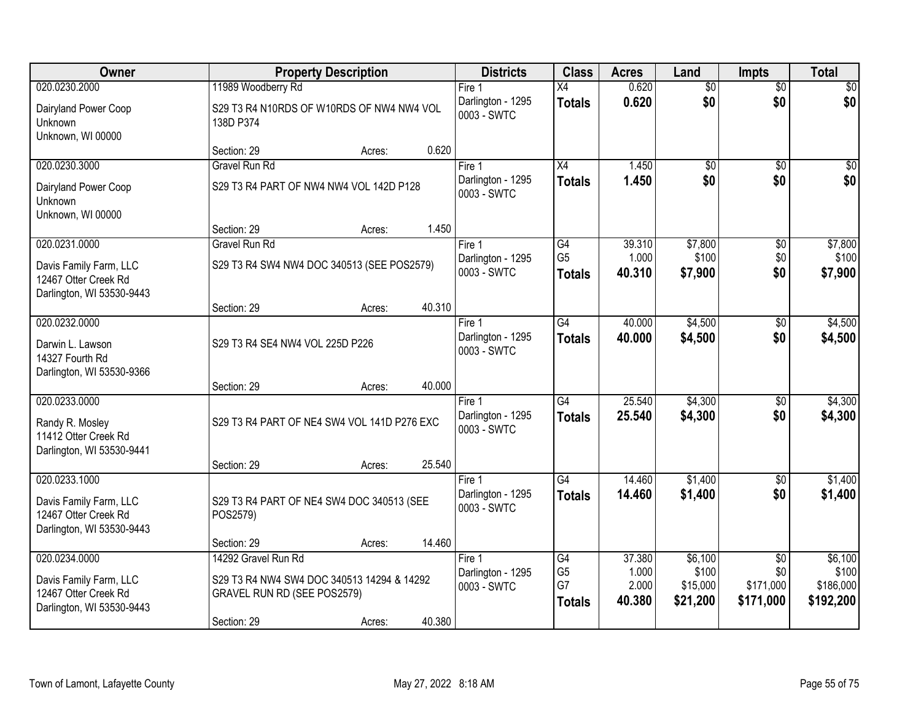| Owner | Property Description | Districts | Class | Acres | Land | Impts | Total |
|---|---|---|---|---|---|---|---|
| 020.0230.2000<br>Dairyland Power Coop<br>Unknown<br>Unknown, WI 00000 | 11989 Woodberry Rd<br>S29 T3 R4 N10RDS OF W10RDS OF NW4 NW4 VOL 138D P374<br>Section: 29 Acres: 0.620 | Fire 1<br>Darlington - 1295<br>0003 - SWTC | X4<br>**Totals** | 0.620<br>**0.620** | $0<br>**$0** | $0<br>**$0** | $0<br>**$0** |
| 020.0230.3000<br>Dairyland Power Coop<br>Unknown<br>Unknown, WI 00000 | Gravel Run Rd<br>S29 T3 R4 PART OF NW4 NW4 VOL 142D P128<br>Section: 29 Acres: 1.450 | Fire 1<br>Darlington - 1295<br>0003 - SWTC | X4<br>**Totals** | 1.450<br>**1.450** | $0<br>**$0** | $0<br>**$0** | $0<br>**$0** |
| 020.0231.0000<br>Davis Family Farm, LLC<br>12467 Otter Creek Rd<br>Darlington, WI 53530-9443 | Gravel Run Rd<br>S29 T3 R4 SW4 NW4 DOC 340513 (SEE POS2579)<br>Section: 29 Acres: 40.310 | Fire 1<br>Darlington - 1295<br>0003 - SWTC | G4<br>G5<br>**Totals** | 39.310<br>1.000<br>**40.310** | $7,800<br>$100<br>**$7,900** | $0<br>$0<br>**$0** | $7,800<br>$100<br>**$7,900** |
| 020.0232.0000<br>Darwin L. Lawson<br>14327 Fourth Rd<br>Darlington, WI 53530-9366 | S29 T3 R4 SE4 NW4 VOL 225D P226<br>Section: 29 Acres: 40.000 | Fire 1<br>Darlington - 1295<br>0003 - SWTC | G4<br>**Totals** | 40.000<br>**40.000** | $4,500<br>**$4,500** | $0<br>**$0** | $4,500<br>**$4,500** |
| 020.0233.0000<br>Randy R. Mosley<br>11412 Otter Creek Rd<br>Darlington, WI 53530-9441 | S29 T3 R4 PART OF NE4 SW4 VOL 141D P276 EXC<br>Section: 29 Acres: 25.540 | Fire 1<br>Darlington - 1295<br>0003 - SWTC | G4<br>**Totals** | 25.540<br>**25.540** | $4,300<br>**$4,300** | $0<br>**$0** | $4,300<br>**$4,300** |
| 020.0233.1000<br>Davis Family Farm, LLC<br>12467 Otter Creek Rd<br>Darlington, WI 53530-9443 | S29 T3 R4 PART OF NE4 SW4 DOC 340513 (SEE POS2579)<br>Section: 29 Acres: 14.460 | Fire 1<br>Darlington - 1295<br>0003 - SWTC | G4<br>**Totals** | 14.460<br>**14.460** | $1,400<br>**$1,400** | $0<br>**$0** | $1,400<br>**$1,400** |
| 020.0234.0000<br>Davis Family Farm, LLC<br>12467 Otter Creek Rd<br>Darlington, WI 53530-9443 | 14292 Gravel Run Rd<br>S29 T3 R4 NW4 SW4 DOC 340513 14294 & 14292 GRAVEL RUN RD (SEE POS2579)<br>Section: 29 Acres: 40.380 | Fire 1<br>Darlington - 1295<br>0003 - SWTC | G4<br>G5<br>G7<br>**Totals** | 37.380<br>1.000<br>2.000<br>**40.380** | $6,100<br>$100<br>$15,000<br>**$21,200** | $0<br>$0<br>$171,000<br>**$171,000** | $6,100<br>$100<br>$186,000<br>**$192,200** |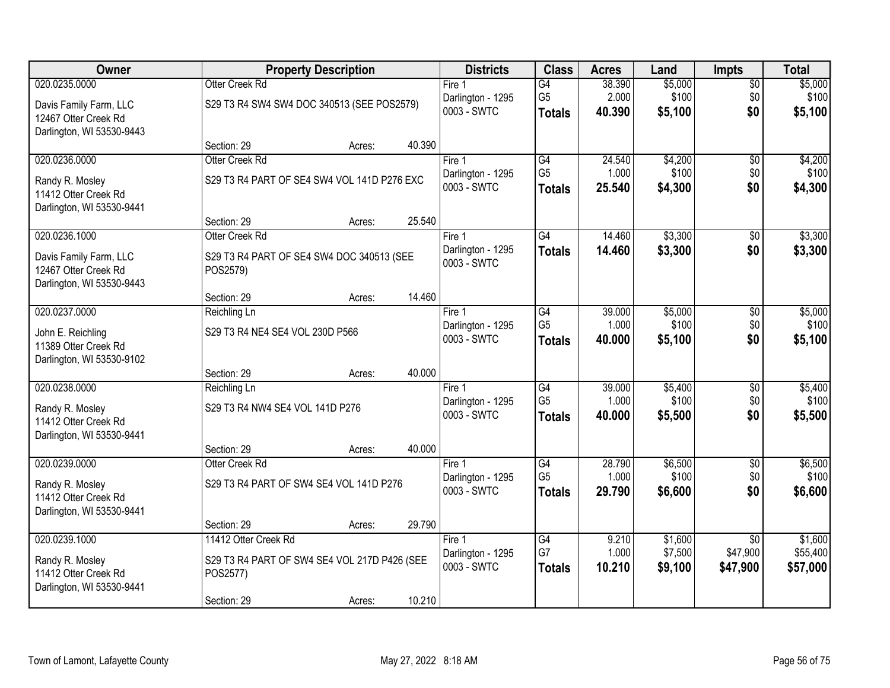| Owner | Property Description | | | Districts | Class | Acres | Land | Impts | Total |
|---|---|---|---|---|---|---|---|---|---|
| 020.0235.0000 | Otter Creek Rd | | | Fire 1 | G4 | 38.390 | $5,000 | $0 | $5,000 |
| Davis Family Farm, LLC<br>12467 Otter Creek Rd<br>Darlington, WI 53530-9443 | S29 T3 R4 SW4 SW4 DOC 340513 (SEE POS2579) | | | Darlington - 1295<br>0003 - SWTC | G5 | 2.000 | $100 | $0 | $100 |
| | | | | | **Totals** | **40.390** | **$5,100** | **$0** | **$5,100** |
| | Section: 29 | Acres: | 40.390 | | | | | | |
| 020.0236.0000 | Otter Creek Rd | | | Fire 1 | G4 | 24.540 | $4,200 | $0 | $4,200 |
| Randy R. Mosley<br>11412 Otter Creek Rd<br>Darlington, WI 53530-9441 | S29 T3 R4 PART OF SE4 SW4 VOL 141D P276 EXC | | | Darlington - 1295<br>0003 - SWTC | G5 | 1.000 | $100 | $0 | $100 |
| | | | | | **Totals** | **25.540** | **$4,300** | **$0** | **$4,300** |
| | Section: 29 | Acres: | 25.540 | | | | | | |
| 020.0236.1000 | Otter Creek Rd | | | Fire 1 | G4 | 14.460 | $3,300 | $0 | $3,300 |
| Davis Family Farm, LLC<br>12467 Otter Creek Rd<br>Darlington, WI 53530-9443 | S29 T3 R4 PART OF SE4 SW4 DOC 340513 (SEE POS2579) | | | Darlington - 1295<br>0003 - SWTC | **Totals** | **14.460** | **$3,300** | **$0** | **$3,300** |
| | Section: 29 | Acres: | 14.460 | | | | | | |
| 020.0237.0000 | Reichling Ln | | | Fire 1 | G4 | 39.000 | $5,000 | $0 | $5,000 |
| John E. Reichling<br>11389 Otter Creek Rd<br>Darlington, WI 53530-9102 | S29 T3 R4 NE4 SE4 VOL 230D P566 | | | Darlington - 1295<br>0003 - SWTC | G5 | 1.000 | $100 | $0 | $100 |
| | | | | | **Totals** | **40.000** | **$5,100** | **$0** | **$5,100** |
| | Section: 29 | Acres: | 40.000 | | | | | | |
| 020.0238.0000 | Reichling Ln | | | Fire 1 | G4 | 39.000 | $5,400 | $0 | $5,400 |
| Randy R. Mosley<br>11412 Otter Creek Rd<br>Darlington, WI 53530-9441 | S29 T3 R4 NW4 SE4 VOL 141D P276 | | | Darlington - 1295<br>0003 - SWTC | G5 | 1.000 | $100 | $0 | $100 |
| | | | | | **Totals** | **40.000** | **$5,500** | **$0** | **$5,500** |
| | Section: 29 | Acres: | 40.000 | | | | | | |
| 020.0239.0000 | Otter Creek Rd | | | Fire 1 | G4 | 28.790 | $6,500 | $0 | $6,500 |
| Randy R. Mosley<br>11412 Otter Creek Rd<br>Darlington, WI 53530-9441 | S29 T3 R4 PART OF SW4 SE4 VOL 141D P276 | | | Darlington - 1295<br>0003 - SWTC | G5 | 1.000 | $100 | $0 | $100 |
| | | | | | **Totals** | **29.790** | **$6,600** | **$0** | **$6,600** |
| | Section: 29 | Acres: | 29.790 | | | | | | |
| 020.0239.1000 | 11412 Otter Creek Rd | | | Fire 1 | G4 | 9.210 | $1,600 | $0 | $1,600 |
| Randy R. Mosley<br>11412 Otter Creek Rd<br>Darlington, WI 53530-9441 | S29 T3 R4 PART OF SW4 SE4 VOL 217D P426 (SEE POS2577) | | | Darlington - 1295<br>0003 - SWTC | G7 | 1.000 | $7,500 | $47,900 | $55,400 |
| | | | | | **Totals** | **10.210** | **$9,100** | **$47,900** | **$57,000** |
| | Section: 29 | Acres: | 10.210 | | | | | | |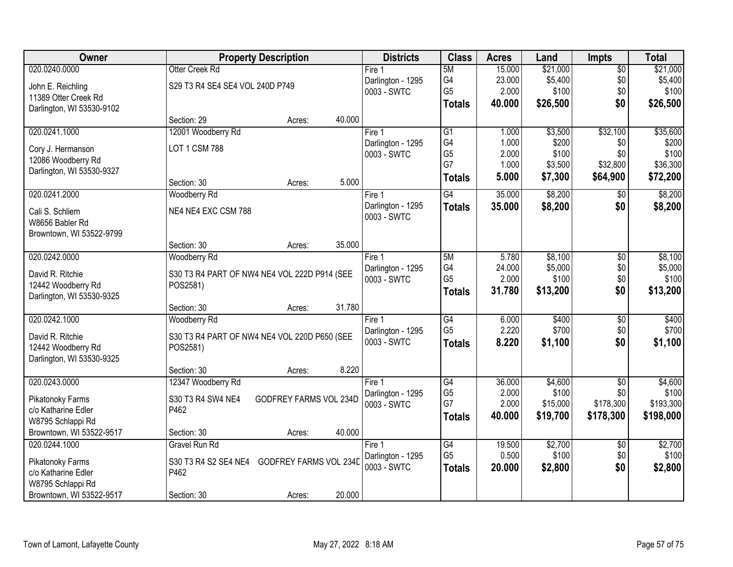| Owner | Property Description | | | Districts | Class | Acres | Land | Impts | Total |
|---|---|---|---|---|---|---|---|---|---|
| 020.0240.0000 | Otter Creek Rd | | | Fire 1 | 5M | 15.000 | $21,000 | $0 | $21,000 |
| John E. Reichling | S29 T3 R4 SE4 SE4 VOL 240D P749 | | | Darlington - 1295 | G4 | 23.000 | $5,400 | $0 | $5,400 |
| 11389 Otter Creek Rd | | | | 0003 - SWTC | G5 | 2.000 | $100 | $0 | $100 |
| Darlington, WI 53530-9102 | | | | | **Totals** | **40.000** | **$26,500** | **$0** | **$26,500** |
| | Section: 29 | Acres: | 40.000 | | | | | | |
| 020.0241.1000 | 12001 Woodberry Rd | | | Fire 1 | G1 | 1.000 | $3,500 | $32,100 | $35,600 |
| Cory J. Hermanson | LOT 1 CSM 788 | | | Darlington - 1295 | G4 | 1.000 | $200 | $0 | $200 |
| 12086 Woodberry Rd | | | | 0003 - SWTC | G5 | 2.000 | $100 | $0 | $100 |
| Darlington, WI 53530-9327 | | | | | G7 | 1.000 | $3,500 | $32,800 | $36,300 |
| | Section: 30 | Acres: | 5.000 | | **Totals** | **5.000** | **$7,300** | **$64,900** | **$72,200** |
| 020.0241.2000 | Woodberry Rd | | | Fire 1 | G4 | 35.000 | $8,200 | $0 | $8,200 |
| Cali S. Schliem | NE4 NE4 EXC CSM 788 | | | Darlington - 1295 | **Totals** | **35.000** | **$8,200** | **$0** | **$8,200** |
| W8656 Babler Rd | | | | 0003 - SWTC | | | | | |
| Browntown, WI 53522-9799 | | | | | | | | | |
| | Section: 30 | Acres: | 35.000 | | | | | | |
| 020.0242.0000 | Woodberry Rd | | | Fire 1 | 5M | 5.780 | $8,100 | $0 | $8,100 |
| David R. Ritchie | S30 T3 R4 PART OF NW4 NE4 VOL 222D P914 (SEE POS2581) | | | Darlington - 1295 | G4 | 24.000 | $5,000 | $0 | $5,000 |
| 12442 Woodberry Rd | | | | 0003 - SWTC | G5 | 2.000 | $100 | $0 | $100 |
| Darlington, WI 53530-9325 | | | | | **Totals** | **31.780** | **$13,200** | **$0** | **$13,200** |
| | Section: 30 | Acres: | 31.780 | | | | | | |
| 020.0242.1000 | Woodberry Rd | | | Fire 1 | G4 | 6.000 | $400 | $0 | $400 |
| David R. Ritchie | S30 T3 R4 PART OF NW4 NE4 VOL 220D P650 (SEE POS2581) | | | Darlington - 1295 | G5 | 2.220 | $700 | $0 | $700 |
| 12442 Woodberry Rd | | | | 0003 - SWTC | **Totals** | **8.220** | **$1,100** | **$0** | **$1,100** |
| Darlington, WI 53530-9325 | | | | | | | | | |
| | Section: 30 | Acres: | 8.220 | | | | | | |
| 020.0243.0000 | 12347 Woodberry Rd | | | Fire 1 | G4 | 36.000 | $4,600 | $0 | $4,600 |
| Pikatonoky Farms | S30 T3 R4 SW4 NE4 GODFREY FARMS VOL 234D P462 | | | Darlington - 1295 | G5 | 2.000 | $100 | $0 | $100 |
| c/o Katharine Edler | | | | 0003 - SWTC | G7 | 2.000 | $15,000 | $178,300 | $193,300 |
| W8795 Schlappi Rd | | | | | **Totals** | **40.000** | **$19,700** | **$178,300** | **$198,000** |
| Browntown, WI 53522-9517 | Section: 30 | Acres: | 40.000 | | | | | | |
| 020.0244.1000 | Gravel Run Rd | | | Fire 1 | G4 | 19.500 | $2,700 | $0 | $2,700 |
| Pikatonoky Farms | S30 T3 R4 S2 SE4 NE4 GODFREY FARMS VOL 234D P462 | | | Darlington - 1295 | G5 | 0.500 | $100 | $0 | $100 |
| c/o Katharine Edler | | | | 0003 - SWTC | **Totals** | **20.000** | **$2,800** | **$0** | **$2,800** |
| W8795 Schlappi Rd | | | | | | | | | |
| Browntown, WI 53522-9517 | Section: 30 | Acres: | 20.000 | | | | | | |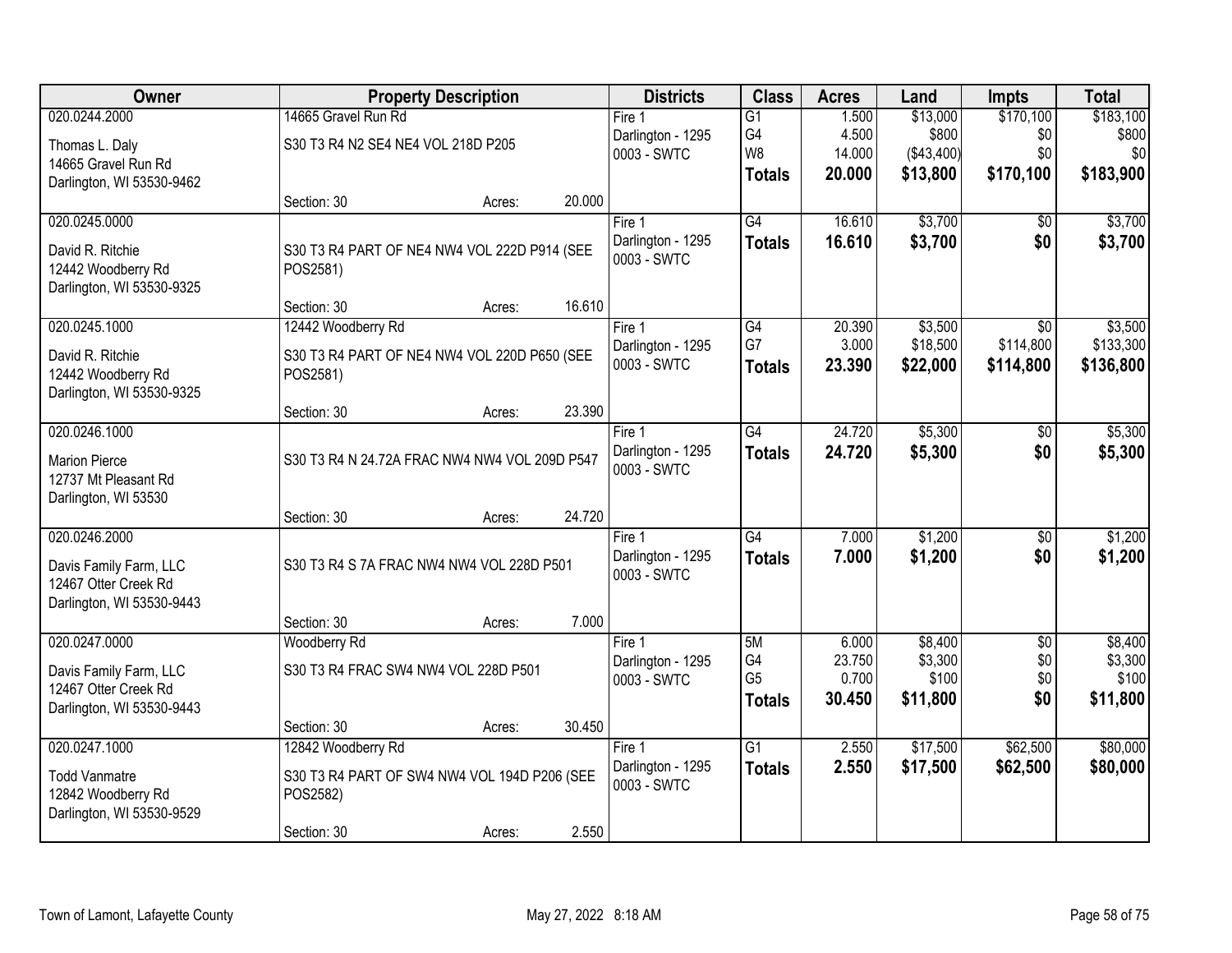| Owner | Property Description | Districts | Class | Acres | Land | Impts | Total |
|---|---|---|---|---|---|---|---|
| 020.0244.2000<br>Thomas L. Daly<br>14665 Gravel Run Rd<br>Darlington, WI 53530-9462 | 14665 Gravel Run Rd<br>S30 T3 R4 N2 SE4 NE4 VOL 218D P205<br>Section: 30 Acres: 20.000 | Fire 1<br>Darlington - 1295<br>0003 - SWTC | G1<br>G4<br>W8<br>**Totals** | 1.500<br>4.500<br>14.000<br>**20.000** | $13,000<br>$800<br>($43,400)<br>**$13,800** | $170,100<br>$0<br>$0<br>**$170,100** | $183,100<br>$800<br>$0<br>**$183,900** |
| 020.0245.0000<br>David R. Ritchie<br>12442 Woodberry Rd<br>Darlington, WI 53530-9325 | S30 T3 R4 PART OF NE4 NW4 VOL 222D P914 (SEE POS2581)<br>Section: 30 Acres: 16.610 | Fire 1<br>Darlington - 1295<br>0003 - SWTC | G4<br>**Totals** | 16.610<br>**16.610** | $3,700<br>**$3,700** | $0<br>**$0** | $3,700<br>**$3,700** |
| 020.0245.1000<br>David R. Ritchie<br>12442 Woodberry Rd<br>Darlington, WI 53530-9325 | 12442 Woodberry Rd<br>S30 T3 R4 PART OF NE4 NW4 VOL 220D P650 (SEE POS2581)<br>Section: 30 Acres: 23.390 | Fire 1<br>Darlington - 1295<br>0003 - SWTC | G4<br>G7<br>**Totals** | 20.390<br>3.000<br>**23.390** | $3,500<br>$18,500<br>**$22,000** | $0<br>$114,800<br>**$114,800** | $3,500<br>$133,300<br>**$136,800** |
| 020.0246.1000<br>Marion Pierce<br>12737 Mt Pleasant Rd<br>Darlington, WI 53530 | S30 T3 R4 N 24.72A FRAC NW4 NW4 VOL 209D P547<br>Section: 30 Acres: 24.720 | Fire 1<br>Darlington - 1295<br>0003 - SWTC | G4<br>**Totals** | 24.720<br>**24.720** | $5,300<br>**$5,300** | $0<br>**$0** | $5,300<br>**$5,300** |
| 020.0246.2000<br>Davis Family Farm, LLC<br>12467 Otter Creek Rd<br>Darlington, WI 53530-9443 | S30 T3 R4 S 7A FRAC NW4 NW4 VOL 228D P501<br>Section: 30 Acres: 7.000 | Fire 1<br>Darlington - 1295<br>0003 - SWTC | G4<br>**Totals** | 7.000<br>**7.000** | $1,200<br>**$1,200** | $0<br>**$0** | $1,200<br>**$1,200** |
| 020.0247.0000<br>Davis Family Farm, LLC<br>12467 Otter Creek Rd<br>Darlington, WI 53530-9443 | Woodberry Rd<br>S30 T3 R4 FRAC SW4 NW4 VOL 228D P501<br>Section: 30 Acres: 30.450 | Fire 1<br>Darlington - 1295<br>0003 - SWTC | 5M<br>G4<br>G5<br>**Totals** | 6.000<br>23.750<br>0.700<br>**30.450** | $8,400<br>$3,300<br>$100<br>**$11,800** | $0<br>$0<br>$0<br>**$0** | $8,400<br>$3,300<br>$100<br>**$11,800** |
| 020.0247.1000<br>Todd Vanmatre<br>12842 Woodberry Rd<br>Darlington, WI 53530-9529 | 12842 Woodberry Rd<br>S30 T3 R4 PART OF SW4 NW4 VOL 194D P206 (SEE POS2582)<br>Section: 30 Acres: 2.550 | Fire 1<br>Darlington - 1295<br>0003 - SWTC | G1<br>**Totals** | 2.550<br>**2.550** | $17,500<br>**$17,500** | $62,500<br>**$62,500** | $80,000<br>**$80,000** |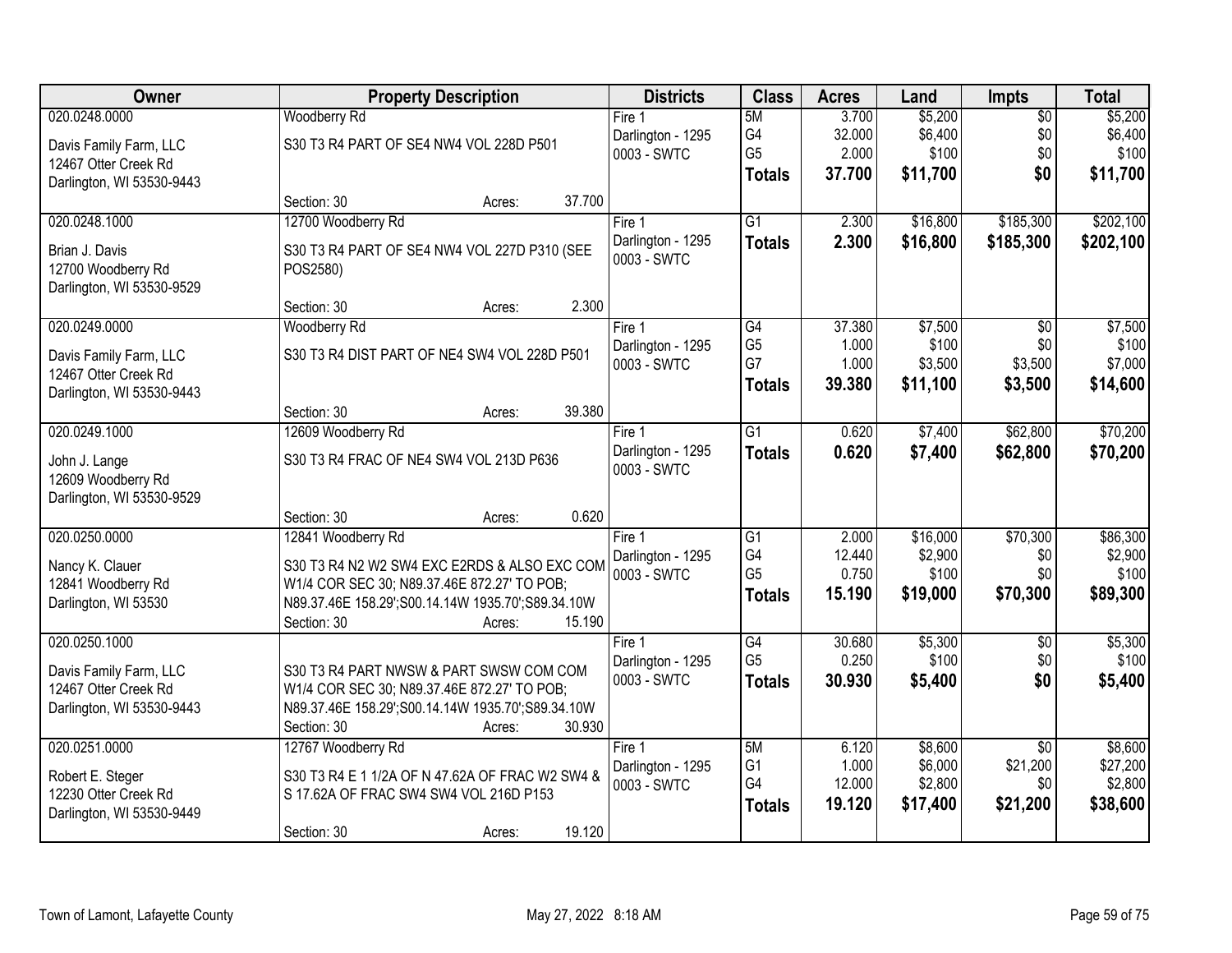| Owner | Property Description | Districts | Class | Acres | Land | Impts | Total |
|---|---|---|---|---|---|---|---|
| 020.0248.0000<br>Davis Family Farm, LLC<br>12467 Otter Creek Rd<br>Darlington, WI 53530-9443 | Woodberry Rd<br>S30 T3 R4 PART OF SE4 NW4 VOL 228D P501<br>Section: 30 Acres: 37.700 | Fire 1<br>Darlington - 1295<br>0003 - SWTC | 5M<br>G4<br>G5<br>**Totals** | 3.700<br>32.000<br>2.000<br>**37.700** | $5,200<br>$6,400<br>$100<br>**$11,700** | $0<br>$0<br>$0<br>**$0** | $5,200<br>$6,400<br>$100<br>**$11,700** |
| 020.0248.1000<br>Brian J. Davis<br>12700 Woodberry Rd<br>Darlington, WI 53530-9529 | 12700 Woodberry Rd<br>S30 T3 R4 PART OF SE4 NW4 VOL 227D P310 (SEE POS2580)<br>Section: 30 Acres: 2.300 | Fire 1<br>Darlington - 1295<br>0003 - SWTC | G1<br>**Totals** | 2.300<br>**2.300** | $16,800<br>**$16,800** | $185,300<br>**$185,300** | $202,100<br>**$202,100** |
| 020.0249.0000<br>Davis Family Farm, LLC<br>12467 Otter Creek Rd<br>Darlington, WI 53530-9443 | Woodberry Rd<br>S30 T3 R4 DIST PART OF NE4 SW4 VOL 228D P501<br>Section: 30 Acres: 39.380 | Fire 1<br>Darlington - 1295<br>0003 - SWTC | G4<br>G5<br>G7<br>**Totals** | 37.380<br>1.000<br>1.000<br>**39.380** | $7,500<br>$100<br>$3,500<br>**$11,100** | $0<br>$0<br>$3,500<br>**$3,500** | $7,500<br>$100<br>$7,000<br>**$14,600** |
| 020.0249.1000<br>John J. Lange<br>12609 Woodberry Rd<br>Darlington, WI 53530-9529 | 12609 Woodberry Rd<br>S30 T3 R4 FRAC OF NE4 SW4 VOL 213D P636<br>Section: 30 Acres: 0.620 | Fire 1<br>Darlington - 1295<br>0003 - SWTC | G1<br>**Totals** | 0.620<br>**0.620** | $7,400<br>**$7,400** | $62,800<br>**$62,800** | $70,200<br>**$70,200** |
| 020.0250.0000<br>Nancy K. Clauer<br>12841 Woodberry Rd<br>Darlington, WI 53530 | 12841 Woodberry Rd<br>S30 T3 R4 N2 W2 SW4 EXC E2RDS & ALSO EXC COM W1/4 COR SEC 30; N89.37.46E 872.27' TO POB; N89.37.46E 158.29';S00.14.14W 1935.70';S89.34.10W<br>Section: 30 Acres: 15.190 | Fire 1<br>Darlington - 1295<br>0003 - SWTC | G1<br>G4<br>G5<br>**Totals** | 2.000<br>12.440<br>0.750<br>**15.190** | $16,000<br>$2,900<br>$100<br>**$19,000** | $70,300<br>$0<br>$0<br>**$70,300** | $86,300<br>$2,900<br>$100<br>**$89,300** |
| 020.0250.1000<br>Davis Family Farm, LLC<br>12467 Otter Creek Rd<br>Darlington, WI 53530-9443 | S30 T3 R4 PART NWSW & PART SWSW COM COM W1/4 COR SEC 30; N89.37.46E 872.27' TO POB; N89.37.46E 158.29';S00.14.14W 1935.70';S89.34.10W<br>Section: 30 Acres: 30.930 | Fire 1<br>Darlington - 1295<br>0003 - SWTC | G4<br>G5<br>**Totals** | 30.680<br>0.250<br>**30.930** | $5,300<br>$100<br>**$5,400** | $0<br>$0<br>**$0** | $5,300<br>$100<br>**$5,400** |
| 020.0251.0000<br>Robert E. Steger<br>12230 Otter Creek Rd<br>Darlington, WI 53530-9449 | 12767 Woodberry Rd<br>S30 T3 R4 E 1 1/2A OF N 47.62A OF FRAC W2 SW4 & S 17.62A OF FRAC SW4 SW4 VOL 216D P153<br>Section: 30 Acres: 19.120 | Fire 1<br>Darlington - 1295<br>0003 - SWTC | 5M<br>G1<br>G4<br>**Totals** | 6.120<br>1.000<br>12.000<br>**19.120** | $8,600<br>$6,000<br>$2,800<br>**$17,400** | $0<br>$21,200<br>$0<br>**$21,200** | $8,600<br>$27,200<br>$2,800<br>**$38,600** |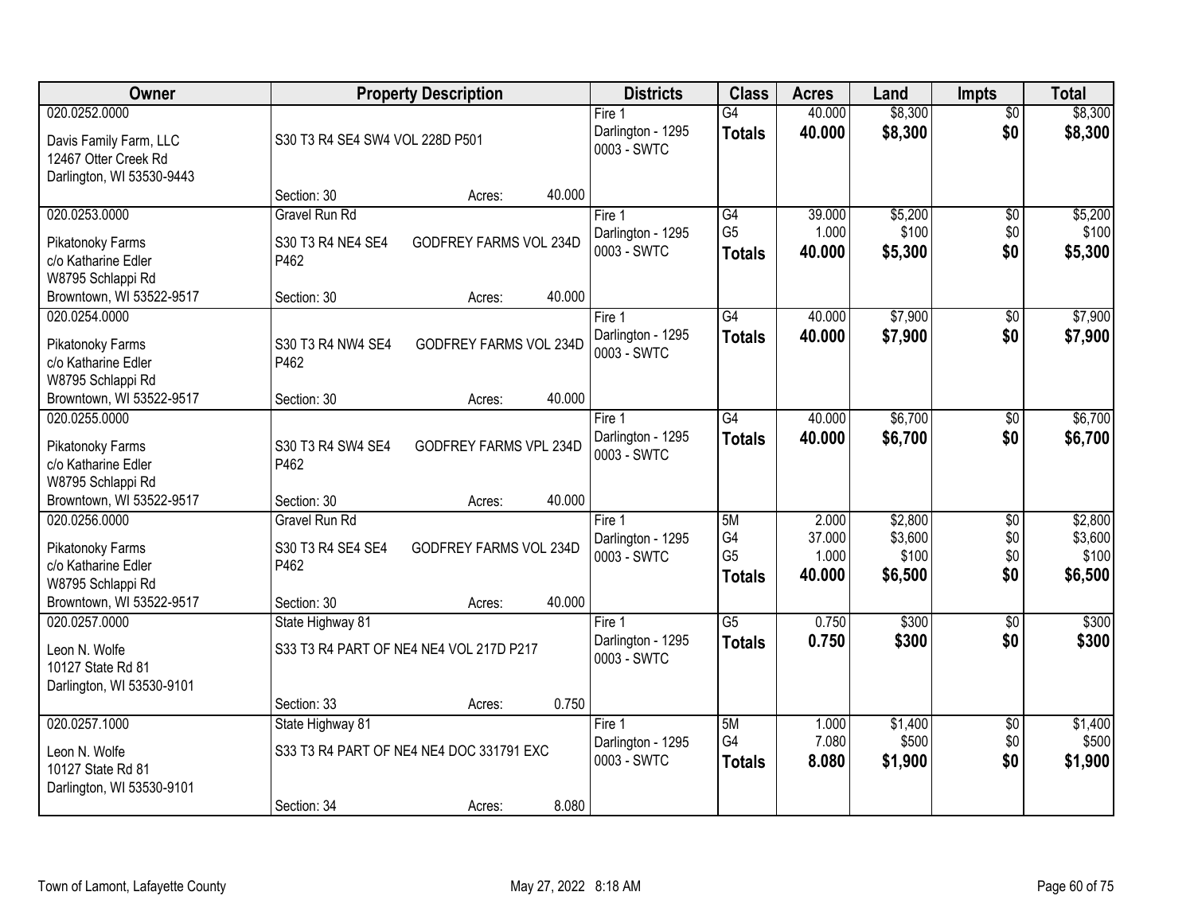| Owner | Property Description | Districts | Class | Acres | Land | Impts | Total |
|---|---|---|---|---|---|---|---|
| 020.0252.0000<br>Davis Family Farm, LLC<br>12467 Otter Creek Rd<br>Darlington, WI 53530-9443 | S30 T3 R4 SE4 SW4 VOL 228D P501<br>Section: 30 Acres: 40.000 | Fire 1<br>Darlington - 1295<br>0003 - SWTC | G4<br>**Totals** | 40.000<br>**40.000** | $8,300<br>**$8,300** | $0<br>**$0** | $8,300<br>**$8,300** |
| 020.0253.0000<br>Pikatonoky Farms<br>c/o Katharine Edler<br>W8795 Schlappi Rd<br>Browntown, WI 53522-9517 | Gravel Run Rd<br>S30 T3 R4 NE4 SE4 GODFREY FARMS VOL 234D P462<br>Section: 30 Acres: 40.000 | Fire 1<br>Darlington - 1295<br>0003 - SWTC | G4<br>G5<br>**Totals** | 39.000<br>1.000<br>**40.000** | $5,200<br>$100<br>**$5,300** | $0<br>$0<br>**$0** | $5,200<br>$100<br>**$5,300** |
| 020.0254.0000<br>Pikatonoky Farms<br>c/o Katharine Edler<br>W8795 Schlappi Rd<br>Browntown, WI 53522-9517 | S30 T3 R4 NW4 SE4 GODFREY FARMS VOL 234D P462<br>Section: 30 Acres: 40.000 | Fire 1<br>Darlington - 1295<br>0003 - SWTC | G4<br>**Totals** | 40.000<br>**40.000** | $7,900<br>**$7,900** | $0<br>**$0** | $7,900<br>**$7,900** |
| 020.0255.0000<br>Pikatonoky Farms<br>c/o Katharine Edler<br>W8795 Schlappi Rd<br>Browntown, WI 53522-9517 | S30 T3 R4 SW4 SE4 GODFREY FARMS VPL 234D P462<br>Section: 30 Acres: 40.000 | Fire 1<br>Darlington - 1295<br>0003 - SWTC | G4<br>**Totals** | 40.000<br>**40.000** | $6,700<br>**$6,700** | $0<br>**$0** | $6,700<br>**$6,700** |
| 020.0256.0000<br>Pikatonoky Farms<br>c/o Katharine Edler<br>W8795 Schlappi Rd<br>Browntown, WI 53522-9517 | Gravel Run Rd<br>S30 T3 R4 SE4 SE4 GODFREY FARMS VOL 234D P462<br>Section: 30 Acres: 40.000 | Fire 1<br>Darlington - 1295<br>0003 - SWTC | 5M<br>G4<br>G5<br>**Totals** | 2.000<br>37.000<br>1.000<br>**40.000** | $2,800<br>$3,600<br>$100<br>**$6,500** | $0<br>$0<br>$0<br>**$0** | $2,800<br>$3,600<br>$100<br>**$6,500** |
| 020.0257.0000<br>Leon N. Wolfe<br>10127 State Rd 81<br>Darlington, WI 53530-9101 | State Highway 81<br>S33 T3 R4 PART OF NE4 NE4 VOL 217D P217<br>Section: 33 Acres: 0.750 | Fire 1<br>Darlington - 1295<br>0003 - SWTC | G5<br>**Totals** | 0.750<br>**0.750** | $300<br>**$300** | $0<br>**$0** | $300<br>**$300** |
| 020.0257.1000<br>Leon N. Wolfe<br>10127 State Rd 81<br>Darlington, WI 53530-9101 | State Highway 81<br>S33 T3 R4 PART OF NE4 NE4 DOC 331791 EXC<br>Section: 34 Acres: 8.080 | Fire 1<br>Darlington - 1295<br>0003 - SWTC | 5M<br>G4<br>**Totals** | 1.000<br>7.080<br>**8.080** | $1,400<br>$500<br>**$1,900** | $0<br>$0<br>**$0** | $1,400<br>$500<br>**$1,900** |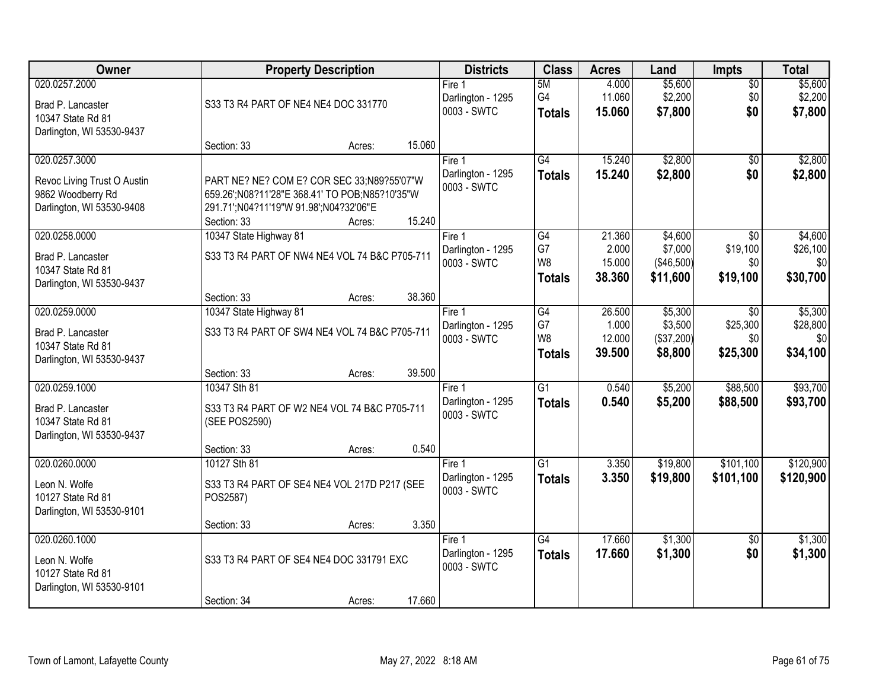| Owner | Property Description | Districts | Class | Acres | Land | Impts | Total |
|---|---|---|---|---|---|---|---|
| 020.0257.2000<br>Brad P. Lancaster<br>10347 State Rd 81<br>Darlington, WI 53530-9437 | S33 T3 R4 PART OF NE4 NE4 DOC 331770<br>Section: 33 Acres: 15.060 | Fire 1<br>Darlington - 1295<br>0003 - SWTC | 5M<br>G4<br>**Totals** | 4.000<br>11.060<br>**15.060** | $5,600<br>$2,200<br>**$7,800** | $0<br>$0<br>**$0** | $5,600<br>$2,200<br>**$7,800** |
| 020.0257.3000<br>Revoc Living Trust O Austin<br>9862 Woodberry Rd<br>Darlington, WI 53530-9408 | PART NE? NE? COM E? COR SEC 33;N89?55'07"W 659.26';N08?11'28"E 368.41' TO POB;N85?10'35"W 291.71';N04?11'19"W 91.98';N04?32'06"E<br>Section: 33 Acres: 15.240 | Fire 1<br>Darlington - 1295<br>0003 - SWTC | G4<br>**Totals** | 15.240<br>**15.240** | $2,800<br>**$2,800** | $0<br>**$0** | $2,800<br>**$2,800** |
| 020.0258.0000<br>Brad P. Lancaster<br>10347 State Rd 81<br>Darlington, WI 53530-9437 | 10347 State Highway 81<br>S33 T3 R4 PART OF NW4 NE4 VOL 74 B&C P705-711<br>Section: 33 Acres: 38.360 | Fire 1<br>Darlington - 1295<br>0003 - SWTC | G4<br>G7<br>W8<br>**Totals** | 21.360<br>2.000<br>15.000<br>**38.360** | $4,600<br>$7,000<br>($46,500)<br>**$11,600** | $0<br>$19,100<br>$0<br>**$19,100** | $4,600<br>$26,100<br>$0<br>**$30,700** |
| 020.0259.0000<br>Brad P. Lancaster<br>10347 State Rd 81<br>Darlington, WI 53530-9437 | 10347 State Highway 81<br>S33 T3 R4 PART OF SW4 NE4 VOL 74 B&C P705-711<br>Section: 33 Acres: 39.500 | Fire 1<br>Darlington - 1295<br>0003 - SWTC | G4<br>G7<br>W8<br>**Totals** | 26.500<br>1.000<br>12.000<br>**39.500** | $5,300<br>$3,500<br>($37,200)<br>**$8,800** | $0<br>$25,300<br>$0<br>**$25,300** | $5,300<br>$28,800<br>$0<br>**$34,100** |
| 020.0259.1000<br>Brad P. Lancaster<br>10347 State Rd 81<br>Darlington, WI 53530-9437 | 10347 Sth 81<br>S33 T3 R4 PART OF W2 NE4 VOL 74 B&C P705-711 (SEE POS2590)<br>Section: 33 Acres: 0.540 | Fire 1<br>Darlington - 1295<br>0003 - SWTC | G1<br>**Totals** | 0.540<br>**0.540** | $5,200<br>**$5,200** | $88,500<br>**$88,500** | $93,700<br>**$93,700** |
| 020.0260.0000<br>Leon N. Wolfe<br>10127 State Rd 81<br>Darlington, WI 53530-9101 | 10127 Sth 81<br>S33 T3 R4 PART OF SE4 NE4 VOL 217D P217 (SEE POS2587)<br>Section: 33 Acres: 3.350 | Fire 1<br>Darlington - 1295<br>0003 - SWTC | G1<br>**Totals** | 3.350<br>**3.350** | $19,800<br>**$19,800** | $101,100<br>**$101,100** | $120,900<br>**$120,900** |
| 020.0260.1000<br>Leon N. Wolfe<br>10127 State Rd 81<br>Darlington, WI 53530-9101 | S33 T3 R4 PART OF SE4 NE4 DOC 331791 EXC<br>Section: 34 Acres: 17.660 | Fire 1<br>Darlington - 1295<br>0003 - SWTC | G4<br>**Totals** | 17.660<br>**17.660** | $1,300<br>**$1,300** | $0<br>**$0** | $1,300<br>**$1,300** |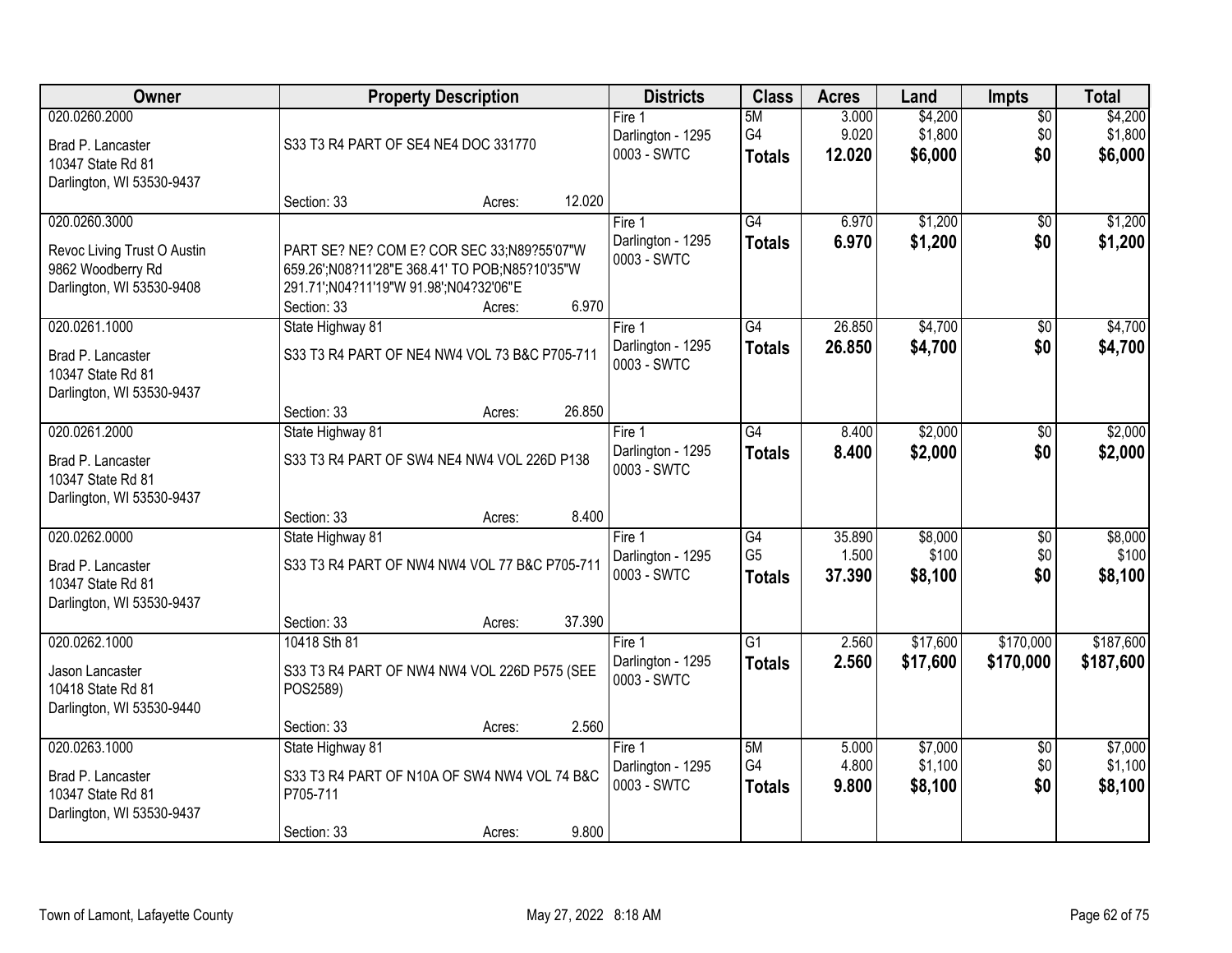| Owner | Property Description | Districts | Class | Acres | Land | Impts | Total |
|---|---|---|---|---|---|---|---|
| 020.0260.2000<br>Brad P. Lancaster<br>10347 State Rd 81<br>Darlington, WI 53530-9437 | S33 T3 R4 PART OF SE4 NE4 DOC 331770<br>Section: 33 Acres: 12.020 | Fire 1<br>Darlington - 1295<br>0003 - SWTC | 5M<br>G4<br>**Totals** | 3.000<br>9.020<br>**12.020** | $4,200<br>$1,800<br>**$6,000** | $0<br>$0<br>**$0** | $4,200<br>$1,800<br>**$6,000** |
| 020.0260.3000<br>Revoc Living Trust O Austin<br>9862 Woodberry Rd<br>Darlington, WI 53530-9408 | PART SE? NE? COM E? COR SEC 33;N89?55'07"W 659.26';N08?11'28"E 368.41' TO POB;N85?10'35"W 291.71';N04?11'19"W 91.98';N04?32'06"E<br>Section: 33 Acres: 6.970 | Fire 1<br>Darlington - 1295<br>0003 - SWTC | G4<br>**Totals** | 6.970<br>**6.970** | $1,200<br>**$1,200** | $0<br>**$0** | $1,200<br>**$1,200** |
| 020.0261.1000<br>Brad P. Lancaster<br>10347 State Rd 81<br>Darlington, WI 53530-9437 | State Highway 81<br>S33 T3 R4 PART OF NE4 NW4 VOL 73 B&C P705-711<br>Section: 33 Acres: 26.850 | Fire 1<br>Darlington - 1295<br>0003 - SWTC | G4<br>**Totals** | 26.850<br>**26.850** | $4,700<br>**$4,700** | $0<br>**$0** | $4,700<br>**$4,700** |
| 020.0261.2000<br>Brad P. Lancaster<br>10347 State Rd 81<br>Darlington, WI 53530-9437 | State Highway 81<br>S33 T3 R4 PART OF SW4 NE4 NW4 VOL 226D P138<br>Section: 33 Acres: 8.400 | Fire 1<br>Darlington - 1295<br>0003 - SWTC | G4<br>**Totals** | 8.400<br>**8.400** | $2,000<br>**$2,000** | $0<br>**$0** | $2,000<br>**$2,000** |
| 020.0262.0000<br>Brad P. Lancaster<br>10347 State Rd 81<br>Darlington, WI 53530-9437 | State Highway 81<br>S33 T3 R4 PART OF NW4 NW4 VOL 77 B&C P705-711<br>Section: 33 Acres: 37.390 | Fire 1<br>Darlington - 1295<br>0003 - SWTC | G4<br>G5<br>**Totals** | 35.890<br>1.500<br>**37.390** | $8,000<br>$100<br>**$8,100** | $0<br>$0<br>**$0** | $8,000<br>$100<br>**$8,100** |
| 020.0262.1000<br>Jason Lancaster<br>10418 State Rd 81<br>Darlington, WI 53530-9440 | 10418 Sth 81<br>S33 T3 R4 PART OF NW4 NW4 VOL 226D P575 (SEE POS2589)<br>Section: 33 Acres: 2.560 | Fire 1<br>Darlington - 1295<br>0003 - SWTC | G1<br>**Totals** | 2.560<br>**2.560** | $17,600<br>**$17,600** | $170,000<br>**$170,000** | $187,600<br>**$187,600** |
| 020.0263.1000<br>Brad P. Lancaster<br>10347 State Rd 81<br>Darlington, WI 53530-9437 | State Highway 81<br>S33 T3 R4 PART OF N10A OF SW4 NW4 VOL 74 B&C P705-711<br>Section: 33 Acres: 9.800 | Fire 1<br>Darlington - 1295<br>0003 - SWTC | 5M<br>G4<br>**Totals** | 5.000<br>4.800<br>**9.800** | $7,000<br>$1,100<br>**$8,100** | $0<br>$0<br>**$0** | $7,000<br>$1,100<br>**$8,100** |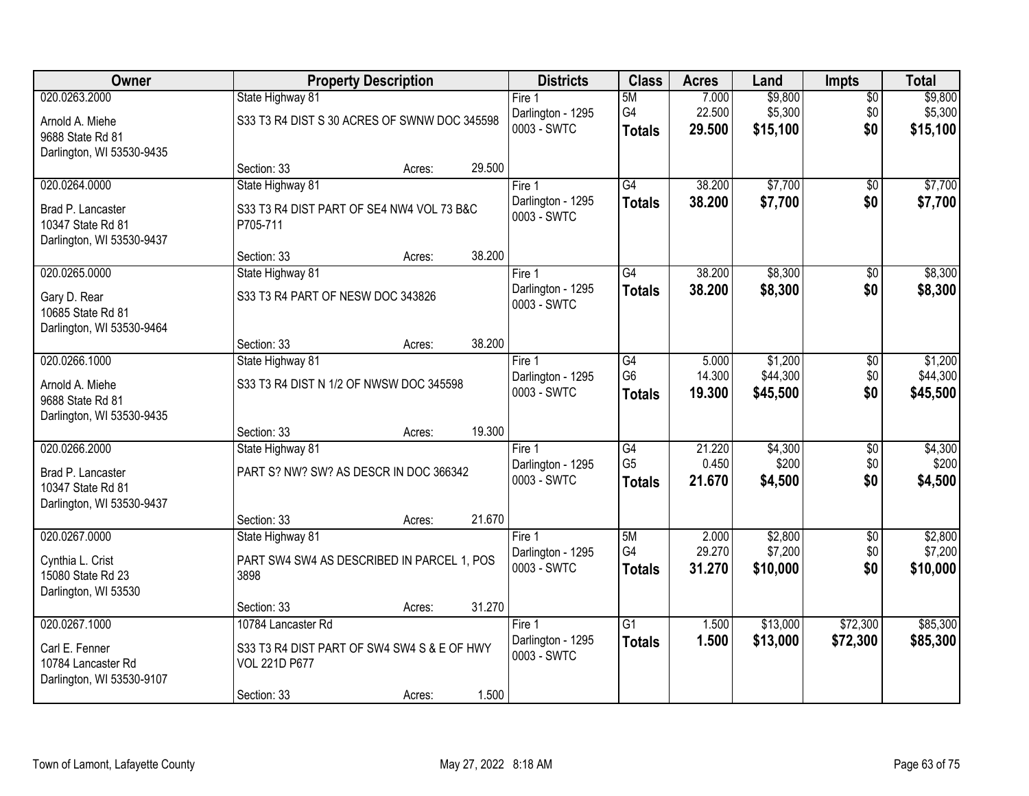| Owner | Property Description | | Districts | Class | Acres | Land | Impts | Total |
|---|---|---|---|---|---|---|---|---|
| 020.0263.2000 | State Highway 81 | | Fire 1 | 5M | 7.000 | $9,800 | $0 | $9,800 |
| Arnold A. Miehe | S33 T3 R4 DIST S 30 ACRES OF SWNW DOC 345598 | | Darlington - 1295 | G4 | 22.500 | $5,300 | $0 | $5,300 |
| 9688 State Rd 81 | | | 0003 - SWTC | **Totals** | **29.500** | **$15,100** | **$0** | **$15,100** |
| Darlington, WI 53530-9435 | | | | | | | | |
| | Section: 33 | Acres: 29.500 | | | | | | |
| 020.0264.0000 | State Highway 81 | | Fire 1 | G4 | 38.200 | $7,700 | $0 | $7,700 |
| Brad P. Lancaster | S33 T3 R4 DIST PART OF SE4 NW4 VOL 73 B&C P705-711 | | Darlington - 1295 | **Totals** | **38.200** | **$7,700** | **$0** | **$7,700** |
| 10347 State Rd 81 | | | 0003 - SWTC | | | | | |
| Darlington, WI 53530-9437 | | | | | | | | |
| | Section: 33 | Acres: 38.200 | | | | | | |
| 020.0265.0000 | State Highway 81 | | Fire 1 | G4 | 38.200 | $8,300 | $0 | $8,300 |
| Gary D. Rear | S33 T3 R4 PART OF NESW DOC 343826 | | Darlington - 1295 | **Totals** | **38.200** | **$8,300** | **$0** | **$8,300** |
| 10685 State Rd 81 | | | 0003 - SWTC | | | | | |
| Darlington, WI 53530-9464 | | | | | | | | |
| | Section: 33 | Acres: 38.200 | | | | | | |
| 020.0266.1000 | State Highway 81 | | Fire 1 | G4 | 5.000 | $1,200 | $0 | $1,200 |
| Arnold A. Miehe | S33 T3 R4 DIST N 1/2 OF NWSW DOC 345598 | | Darlington - 1295 | G6 | 14.300 | $44,300 | $0 | $44,300 |
| 9688 State Rd 81 | | | 0003 - SWTC | **Totals** | **19.300** | **$45,500** | **$0** | **$45,500** |
| Darlington, WI 53530-9435 | | | | | | | | |
| | Section: 33 | Acres: 19.300 | | | | | | |
| 020.0266.2000 | State Highway 81 | | Fire 1 | G4 | 21.220 | $4,300 | $0 | $4,300 |
| Brad P. Lancaster | PART S? NW? SW? AS DESCR IN DOC 366342 | | Darlington - 1295 | G5 | 0.450 | $200 | $0 | $200 |
| 10347 State Rd 81 | | | 0003 - SWTC | **Totals** | **21.670** | **$4,500** | **$0** | **$4,500** |
| Darlington, WI 53530-9437 | | | | | | | | |
| | Section: 33 | Acres: 21.670 | | | | | | |
| 020.0267.0000 | State Highway 81 | | Fire 1 | 5M | 2.000 | $2,800 | $0 | $2,800 |
| Cynthia L. Crist | PART SW4 SW4 AS DESCRIBED IN PARCEL 1, POS 3898 | | Darlington - 1295 | G4 | 29.270 | $7,200 | $0 | $7,200 |
| 15080 State Rd 23 | | | 0003 - SWTC | **Totals** | **31.270** | **$10,000** | **$0** | **$10,000** |
| Darlington, WI 53530 | | | | | | | | |
| | Section: 33 | Acres: 31.270 | | | | | | |
| 020.0267.1000 | 10784 Lancaster Rd | | Fire 1 | G1 | 1.500 | $13,000 | $72,300 | $85,300 |
| Carl E. Fenner | S33 T3 R4 DIST PART OF SW4 SW4 S & E OF HWY VOL 221D P677 | | Darlington - 1295 | **Totals** | **1.500** | **$13,000** | **$72,300** | **$85,300** |
| 10784 Lancaster Rd | | | 0003 - SWTC | | | | | |
| Darlington, WI 53530-9107 | | | | | | | | |
| | Section: 33 | Acres: 1.500 | | | | | | |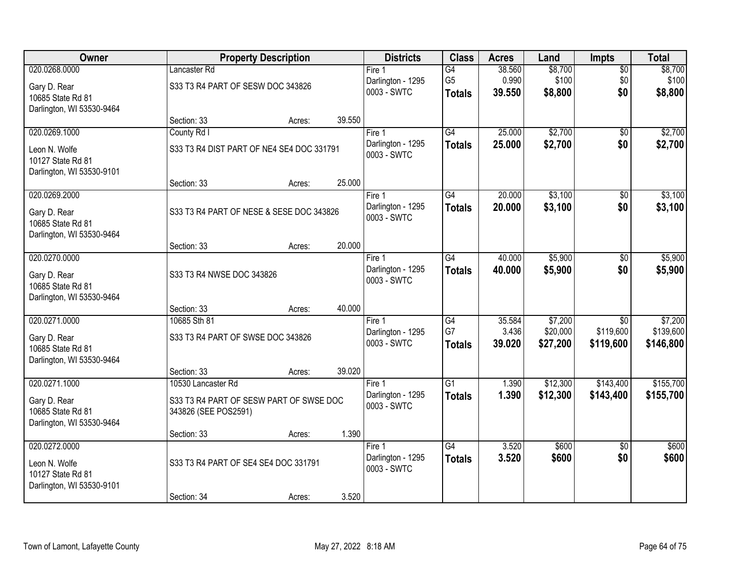| Owner | Property Description | Districts | Class | Acres | Land | Impts | Total |
|---|---|---|---|---|---|---|---|
| 020.0268.0000<br>Gary D. Rear<br>10685 State Rd 81<br>Darlington, WI 53530-9464 | Lancaster Rd<br>S33 T3 R4 PART OF SESW DOC 343826<br>Section: 33 Acres: 39.550 | Fire 1<br>Darlington - 1295<br>0003 - SWTC | G4<br>G5<br>**Totals** | 38.560<br>0.990<br>**39.550** | $8,700<br>$100<br>**$8,800** | $0<br>$0<br>**$0** | $8,700<br>$100<br>**$8,800** |
| 020.0269.1000<br>Leon N. Wolfe<br>10127 State Rd 81<br>Darlington, WI 53530-9101 | County Rd I<br>S33 T3 R4 DIST PART OF NE4 SE4 DOC 331791<br>Section: 33 Acres: 25.000 | Fire 1<br>Darlington - 1295<br>0003 - SWTC | G4<br>**Totals** | 25.000<br>**25.000** | $2,700<br>**$2,700** | $0<br>**$0** | $2,700<br>**$2,700** |
| 020.0269.2000<br>Gary D. Rear<br>10685 State Rd 81<br>Darlington, WI 53530-9464 | S33 T3 R4 PART OF NESE & SESE DOC 343826<br>Section: 33 Acres: 20.000 | Fire 1<br>Darlington - 1295<br>0003 - SWTC | G4<br>**Totals** | 20.000<br>**20.000** | $3,100<br>**$3,100** | $0<br>**$0** | $3,100<br>**$3,100** |
| 020.0270.0000<br>Gary D. Rear<br>10685 State Rd 81<br>Darlington, WI 53530-9464 | S33 T3 R4 NWSE DOC 343826<br>Section: 33 Acres: 40.000 | Fire 1<br>Darlington - 1295<br>0003 - SWTC | G4<br>**Totals** | 40.000<br>**40.000** | $5,900<br>**$5,900** | $0<br>**$0** | $5,900<br>**$5,900** |
| 020.0271.0000<br>Gary D. Rear<br>10685 State Rd 81<br>Darlington, WI 53530-9464 | 10685 Sth 81<br>S33 T3 R4 PART OF SWSE DOC 343826<br>Section: 33 Acres: 39.020 | Fire 1<br>Darlington - 1295<br>0003 - SWTC | G4<br>G7<br>**Totals** | 35.584<br>3.436<br>**39.020** | $7,200<br>$20,000<br>**$27,200** | $0<br>$119,600<br>**$119,600** | $7,200<br>$139,600<br>**$146,800** |
| 020.0271.1000<br>Gary D. Rear<br>10685 State Rd 81<br>Darlington, WI 53530-9464 | 10530 Lancaster Rd<br>S33 T3 R4 PART OF SESW PART OF SWSE DOC 343826 (SEE POS2591)<br>Section: 33 Acres: 1.390 | Fire 1<br>Darlington - 1295<br>0003 - SWTC | G1<br>**Totals** | 1.390<br>**1.390** | $12,300<br>**$12,300** | $143,400<br>**$143,400** | $155,700<br>**$155,700** |
| 020.0272.0000<br>Leon N. Wolfe<br>10127 State Rd 81<br>Darlington, WI 53530-9101 | S33 T3 R4 PART OF SE4 SE4 DOC 331791<br>Section: 34 Acres: 3.520 | Fire 1<br>Darlington - 1295<br>0003 - SWTC | G4<br>**Totals** | 3.520<br>**3.520** | $600<br>**$600** | $0<br>**$0** | $600<br>**$600** |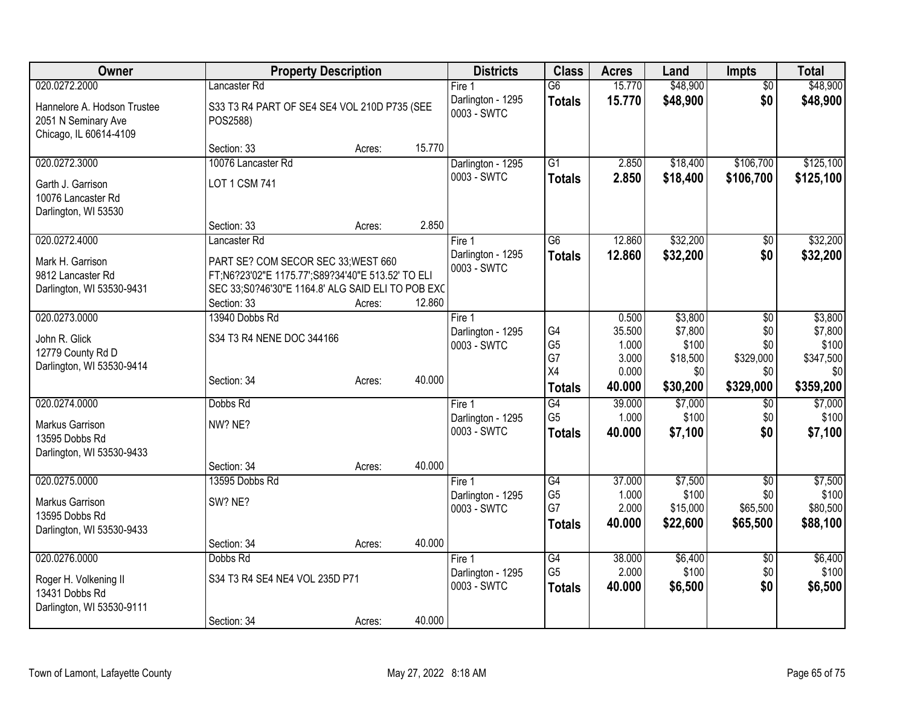| Owner | Property Description | | | Districts | Class | Acres | Land | Impts | Total |
|---|---|---|---|---|---|---|---|---|---|
| 020.0272.2000 | Lancaster Rd | | | Fire 1 | G6 | 15.770 | $48,900 | $0 | $48,900 |
| Hannelore A. Hodson Trustee<br>2051 N Seminary Ave<br>Chicago, IL 60614-4109 | S33 T3 R4 PART OF SE4 SE4 VOL 210D P735 (SEE POS2588) | | | Darlington - 1295<br>0003 - SWTC | **Totals** | **15.770** | **$48,900** | **$0** | **$48,900** |
| | Section: 33 | Acres: | 15.770 | | | | | | |
| 020.0272.3000 | 10076 Lancaster Rd | | | Darlington - 1295 | G1 | 2.850 | $18,400 | $106,700 | $125,100 |
| Garth J. Garrison<br>10076 Lancaster Rd<br>Darlington, WI 53530 | LOT 1 CSM 741 | | | 0003 - SWTC | **Totals** | **2.850** | **$18,400** | **$106,700** | **$125,100** |
| | Section: 33 | Acres: | 2.850 | | | | | | |
| 020.0272.4000 | Lancaster Rd | | | Fire 1 | G6 | 12.860 | $32,200 | $0 | $32,200 |
| Mark H. Garrison<br>9812 Lancaster Rd<br>Darlington, WI 53530-9431 | PART SE? COM SECOR SEC 33;WEST 660 FT;N6?23'02"E 1175.77';S89?34'40"E 513.52' TO ELI SEC 33;S0?46'30"E 1164.8' ALG SAID ELI TO POB EXC | | | Darlington - 1295<br>0003 - SWTC | **Totals** | **12.860** | **$32,200** | **$0** | **$32,200** |
| | Section: 33 | Acres: | 12.860 | | | | | | |
| 020.0273.0000 | 13940 Dobbs Rd | | | Fire 1 | | 0.500 | $3,800 | $0 | $3,800 |
| John R. Glick<br>12779 County Rd D<br>Darlington, WI 53530-9414 | S34 T3 R4 NENE DOC 344166 | | | Darlington - 1295<br>0003 - SWTC | G4<br>G5<br>G7<br>X4 | 35.500<br>1.000<br>3.000<br>0.000 | $7,800<br>$100<br>$18,500<br>$0 | $0<br>$0<br>$329,000<br>$0 | $7,800<br>$100<br>$347,500<br>$0 |
| | Section: 34 | Acres: | 40.000 | | **Totals** | **40.000** | **$30,200** | **$329,000** | **$359,200** |
| 020.0274.0000 | Dobbs Rd | | | Fire 1 | G4 | 39.000 | $7,000 | $0 | $7,000 |
| Markus Garrison<br>13595 Dobbs Rd<br>Darlington, WI 53530-9433 | NW? NE? | | | Darlington - 1295<br>0003 - SWTC | G5<br>**Totals** | 1.000<br>**40.000** | $100<br>**$7,100** | $0<br>**$0** | $100<br>**$7,100** |
| | Section: 34 | Acres: | 40.000 | | | | | | |
| 020.0275.0000 | 13595 Dobbs Rd | | | Fire 1 | G4 | 37.000 | $7,500 | $0 | $7,500 |
| Markus Garrison<br>13595 Dobbs Rd<br>Darlington, WI 53530-9433 | SW? NE? | | | Darlington - 1295<br>0003 - SWTC | G5<br>G7<br>**Totals** | 1.000<br>2.000<br>**40.000** | $100<br>$15,000<br>**$22,600** | $0<br>$65,500<br>**$65,500** | $100<br>$80,500<br>**$88,100** |
| | Section: 34 | Acres: | 40.000 | | | | | | |
| 020.0276.0000 | Dobbs Rd | | | Fire 1 | G4 | 38.000 | $6,400 | $0 | $6,400 |
| Roger H. Volkening II<br>13431 Dobbs Rd<br>Darlington, WI 53530-9111 | S34 T3 R4 SE4 NE4 VOL 235D P71 | | | Darlington - 1295<br>0003 - SWTC | G5<br>**Totals** | 2.000<br>**40.000** | $100<br>**$6,500** | $0<br>**$0** | $100<br>**$6,500** |
| | Section: 34 | Acres: | 40.000 | | | | | | |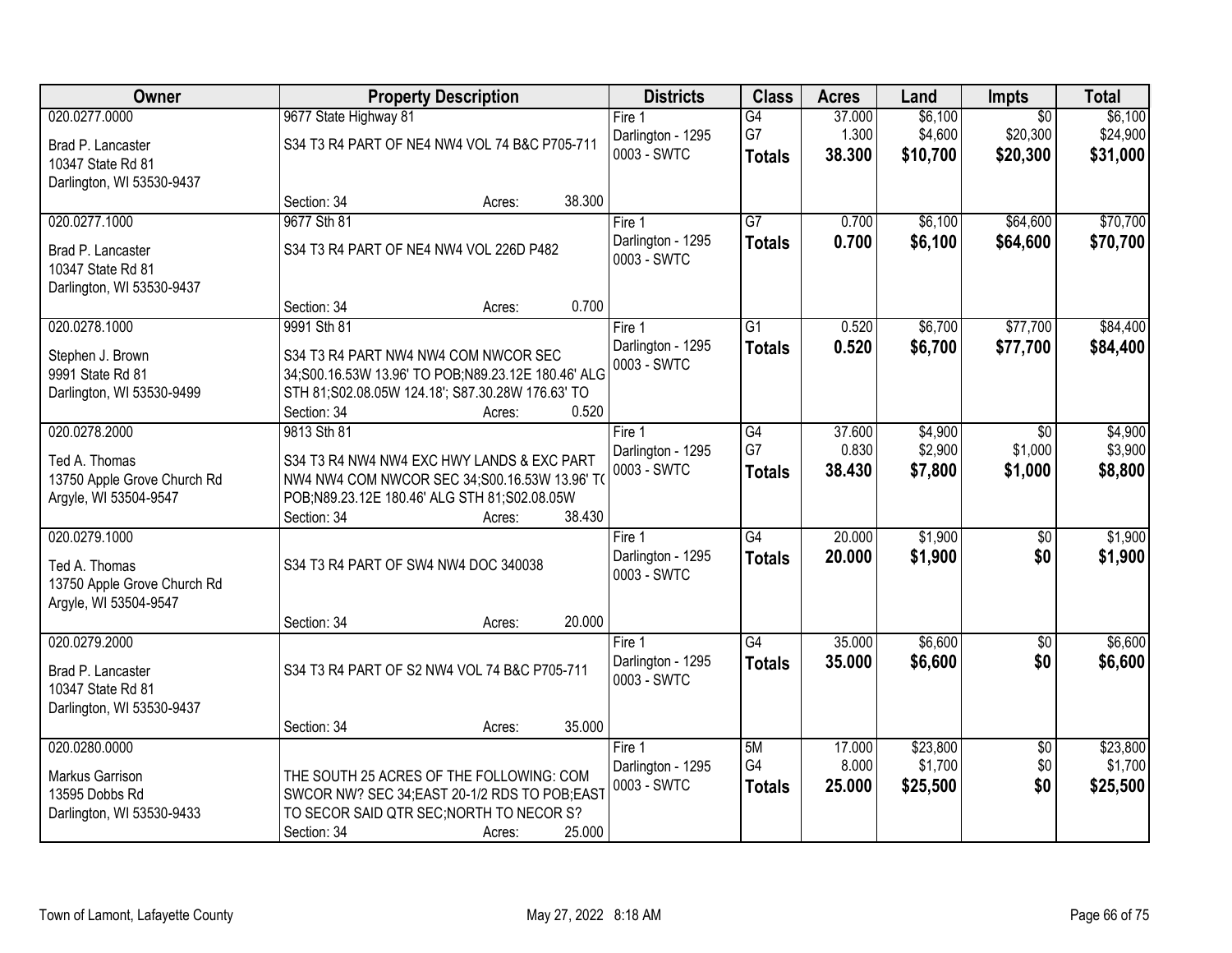| Owner | Property Description | Districts | Class | Acres | Land | Impts | Total |
|---|---|---|---|---|---|---|---|
| 020.0277.0000<br>Brad P. Lancaster<br>10347 State Rd 81<br>Darlington, WI 53530-9437 | 9677 State Highway 81<br>S34 T3 R4 PART OF NE4 NW4 VOL 74 B&C P705-711<br>Section: 34 Acres: 38.300 | Fire 1<br>Darlington - 1295<br>0003 - SWTC | G4<br>G7<br>**Totals** | 37.000<br>1.300<br>**38.300** | $6,100<br>$4,600<br>**$10,700** | $0<br>$20,300<br>**$20,300** | $6,100<br>$24,900<br>**$31,000** |
| 020.0277.1000<br>Brad P. Lancaster<br>10347 State Rd 81<br>Darlington, WI 53530-9437 | 9677 Sth 81<br>S34 T3 R4 PART OF NE4 NW4 VOL 226D P482<br>Section: 34 Acres: 0.700 | Fire 1<br>Darlington - 1295<br>0003 - SWTC | G7<br>**Totals** | 0.700<br>**0.700** | $6,100<br>**$6,100** | $64,600<br>**$64,600** | $70,700<br>**$70,700** |
| 020.0278.1000<br>Stephen J. Brown<br>9991 State Rd 81<br>Darlington, WI 53530-9499 | 9991 Sth 81<br>S34 T3 R4 PART NW4 NW4 COM NWCOR SEC 34;S00.16.53W 13.96' TO POB;N89.23.12E 180.46' ALG STH 81;S02.08.05W 124.18'; S87.30.28W 176.63' TO<br>Section: 34 Acres: 0.520 | Fire 1<br>Darlington - 1295<br>0003 - SWTC | G1<br>**Totals** | 0.520<br>**0.520** | $6,700<br>**$6,700** | $77,700<br>**$77,700** | $84,400<br>**$84,400** |
| 020.0278.2000<br>Ted A. Thomas<br>13750 Apple Grove Church Rd<br>Argyle, WI 53504-9547 | 9813 Sth 81<br>S34 T3 R4 NW4 NW4 EXC HWY LANDS & EXC PART NW4 NW4 COM NWCOR SEC 34;S00.16.53W 13.96' TO POB;N89.23.12E 180.46' ALG STH 81;S02.08.05W<br>Section: 34 Acres: 38.430 | Fire 1<br>Darlington - 1295<br>0003 - SWTC | G4<br>G7<br>**Totals** | 37.600<br>0.830<br>**38.430** | $4,900<br>$2,900<br>**$7,800** | $0<br>$1,000<br>**$1,000** | $4,900<br>$3,900<br>**$8,800** |
| 020.0279.1000<br>Ted A. Thomas<br>13750 Apple Grove Church Rd<br>Argyle, WI 53504-9547 | S34 T3 R4 PART OF SW4 NW4 DOC 340038<br>Section: 34 Acres: 20.000 | Fire 1<br>Darlington - 1295<br>0003 - SWTC | G4<br>**Totals** | 20.000<br>**20.000** | $1,900<br>**$1,900** | $0<br>**$0** | $1,900<br>**$1,900** |
| 020.0279.2000<br>Brad P. Lancaster<br>10347 State Rd 81<br>Darlington, WI 53530-9437 | S34 T3 R4 PART OF S2 NW4 VOL 74 B&C P705-711<br>Section: 34 Acres: 35.000 | Fire 1<br>Darlington - 1295<br>0003 - SWTC | G4<br>**Totals** | 35.000<br>**35.000** | $6,600<br>**$6,600** | $0<br>**$0** | $6,600<br>**$6,600** |
| 020.0280.0000<br>Markus Garrison<br>13595 Dobbs Rd<br>Darlington, WI 53530-9433 | THE SOUTH 25 ACRES OF THE FOLLOWING: COM SWCOR NW? SEC 34;EAST 20-1/2 RDS TO POB;EAST TO SECOR SAID QTR SEC;NORTH TO NECOR S?<br>Section: 34 Acres: 25.000 | Fire 1<br>Darlington - 1295<br>0003 - SWTC | 5M<br>G4<br>**Totals** | 17.000<br>8.000<br>**25.000** | $23,800<br>$1,700<br>**$25,500** | $0<br>$0<br>**$0** | $23,800<br>$1,700<br>**$25,500** |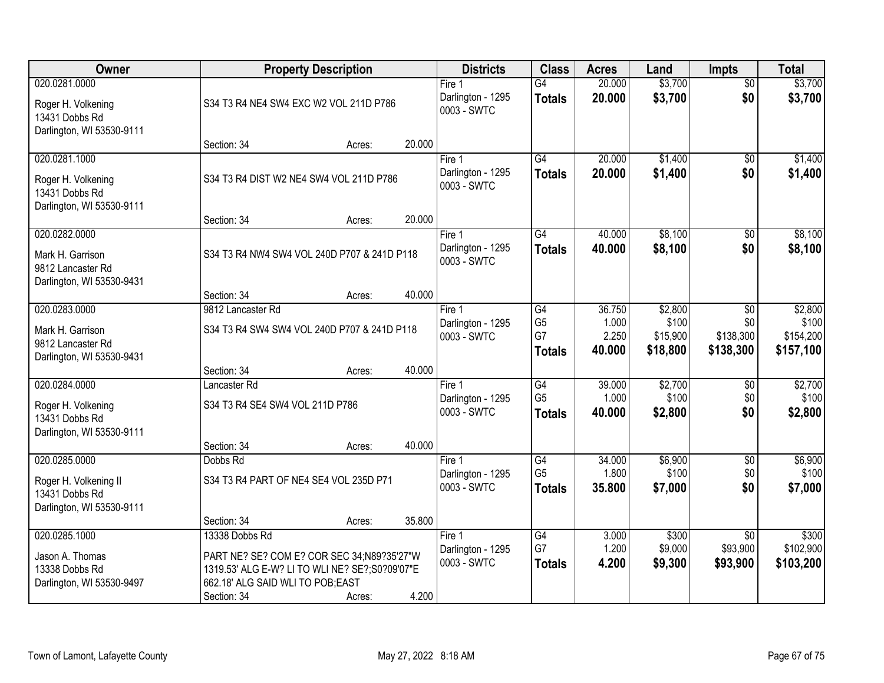| Owner | Property Description | Districts | Class | Acres | Land | Impts | Total |
|---|---|---|---|---|---|---|---|
| 020.0281.0000<br>Roger H. Volkening<br>13431 Dobbs Rd<br>Darlington, WI 53530-9111 | S34 T3 R4 NE4 SW4 EXC W2 VOL 211D P786<br>Section: 34 Acres: 20.000 | Fire 1<br>Darlington - 1295<br>0003 - SWTC | G4<br>**Totals** | 20.000<br>**20.000** | $3,700<br>**$3,700** | $0<br>**$0** | $3,700<br>**$3,700** |
| 020.0281.1000<br>Roger H. Volkening<br>13431 Dobbs Rd<br>Darlington, WI 53530-9111 | S34 T3 R4 DIST W2 NE4 SW4 VOL 211D P786<br>Section: 34 Acres: 20.000 | Fire 1<br>Darlington - 1295<br>0003 - SWTC | G4<br>**Totals** | 20.000<br>**20.000** | $1,400<br>**$1,400** | $0<br>**$0** | $1,400<br>**$1,400** |
| 020.0282.0000<br>Mark H. Garrison<br>9812 Lancaster Rd<br>Darlington, WI 53530-9431 | S34 T3 R4 NW4 SW4 VOL 240D P707 & 241D P118<br>Section: 34 Acres: 40.000 | Fire 1<br>Darlington - 1295<br>0003 - SWTC | G4<br>**Totals** | 40.000<br>**40.000** | $8,100<br>**$8,100** | $0<br>**$0** | $8,100<br>**$8,100** |
| 020.0283.0000<br>Mark H. Garrison<br>9812 Lancaster Rd<br>Darlington, WI 53530-9431 | 9812 Lancaster Rd<br>S34 T3 R4 SW4 SW4 VOL 240D P707 & 241D P118<br>Section: 34 Acres: 40.000 | Fire 1<br>Darlington - 1295<br>0003 - SWTC | G4<br>G5<br>G7<br>**Totals** | 36.750<br>1.000<br>2.250<br>**40.000** | $2,800<br>$100<br>$15,900<br>**$18,800** | $0<br>$0<br>$138,300<br>**$138,300** | $2,800<br>$100<br>$154,200<br>**$157,100** |
| 020.0284.0000<br>Roger H. Volkening<br>13431 Dobbs Rd<br>Darlington, WI 53530-9111 | Lancaster Rd<br>S34 T3 R4 SE4 SW4 VOL 211D P786<br>Section: 34 Acres: 40.000 | Fire 1<br>Darlington - 1295<br>0003 - SWTC | G4<br>G5<br>**Totals** | 39.000<br>1.000<br>**40.000** | $2,700<br>$100<br>**$2,800** | $0<br>$0<br>**$0** | $2,700<br>$100<br>**$2,800** |
| 020.0285.0000<br>Roger H. Volkening II<br>13431 Dobbs Rd<br>Darlington, WI 53530-9111 | Dobbs Rd<br>S34 T3 R4 PART OF NE4 SE4 VOL 235D P71<br>Section: 34 Acres: 35.800 | Fire 1<br>Darlington - 1295<br>0003 - SWTC | G4<br>G5<br>**Totals** | 34.000<br>1.800<br>**35.800** | $6,900<br>$100<br>**$7,000** | $0<br>$0<br>**$0** | $6,900<br>$100<br>**$7,000** |
| 020.0285.1000<br>Jason A. Thomas<br>13338 Dobbs Rd<br>Darlington, WI 53530-9497 | 13338 Dobbs Rd<br>PART NE? SE? COM E? COR SEC 34;N89?35'27"W 1319.53' ALG E-W? LI TO WLI NE? SE?;S0?09'07"E 662.18' ALG SAID WLI TO POB;EAST<br>Section: 34 Acres: 4.200 | Fire 1<br>Darlington - 1295<br>0003 - SWTC | G4<br>G7<br>**Totals** | 3.000<br>1.200<br>**4.200** | $300<br>$9,000<br>**$9,300** | $0<br>$93,900<br>**$93,900** | $300<br>$102,900<br>**$103,200** |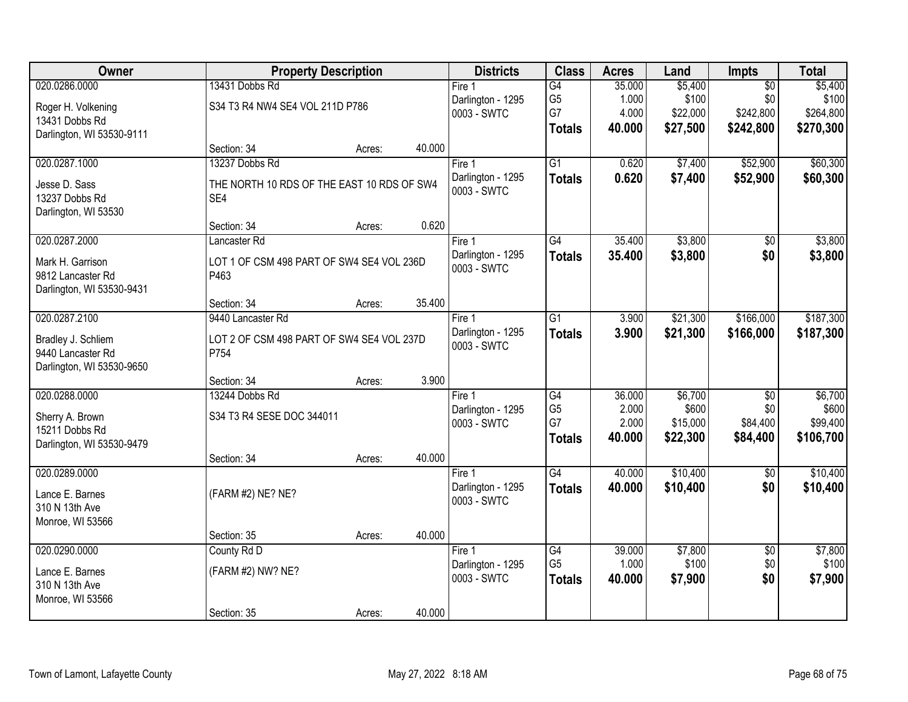| Owner | Property Description | Districts | Class | Acres | Land | Impts | Total |
|---|---|---|---|---|---|---|---|
| 020.0286.0000<br>Roger H. Volkening<br>13431 Dobbs Rd<br>Darlington, WI 53530-9111 | 13431 Dobbs Rd<br>S34 T3 R4 NW4 SE4 VOL 211D P786<br>Section: 34 Acres: 40.000 | Fire 1<br>Darlington - 1295<br>0003 - SWTC | G4<br>G5<br>G7<br>**Totals** | 35.000<br>1.000<br>4.000<br>**40.000** | $5,400<br>$100<br>$22,000<br>**$27,500** | $0<br>$0<br>$242,800<br>**$242,800** | $5,400<br>$100<br>$264,800<br>**$270,300** |
| 020.0287.1000<br>Jesse D. Sass<br>13237 Dobbs Rd<br>Darlington, WI 53530 | 13237 Dobbs Rd<br>THE NORTH 10 RDS OF THE EAST 10 RDS OF SW4 SE4<br>Section: 34 Acres: 0.620 | Fire 1<br>Darlington - 1295<br>0003 - SWTC | G1<br>**Totals** | 0.620<br>**0.620** | $7,400<br>**$7,400** | $52,900<br>**$52,900** | $60,300<br>**$60,300** |
| 020.0287.2000<br>Mark H. Garrison<br>9812 Lancaster Rd<br>Darlington, WI 53530-9431 | Lancaster Rd<br>LOT 1 OF CSM 498 PART OF SW4 SE4 VOL 236D P463<br>Section: 34 Acres: 35.400 | Fire 1<br>Darlington - 1295<br>0003 - SWTC | G4<br>**Totals** | 35.400<br>**35.400** | $3,800<br>**$3,800** | $0<br>**$0** | $3,800<br>**$3,800** |
| 020.0287.2100<br>Bradley J. Schliem<br>9440 Lancaster Rd<br>Darlington, WI 53530-9650 | 9440 Lancaster Rd<br>LOT 2 OF CSM 498 PART OF SW4 SE4 VOL 237D P754<br>Section: 34 Acres: 3.900 | Fire 1<br>Darlington - 1295<br>0003 - SWTC | G1<br>**Totals** | 3.900<br>**3.900** | $21,300<br>**$21,300** | $166,000<br>**$166,000** | $187,300<br>**$187,300** |
| 020.0288.0000<br>Sherry A. Brown<br>15211 Dobbs Rd<br>Darlington, WI 53530-9479 | 13244 Dobbs Rd<br>S34 T3 R4 SESE DOC 344011<br>Section: 34 Acres: 40.000 | Fire 1<br>Darlington - 1295<br>0003 - SWTC | G4<br>G5<br>G7<br>**Totals** | 36.000<br>2.000<br>2.000<br>**40.000** | $6,700<br>$600<br>$15,000<br>**$22,300** | $0<br>$0<br>$84,400<br>**$84,400** | $6,700<br>$600<br>$99,400<br>**$106,700** |
| 020.0289.0000<br>Lance E. Barnes<br>310 N 13th Ave<br>Monroe, WI 53566 | (FARM #2) NE? NE?<br>Section: 35 Acres: 40.000 | Fire 1<br>Darlington - 1295<br>0003 - SWTC | G4<br>**Totals** | 40.000<br>**40.000** | $10,400<br>**$10,400** | $0<br>**$0** | $10,400<br>**$10,400** |
| 020.0290.0000<br>Lance E. Barnes<br>310 N 13th Ave<br>Monroe, WI 53566 | County Rd D<br>(FARM #2) NW? NE?<br>Section: 35 Acres: 40.000 | Fire 1<br>Darlington - 1295<br>0003 - SWTC | G4<br>G5<br>**Totals** | 39.000<br>1.000<br>**40.000** | $7,800<br>$100<br>**$7,900** | $0<br>$0<br>**$0** | $7,800<br>$100<br>**$7,900** |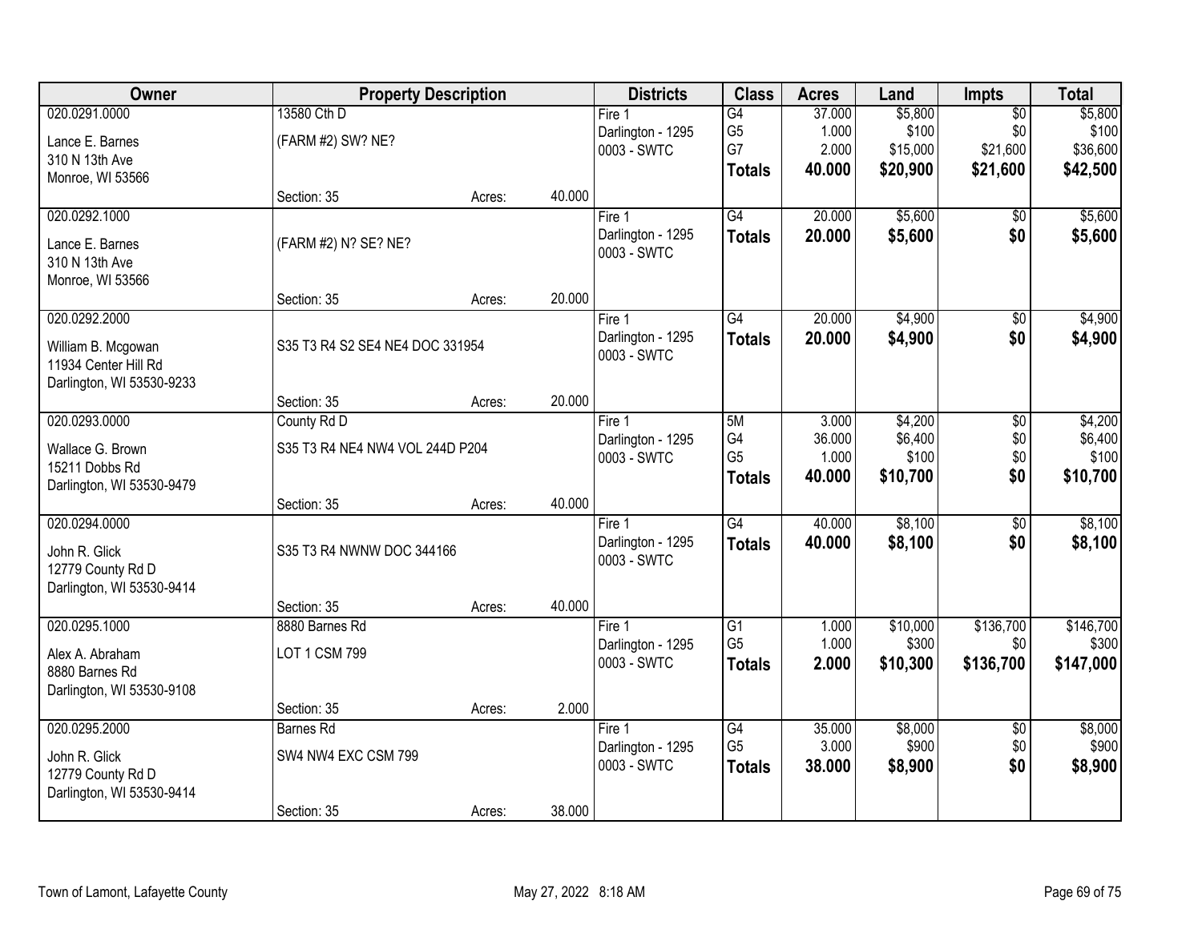| Owner | Property Description | | | Districts | Class | Acres | Land | Impts | Total |
|---|---|---|---|---|---|---|---|---|---|
| 020.0291.0000<br>Lance E. Barnes<br>310 N 13th Ave<br>Monroe, WI 53566 | 13580 Cth D<br>(FARM #2) SW? NE?<br>Section: 35 | Acres: | 40.000 | Fire 1<br>Darlington - 1295<br>0003 - SWTC | G4<br>G5<br>G7<br>**Totals** | 37.000<br>1.000<br>2.000<br>**40.000** | $5,800<br>$100<br>$15,000<br>**$20,900** | $0<br>$0<br>$21,600<br>**$21,600** | $5,800<br>$100<br>$36,600<br>**$42,500** |
| 020.0292.1000<br>Lance E. Barnes<br>310 N 13th Ave<br>Monroe, WI 53566 | (FARM #2) N? SE? NE?<br>Section: 35 | Acres: | 20.000 | Fire 1<br>Darlington - 1295<br>0003 - SWTC | G4<br>**Totals** | 20.000<br>**20.000** | $5,600<br>**$5,600** | $0<br>**$0** | $5,600<br>**$5,600** |
| 020.0292.2000<br>William B. Mcgowan<br>11934 Center Hill Rd<br>Darlington, WI 53530-9233 | S35 T3 R4 S2 SE4 NE4 DOC 331954<br>Section: 35 | Acres: | 20.000 | Fire 1<br>Darlington - 1295<br>0003 - SWTC | G4<br>**Totals** | 20.000<br>**20.000** | $4,900<br>**$4,900** | $0<br>**$0** | $4,900<br>**$4,900** |
| 020.0293.0000<br>Wallace G. Brown<br>15211 Dobbs Rd<br>Darlington, WI 53530-9479 | County Rd D<br>S35 T3 R4 NE4 NW4 VOL 244D P204<br>Section: 35 | Acres: | 40.000 | Fire 1<br>Darlington - 1295<br>0003 - SWTC | 5M<br>G4<br>G5<br>**Totals** | 3.000<br>36.000<br>1.000<br>**40.000** | $4,200<br>$6,400<br>$100<br>**$10,700** | $0<br>$0<br>$0<br>**$0** | $4,200<br>$6,400<br>$100<br>**$10,700** |
| 020.0294.0000<br>John R. Glick<br>12779 County Rd D<br>Darlington, WI 53530-9414 | S35 T3 R4 NWNW DOC 344166<br>Section: 35 | Acres: | 40.000 | Fire 1<br>Darlington - 1295<br>0003 - SWTC | G4<br>**Totals** | 40.000<br>**40.000** | $8,100<br>**$8,100** | $0<br>**$0** | $8,100<br>**$8,100** |
| 020.0295.1000<br>Alex A. Abraham<br>8880 Barnes Rd<br>Darlington, WI 53530-9108 | 8880 Barnes Rd<br>LOT 1 CSM 799<br>Section: 35 | Acres: | 2.000 | Fire 1<br>Darlington - 1295<br>0003 - SWTC | G1<br>G5<br>**Totals** | 1.000<br>1.000<br>**2.000** | $10,000<br>$300<br>**$10,300** | $136,700<br>$0<br>**$136,700** | $146,700<br>$300<br>**$147,000** |
| 020.0295.2000<br>John R. Glick<br>12779 County Rd D<br>Darlington, WI 53530-9414 | Barnes Rd<br>SW4 NW4 EXC CSM 799<br>Section: 35 | Acres: | 38.000 | Fire 1<br>Darlington - 1295<br>0003 - SWTC | G4<br>G5<br>**Totals** | 35.000<br>3.000<br>**38.000** | $8,000<br>$900<br>**$8,900** | $0<br>$0<br>**$0** | $8,000<br>$900<br>**$8,900** |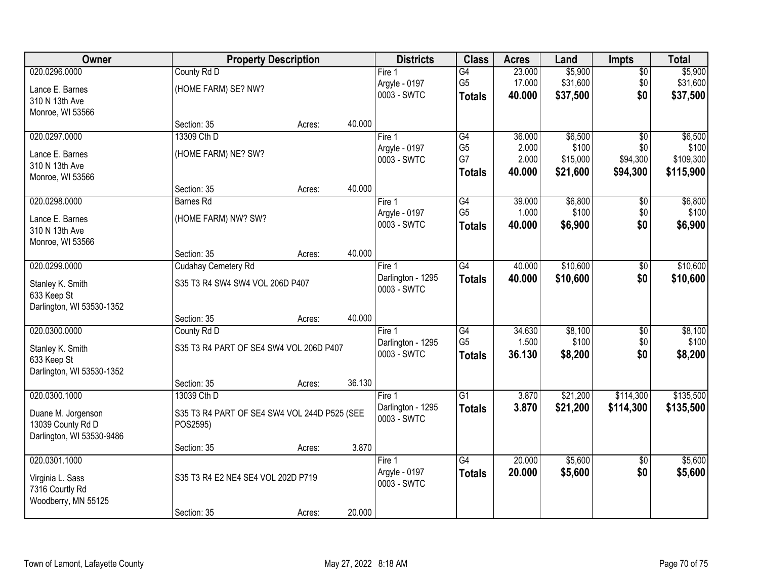| Owner | Property Description | | | Districts | Class | Acres | Land | Impts | Total |
|---|---|---|---|---|---|---|---|---|---|
| 020.0296.0000 | County Rd D | | | Fire 1 | G4 | 23.000 | $5,900 | $0 | $5,900 |
| Lance E. Barnes | (HOME FARM) SE? NW? | | | Argyle - 0197 | G5 | 17.000 | $31,600 | $0 | $31,600 |
| 310 N 13th Ave | | | | 0003 - SWTC | **Totals** | **40.000** | **$37,500** | **$0** | **$37,500** |
| Monroe, WI 53566 | | | | | | | | | |
| | Section: 35 | Acres: | 40.000 | | | | | | |
| 020.0297.0000 | 13309 Cth D | | | Fire 1 | G4 | 36.000 | $6,500 | $0 | $6,500 |
| Lance E. Barnes | (HOME FARM) NE? SW? | | | Argyle - 0197 | G5 | 2.000 | $100 | $0 | $100 |
| 310 N 13th Ave | | | | 0003 - SWTC | G7 | 2.000 | $15,000 | $94,300 | $109,300 |
| Monroe, WI 53566 | | | | | **Totals** | **40.000** | **$21,600** | **$94,300** | **$115,900** |
| | Section: 35 | Acres: | 40.000 | | | | | | |
| 020.0298.0000 | Barnes Rd | | | Fire 1 | G4 | 39.000 | $6,800 | $0 | $6,800 |
| Lance E. Barnes | (HOME FARM) NW? SW? | | | Argyle - 0197 | G5 | 1.000 | $100 | $0 | $100 |
| 310 N 13th Ave | | | | 0003 - SWTC | **Totals** | **40.000** | **$6,900** | **$0** | **$6,900** |
| Monroe, WI 53566 | | | | | | | | | |
| | Section: 35 | Acres: | 40.000 | | | | | | |
| 020.0299.0000 | Cudahay Cemetery Rd | | | Fire 1 | G4 | 40.000 | $10,600 | $0 | $10,600 |
| Stanley K. Smith | S35 T3 R4 SW4 SW4 VOL 206D P407 | | | Darlington - 1295 | **Totals** | **40.000** | **$10,600** | **$0** | **$10,600** |
| 633 Keep St | | | | 0003 - SWTC | | | | | |
| Darlington, WI 53530-1352 | | | | | | | | | |
| | Section: 35 | Acres: | 40.000 | | | | | | |
| 020.0300.0000 | County Rd D | | | Fire 1 | G4 | 34.630 | $8,100 | $0 | $8,100 |
| Stanley K. Smith | S35 T3 R4 PART OF SE4 SW4 VOL 206D P407 | | | Darlington - 1295 | G5 | 1.500 | $100 | $0 | $100 |
| 633 Keep St | | | | 0003 - SWTC | **Totals** | **36.130** | **$8,200** | **$0** | **$8,200** |
| Darlington, WI 53530-1352 | | | | | | | | | |
| | Section: 35 | Acres: | 36.130 | | | | | | |
| 020.0300.1000 | 13039 Cth D | | | Fire 1 | G1 | 3.870 | $21,200 | $114,300 | $135,500 |
| Duane M. Jorgenson | S35 T3 R4 PART OF SE4 SW4 VOL 244D P525 (SEE POS2595) | | | Darlington - 1295 | **Totals** | **3.870** | **$21,200** | **$114,300** | **$135,500** |
| 13039 County Rd D | | | | 0003 - SWTC | | | | | |
| Darlington, WI 53530-9486 | | | | | | | | | |
| | Section: 35 | Acres: | 3.870 | | | | | | |
| 020.0301.1000 | | | | Fire 1 | G4 | 20.000 | $5,600 | $0 | $5,600 |
| Virginia L. Sass | S35 T3 R4 E2 NE4 SE4 VOL 202D P719 | | | Argyle - 0197 | **Totals** | **20.000** | **$5,600** | **$0** | **$5,600** |
| 7316 Courtly Rd | | | | 0003 - SWTC | | | | | |
| Woodberry, MN 55125 | | | | | | | | | |
| | Section: 35 | Acres: | 20.000 | | | | | | |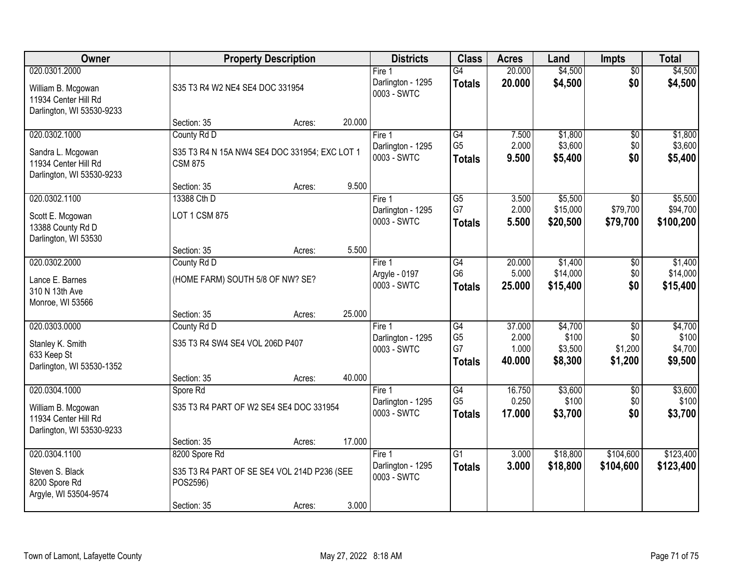| Owner | Property Description | Districts | Class | Acres | Land | Impts | Total |
|---|---|---|---|---|---|---|---|
| 020.0301.2000<br><br>William B. Mcgowan<br>11934 Center Hill Rd<br>Darlington, WI 53530-9233 | S35 T3 R4 W2 NE4 SE4 DOC 331954<br><br>Section: 35 Acres: 20.000 | Fire 1<br>Darlington - 1295<br>0003 - SWTC | G4<br>**Totals** | 20.000<br>**20.000** | $4,500<br>**$4,500** | $0<br>**$0** | $4,500<br>**$4,500** |
| 020.0302.1000<br><br>Sandra L. Mcgowan<br>11934 Center Hill Rd<br>Darlington, WI 53530-9233 | County Rd D<br>S35 T3 R4 N 15A NW4 SE4 DOC 331954; EXC LOT 1 CSM 875<br><br>Section: 35 Acres: 9.500 | Fire 1<br>Darlington - 1295<br>0003 - SWTC | G4<br>G5<br>**Totals** | 7.500<br>2.000<br>**9.500** | $1,800<br>$3,600<br>**$5,400** | $0<br>$0<br>**$0** | $1,800<br>$3,600<br>**$5,400** |
| 020.0302.1100<br><br>Scott E. Mcgowan<br>13388 County Rd D<br>Darlington, WI 53530 | 13388 Cth D<br>LOT 1 CSM 875<br><br>Section: 35 Acres: 5.500 | Fire 1<br>Darlington - 1295<br>0003 - SWTC | G5<br>G7<br>**Totals** | 3.500<br>2.000<br>**5.500** | $5,500<br>$15,000<br>**$20,500** | $0<br>$79,700<br>**$79,700** | $5,500<br>$94,700<br>**$100,200** |
| 020.0302.2000<br><br>Lance E. Barnes<br>310 N 13th Ave<br>Monroe, WI 53566 | County Rd D<br>(HOME FARM) SOUTH 5/8 OF NW? SE?<br><br>Section: 35 Acres: 25.000 | Fire 1<br>Argyle - 0197<br>0003 - SWTC | G4<br>G6<br>**Totals** | 20.000<br>5.000<br>**25.000** | $1,400<br>$14,000<br>**$15,400** | $0<br>$0<br>**$0** | $1,400<br>$14,000<br>**$15,400** |
| 020.0303.0000<br><br>Stanley K. Smith<br>633 Keep St<br>Darlington, WI 53530-1352 | County Rd D<br>S35 T3 R4 SW4 SE4 VOL 206D P407<br><br>Section: 35 Acres: 40.000 | Fire 1<br>Darlington - 1295<br>0003 - SWTC | G4<br>G5<br>G7<br>**Totals** | 37.000<br>2.000<br>1.000<br>**40.000** | $4,700<br>$100<br>$3,500<br>**$8,300** | $0<br>$0<br>$1,200<br>**$1,200** | $4,700<br>$100<br>$4,700<br>**$9,500** |
| 020.0304.1000<br><br>William B. Mcgowan<br>11934 Center Hill Rd<br>Darlington, WI 53530-9233 | Spore Rd<br>S35 T3 R4 PART OF W2 SE4 SE4 DOC 331954<br><br>Section: 35 Acres: 17.000 | Fire 1<br>Darlington - 1295<br>0003 - SWTC | G4<br>G5<br>**Totals** | 16.750<br>0.250<br>**17.000** | $3,600<br>$100<br>**$3,700** | $0<br>$0<br>**$0** | $3,600<br>$100<br>**$3,700** |
| 020.0304.1100<br><br>Steven S. Black<br>8200 Spore Rd<br>Argyle, WI 53504-9574 | 8200 Spore Rd<br>S35 T3 R4 PART OF SE SE4 VOL 214D P236 (SEE POS2596)<br><br>Section: 35 Acres: 3.000 | Fire 1<br>Darlington - 1295<br>0003 - SWTC | G1<br>**Totals** | 3.000<br>**3.000** | $18,800<br>**$18,800** | $104,600<br>**$104,600** | $123,400<br>**$123,400** |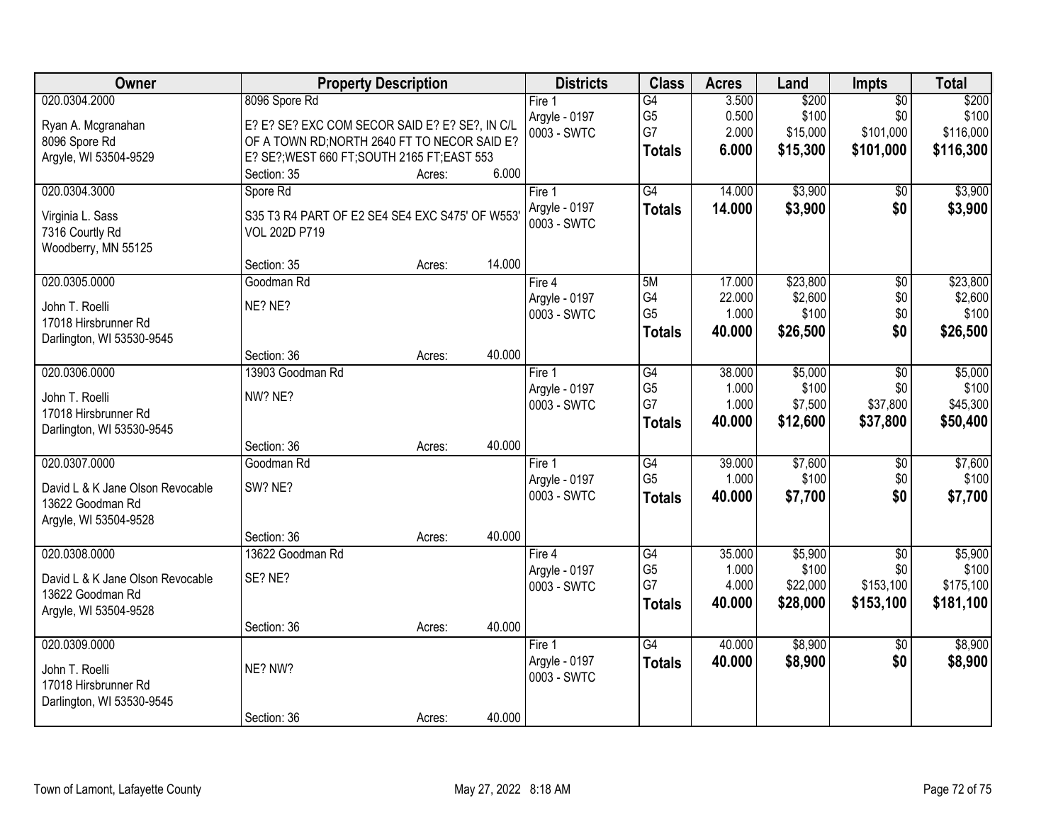| Owner | Property Description | Districts | Class | Acres | Land | Impts | Total |
|---|---|---|---|---|---|---|---|
| 020.0304.2000<br>Ryan A. Mcgranahan<br>8096 Spore Rd<br>Argyle, WI 53504-9529 | 8096 Spore Rd<br>E? E? SE? EXC COM SECOR SAID E? E? SE?, IN C/L OF A TOWN RD;NORTH 2640 FT TO NECOR SAID E? E? SE?;WEST 660 FT;SOUTH 2165 FT;EAST 553<br>Section: 35 Acres: 6.000 | Fire 1<br>Argyle - 0197<br>0003 - SWTC | G4<br>G5<br>G7<br>**Totals** | 3.500<br>0.500<br>2.000<br>**6.000** | $200<br>$100<br>$15,000<br>**$15,300** | $0<br>$0<br>$101,000<br>**$101,000** | $200<br>$100<br>$116,000<br>**$116,300** |
| 020.0304.3000<br>Virginia L. Sass<br>7316 Courtly Rd<br>Woodberry, MN 55125 | Spore Rd<br>S35 T3 R4 PART OF E2 SE4 SE4 EXC S475' OF W553' VOL 202D P719<br>Section: 35 Acres: 14.000 | Fire 1<br>Argyle - 0197<br>0003 - SWTC | G4<br>**Totals** | 14.000<br>**14.000** | $3,900<br>**$3,900** | $0<br>**$0** | $3,900<br>**$3,900** |
| 020.0305.0000<br>John T. Roelli<br>17018 Hirsbrunner Rd<br>Darlington, WI 53530-9545 | Goodman Rd<br>NE? NE?<br>Section: 36 Acres: 40.000 | Fire 4<br>Argyle - 0197<br>0003 - SWTC | 5M<br>G4<br>G5<br>**Totals** | 17.000<br>22.000<br>1.000<br>**40.000** | $23,800<br>$2,600<br>$100<br>**$26,500** | $0<br>$0<br>$0<br>**$0** | $23,800<br>$2,600<br>$100<br>**$26,500** |
| 020.0306.0000<br>John T. Roelli<br>17018 Hirsbrunner Rd<br>Darlington, WI 53530-9545 | 13903 Goodman Rd<br>NW? NE?<br>Section: 36 Acres: 40.000 | Fire 1<br>Argyle - 0197<br>0003 - SWTC | G4<br>G5<br>G7<br>**Totals** | 38.000<br>1.000<br>1.000<br>**40.000** | $5,000<br>$100<br>$7,500<br>**$12,600** | $0<br>$0<br>$37,800<br>**$37,800** | $5,000<br>$100<br>$45,300<br>**$50,400** |
| 020.0307.0000<br>David L & K Jane Olson Revocable<br>13622 Goodman Rd<br>Argyle, WI 53504-9528 | Goodman Rd<br>SW? NE?<br>Section: 36 Acres: 40.000 | Fire 1<br>Argyle - 0197<br>0003 - SWTC | G4<br>G5<br>**Totals** | 39.000<br>1.000<br>**40.000** | $7,600<br>$100<br>**$7,700** | $0<br>$0<br>**$0** | $7,600<br>$100<br>**$7,700** |
| 020.0308.0000<br>David L & K Jane Olson Revocable<br>13622 Goodman Rd<br>Argyle, WI 53504-9528 | 13622 Goodman Rd<br>SE? NE?<br>Section: 36 Acres: 40.000 | Fire 4<br>Argyle - 0197<br>0003 - SWTC | G4<br>G5<br>G7<br>**Totals** | 35.000<br>1.000<br>4.000<br>**40.000** | $5,900<br>$100<br>$22,000<br>**$28,000** | $0<br>$0<br>$153,100<br>**$153,100** | $5,900<br>$100<br>$175,100<br>**$181,100** |
| 020.0309.0000<br>John T. Roelli<br>17018 Hirsbrunner Rd<br>Darlington, WI 53530-9545 | NE? NW?<br>Section: 36 Acres: 40.000 | Fire 1<br>Argyle - 0197<br>0003 - SWTC | G4<br>**Totals** | 40.000<br>**40.000** | $8,900<br>**$8,900** | $0<br>**$0** | $8,900<br>**$8,900** |

Town of Lamont, Lafayette County May 27, 2022 8:18 AM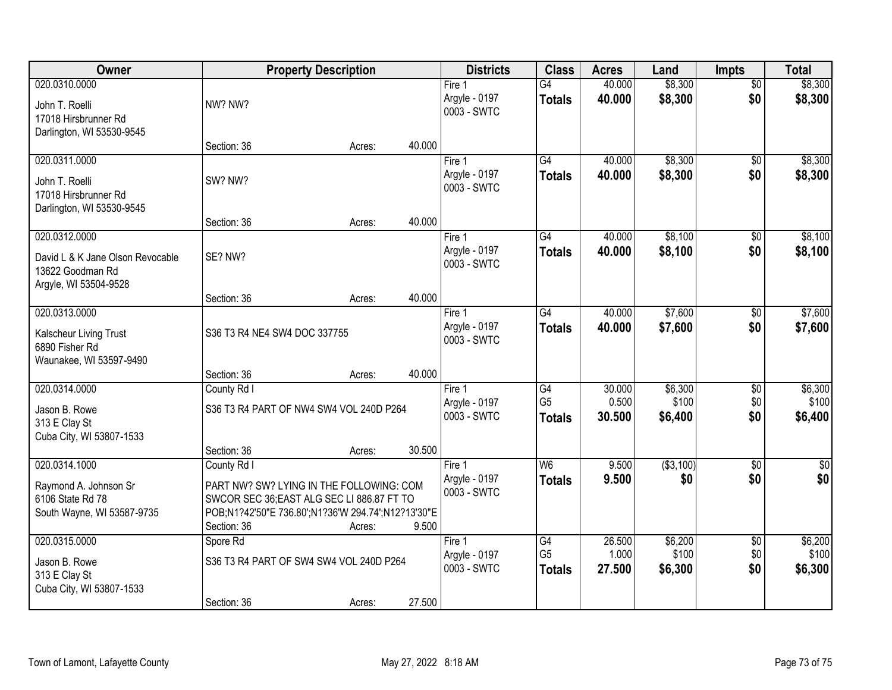| Owner | Property Description | Districts | Class | Acres | Land | Impts | Total |
|---|---|---|---|---|---|---|---|
| 020.0310.0000<br>John T. Roelli<br>17018 Hirsbrunner Rd<br>Darlington, WI 53530-9545 | NW? NW?<br>Section: 36 Acres: 40.000 | Fire 1<br>Argyle - 0197<br>0003 - SWTC | G4<br>**Totals** | 40.000<br>**40.000** | $8,300<br>**$8,300** | $0<br>**$0** | $8,300<br>**$8,300** |
| 020.0311.0000<br>John T. Roelli<br>17018 Hirsbrunner Rd<br>Darlington, WI 53530-9545 | SW? NW?<br>Section: 36 Acres: 40.000 | Fire 1<br>Argyle - 0197<br>0003 - SWTC | G4<br>**Totals** | 40.000<br>**40.000** | $8,300<br>**$8,300** | $0<br>**$0** | $8,300<br>**$8,300** |
| 020.0312.0000<br>David L & K Jane Olson Revocable<br>13622 Goodman Rd<br>Argyle, WI 53504-9528 | SE? NW?<br>Section: 36 Acres: 40.000 | Fire 1<br>Argyle - 0197<br>0003 - SWTC | G4<br>**Totals** | 40.000<br>**40.000** | $8,100<br>**$8,100** | $0<br>**$0** | $8,100<br>**$8,100** |
| 020.0313.0000<br>Kalscheur Living Trust<br>6890 Fisher Rd<br>Waunakee, WI 53597-9490 | S36 T3 R4 NE4 SW4 DOC 337755<br>Section: 36 Acres: 40.000 | Fire 1<br>Argyle - 0197<br>0003 - SWTC | G4<br>**Totals** | 40.000<br>**40.000** | $7,600<br>**$7,600** | $0<br>**$0** | $7,600<br>**$7,600** |
| 020.0314.0000<br>Jason B. Rowe<br>313 E Clay St<br>Cuba City, WI 53807-1533 | County Rd I<br>S36 T3 R4 PART OF NW4 SW4 VOL 240D P264<br>Section: 36 Acres: 30.500 | Fire 1<br>Argyle - 0197<br>0003 - SWTC | G4<br>G5<br>**Totals** | 30.000<br>0.500<br>**30.500** | $6,300<br>$100<br>**$6,400** | $0<br>$0<br>**$0** | $6,300<br>$100<br>**$6,400** |
| 020.0314.1000<br>Raymond A. Johnson Sr<br>6106 State Rd 78<br>South Wayne, WI 53587-9735 | County Rd I<br>PART NW? SW? LYING IN THE FOLLOWING: COM SWCOR SEC 36;EAST ALG SEC LI 886.87 FT TO POB;N1?42'50"E 736.80';N1?36'W 294.74';N12?13'30"E<br>Section: 36 Acres: 9.500 | Fire 1<br>Argyle - 0197<br>0003 - SWTC | W6<br>**Totals** | 9.500<br>**9.500** | ($3,100)<br>**$0** | $0<br>**$0** | $0<br>**$0** |
| 020.0315.0000<br>Jason B. Rowe<br>313 E Clay St<br>Cuba City, WI 53807-1533 | Spore Rd<br>S36 T3 R4 PART OF SW4 SW4 VOL 240D P264<br>Section: 36 Acres: 27.500 | Fire 1<br>Argyle - 0197<br>0003 - SWTC | G4<br>G5<br>**Totals** | 26.500<br>1.000<br>**27.500** | $6,200<br>$100<br>**$6,300** | $0<br>$0<br>**$0** | $6,200<br>$100<br>**$6,300** |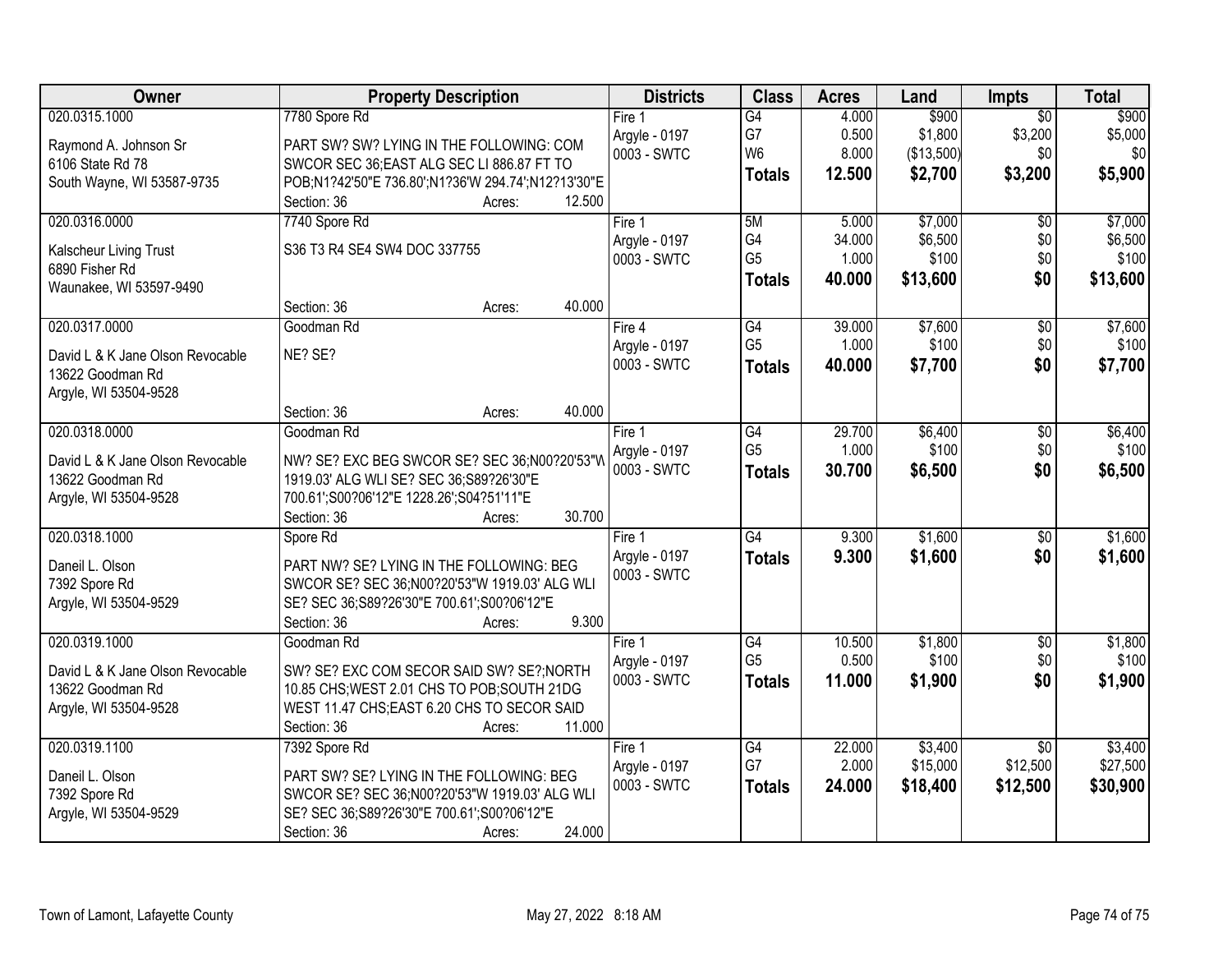| Owner | Property Description | Districts | Class | Acres | Land | Impts | Total |
|---|---|---|---|---|---|---|---|
| 020.0315.1000<br><br>Raymond A. Johnson Sr<br>6106 State Rd 78<br>South Wayne, WI 53587-9735 | 7780 Spore Rd<br><br>PART SW? SW? LYING IN THE FOLLOWING: COM SWCOR SEC 36;EAST ALG SEC LI 886.87 FT TO POB;N1?42'50"E 736.80';N1?36'W 294.74';N12?13'30"E<br>Section: 36 Acres: 12.500 | Fire 1<br>Argyle - 0197<br>0003 - SWTC | G4<br>G7<br>W6<br>**Totals** | 4.000<br>0.500<br>8.000<br>**12.500** | $900<br>$1,800<br>($13,500)<br>**$2,700** | $0<br>$3,200<br>$0<br>**$3,200** | $900<br>$5,000<br>$0<br>**$5,900** |
| 020.0316.0000<br><br>Kalscheur Living Trust<br>6890 Fisher Rd<br>Waunakee, WI 53597-9490 | 7740 Spore Rd<br><br>S36 T3 R4 SE4 SW4 DOC 337755<br><br>Section: 36 Acres: 40.000 | Fire 1<br>Argyle - 0197<br>0003 - SWTC | 5M<br>G4<br>G5<br>**Totals** | 5.000<br>34.000<br>1.000<br>**40.000** | $7,000<br>$6,500<br>$100<br>**$13,600** | $0<br>$0<br>$0<br>**$0** | $7,000<br>$6,500<br>$100<br>**$13,600** |
| 020.0317.0000<br><br>David L & K Jane Olson Revocable<br>13622 Goodman Rd<br>Argyle, WI 53504-9528 | Goodman Rd<br><br>NE? SE?<br><br>Section: 36 Acres: 40.000 | Fire 4<br>Argyle - 0197<br>0003 - SWTC | G4<br>G5<br>**Totals** | 39.000<br>1.000<br>**40.000** | $7,600<br>$100<br>**$7,700** | $0<br>$0<br>**$0** | $7,600<br>$100<br>**$7,700** |
| 020.0318.0000<br><br>David L & K Jane Olson Revocable<br>13622 Goodman Rd<br>Argyle, WI 53504-9528 | Goodman Rd<br><br>NW? SE? EXC BEG SWCOR SE? SEC 36;N00?20'53"W 1919.03' ALG WLI SE? SEC 36;S89?26'30"E 700.61';S00?06'12"E 1228.26';S04?51'11"E<br>Section: 36 Acres: 30.700 | Fire 1<br>Argyle - 0197<br>0003 - SWTC | G4<br>G5<br>**Totals** | 29.700<br>1.000<br>**30.700** | $6,400<br>$100<br>**$6,500** | $0<br>$0<br>**$0** | $6,400<br>$100<br>**$6,500** |
| 020.0318.1000<br><br>Daneil L. Olson<br>7392 Spore Rd<br>Argyle, WI 53504-9529 | Spore Rd<br><br>PART NW? SE? LYING IN THE FOLLOWING: BEG SWCOR SE? SEC 36;N00?20'53"W 1919.03' ALG WLI SE? SEC 36;S89?26'30"E 700.61';S00?06'12"E<br>Section: 36 Acres: 9.300 | Fire 1<br>Argyle - 0197<br>0003 - SWTC | G4<br>**Totals** | 9.300<br>**9.300** | $1,600<br>**$1,600** | $0<br>**$0** | $1,600<br>**$1,600** |
| 020.0319.1000<br><br>David L & K Jane Olson Revocable<br>13622 Goodman Rd<br>Argyle, WI 53504-9528 | Goodman Rd<br><br>SW? SE? EXC COM SECOR SAID SW? SE?;NORTH 10.85 CHS;WEST 2.01 CHS TO POB;SOUTH 21DG WEST 11.47 CHS;EAST 6.20 CHS TO SECOR SAID<br>Section: 36 Acres: 11.000 | Fire 1<br>Argyle - 0197<br>0003 - SWTC | G4<br>G5<br>**Totals** | 10.500<br>0.500<br>**11.000** | $1,800<br>$100<br>**$1,900** | $0<br>$0<br>**$0** | $1,800<br>$100<br>**$1,900** |
| 020.0319.1100<br><br>Daneil L. Olson<br>7392 Spore Rd<br>Argyle, WI 53504-9529 | 7392 Spore Rd<br><br>PART SW? SE? LYING IN THE FOLLOWING: BEG SWCOR SE? SEC 36;N00?20'53"W 1919.03' ALG WLI SE? SEC 36;S89?26'30"E 700.61';S00?06'12"E<br>Section: 36 Acres: 24.000 | Fire 1<br>Argyle - 0197<br>0003 - SWTC | G4<br>G7<br>**Totals** | 22.000<br>2.000<br>**24.000** | $3,400<br>$15,000<br>**$18,400** | $0<br>$12,500<br>**$12,500** | $3,400<br>$27,500<br>**$30,900** |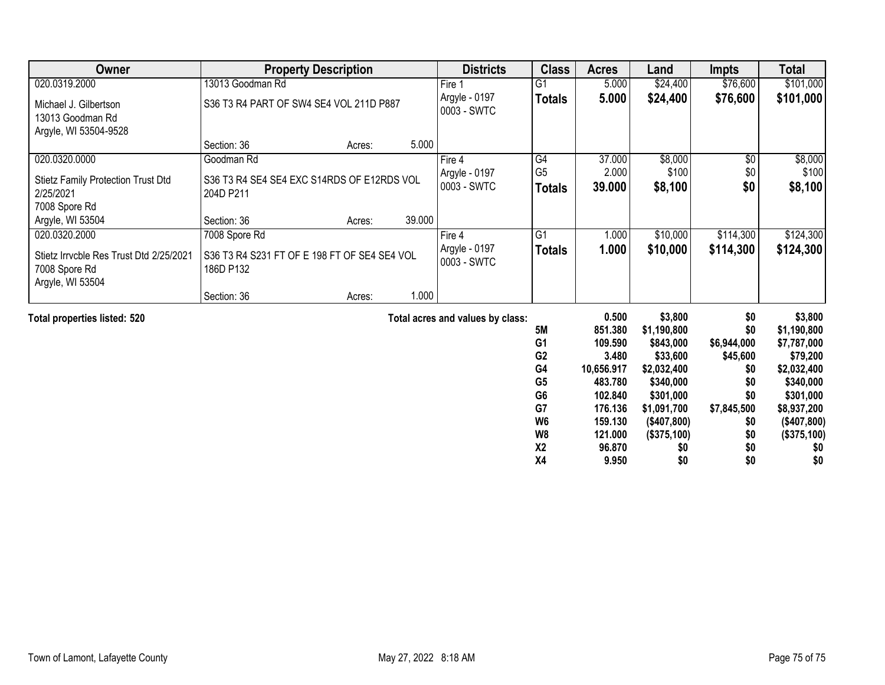| Owner | Property Description | Districts | Class | Acres | Land | Impts | Total |
|---|---|---|---|---|---|---|---|
| 020.0319.2000<br>Michael J. Gilbertson<br>13013 Goodman Rd<br>Argyle, WI 53504-9528 | 13013 Goodman Rd<br>S36 T3 R4 PART OF SW4 SE4 VOL 211D P887<br>Section: 36 Acres: 5.000 | Fire 1<br>Argyle - 0197<br>0003 - SWTC | G1<br>**Totals** | 5.000<br>**5.000** | $24,400<br>**$24,400** | $76,600<br>**$76,600** | $101,000<br>**$101,000** |
| 020.0320.0000<br>Stietz Family Protection Trust Dtd 2/25/2021<br>7008 Spore Rd<br>Argyle, WI 53504 | Goodman Rd<br>S36 T3 R4 SE4 SE4 EXC S14RDS OF E12RDS VOL 204D P211<br>Section: 36 Acres: 39.000 | Fire 4<br>Argyle - 0197<br>0003 - SWTC | G4<br>G5<br>**Totals** | 37.000<br>2.000<br>**39.000** | $8,000<br>$100<br>**$8,100** | $0<br>$0<br>**$0** | $8,000<br>$100<br>**$8,100** |
| 020.0320.2000<br>Stietz Irrvcble Res Trust Dtd 2/25/2021<br>7008 Spore Rd<br>Argyle, WI 53504 | 7008 Spore Rd<br>S36 T3 R4 S231 FT OF E 198 FT OF SE4 SE4 VOL 186D P132<br>Section: 36 Acres: 1.000 | Fire 4<br>Argyle - 0197<br>0003 - SWTC | G1<br>**Totals** | 1.000<br>**1.000** | $10,000<br>**$10,000** | $114,300<br>**$114,300** | $124,300<br>**$124,300** |

**Total properties listed: 520**

**Total acres and values by class:**

| Class | Acres | Land | Impts | Total |
|---|---|---|---|---|
| | 0.500 | $3,800 | $0 | $3,800 |
| 5M | 851.380 | $1,190,800 | $0 | $1,190,800 |
| G1 | 109.590 | $843,000 | $6,944,000 | $7,787,000 |
| G2 | 3.480 | $33,600 | $45,600 | $79,200 |
| G4 | 10,656.917 | $2,032,400 | $0 | $2,032,400 |
| G5 | 483.780 | $340,000 | $0 | $340,000 |
| G6 | 102.840 | $301,000 | $0 | $301,000 |
| G7 | 176.136 | $1,091,700 | $7,845,500 | $8,937,200 |
| W6 | 159.130 | ($407,800) | $0 | ($407,800) |
| W8 | 121.000 | ($375,100) | $0 | ($375,100) |
| X2 | 96.870 | $0 | $0 | $0 |
| X4 | 9.950 | $0 | $0 | $0 |

Town of Lamont, Lafayette County — May 27, 2022 8:18 AM